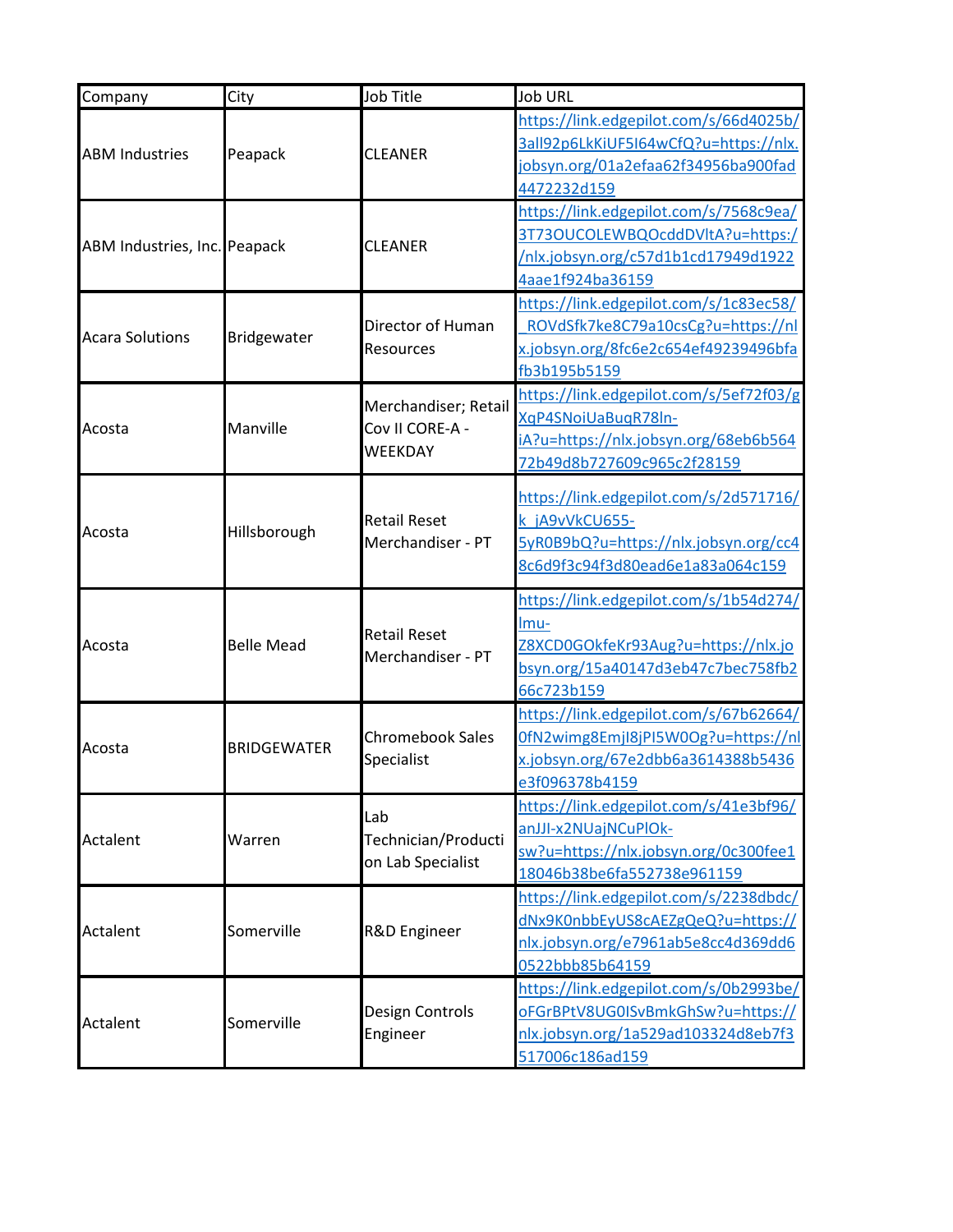| Company | City | Job Title | Job URL |
| --- | --- | --- | --- |
| ABM Industries | Peapack | CLEANER | https://link.edgepilot.com/s/66d4025b/3all92p6LkKiUF5I64wCfQ?u=https://nlx.jobsyn.org/01a2efaa62f34956ba900fad4472232d159 |
| ABM Industries, Inc. | Peapack | CLEANER | https://link.edgepilot.com/s/7568c9ea/3T73OUCOLEWBQOcddDVltA?u=https://nlx.jobsyn.org/c57d1b1cd17949d19224aae1f924ba36159 |
| Acara Solutions | Bridgewater | Director of Human Resources | https://link.edgepilot.com/s/1c83ec58/_ROVdSfk7ke8C79a10csCg?u=https://nlx.jobsyn.org/8fc6e2c654ef49239496bfafb3b195b5159 |
| Acosta | Manville | Merchandiser; Retail Cov II CORE-A - WEEKDAY | https://link.edgepilot.com/s/5ef72f03/gXqP4SNoiUaBuqR78ln-iA?u=https://nlx.jobsyn.org/68eb6b56472b49d8b727609c965c2f28159 |
| Acosta | Hillsborough | Retail Reset Merchandiser - PT | https://link.edgepilot.com/s/2d571716/k_jA9vVkCU655-5yR0B9bQ?u=https://nlx.jobsyn.org/cc48c6d9f3c94f3d80ead6e1a83a064c159 |
| Acosta | Belle Mead | Retail Reset Merchandiser - PT | https://link.edgepilot.com/s/1b54d274/lmu-Z8XCD0GOkfeKr93Aug?u=https://nlx.jobsyn.org/15a40147d3eb47c7bec758fb266c723b159 |
| Acosta | BRIDGEWATER | Chromebook Sales Specialist | https://link.edgepilot.com/s/67b62664/0fN2wimg8EmjI8jPI5W0Og?u=https://nlx.jobsyn.org/67e2dbb6a3614388b5436e3f096378b4159 |
| Actalent | Warren | Lab Technician/Production Lab Specialist | https://link.edgepilot.com/s/41e3bf96/anJJI-x2NUajNCuPlOk-sw?u=https://nlx.jobsyn.org/0c300fee118046b38be6fa552738e961159 |
| Actalent | Somerville | R&D Engineer | https://link.edgepilot.com/s/2238dbdc/dNx9K0nbbEyUS8cAEZgQeQ?u=https://nlx.jobsyn.org/e7961ab5e8cc4d369dd60522bbb85b64159 |
| Actalent | Somerville | Design Controls Engineer | https://link.edgepilot.com/s/0b2993be/oFGrBPtV8UG0ISvBmkGhSw?u=https://nlx.jobsyn.org/1a529ad103324d8eb7f3517006c186ad159 |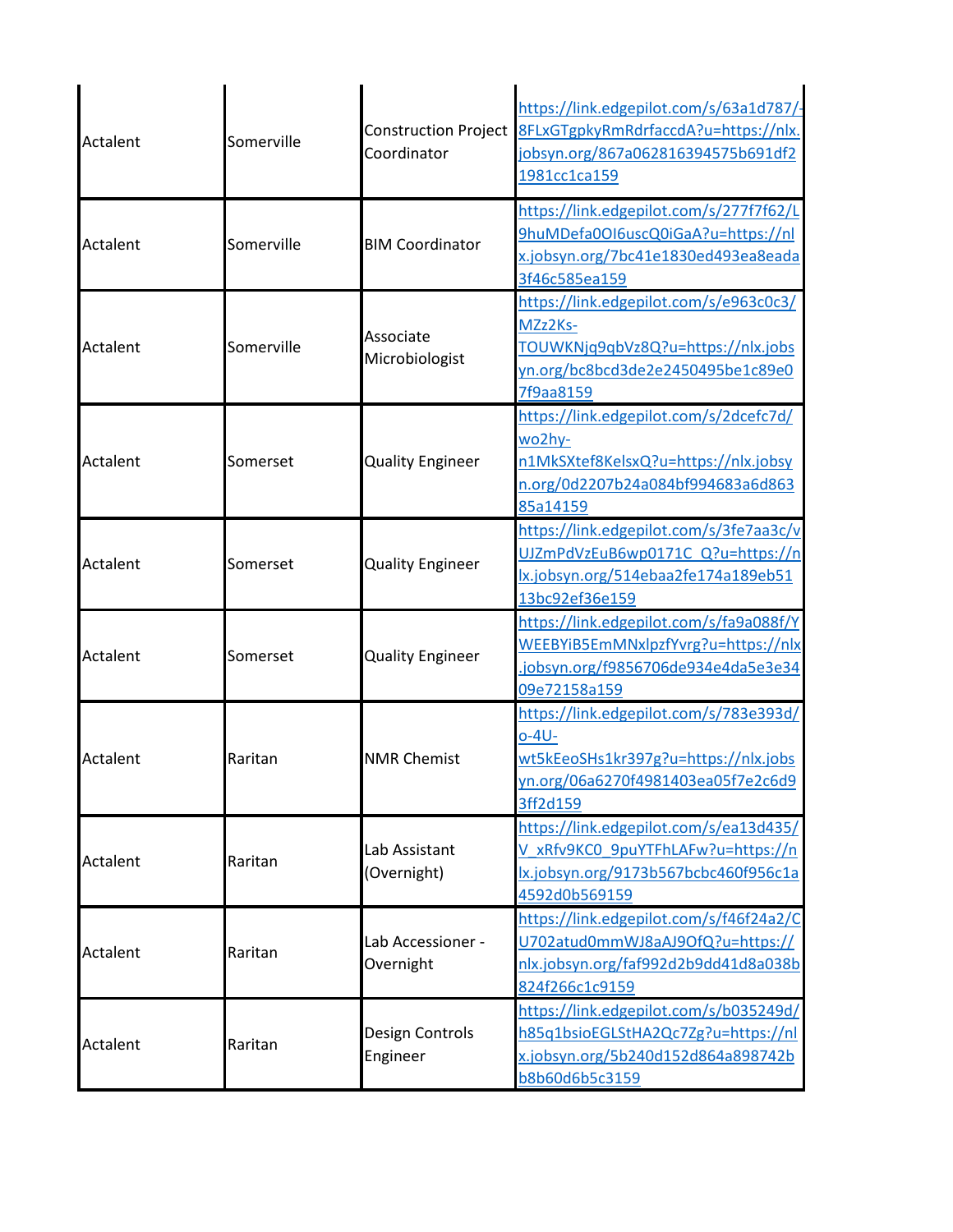| | | | |
|---|---|---|---|
| Actalent | Somerville | Construction Project Coordinator | https://link.edgepilot.com/s/63a1d787/-8FLxGTgpkyRmRdrfaccdA?u=https://nlx.jobsyn.org/867a062816394575b691df21981cc1ca159 |
| Actalent | Somerville | BIM Coordinator | https://link.edgepilot.com/s/277f7f62/L9huMDefa0OI6uscQ0iGaA?u=https://nlx.jobsyn.org/7bc41e1830ed493ea8eada3f46c585ea159 |
| Actalent | Somerville | Associate Microbiologist | https://link.edgepilot.com/s/e963c0c3/MZz2Ks-TOUWKNjq9qbVz8Q?u=https://nlx.jobsyn.org/bc8bcd3de2e2450495be1c89e07f9aa8159 |
| Actalent | Somerset | Quality Engineer | https://link.edgepilot.com/s/2dcefc7d/wo2hy-n1MkSXtef8KelsxQ?u=https://nlx.jobsyn.org/0d2207b24a084bf994683a6d86385a14159 |
| Actalent | Somerset | Quality Engineer | https://link.edgepilot.com/s/3fe7aa3c/vUJZmPdVzEuB6wp0171C_Q?u=https://nlx.jobsyn.org/514ebaa2fe174a189eb5113bc92ef36e159 |
| Actalent | Somerset | Quality Engineer | https://link.edgepilot.com/s/fa9a088f/YWEEBYiB5EmMNxlpzfYvrg?u=https://nlx.jobsyn.org/f9856706de934e4da5e3e3409e72158a159 |
| Actalent | Raritan | NMR Chemist | https://link.edgepilot.com/s/783e393d/o-4U-wt5kEeoSHs1kr397g?u=https://nlx.jobsyn.org/06a6270f4981403ea05f7e2c6d93ff2d159 |
| Actalent | Raritan | Lab Assistant (Overnight) | https://link.edgepilot.com/s/ea13d435/V_xRfv9KC0_9puYTFhLAFw?u=https://nlx.jobsyn.org/9173b567bcbc460f956c1a4592d0b569159 |
| Actalent | Raritan | Lab Accessioner - Overnight | https://link.edgepilot.com/s/f46f24a2/CU702atud0mmWJ8aAJ9OfQ?u=https://nlx.jobsyn.org/faf992d2b9dd41d8a038b824f266c1c9159 |
| Actalent | Raritan | Design Controls Engineer | https://link.edgepilot.com/s/b035249d/h85q1bsioEGLStHA2Qc7Zg?u=https://nlx.jobsyn.org/5b240d152d864a898742bb8b60d6b5c3159 |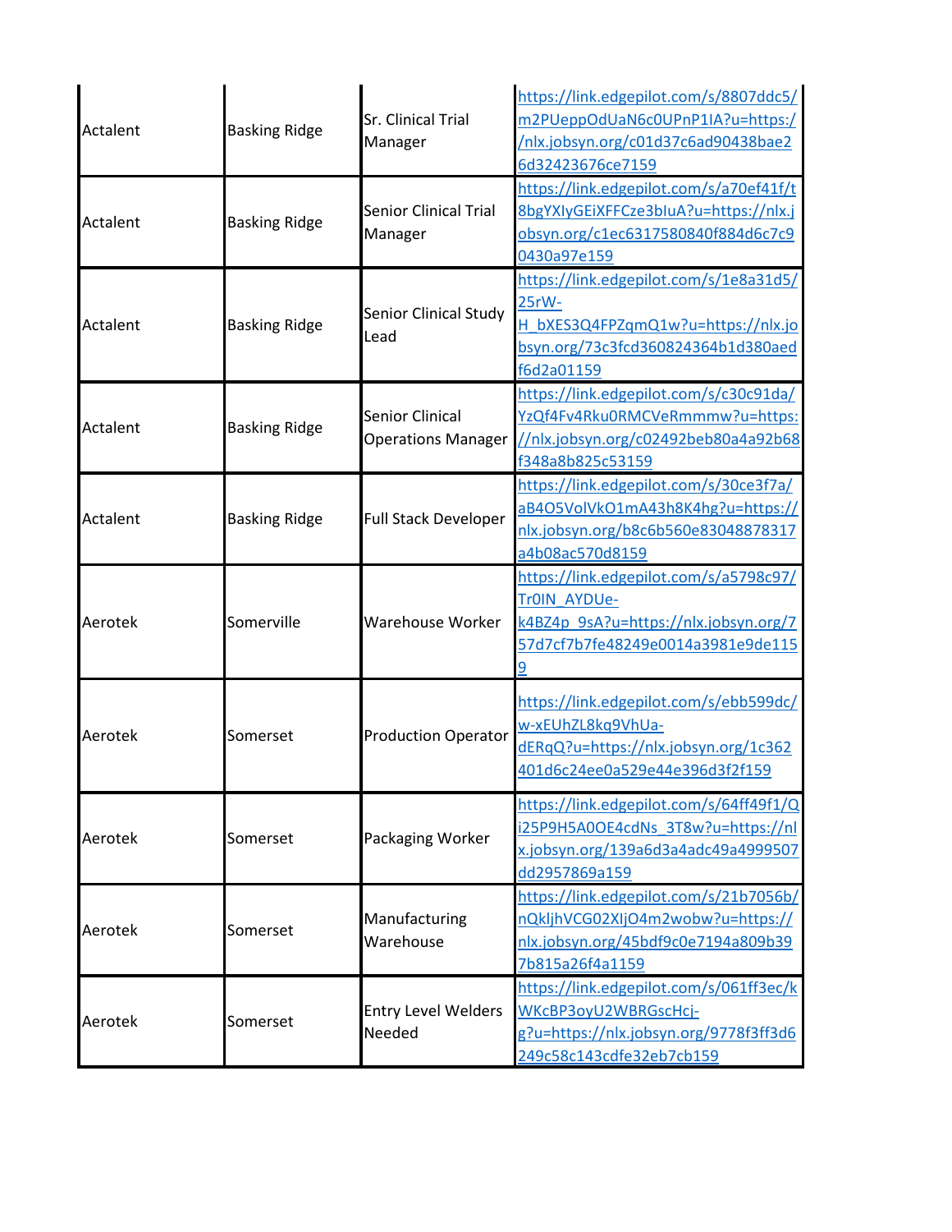| Actalent | Basking Ridge | Sr. Clinical Trial Manager | https://link.edgepilot.com/s/8807ddc5/m2PUeppOdUaN6c0UPnP1IA?u=https://nlx.jobsyn.org/c01d37c6ad90438bae26d32423676ce7159 |
|---|---|---|---|
| Actalent | Basking Ridge | Senior Clinical Trial Manager | https://link.edgepilot.com/s/a70ef41f/t8bgYXIyGEiXFFCze3bIuA?u=https://nlx.jobsyn.org/c1ec6317580840f884d6c7c90430a97e159 |
| Actalent | Basking Ridge | Senior Clinical Study Lead | https://link.edgepilot.com/s/1e8a31d5/25rW-H_bXES3Q4FPZqmQ1w?u=https://nlx.jobsyn.org/73c3fcd360824364b1d380aedf6d2a01159 |
| Actalent | Basking Ridge | Senior Clinical Operations Manager | https://link.edgepilot.com/s/c30c91da/YzQf4Fv4Rku0RMCVeRmmmw?u=https://nlx.jobsyn.org/c02492beb80a4a92b68f348a8b825c53159 |
| Actalent | Basking Ridge | Full Stack Developer | https://link.edgepilot.com/s/30ce3f7a/aB4O5VolVkO1mA43h8K4hg?u=https://nlx.jobsyn.org/b8c6b560e83048878317a4b08ac570d8159 |
| Aerotek | Somerville | Warehouse Worker | https://link.edgepilot.com/s/a5798c97/Tr0IN_AYDUe-k4BZ4p_9sA?u=https://nlx.jobsyn.org/757d7cf7b7fe48249e0014a3981e9de1159 |
| Aerotek | Somerset | Production Operator | https://link.edgepilot.com/s/ebb599dc/w-xEUhZL8kq9VhUa-dERqQ?u=https://nlx.jobsyn.org/1c362401d6c24ee0a529e44e396d3f2f159 |
| Aerotek | Somerset | Packaging Worker | https://link.edgepilot.com/s/64ff49f1/Qi25P9H5A0OE4cdNs_3T8w?u=https://nlx.jobsyn.org/139a6d3a4adc49a4999507dd2957869a159 |
| Aerotek | Somerset | Manufacturing Warehouse | https://link.edgepilot.com/s/21b7056b/nQkljhVCG02XIjO4m2wobw?u=https://nlx.jobsyn.org/45bdf9c0e7194a809b397b815a26f4a1159 |
| Aerotek | Somerset | Entry Level Welders Needed | https://link.edgepilot.com/s/061ff3ec/kWKcBP3oyU2WBRGscHcj-g?u=https://nlx.jobsyn.org/9778f3ff3d6249c58c143cdfe32eb7cb159 |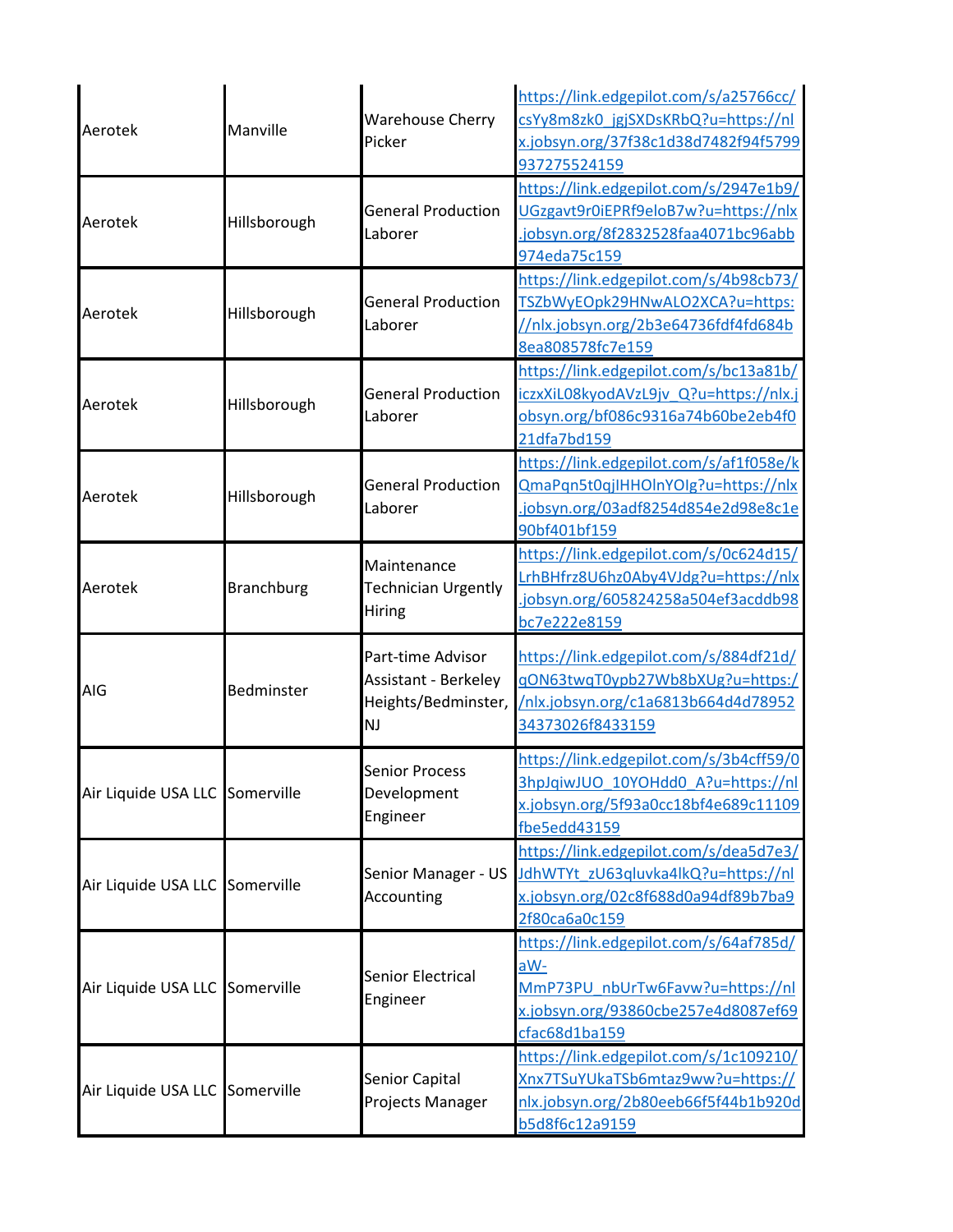| Aerotek | Manville | Warehouse Cherry Picker | https://link.edgepilot.com/s/a25766cc/csYy8m8zk0_jgjSXDsKRbQ?u=https://nlx.jobsyn.org/37f38c1d38d7482f94f5799937275524159 |
|---|---|---|---|
| Aerotek | Hillsborough | General Production Laborer | https://link.edgepilot.com/s/2947e1b9/UGzgavt9r0iEPRf9eloB7w?u=https://nlx.jobsyn.org/8f2832528faa4071bc96abb974eda75c159 |
| Aerotek | Hillsborough | General Production Laborer | https://link.edgepilot.com/s/4b98cb73/TSZbWyEOpk29HNwALO2XCA?u=https://nlx.jobsyn.org/2b3e64736fdf4fd684b8ea808578fc7e159 |
| Aerotek | Hillsborough | General Production Laborer | https://link.edgepilot.com/s/bc13a81b/iczxXiL08kyodAVzL9jv_Q?u=https://nlx.jobsyn.org/bf086c9316a74b60be2eb4f021dfa7bd159 |
| Aerotek | Hillsborough | General Production Laborer | https://link.edgepilot.com/s/af1f058e/kQmaPqn5t0qjIHHOlnYOlg?u=https://nlx.jobsyn.org/03adf8254d854e2d98e8c1e90bf401bf159 |
| Aerotek | Branchburg | Maintenance Technician Urgently Hiring | https://link.edgepilot.com/s/0c624d15/LrhBHfrz8U6hz0Aby4VJdg?u=https://nlx.jobsyn.org/605824258a504ef3acddb98bc7e222e8159 |
| AIG | Bedminster | Part-time Advisor Assistant - Berkeley Heights/Bedminster, NJ | https://link.edgepilot.com/s/884df21d/qON63twqT0ypb27Wb8bXUg?u=https://nlx.jobsyn.org/c1a6813b664d4d7895234373026f8433159 |
| Air Liquide USA LLC | Somerville | Senior Process Development Engineer | https://link.edgepilot.com/s/3b4cff59/03hpJqiwJUO_10YOHdd0_A?u=https://nlx.jobsyn.org/5f93a0cc18bf4e689c11109fbe5edd43159 |
| Air Liquide USA LLC | Somerville | Senior Manager - US Accounting | https://link.edgepilot.com/s/dea5d7e3/JdhWTYt_zU63qluvka4lkQ?u=https://nlx.jobsyn.org/02c8f688d0a94df89b7ba92f80ca6a0c159 |
| Air Liquide USA LLC | Somerville | Senior Electrical Engineer | https://link.edgepilot.com/s/64af785d/aW-MmP73PU_nbUrTw6Favw?u=https://nlx.jobsyn.org/93860cbe257e4d8087ef69cfac68d1ba159 |
| Air Liquide USA LLC | Somerville | Senior Capital Projects Manager | https://link.edgepilot.com/s/1c109210/Xnx7TSuYUkaTSb6mtaz9ww?u=https://nlx.jobsyn.org/2b80eeb66f5f44b1b920db5d8f6c12a9159 |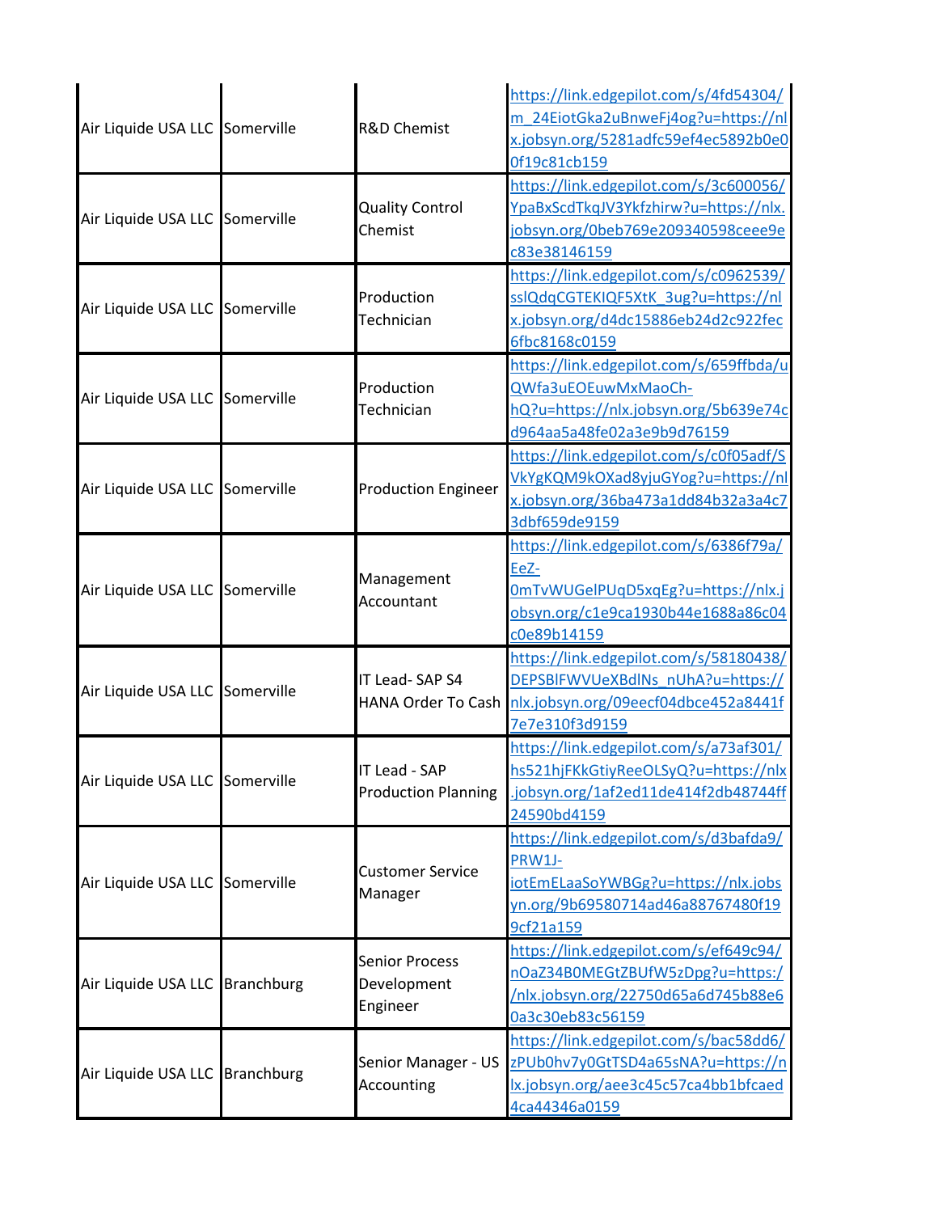| | | | |
|---|---|---|---|
| Air Liquide USA LLC | Somerville | R&D Chemist | https://link.edgepilot.com/s/4fd54304/m_24EiotGka2uBnweFj4og?u=https://nlx.jobsyn.org/5281adfc59ef4ec5892b0e00f19c81cb159 |
| Air Liquide USA LLC | Somerville | Quality Control Chemist | https://link.edgepilot.com/s/3c600056/YpaBxScdTkqJV3Ykfzhirw?u=https://nlx.jobsyn.org/0beb769e209340598ceee9ec83e38146159 |
| Air Liquide USA LLC | Somerville | Production Technician | https://link.edgepilot.com/s/c0962539/sslQdqCGTEKIQF5XtK_3ug?u=https://nlx.jobsyn.org/d4dc15886eb24d2c922fec6fbc8168c0159 |
| Air Liquide USA LLC | Somerville | Production Technician | https://link.edgepilot.com/s/659ffbda/uQWfa3uEOEuwMxMaoCh-hQ?u=https://nlx.jobsyn.org/5b639e74cd964aa5a48fe02a3e9b9d76159 |
| Air Liquide USA LLC | Somerville | Production Engineer | https://link.edgepilot.com/s/c0f05adf/SVkYgKQM9kOXad8yjuGYog?u=https://nlx.jobsyn.org/36ba473a1dd84b32a3a4c73dbf659de9159 |
| Air Liquide USA LLC | Somerville | Management Accountant | https://link.edgepilot.com/s/6386f79a/EeZ-0mTvWUGelPUqD5xqEg?u=https://nlx.jobsyn.org/c1e9ca1930b44e1688a86c04c0e89b14159 |
| Air Liquide USA LLC | Somerville | IT Lead- SAP S4 HANA Order To Cash | https://link.edgepilot.com/s/58180438/DEPSBlFWVUeXBdlNs_nUhA?u=https://nlx.jobsyn.org/09eecf04dbce452a8441f7e7e310f3d9159 |
| Air Liquide USA LLC | Somerville | IT Lead - SAP Production Planning | https://link.edgepilot.com/s/a73af301/hs521hjFKkGtiyReeOLSyQ?u=https://nlx.jobsyn.org/1af2ed11de414f2db48744ff24590bd4159 |
| Air Liquide USA LLC | Somerville | Customer Service Manager | https://link.edgepilot.com/s/d3bafda9/PRW1J-iotEmELaaSoYWBGg?u=https://nlx.jobsyn.org/9b69580714ad46a88767480f199cf21a159 |
| Air Liquide USA LLC | Branchburg | Senior Process Development Engineer | https://link.edgepilot.com/s/ef649c94/nOaZ34B0MEGtZBUfW5zDpg?u=https://nlx.jobsyn.org/22750d65a6d745b88e60a3c30eb83c56159 |
| Air Liquide USA LLC | Branchburg | Senior Manager - US Accounting | https://link.edgepilot.com/s/bac58dd6/zPUb0hv7y0GtTSD4a65sNA?u=https://nlx.jobsyn.org/aee3c45c57ca4bb1bfcaed4ca44346a0159 |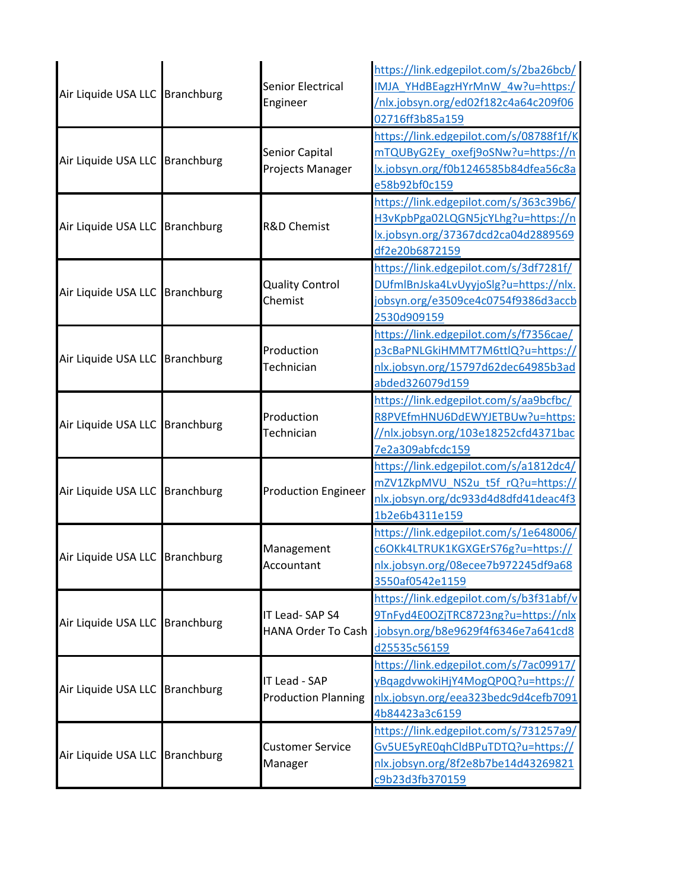| | | | |
|---|---|---|---|
| Air Liquide USA LLC | Branchburg | Senior Electrical Engineer | https://link.edgepilot.com/s/2ba26bcb/IMJA_YHdBEagzHYrMnW_4w?u=https://nlx.jobsyn.org/ed02f182c4a64c209f0602716ff3b85a159 |
| Air Liquide USA LLC | Branchburg | Senior Capital Projects Manager | https://link.edgepilot.com/s/08788f1f/KmTQUByG2Ey_oxefj9oSNw?u=https://nlx.jobsyn.org/f0b1246585b84dfea56c8ae58b92bf0c159 |
| Air Liquide USA LLC | Branchburg | R&D Chemist | https://link.edgepilot.com/s/363c39b6/H3vKpbPga02LQGN5jcYLhg?u=https://nlx.jobsyn.org/37367dcd2ca04d2889569df2e20b6872159 |
| Air Liquide USA LLC | Branchburg | Quality Control Chemist | https://link.edgepilot.com/s/3df7281f/DUfmlBnJska4LvUyyjoSlg?u=https://nlx.jobsyn.org/e3509ce4c0754f9386d3accb2530d909159 |
| Air Liquide USA LLC | Branchburg | Production Technician | https://link.edgepilot.com/s/f7356cae/p3cBaPNLGkiHMMT7M6ttlQ?u=https://nlx.jobsyn.org/15797d62dec64985b3adabded326079d159 |
| Air Liquide USA LLC | Branchburg | Production Technician | https://link.edgepilot.com/s/aa9bcfbc/R8PVEfmHNU6DdEWYJETBUw?u=https://nlx.jobsyn.org/103e18252cfd4371bac7e2a309abfcdc159 |
| Air Liquide USA LLC | Branchburg | Production Engineer | https://link.edgepilot.com/s/a1812dc4/mZV1ZkpMVU_NS2u_t5f_rQ?u=https://nlx.jobsyn.org/dc933d4d8dfd41deac4f31b2e6b4311e159 |
| Air Liquide USA LLC | Branchburg | Management Accountant | https://link.edgepilot.com/s/1e648006/c6OKk4LTRUK1KGXGErS76g?u=https://nlx.jobsyn.org/08ecee7b972245df9a683550af0542e1159 |
| Air Liquide USA LLC | Branchburg | IT Lead- SAP S4 HANA Order To Cash | https://link.edgepilot.com/s/b3f31abf/v9TnFyd4E0OZjTRC8723ng?u=https://nlx.jobsyn.org/b8e9629f4f6346e7a641cd8d25535c56159 |
| Air Liquide USA LLC | Branchburg | IT Lead - SAP Production Planning | https://link.edgepilot.com/s/7ac09917/yBqagdvwokiHjY4MogQP0Q?u=https://nlx.jobsyn.org/eea323bedc9d4cefb70914b84423a3c6159 |
| Air Liquide USA LLC | Branchburg | Customer Service Manager | https://link.edgepilot.com/s/731257a9/Gv5UE5yRE0qhCldBPuTDTQ?u=https://nlx.jobsyn.org/8f2e8b7be14d43269821c9b23d3fb370159 |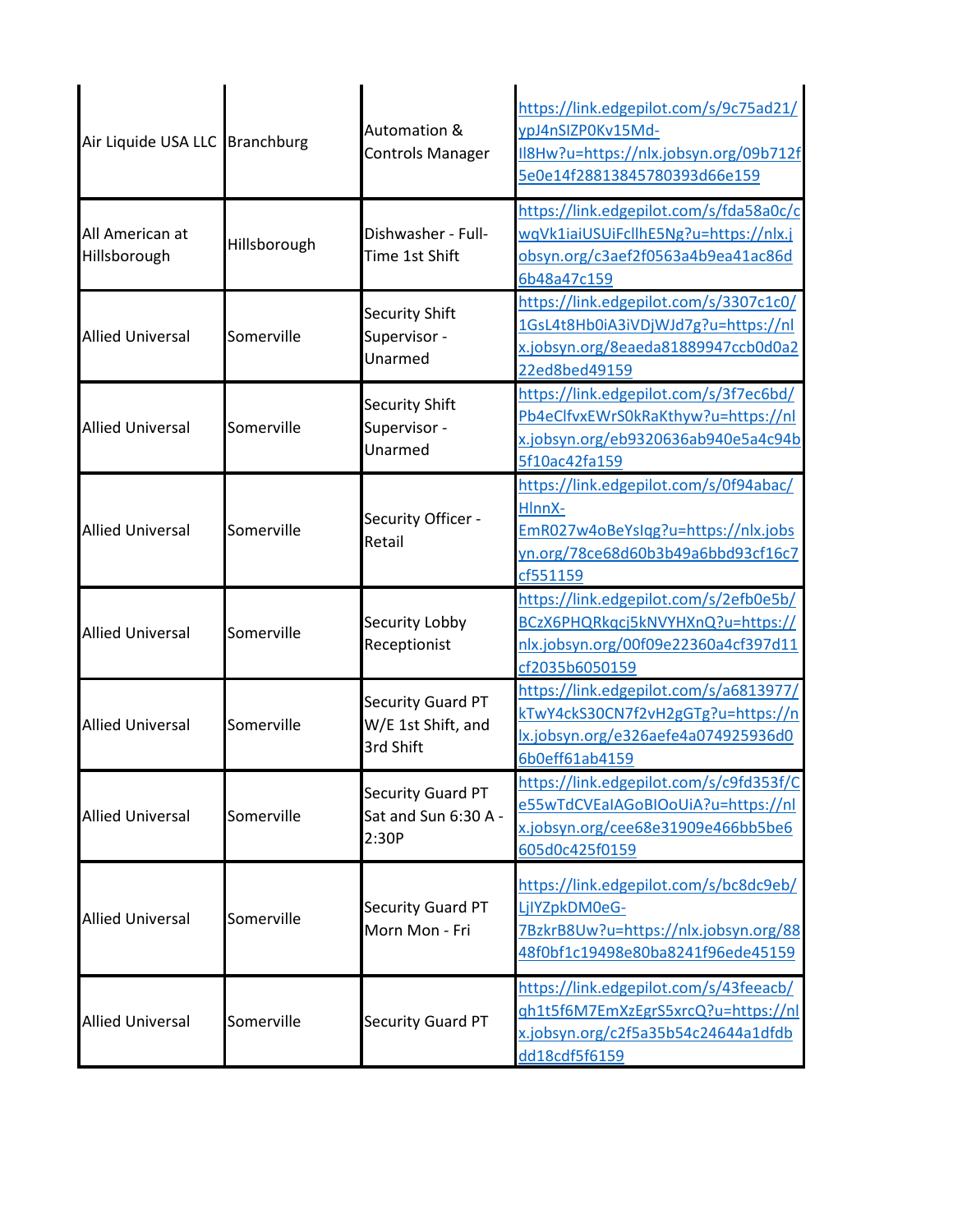| Air Liquide USA LLC | Branchburg | Automation & Controls Manager | https://link.edgepilot.com/s/9c75ad21/ypJ4nSIZP0Kv15Md-Il8Hw?u=https://nlx.jobsyn.org/09b712f5e0e14f28813845780393d66e159 |
|---|---|---|---|
| All American at Hillsborough | Hillsborough | Dishwasher - Full-Time 1st Shift | https://link.edgepilot.com/s/fda58a0c/cwqVk1iaiUSUiFcllhE5Ng?u=https://nlx.jobsyn.org/c3aef2f0563a4b9ea41ac86d6b48a47c159 |
| Allied Universal | Somerville | Security Shift Supervisor - Unarmed | https://link.edgepilot.com/s/3307c1c0/1GsL4t8Hb0iA3iVDjWJd7g?u=https://nlx.jobsyn.org/8eaeda81889947ccb0d0a222ed8bed49159 |
| Allied Universal | Somerville | Security Shift Supervisor - Unarmed | https://link.edgepilot.com/s/3f7ec6bd/Pb4eClfvxEWrS0kRaKthyw?u=https://nlx.jobsyn.org/eb9320636ab940e5a4c94b5f10ac42fa159 |
| Allied Universal | Somerville | Security Officer - Retail | https://link.edgepilot.com/s/0f94abac/HlnnX-EmR027w4oBeYslqg?u=https://nlx.jobsyn.org/78ce68d60b3b49a6bbd93cf16c7cf551159 |
| Allied Universal | Somerville | Security Lobby Receptionist | https://link.edgepilot.com/s/2efb0e5b/BCzX6PHQRkqcj5kNVYHXnQ?u=https://nlx.jobsyn.org/00f09e22360a4cf397d11cf2035b6050159 |
| Allied Universal | Somerville | Security Guard PT W/E 1st Shift, and 3rd Shift | https://link.edgepilot.com/s/a6813977/kTwY4ckS30CN7f2vH2gGTg?u=https://nlx.jobsyn.org/e326aefe4a074925936d06b0eff61ab4159 |
| Allied Universal | Somerville | Security Guard PT Sat and Sun 6:30 A - 2:30P | https://link.edgepilot.com/s/c9fd353f/Ce55wTdCVEaIAGoBIOoUiA?u=https://nlx.jobsyn.org/cee68e31909e466bb5be6605d0c425f0159 |
| Allied Universal | Somerville | Security Guard PT Morn Mon - Fri | https://link.edgepilot.com/s/bc8dc9eb/LjIYZpkDM0eG-7BzkrB8Uw?u=https://nlx.jobsyn.org/8848f0bf1c19498e80ba8241f96ede45159 |
| Allied Universal | Somerville | Security Guard PT | https://link.edgepilot.com/s/43feeacb/qh1t5f6M7EmXzEgrS5xrcQ?u=https://nlx.jobsyn.org/c2f5a35b54c24644a1dfdbdd18cdf5f6159 |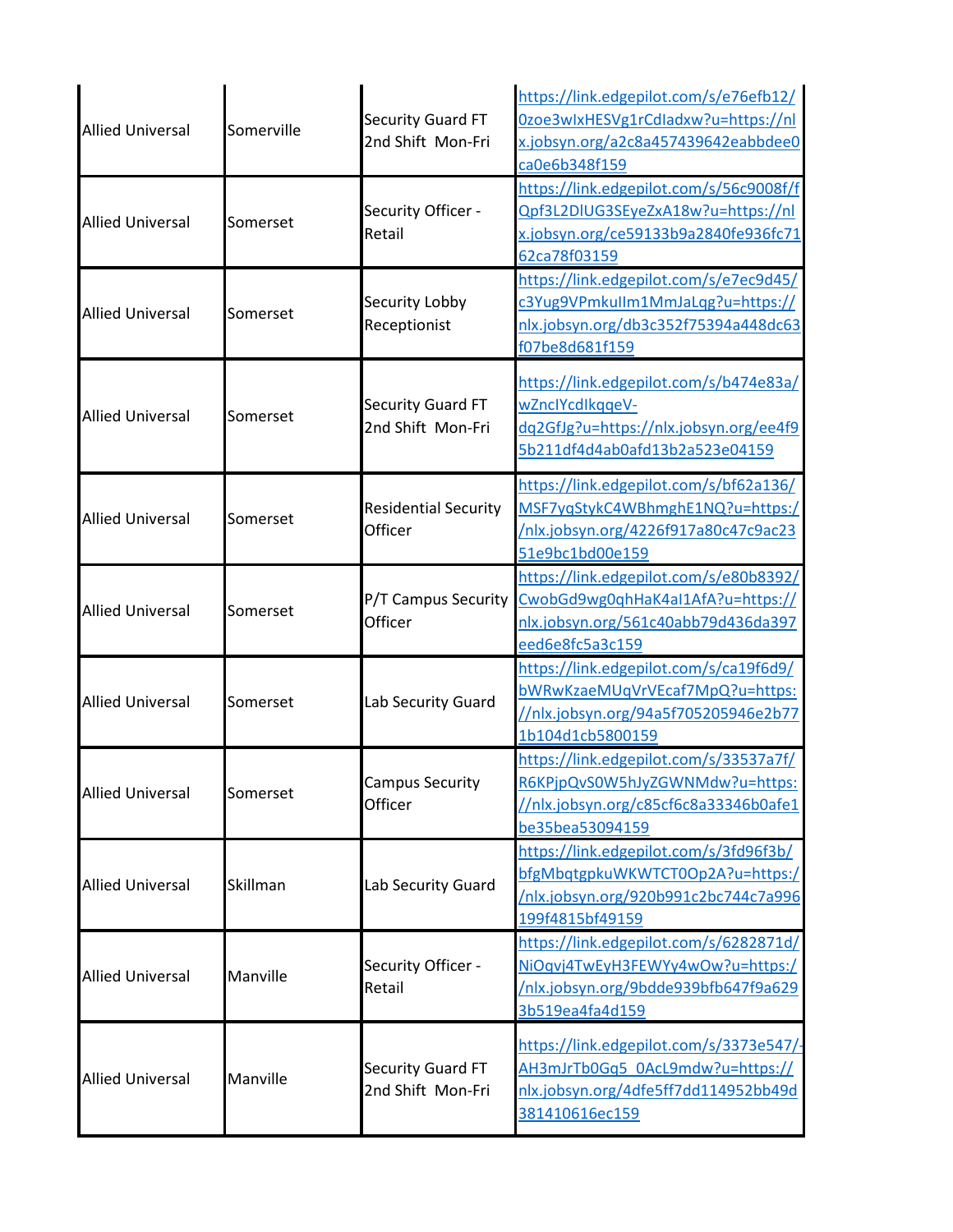| | | | |
|---|---|---|---|
| Allied Universal | Somerville | Security Guard FT 2nd Shift Mon-Fri | https://link.edgepilot.com/s/e76efb12/0zoe3wIxHESVg1rCdIadxw?u=https://nlx.jobsyn.org/a2c8a457439642eabbdee0ca0e6b348f159 |
| Allied Universal | Somerset | Security Officer - Retail | https://link.edgepilot.com/s/56c9008f/fQpf3L2DlUG3SEyeZxA18w?u=https://nlx.jobsyn.org/ce59133b9a2840fe936fc7162ca78f03159 |
| Allied Universal | Somerset | Security Lobby Receptionist | https://link.edgepilot.com/s/e7ec9d45/c3Yug9VPmkuIlm1MmJaLqg?u=https://nlx.jobsyn.org/db3c352f75394a448dc63f07be8d681f159 |
| Allied Universal | Somerset | Security Guard FT 2nd Shift Mon-Fri | https://link.edgepilot.com/s/b474e83a/wZncIYcdIkqqeV-dq2GfJg?u=https://nlx.jobsyn.org/ee4f95b211df4d4ab0afd13b2a523e04159 |
| Allied Universal | Somerset | Residential Security Officer | https://link.edgepilot.com/s/bf62a136/MSF7yqStykC4WBhmghE1NQ?u=https://nlx.jobsyn.org/4226f917a80c47c9ac2351e9bc1bd00e159 |
| Allied Universal | Somerset | P/T Campus Security Officer | https://link.edgepilot.com/s/e80b8392/CwobGd9wg0qhHaK4al1AfA?u=https://nlx.jobsyn.org/561c40abb79d436da397eed6e8fc5a3c159 |
| Allied Universal | Somerset | Lab Security Guard | https://link.edgepilot.com/s/ca19f6d9/bWRwKzaeMUqVrVEcaf7MpQ?u=https://nlx.jobsyn.org/94a5f705205946e2b771b104d1cb5800159 |
| Allied Universal | Somerset | Campus Security Officer | https://link.edgepilot.com/s/33537a7f/R6KPjpQvS0W5hJyZGWNMdw?u=https://nlx.jobsyn.org/c85cf6c8a33346b0afe1be35bea53094159 |
| Allied Universal | Skillman | Lab Security Guard | https://link.edgepilot.com/s/3fd96f3b/bfgMbqtgpkuWKWTCT0Op2A?u=https://nlx.jobsyn.org/920b991c2bc744c7a996199f4815bf49159 |
| Allied Universal | Manville | Security Officer - Retail | https://link.edgepilot.com/s/6282871d/NiOqvj4TwEyH3FEWYy4wOw?u=https://nlx.jobsyn.org/9bdde939bfb647f9a6293b519ea4fa4d159 |
| Allied Universal | Manville | Security Guard FT 2nd Shift Mon-Fri | https://link.edgepilot.com/s/3373e547/-AH3mJrTb0Gq5_0AcL9mdw?u=https://nlx.jobsyn.org/4dfe5ff7dd114952bb49d381410616ec159 |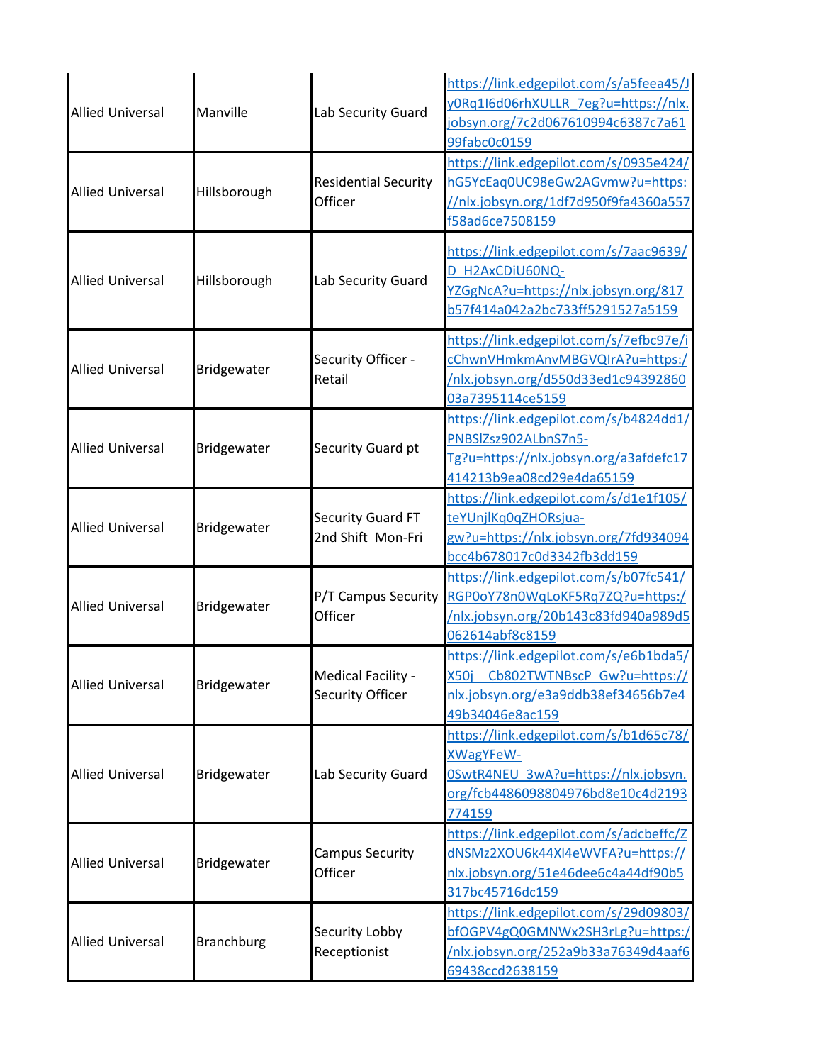| | | | |
|---|---|---|---|
| Allied Universal | Manville | Lab Security Guard | https://link.edgepilot.com/s/a5feea45/Jy0Rq1I6d06rhXULLR_7eg?u=https://nlx.jobsyn.org/7c2d067610994c6387c7a6199fabc0c0159 |
| Allied Universal | Hillsborough | Residential Security Officer | https://link.edgepilot.com/s/0935e424/hG5YcEaq0UC98eGw2AGvmw?u=https://nlx.jobsyn.org/1df7d950f9fa4360a557f58ad6ce7508159 |
| Allied Universal | Hillsborough | Lab Security Guard | https://link.edgepilot.com/s/7aac9639/D_H2AxCDiU60NQ-YZGgNcA?u=https://nlx.jobsyn.org/817b57f414a042a2bc733ff5291527a5159 |
| Allied Universal | Bridgewater | Security Officer - Retail | https://link.edgepilot.com/s/7efbc97e/icChwnVHmkmAnvMBGVQIrA?u=https://nlx.jobsyn.org/d550d33ed1c9439286003a7395114ce5159 |
| Allied Universal | Bridgewater | Security Guard pt | https://link.edgepilot.com/s/b4824dd1/PNBSlZsz902ALbnS7n5-Tg?u=https://nlx.jobsyn.org/a3afdefc17414213b9ea08cd29e4da65159 |
| Allied Universal | Bridgewater | Security Guard FT 2nd Shift Mon-Fri | https://link.edgepilot.com/s/d1e1f105/teYUnjlKq0qZHORsjua-gw?u=https://nlx.jobsyn.org/7fd934094bcc4b678017c0d3342fb3dd159 |
| Allied Universal | Bridgewater | P/T Campus Security Officer | https://link.edgepilot.com/s/b07fc541/RGP0oY78n0WqLoKF5Rq7ZQ?u=https://nlx.jobsyn.org/20b143c83fd940a989d5062614abf8c8159 |
| Allied Universal | Bridgewater | Medical Facility - Security Officer | https://link.edgepilot.com/s/e6b1bda5/X50j__Cb802TWTNBscP_Gw?u=https://nlx.jobsyn.org/e3a9ddb38ef34656b7e449b34046e8ac159 |
| Allied Universal | Bridgewater | Lab Security Guard | https://link.edgepilot.com/s/b1d65c78/XWagYFeW-0SwtR4NEU_3wA?u=https://nlx.jobsyn.org/fcb4486098804976bd8e10c4d2193774159 |
| Allied Universal | Bridgewater | Campus Security Officer | https://link.edgepilot.com/s/adcbeffc/ZdNSMz2XOU6k44Xl4eWVFA?u=https://nlx.jobsyn.org/51e46dee6c4a44df90b5317bc45716dc159 |
| Allied Universal | Branchburg | Security Lobby Receptionist | https://link.edgepilot.com/s/29d09803/bfOGPV4gQ0GMNWx2SH3rLg?u=https://nlx.jobsyn.org/252a9b33a76349d4aaf669438ccd2638159 |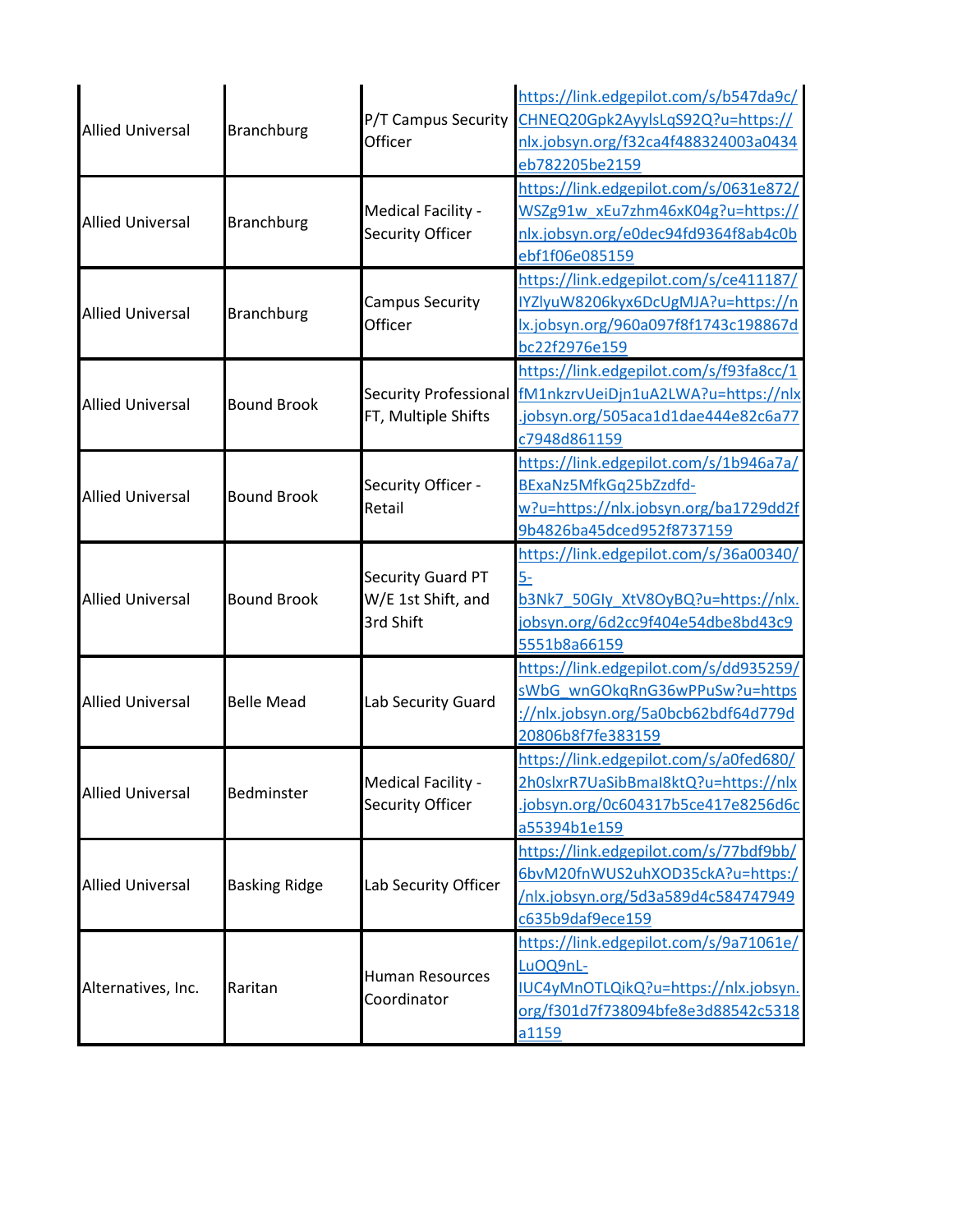| | | | |
|---|---|---|---|
| Allied Universal | Branchburg | P/T Campus Security Officer | https://link.edgepilot.com/s/b547da9c/CHNEQ20Gpk2AyylsLqS92Q?u=https://nlx.jobsyn.org/f32ca4f488324003a0434eb782205be2159 |
| Allied Universal | Branchburg | Medical Facility - Security Officer | https://link.edgepilot.com/s/0631e872/WSZg91w_xEu7zhm46xK04g?u=https://nlx.jobsyn.org/e0dec94fd9364f8ab4c0bebf1f06e085159 |
| Allied Universal | Branchburg | Campus Security Officer | https://link.edgepilot.com/s/ce411187/IYZlyuW8206kyx6DcUgMJA?u=https://nlx.jobsyn.org/960a097f8f1743c198867dbc22f2976e159 |
| Allied Universal | Bound Brook | Security Professional FT, Multiple Shifts | https://link.edgepilot.com/s/f93fa8cc/1fM1nkzrvUeiDjn1uA2LWA?u=https://nlx.jobsyn.org/505aca1d1dae444e82c6a77c7948d861159 |
| Allied Universal | Bound Brook | Security Officer - Retail | https://link.edgepilot.com/s/1b946a7a/BExaNz5MfkGq25bZzdfd-w?u=https://nlx.jobsyn.org/ba1729dd2f9b4826ba45dced952f8737159 |
| Allied Universal | Bound Brook | Security Guard PT W/E 1st Shift, and 3rd Shift | https://link.edgepilot.com/s/36a00340/5-b3Nk7_50GIy_XtV8OyBQ?u=https://nlx.jobsyn.org/6d2cc9f404e54dbe8bd43c95551b8a66159 |
| Allied Universal | Belle Mead | Lab Security Guard | https://link.edgepilot.com/s/dd935259/sWbG_wnGOkqRnG36wPPuSw?u=https://nlx.jobsyn.org/5a0bcb62bdf64d779d20806b8f7fe383159 |
| Allied Universal | Bedminster | Medical Facility - Security Officer | https://link.edgepilot.com/s/a0fed680/2h0slxrR7UaSibBmal8ktQ?u=https://nlx.jobsyn.org/0c604317b5ce417e8256d6ca55394b1e159 |
| Allied Universal | Basking Ridge | Lab Security Officer | https://link.edgepilot.com/s/77bdf9bb/6bvM20fnWUS2uhXOD35ckA?u=https://nlx.jobsyn.org/5d3a589d4c584747949c635b9daf9ece159 |
| Alternatives, Inc. | Raritan | Human Resources Coordinator | https://link.edgepilot.com/s/9a71061e/LuOQ9nL-IUC4yMnOTLQikQ?u=https://nlx.jobsyn.org/f301d7f738094bfe8e3d88542c5318a1159 |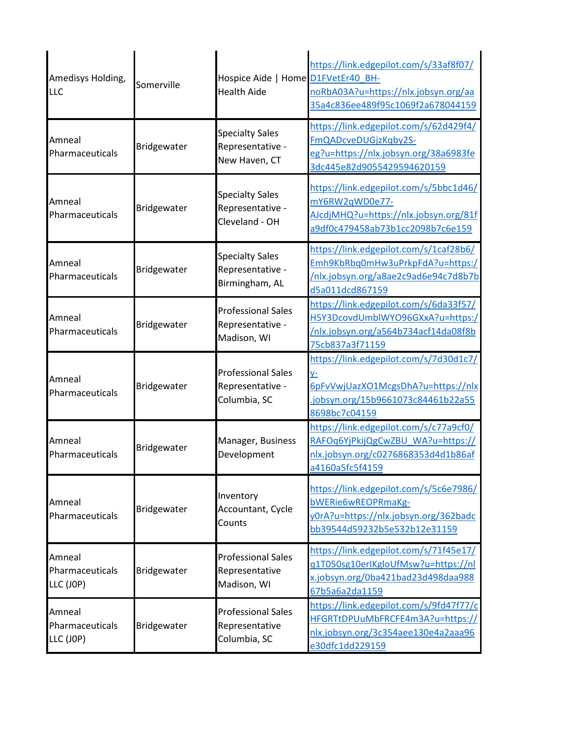| | | | |
|---|---|---|---|
| Amedisys Holding, LLC | Somerville | Hospice Aide \| Home Health Aide | https://link.edgepilot.com/s/33af8f07/D1FVetEr40_BH-noRbA03A?u=https://nlx.jobsyn.org/aa35a4c836ee489f95c1069f2a678044159 |
| Amneal Pharmaceuticals | Bridgewater | Specialty Sales Representative - New Haven, CT | https://link.edgepilot.com/s/62d429f4/FmQADcveDUGjzKqby2S-eg?u=https://nlx.jobsyn.org/38a6983fe3dc445e82d9055429594620159 |
| Amneal Pharmaceuticals | Bridgewater | Specialty Sales Representative - Cleveland - OH | https://link.edgepilot.com/s/5bbc1d46/mY6RW2qWD0e77-AJcdjMHQ?u=https://nlx.jobsyn.org/81fa9df0c479458ab73b1cc2098b7c6e159 |
| Amneal Pharmaceuticals | Bridgewater | Specialty Sales Representative - Birmingham, AL | https://link.edgepilot.com/s/1caf28b6/Emh9KbRbq0mHw3uPrkpFdA?u=https://nlx.jobsyn.org/a8ae2c9ad6e94c7d8b7bd5a011dcd867159 |
| Amneal Pharmaceuticals | Bridgewater | Professional Sales Representative - Madison, WI | https://link.edgepilot.com/s/6da33f57/H5Y3DcovdUmblWYO96GXxA?u=https://nlx.jobsyn.org/a564b734acf14da08f8b75cb837a3f71159 |
| Amneal Pharmaceuticals | Bridgewater | Professional Sales Representative - Columbia, SC | https://link.edgepilot.com/s/7d30d1c7/y-6pFvVwjUazXO1McgsDhA?u=https://nlx.jobsyn.org/15b9661073c84461b22a558698bc7c04159 |
| Amneal Pharmaceuticals | Bridgewater | Manager, Business Development | https://link.edgepilot.com/s/c77a9cf0/RAFOq6YjPkijQgCwZBU_WA?u=https://nlx.jobsyn.org/c0276868353d4d1b86afa4160a5fc5f4159 |
| Amneal Pharmaceuticals | Bridgewater | Inventory Accountant, Cycle Counts | https://link.edgepilot.com/s/5c6e7986/bWERie6wREOPRmaKg-y0rA?u=https://nlx.jobsyn.org/362badcbb39544d59232b5e532b12e31159 |
| Amneal Pharmaceuticals LLC (J0P) | Bridgewater | Professional Sales Representative Madison, WI | https://link.edgepilot.com/s/71f45e17/q1T050sg10erIKgloUfMsw?u=https://nlx.jobsyn.org/0ba421bad23d498daa98867b5a6a2da1159 |
| Amneal Pharmaceuticals LLC (J0P) | Bridgewater | Professional Sales Representative Columbia, SC | https://link.edgepilot.com/s/9fd47f77/cHFGRTtDPUuMbFRCFE4m3A?u=https://nlx.jobsyn.org/3c354aee130e4a2aaa96e30dfc1dd229159 |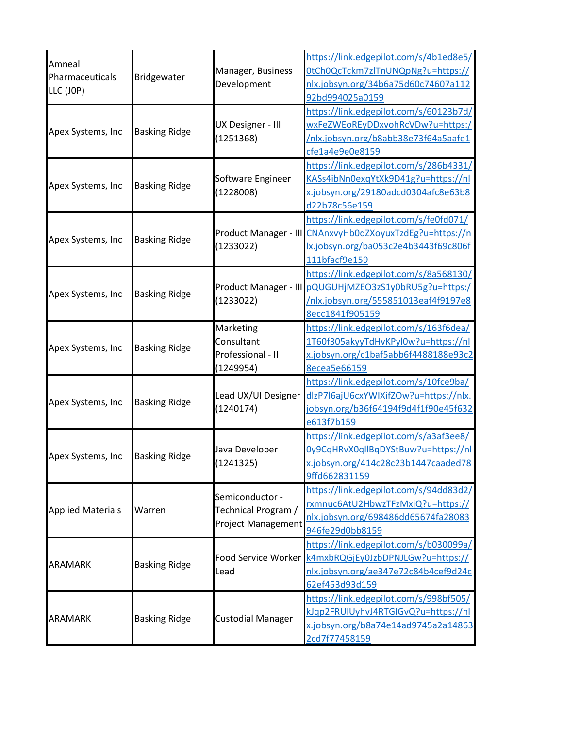| | | | |
|---|---|---|---|
| Amneal Pharmaceuticals LLC (J0P) | Bridgewater | Manager, Business Development | https://link.edgepilot.com/s/4b1ed8e5/0tCh0QcTckm7zlTnUNQpNg?u=https://nlx.jobsyn.org/34b6a75d60c74607a11292bd994025a0159 |
| Apex Systems, Inc | Basking Ridge | UX Designer - III (1251368) | https://link.edgepilot.com/s/60123b7d/wxFeZWEoREyDDxvohRcVDw?u=https://nlx.jobsyn.org/b8abb38e73f64a5aafe1cfe1a4e9e0e8159 |
| Apex Systems, Inc | Basking Ridge | Software Engineer (1228008) | https://link.edgepilot.com/s/286b4331/KASs4ibNn0exqYtXk9D41g?u=https://nlx.jobsyn.org/29180adcd0304afc8e63b8d22b78c56e159 |
| Apex Systems, Inc | Basking Ridge | Product Manager - III (1233022) | https://link.edgepilot.com/s/fe0fd071/CNAnxvyHb0qZXoyuxTzdEg?u=https://nlx.jobsyn.org/ba053c2e4b3443f69c806f111bfacf9e159 |
| Apex Systems, Inc | Basking Ridge | Product Manager - III (1233022) | https://link.edgepilot.com/s/8a568130/pQUGUHjMZEO3zS1y0bRU5g?u=https://nlx.jobsyn.org/555851013eaf4f9197e88ecc1841f905159 |
| Apex Systems, Inc | Basking Ridge | Marketing Consultant Professional - II (1249954) | https://link.edgepilot.com/s/163f6dea/1T60f305akyyTdHvKPyl0w?u=https://nlx.jobsyn.org/c1baf5abb6f4488188e93c28ecea5e66159 |
| Apex Systems, Inc | Basking Ridge | Lead UX/UI Designer (1240174) | https://link.edgepilot.com/s/10fce9ba/dlzP7l6ajU6cxYWIXifZOw?u=https://nlx.jobsyn.org/b36f64194f9d4f1f90e45f632e613f7b159 |
| Apex Systems, Inc | Basking Ridge | Java Developer (1241325) | https://link.edgepilot.com/s/a3af3ee8/0y9CqHRvX0qllBqDYStBuw?u=https://nlx.jobsyn.org/414c28c23b1447caaded789ffd662831159 |
| Applied Materials | Warren | Semiconductor - Technical Program / Project Management | https://link.edgepilot.com/s/94dd83d2/rxmnuc6AtU2HbwzTFzMxjQ?u=https://nlx.jobsyn.org/698486dd65674fa28083946fe29d0bb8159 |
| ARAMARK | Basking Ridge | Food Service Worker Lead | https://link.edgepilot.com/s/b030099a/k4mxbRQGjEy0JzbDPNJLGw?u=https://nlx.jobsyn.org/ae347e72c84b4cef9d24c62ef453d93d159 |
| ARAMARK | Basking Ridge | Custodial Manager | https://link.edgepilot.com/s/998bf505/kJqp2FRUlUyhvJ4RTGIGvQ?u=https://nlx.jobsyn.org/b8a74e14ad9745a2a148632cd7f77458159 |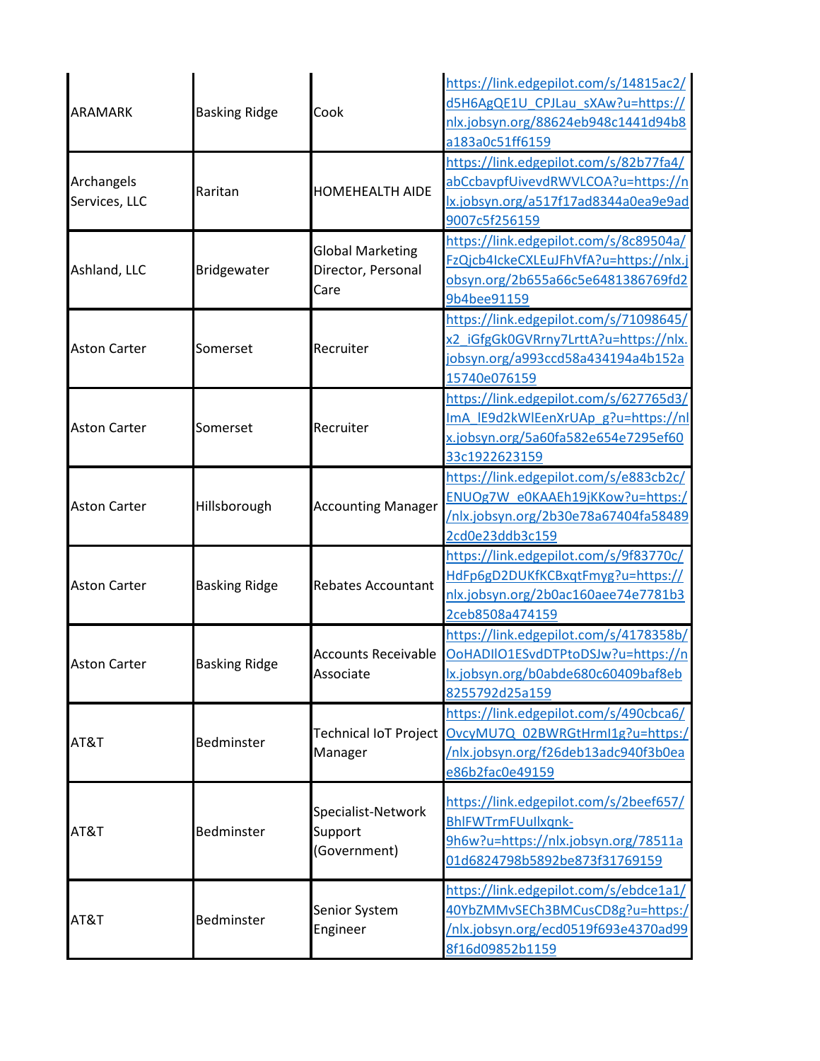| ARAMARK | Basking Ridge | Cook | https://link.edgepilot.com/s/14815ac2/d5H6AgQE1U_CPJLau_sXAw?u=https://nlx.jobsyn.org/88624eb948c1441d94b8a183a0c51ff6159 |
|---|---|---|---|
| Archangels Services, LLC | Raritan | HOMEHEALTH AIDE | https://link.edgepilot.com/s/82b77fa4/abCcbavpfUivevdRWVLCOA?u=https://nlx.jobsyn.org/a517f17ad8344a0ea9e9ad9007c5f256159 |
| Ashland, LLC | Bridgewater | Global Marketing Director, Personal Care | https://link.edgepilot.com/s/8c89504a/FzQjcb4IckeCXLEuJFhVfA?u=https://nlx.jobsyn.org/2b655a66c5e6481386769fd29b4bee91159 |
| Aston Carter | Somerset | Recruiter | https://link.edgepilot.com/s/71098645/x2_iGfgGk0GVRrny7LrttA?u=https://nlx.jobsyn.org/a993ccd58a434194a4b152a15740e076159 |
| Aston Carter | Somerset | Recruiter | https://link.edgepilot.com/s/627765d3/ImA_lE9d2kWlEenXrUAp_g?u=https://nlx.jobsyn.org/5a60fa582e654e7295ef6033c1922623159 |
| Aston Carter | Hillsborough | Accounting Manager | https://link.edgepilot.com/s/e883cb2c/ENUOg7W_e0KAAEh19jKKow?u=https://nlx.jobsyn.org/2b30e78a67404fa584892cd0e23ddb3c159 |
| Aston Carter | Basking Ridge | Rebates Accountant | https://link.edgepilot.com/s/9f83770c/HdFp6gD2DUKfKCBxqtFmyg?u=https://nlx.jobsyn.org/2b0ac160aee74e7781b32ceb8508a474159 |
| Aston Carter | Basking Ridge | Accounts Receivable Associate | https://link.edgepilot.com/s/4178358b/OoHADIlO1ESvdDTPtoDSJw?u=https://nlx.jobsyn.org/b0abde680c60409baf8eb8255792d25a159 |
| AT&T | Bedminster | Technical IoT Project Manager | https://link.edgepilot.com/s/490cbca6/OvcyMU7Q_02BWRGtHrmI1g?u=https://nlx.jobsyn.org/f26deb13adc940f3b0eae86b2fac0e49159 |
| AT&T | Bedminster | Specialist-Network Support (Government) | https://link.edgepilot.com/s/2beef657/BhlFWTrmFUuIlxqnk-9h6w?u=https://nlx.jobsyn.org/78511a01d6824798b5892be873f31769159 |
| AT&T | Bedminster | Senior System Engineer | https://link.edgepilot.com/s/ebdce1a1/40YbZMMvSECh3BMCusCD8g?u=https://nlx.jobsyn.org/ecd0519f693e4370ad998f16d09852b1159 |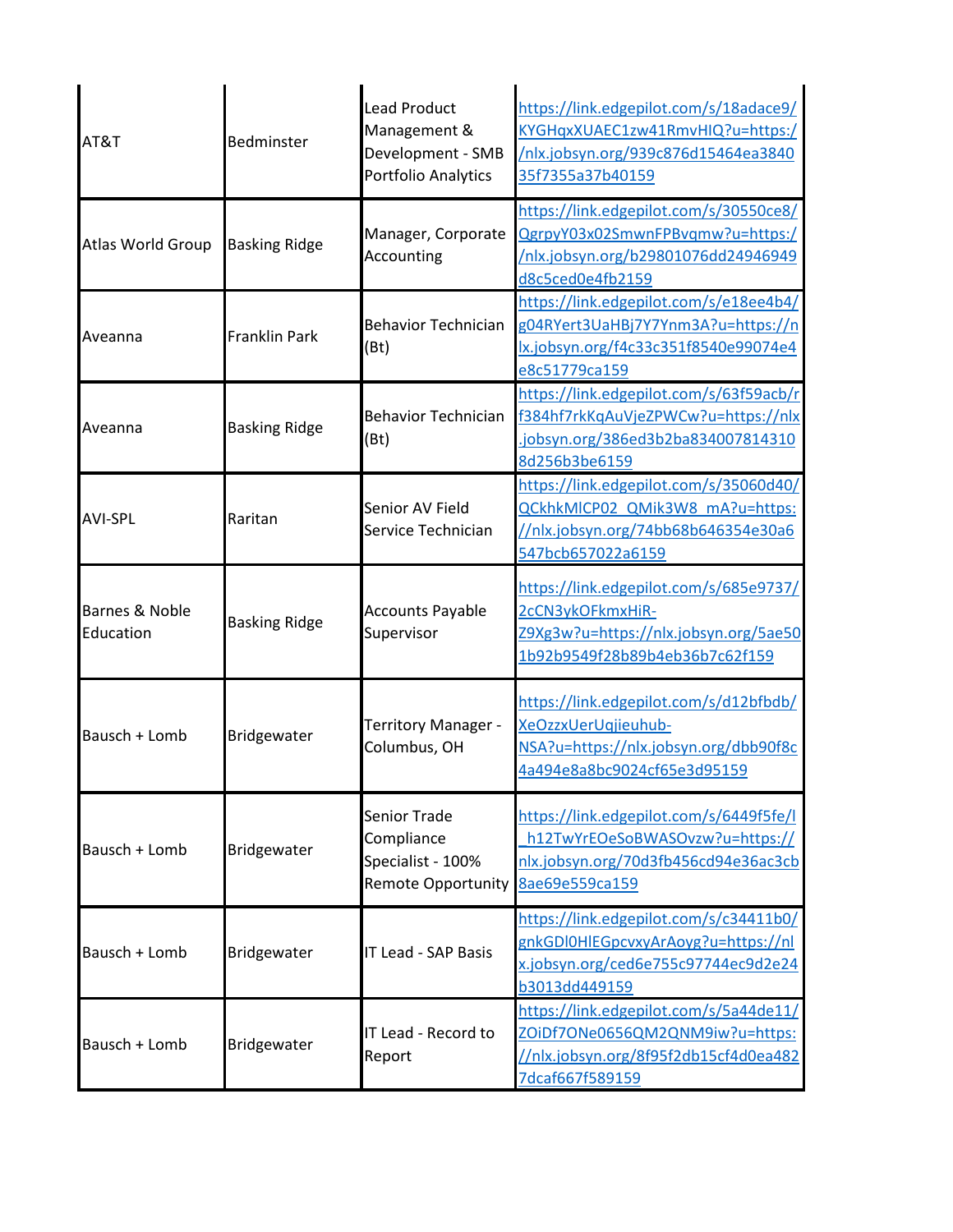| | | | |
|---|---|---|---|
| AT&T | Bedminster | Lead Product Management & Development - SMB Portfolio Analytics | https://link.edgepilot.com/s/18adace9/KYGHqxXUAEC1zw41RmvHIQ?u=https://nlx.jobsyn.org/939c876d15464ea384035f7355a37b40159 |
| Atlas World Group | Basking Ridge | Manager, Corporate Accounting | https://link.edgepilot.com/s/30550ce8/QgrpyY03x02SmwnFPBvqmw?u=https://nlx.jobsyn.org/b29801076dd24946949d8c5ced0e4fb2159 |
| Aveanna | Franklin Park | Behavior Technician (Bt) | https://link.edgepilot.com/s/e18ee4b4/g04RYert3UaHBj7Y7Ynm3A?u=https://nlx.jobsyn.org/f4c33c351f8540e99074e4e8c51779ca159 |
| Aveanna | Basking Ridge | Behavior Technician (Bt) | https://link.edgepilot.com/s/63f59acb/rf384hf7rkKqAuVjeZPWCw?u=https://nlx.jobsyn.org/386ed3b2ba8340078143108d256b3be6159 |
| AVI-SPL | Raritan | Senior AV Field Service Technician | https://link.edgepilot.com/s/35060d40/QCkhkMlCP02_QMik3W8_mA?u=https://nlx.jobsyn.org/74bb68b646354e30a6547bcb657022a6159 |
| Barnes & Noble Education | Basking Ridge | Accounts Payable Supervisor | https://link.edgepilot.com/s/685e9737/2cCN3ykOFkmxHiR-Z9Xg3w?u=https://nlx.jobsyn.org/5ae501b92b9549f28b89b4eb36b7c62f159 |
| Bausch + Lomb | Bridgewater | Territory Manager - Columbus, OH | https://link.edgepilot.com/s/d12bfbdb/XeOzzxUerUqjieuhub-NSA?u=https://nlx.jobsyn.org/dbb90f8c4a494e8a8bc9024cf65e3d95159 |
| Bausch + Lomb | Bridgewater | Senior Trade Compliance Specialist - 100% Remote Opportunity | https://link.edgepilot.com/s/6449f5fe/l_h12TwYrEOeSoBWASOvzw?u=https://nlx.jobsyn.org/70d3fb456cd94e36ac3cb8ae69e559ca159 |
| Bausch + Lomb | Bridgewater | IT Lead - SAP Basis | https://link.edgepilot.com/s/c34411b0/gnkGDl0HlEGpcvxyArAoyg?u=https://nlx.jobsyn.org/ced6e755c97744ec9d2e24b3013dd449159 |
| Bausch + Lomb | Bridgewater | IT Lead - Record to Report | https://link.edgepilot.com/s/5a44de11/ZOiDf7ONe0656QM2QNM9iw?u=https://nlx.jobsyn.org/8f95f2db15cf4d0ea4827dcaf667f589159 |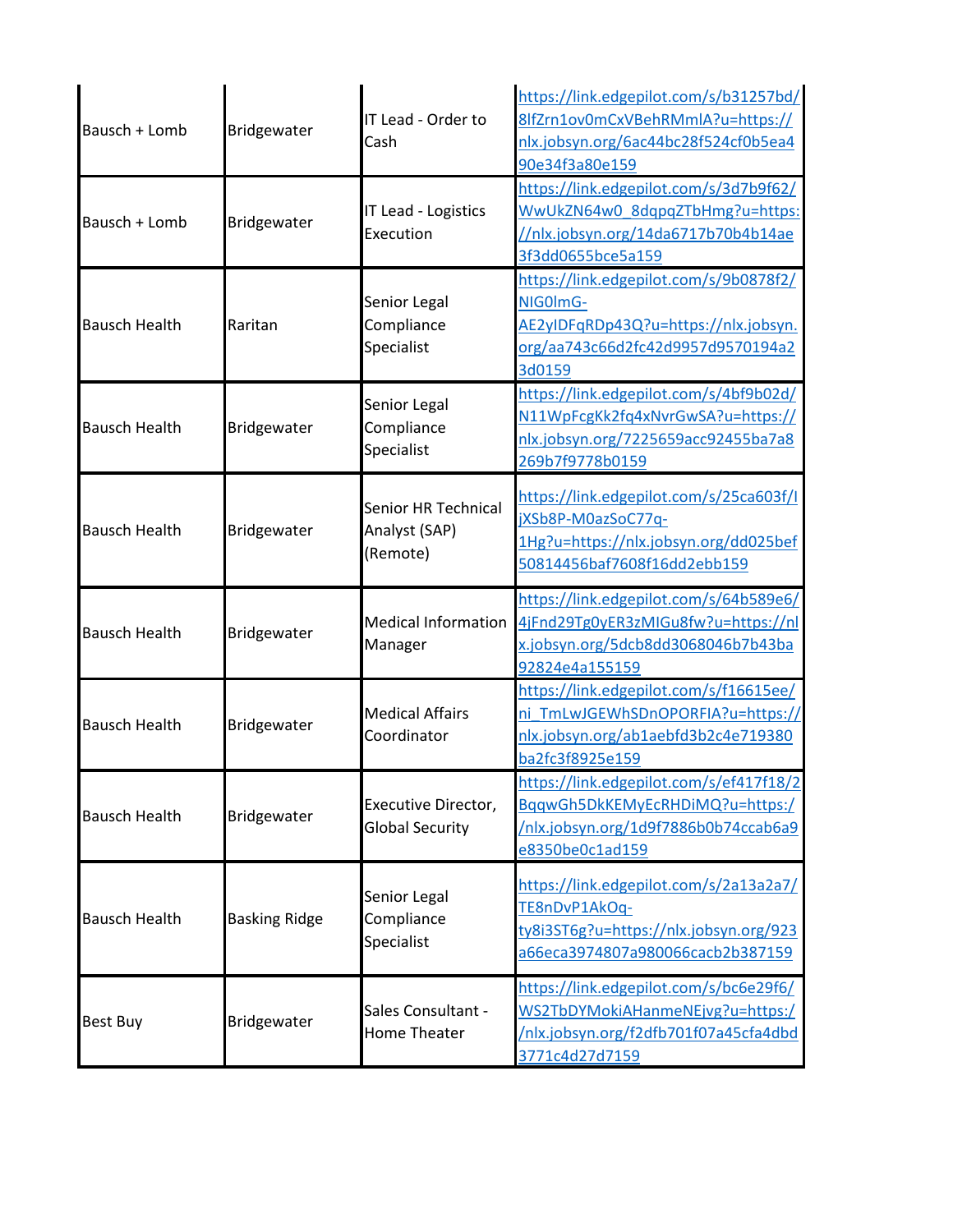| | | | |
|---|---|---|---|
| Bausch + Lomb | Bridgewater | IT Lead - Order to Cash | https://link.edgepilot.com/s/b31257bd/8lfZrn1ov0mCxVBehRMmlA?u=https://nlx.jobsyn.org/6ac44bc28f524cf0b5ea490e34f3a80e159 |
| Bausch + Lomb | Bridgewater | IT Lead - Logistics Execution | https://link.edgepilot.com/s/3d7b9f62/WwUkZN64w0_8dqpqZTbHmg?u=https://nlx.jobsyn.org/14da6717b70b4b14ae3f3dd0655bce5a159 |
| Bausch Health | Raritan | Senior Legal Compliance Specialist | https://link.edgepilot.com/s/9b0878f2/NIG0lmG-AE2yIDFqRDp43Q?u=https://nlx.jobsyn.org/aa743c66d2fc42d9957d9570194a23d0159 |
| Bausch Health | Bridgewater | Senior Legal Compliance Specialist | https://link.edgepilot.com/s/4bf9b02d/N11WpFcgKk2fq4xNvrGwSA?u=https://nlx.jobsyn.org/7225659acc92455ba7a8269b7f9778b0159 |
| Bausch Health | Bridgewater | Senior HR Technical Analyst (SAP) (Remote) | https://link.edgepilot.com/s/25ca603f/IjXSb8P-M0azSoC77q-1Hg?u=https://nlx.jobsyn.org/dd025bef50814456baf7608f16dd2ebb159 |
| Bausch Health | Bridgewater | Medical Information Manager | https://link.edgepilot.com/s/64b589e6/4jFnd29Tg0yER3zMIGu8fw?u=https://nlx.jobsyn.org/5dcb8dd3068046b7b43ba92824e4a155159 |
| Bausch Health | Bridgewater | Medical Affairs Coordinator | https://link.edgepilot.com/s/f16615ee/ni_TmLwJGEWhSDnOPORFIA?u=https://nlx.jobsyn.org/ab1aebfd3b2c4e719380ba2fc3f8925e159 |
| Bausch Health | Bridgewater | Executive Director, Global Security | https://link.edgepilot.com/s/ef417f18/2BqqwGh5DkKEMyEcRHDiMQ?u=https://nlx.jobsyn.org/1d9f7886b0b74ccab6a9e8350be0c1ad159 |
| Bausch Health | Basking Ridge | Senior Legal Compliance Specialist | https://link.edgepilot.com/s/2a13a2a7/TE8nDvP1AkOq-ty8i3ST6g?u=https://nlx.jobsyn.org/923a66eca3974807a980066cacb2b387159 |
| Best Buy | Bridgewater | Sales Consultant - Home Theater | https://link.edgepilot.com/s/bc6e29f6/WS2TbDYMokiAHanmeNEjvg?u=https://nlx.jobsyn.org/f2dfb701f07a45cfa4dbd3771c4d27d7159 |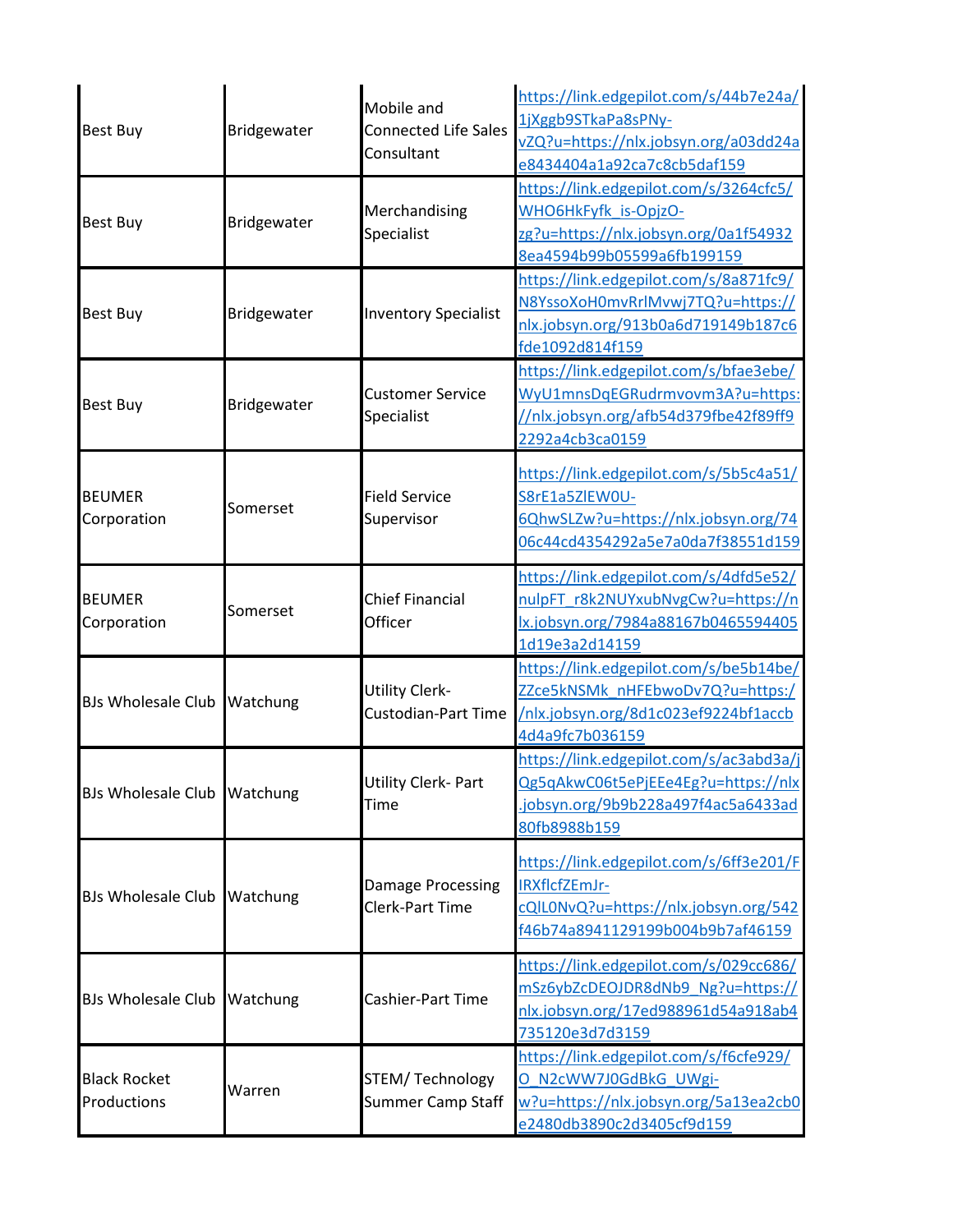| | | | |
|---|---|---|---|
| Best Buy | Bridgewater | Mobile and Connected Life Sales Consultant | https://link.edgepilot.com/s/44b7e24a/1jXggb9STkaPa8sPNy-vZQ?u=https://nlx.jobsyn.org/a03dd24ae8434404a1a92ca7c8cb5daf159 |
| Best Buy | Bridgewater | Merchandising Specialist | https://link.edgepilot.com/s/3264cfc5/WHO6HkFyfk_is-OpjzO-zg?u=https://nlx.jobsyn.org/0a1f549328ea4594b99b05599a6fb199159 |
| Best Buy | Bridgewater | Inventory Specialist | https://link.edgepilot.com/s/8a871fc9/N8YssoXoH0mvRrlMvwj7TQ?u=https://nlx.jobsyn.org/913b0a6d719149b187c6fde1092d814f159 |
| Best Buy | Bridgewater | Customer Service Specialist | https://link.edgepilot.com/s/bfae3ebe/WyU1mnsDqEGRudrmvovm3A?u=https://nlx.jobsyn.org/afb54d379fbe42f89ff92292a4cb3ca0159 |
| BEUMER Corporation | Somerset | Field Service Supervisor | https://link.edgepilot.com/s/5b5c4a51/S8rE1a5ZlEW0U-6QhwSLZw?u=https://nlx.jobsyn.org/7406c44cd4354292a5e7a0da7f38551d159 |
| BEUMER Corporation | Somerset | Chief Financial Officer | https://link.edgepilot.com/s/4dfd5e52/nulpFT_r8k2NUYxubNvgCw?u=https://nlx.jobsyn.org/7984a88167b04655944051d19e3a2d14159 |
| BJs Wholesale Club | Watchung | Utility Clerk-Custodian-Part Time | https://link.edgepilot.com/s/be5b14be/ZZce5kNSMk_nHFEbwoDv7Q?u=https://nlx.jobsyn.org/8d1c023ef9224bf1accb4d4a9fc7b036159 |
| BJs Wholesale Club | Watchung | Utility Clerk- Part Time | https://link.edgepilot.com/s/ac3abd3a/jQg5qAkwC06t5ePjEEe4Eg?u=https://nlx.jobsyn.org/9b9b228a497f4ac5a6433ad80fb8988b159 |
| BJs Wholesale Club | Watchung | Damage Processing Clerk-Part Time | https://link.edgepilot.com/s/6ff3e201/FIRXflcfZEmJr-cQlL0NvQ?u=https://nlx.jobsyn.org/542f46b74a8941129199b004b9b7af46159 |
| BJs Wholesale Club | Watchung | Cashier-Part Time | https://link.edgepilot.com/s/029cc686/mSz6ybZcDEOJDR8dNb9_Ng?u=https://nlx.jobsyn.org/17ed988961d54a918ab4735120e3d7d3159 |
| Black Rocket Productions | Warren | STEM/ Technology Summer Camp Staff | https://link.edgepilot.com/s/f6cfe929/O_N2cWW7J0GdBkG_UWgi-w?u=https://nlx.jobsyn.org/5a13ea2cb0e2480db3890c2d3405cf9d159 |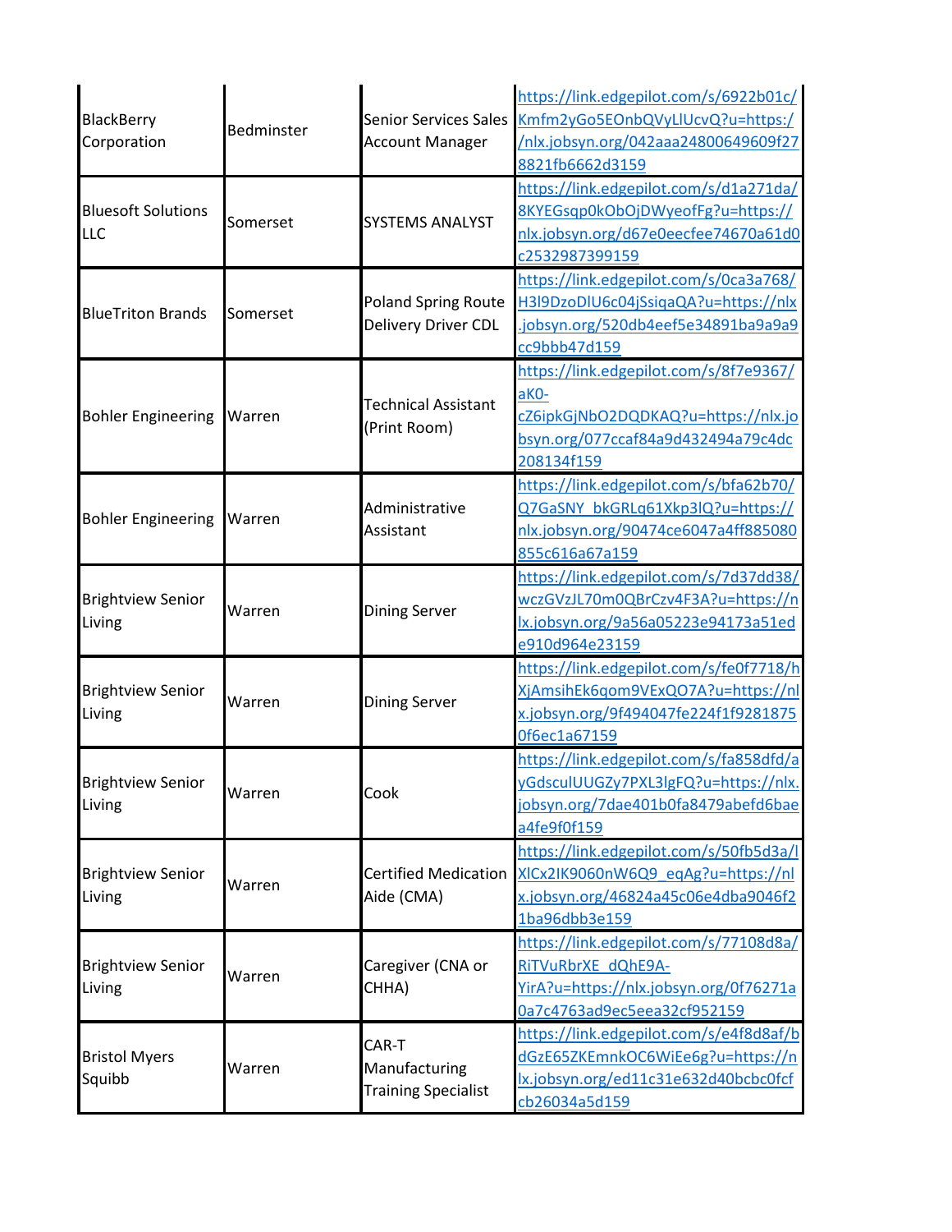| BlackBerry Corporation | Bedminster | Senior Services Sales Account Manager | https://link.edgepilot.com/s/6922b01c/Kmfm2yGo5EOnbQVyLlUcvQ?u=https://nlx.jobsyn.org/042aaa24800649609f278821fb6662d3159 |
|---|---|---|---|
| Bluesoft Solutions LLC | Somerset | SYSTEMS ANALYST | https://link.edgepilot.com/s/d1a271da/8KYEGsqp0kObOjDWyeofFg?u=https://nlx.jobsyn.org/d67e0eecfee74670a61d0c2532987399159 |
| BlueTriton Brands | Somerset | Poland Spring Route Delivery Driver CDL | https://link.edgepilot.com/s/0ca3a768/H3l9DzoDlU6c04jSsiqaQA?u=https://nlx.jobsyn.org/520db4eef5e34891ba9a9acc9bbb47d159 |
| Bohler Engineering | Warren | Technical Assistant (Print Room) | https://link.edgepilot.com/s/8f7e9367/aK0-cZ6ipkGjNbO2DQDKAQ?u=https://nlx.jobsyn.org/077ccaf84a9d432494a79c4dc208134f159 |
| Bohler Engineering | Warren | Administrative Assistant | https://link.edgepilot.com/s/bfa62b70/Q7GaSNY_bkGRLq61Xkp3lQ?u=https://nlx.jobsyn.org/90474ce6047a4ff885080855c616a67a159 |
| Brightview Senior Living | Warren | Dining Server | https://link.edgepilot.com/s/7d37dd38/wczGVzJL70m0QBrCzv4F3A?u=https://nlx.jobsyn.org/9a56a05223e94173a51ede910d964e23159 |
| Brightview Senior Living | Warren | Dining Server | https://link.edgepilot.com/s/fe0f7718/hXjAmsihEk6qom9VExQO7A?u=https://nlx.jobsyn.org/9f494047fe224f1f92818750f6ec1a67159 |
| Brightview Senior Living | Warren | Cook | https://link.edgepilot.com/s/fa858dfd/ayGdsculUUGZy7PXL3lgFQ?u=https://nlx.jobsyn.org/7dae401b0fa8479abefd6baea4fe9f0f159 |
| Brightview Senior Living | Warren | Certified Medication Aide (CMA) | https://link.edgepilot.com/s/50fb5d3a/lXlCx2IK9060nW6Q9_eqAg?u=https://nlx.jobsyn.org/46824a45c06e4dba9046f21ba96dbb3e159 |
| Brightview Senior Living | Warren | Caregiver (CNA or CHHA) | https://link.edgepilot.com/s/77108d8a/RiTVuRbrXE_dQhE9A-YirA?u=https://nlx.jobsyn.org/0f76271a0a7c4763ad9ec5eea32cf952159 |
| Bristol Myers Squibb | Warren | CAR-T Manufacturing Training Specialist | https://link.edgepilot.com/s/e4f8d8af/bdGzE65ZKEmnkOC6WiEe6g?u=https://nlx.jobsyn.org/ed11c31e632d40bcbc0fcfcb26034a5d159 |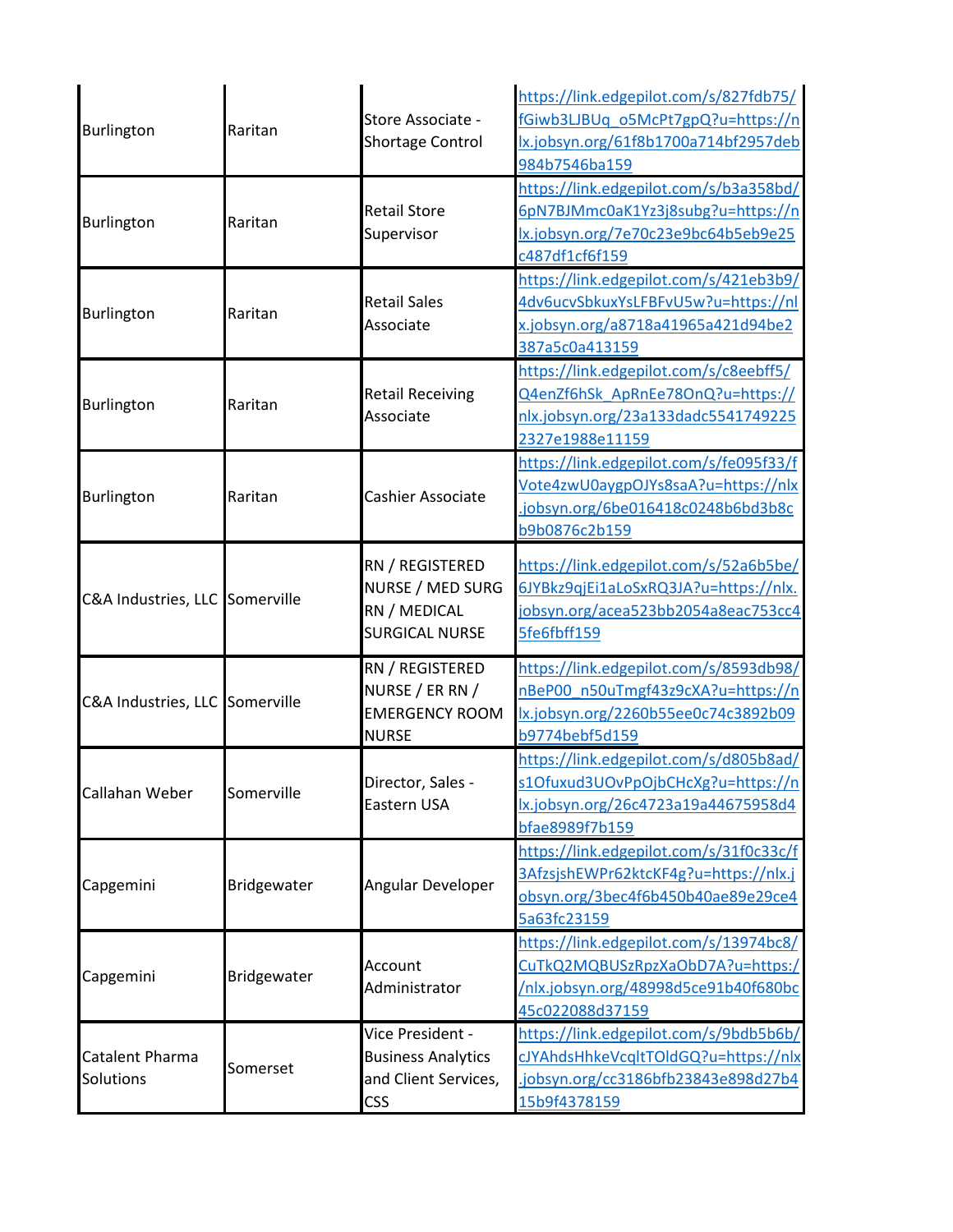| | | | |
|---|---|---|---|
| Burlington | Raritan | Store Associate - Shortage Control | https://link.edgepilot.com/s/827fdb75/fGiwb3LJBUq_o5McPt7gpQ?u=https://nlx.jobsyn.org/61f8b1700a714bf2957deb984b7546ba159 |
| Burlington | Raritan | Retail Store Supervisor | https://link.edgepilot.com/s/b3a358bd/6pN7BJMmc0aK1Yz3j8subg?u=https://nlx.jobsyn.org/7e70c23e9bc64b5eb9e25c487df1cf6f159 |
| Burlington | Raritan | Retail Sales Associate | https://link.edgepilot.com/s/421eb3b9/4dv6ucvSbkuxYsLFBFvU5w?u=https://nlx.jobsyn.org/a8718a41965a421d94be2387a5c0a413159 |
| Burlington | Raritan | Retail Receiving Associate | https://link.edgepilot.com/s/c8eebff5/Q4enZf6hSk_ApRnEe78OnQ?u=https://nlx.jobsyn.org/23a133dadc55417492252327e1988e11159 |
| Burlington | Raritan | Cashier Associate | https://link.edgepilot.com/s/fe095f33/fVote4zwU0aygpOJYs8saA?u=https://nlx.jobsyn.org/6be016418c0248b6bd3b8cb9b0876c2b159 |
| C&A Industries, LLC | Somerville | RN / REGISTERED NURSE / MED SURG RN / MEDICAL SURGICAL NURSE | https://link.edgepilot.com/s/52a6b5be/6JYBkz9qjEi1aLoSxRQ3JA?u=https://nlx.jobsyn.org/acea523bb2054a8eac753cc45fe6fbff159 |
| C&A Industries, LLC | Somerville | RN / REGISTERED NURSE / ER RN / EMERGENCY ROOM NURSE | https://link.edgepilot.com/s/8593db98/nBeP00_n50uTmgf43z9cXA?u=https://nlx.jobsyn.org/2260b55ee0c74c3892b09b9774bebf5d159 |
| Callahan Weber | Somerville | Director, Sales - Eastern USA | https://link.edgepilot.com/s/d805b8ad/s1Ofuxud3UOvPpOjbCHcXg?u=https://nlx.jobsyn.org/26c4723a19a44675958d4bfae8989f7b159 |
| Capgemini | Bridgewater | Angular Developer | https://link.edgepilot.com/s/31f0c33c/f3AfzsjshEWPr62ktcKF4g?u=https://nlx.jobsyn.org/3bec4f6b450b40ae89e29ce45a63fc23159 |
| Capgemini | Bridgewater | Account Administrator | https://link.edgepilot.com/s/13974bc8/CuTkQ2MQBUSzRpzXaObD7A?u=https://nlx.jobsyn.org/48998d5ce91b40f680bc45c022088d37159 |
| Catalent Pharma Solutions | Somerset | Vice President - Business Analytics and Client Services, CSS | https://link.edgepilot.com/s/9bdb5b6b/cJYAhdsHhkeVcqltTOldGQ?u=https://nlx.jobsyn.org/cc3186bfb23843e898d27b415b9f4378159 |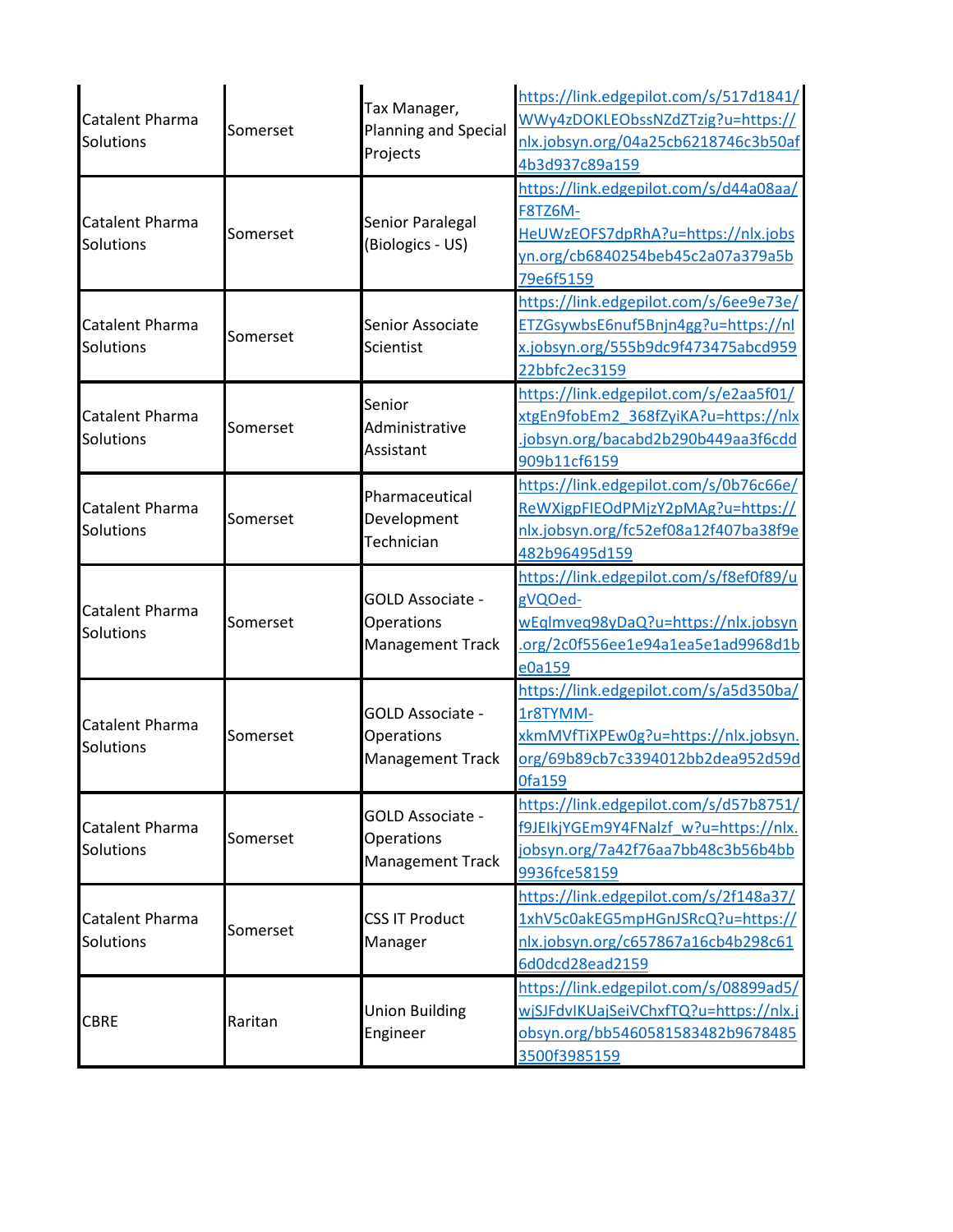| | | | |
|---|---|---|---|
| Catalent Pharma Solutions | Somerset | Tax Manager, Planning and Special Projects | https://link.edgepilot.com/s/517d1841/WWy4zDOKLEObssNZdZTzig?u=https://nlx.jobsyn.org/04a25cb6218746c3b50af4b3d937c89a159 |
| Catalent Pharma Solutions | Somerset | Senior Paralegal (Biologics - US) | https://link.edgepilot.com/s/d44a08aa/F8TZ6M-HeUWzEOFS7dpRhA?u=https://nlx.jobsyn.org/cb6840254beb45c2a07a379a5b79e6f5159 |
| Catalent Pharma Solutions | Somerset | Senior Associate Scientist | https://link.edgepilot.com/s/6ee9e73e/ETZGsywbsE6nuf5Bnjn4gg?u=https://nlx.jobsyn.org/555b9dc9f473475abcd95922bbfc2ec3159 |
| Catalent Pharma Solutions | Somerset | Senior Administrative Assistant | https://link.edgepilot.com/s/e2aa5f01/xtgEn9fobEm2_368fZyiKA?u=https://nlx.jobsyn.org/bacabd2b290b449aa3f6cdd909b11cf6159 |
| Catalent Pharma Solutions | Somerset | Pharmaceutical Development Technician | https://link.edgepilot.com/s/0b76c66e/ReWXigpFIEOdPMjzY2pMAg?u=https://nlx.jobsyn.org/fc52ef08a12f407ba38f9e482b96495d159 |
| Catalent Pharma Solutions | Somerset | GOLD Associate - Operations Management Track | https://link.edgepilot.com/s/f8ef0f89/ugVQOed-wEqlmveq98yDaQ?u=https://nlx.jobsyn.org/2c0f556ee1e94a1ea5e1ad9968d1be0a159 |
| Catalent Pharma Solutions | Somerset | GOLD Associate - Operations Management Track | https://link.edgepilot.com/s/a5d350ba/1r8TYMM-xkmMVfTiXPEw0g?u=https://nlx.jobsyn.org/69b89cb7c3394012bb2dea952d59d0fa159 |
| Catalent Pharma Solutions | Somerset | GOLD Associate - Operations Management Track | https://link.edgepilot.com/s/d57b8751/f9JEIkjYGEm9Y4FNalzf_w?u=https://nlx.jobsyn.org/7a42f76aa7bb48c3b56b4bb9936fce58159 |
| Catalent Pharma Solutions | Somerset | CSS IT Product Manager | https://link.edgepilot.com/s/2f148a37/1xhV5c0akEG5mpHGnJSRcQ?u=https://nlx.jobsyn.org/c657867a16cb4b298c616d0dcd28ead2159 |
| CBRE | Raritan | Union Building Engineer | https://link.edgepilot.com/s/08899ad5/wjSJFdvIKUajSeiVChxfTQ?u=https://nlx.jobsyn.org/bb5460581583482b96784853500f3985159 |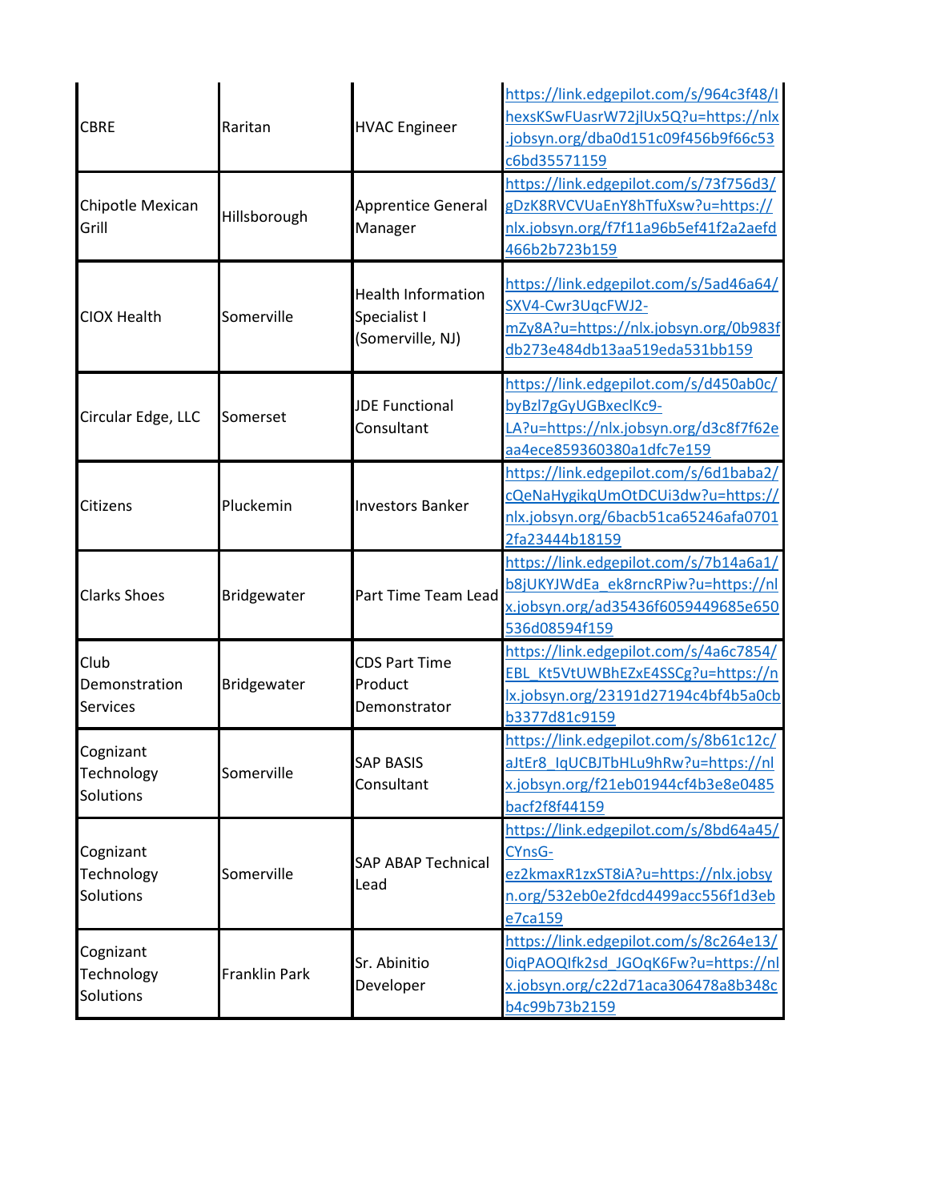| | | | |
|---|---|---|---|
| CBRE | Raritan | HVAC Engineer | https://link.edgepilot.com/s/964c3f48/IhexsKSwFUasrW72jlUx5Q?u=https://nlx.jobsyn.org/dba0d151c09f456b9f66c53c6bd35571159 |
| Chipotle Mexican Grill | Hillsborough | Apprentice General Manager | https://link.edgepilot.com/s/73f756d3/gDzK8RVCVUaEnY8hTfuXsw?u=https://nlx.jobsyn.org/f7f11a96b5ef41f2a2aefd466b2b723b159 |
| CIOX Health | Somerville | Health Information Specialist I (Somerville, NJ) | https://link.edgepilot.com/s/5ad46a64/SXV4-Cwr3UqcFWJ2-mZy8A?u=https://nlx.jobsyn.org/0b983fdb273e484db13aa519eda531bb159 |
| Circular Edge, LLC | Somerset | JDE Functional Consultant | https://link.edgepilot.com/s/d450ab0c/byBzl7gGyUGBxeclKc9-LA?u=https://nlx.jobsyn.org/d3c8f7f62eaa4ece859360380a1dfc7e159 |
| Citizens | Pluckemin | Investors Banker | https://link.edgepilot.com/s/6d1baba2/cQeNaHygikqUmOtDCUi3dw?u=https://nlx.jobsyn.org/6bacb51ca65246afa07012fa23444b18159 |
| Clarks Shoes | Bridgewater | Part Time Team Lead | https://link.edgepilot.com/s/7b14a6a1/b8jUKYJWdEa_ek8rncRPiw?u=https://nlx.jobsyn.org/ad35436f6059449685e650536d08594f159 |
| Club Demonstration Services | Bridgewater | CDS Part Time Product Demonstrator | https://link.edgepilot.com/s/4a6c7854/EBL_Kt5VtUWBhEZxE4SSCg?u=https://nlx.jobsyn.org/23191d27194c4bf4b5a0cbb3377d81c9159 |
| Cognizant Technology Solutions | Somerville | SAP BASIS Consultant | https://link.edgepilot.com/s/8b61c12c/aJtEr8_IqUCBJTbHLu9hRw?u=https://nlx.jobsyn.org/f21eb01944cf4b3e8e0485bacf2f8f44159 |
| Cognizant Technology Solutions | Somerville | SAP ABAP Technical Lead | https://link.edgepilot.com/s/8bd64a45/CYnsG-ez2kmaxR1zxST8iA?u=https://nlx.jobsyn.org/532eb0e2fdcd4499acc556f1d3ebe7ca159 |
| Cognizant Technology Solutions | Franklin Park | Sr. Abinitio Developer | https://link.edgepilot.com/s/8c264e13/0iqPAOQIfk2sd_JGOqK6Fw?u=https://nlx.jobsyn.org/c22d71aca306478a8b348cb4c99b73b2159 |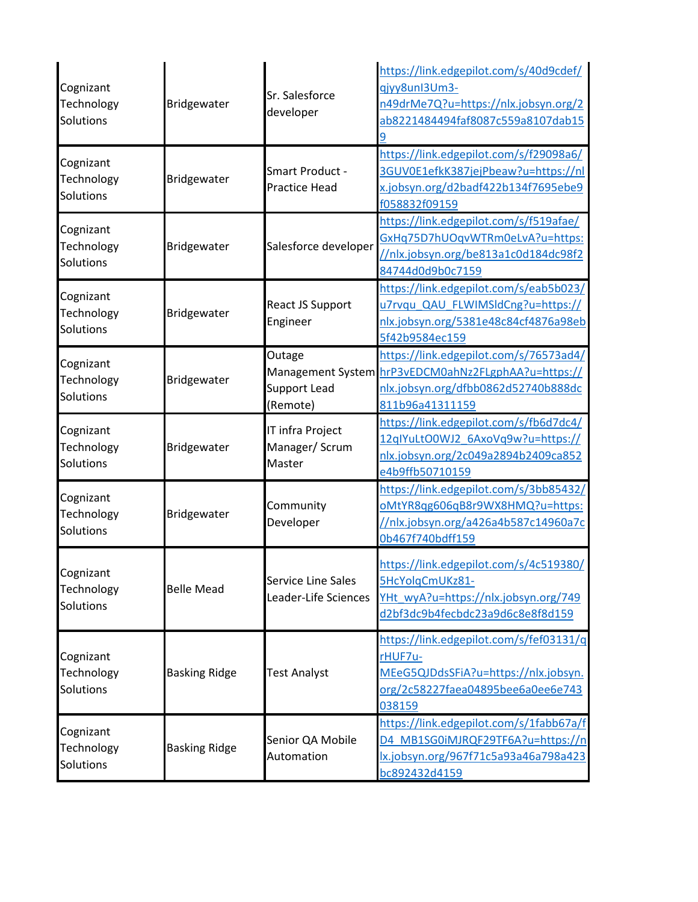| | | | |
|---|---|---|---|
| Cognizant Technology Solutions | Bridgewater | Sr. Salesforce developer | https://link.edgepilot.com/s/40d9cdef/qjyy8unI3Um3-n49drMe7Q?u=https://nlx.jobsyn.org/2ab8221484494faf8087c559a8107dab159 |
| Cognizant Technology Solutions | Bridgewater | Smart Product - Practice Head | https://link.edgepilot.com/s/f29098a6/3GUV0E1efkK387jejPbeaw?u=https://nlx.jobsyn.org/d2badf422b134f7695ebe9f058832f09159 |
| Cognizant Technology Solutions | Bridgewater | Salesforce developer | https://link.edgepilot.com/s/f519afae/GxHq75D7hUOqvWTRm0eLvA?u=https://nlx.jobsyn.org/be813a1c0d184dc98f284744d0d9b0c7159 |
| Cognizant Technology Solutions | Bridgewater | React JS Support Engineer | https://link.edgepilot.com/s/eab5b023/u7rvqu_QAU_FLWIMSldCng?u=https://nlx.jobsyn.org/5381e48c84cf4876a98eb5f42b9584ec159 |
| Cognizant Technology Solutions | Bridgewater | Outage Management System Support Lead (Remote) | https://link.edgepilot.com/s/76573ad4/hrP3vEDCM0ahNz2FLgphAA?u=https://nlx.jobsyn.org/dfbb0862d52740b888dc811b96a41311159 |
| Cognizant Technology Solutions | Bridgewater | IT infra Project Manager/ Scrum Master | https://link.edgepilot.com/s/fb6d7dc4/12qIYuLtO0WJ2_6AxoVq9w?u=https://nlx.jobsyn.org/2c049a2894b2409ca852e4b9ffb50710159 |
| Cognizant Technology Solutions | Bridgewater | Community Developer | https://link.edgepilot.com/s/3bb85432/oMtYR8qg606qB8r9WX8HMQ?u=https://nlx.jobsyn.org/a426a4b587c14960a7c0b467f740bdff159 |
| Cognizant Technology Solutions | Belle Mead | Service Line Sales Leader-Life Sciences | https://link.edgepilot.com/s/4c519380/5HcYolqCmUKz81-YHt_wyA?u=https://nlx.jobsyn.org/749d2bf3dc9b4fecbdc23a9d6c8e8f8d159 |
| Cognizant Technology Solutions | Basking Ridge | Test Analyst | https://link.edgepilot.com/s/fef03131/qrHUF7u-MEeG5QJDdsSFiA?u=https://nlx.jobsyn.org/2c58227faea04895bee6a0ee6e743038159 |
| Cognizant Technology Solutions | Basking Ridge | Senior QA Mobile Automation | https://link.edgepilot.com/s/1fabb67a/fD4_MB1SG0iMJRQF29TF6A?u=https://nlx.jobsyn.org/967f71c5a93a46a798a423bc892432d4159 |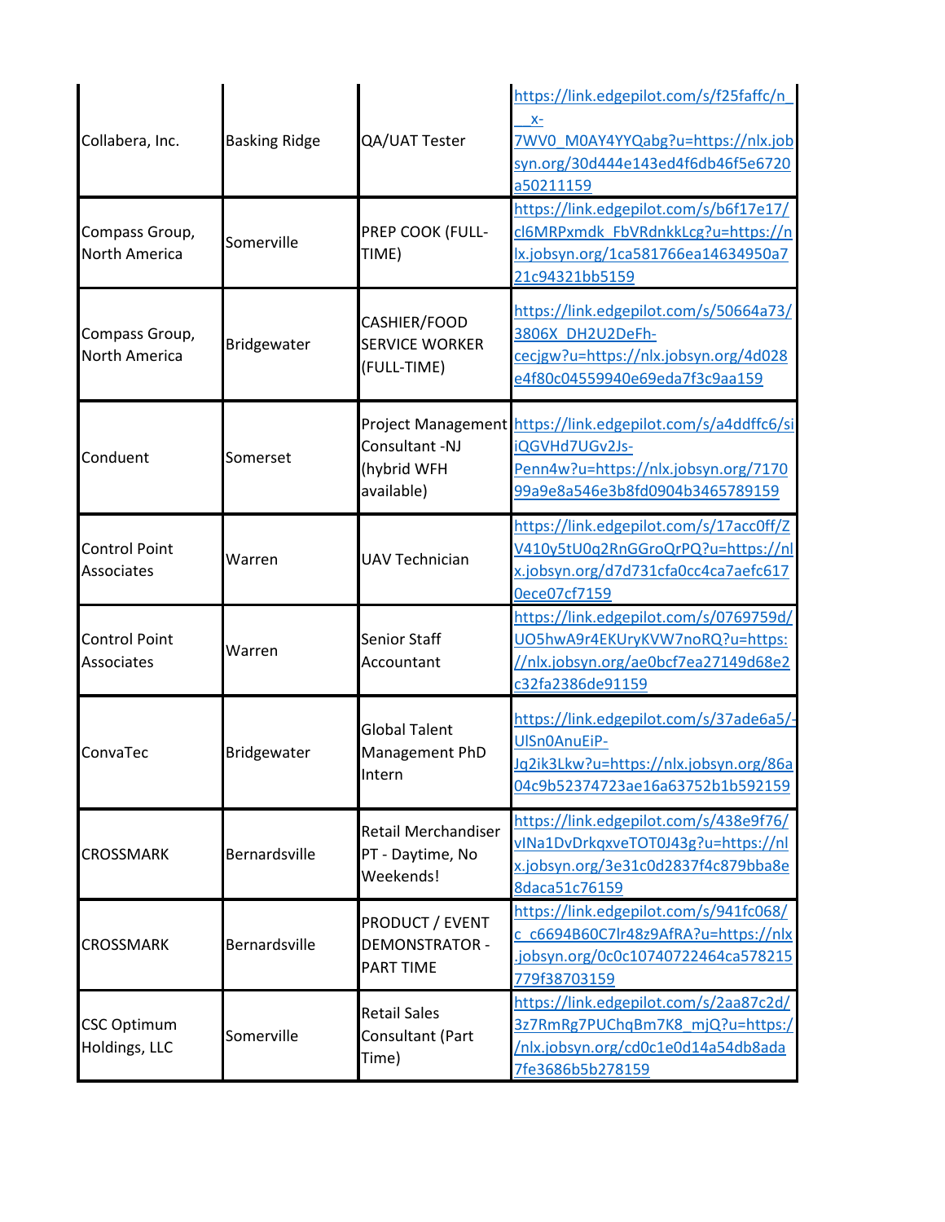| | | | |
|---|---|---|---|
| Collabera, Inc. | Basking Ridge | QA/UAT Tester | https://link.edgepilot.com/s/f25faffc/n__x-7WV0_M0AY4YYQabg?u=https://nlx.jobsyn.org/30d444e143ed4f6db46f5e6720a50211159 |
| Compass Group, North America | Somerville | PREP COOK (FULL-TIME) | https://link.edgepilot.com/s/b6f17e17/cl6MRPxmdk_FbVRdnkkLcg?u=https://nlx.jobsyn.org/1ca581766ea14634950a721c94321bb5159 |
| Compass Group, North America | Bridgewater | CASHIER/FOOD SERVICE WORKER (FULL-TIME) | https://link.edgepilot.com/s/50664a73/3806X_DH2U2DeFh-cecjgw?u=https://nlx.jobsyn.org/4d028e4f80c04559940e69eda7f3c9aa159 |
| Conduent | Somerset | Project Management Consultant -NJ (hybrid WFH available) | https://link.edgepilot.com/s/a4ddffc6/siiQGVHd7UGv2Js-Penn4w?u=https://nlx.jobsyn.org/717099a9e8a546e3b8fd0904b3465789159 |
| Control Point Associates | Warren | UAV Technician | https://link.edgepilot.com/s/17acc0ff/ZV410y5tU0q2RnGGroQrPQ?u=https://nlx.jobsyn.org/d7d731cfa0cc4ca7aefc6170ece07cf7159 |
| Control Point Associates | Warren | Senior Staff Accountant | https://link.edgepilot.com/s/0769759d/UO5hwA9r4EKUryKVW7noRQ?u=https://nlx.jobsyn.org/ae0bcf7ea27149d68e2c32fa2386de91159 |
| ConvaTec | Bridgewater | Global Talent Management PhD Intern | https://link.edgepilot.com/s/37ade6a5/-UlSn0AnuEiP-Jq2ik3Lkw?u=https://nlx.jobsyn.org/86a04c9b52374723ae16a63752b1b592159 |
| CROSSMARK | Bernardsville | Retail Merchandiser PT - Daytime, No Weekends! | https://link.edgepilot.com/s/438e9f76/vINa1DvDrkqxveTOT0J43g?u=https://nlx.jobsyn.org/3e31c0d2837f4c879bba8e8daca51c76159 |
| CROSSMARK | Bernardsville | PRODUCT / EVENT DEMONSTRATOR - PART TIME | https://link.edgepilot.com/s/941fc068/c_c6694B60C7lr48z9AfRA?u=https://nlx.jobsyn.org/0c0c10740722464ca578215779f38703159 |
| CSC Optimum Holdings, LLC | Somerville | Retail Sales Consultant (Part Time) | https://link.edgepilot.com/s/2aa87c2d/3z7RmRg7PUChqBm7K8_mjQ?u=https://nlx.jobsyn.org/cd0c1e0d14a54db8ada7fe3686b5b278159 |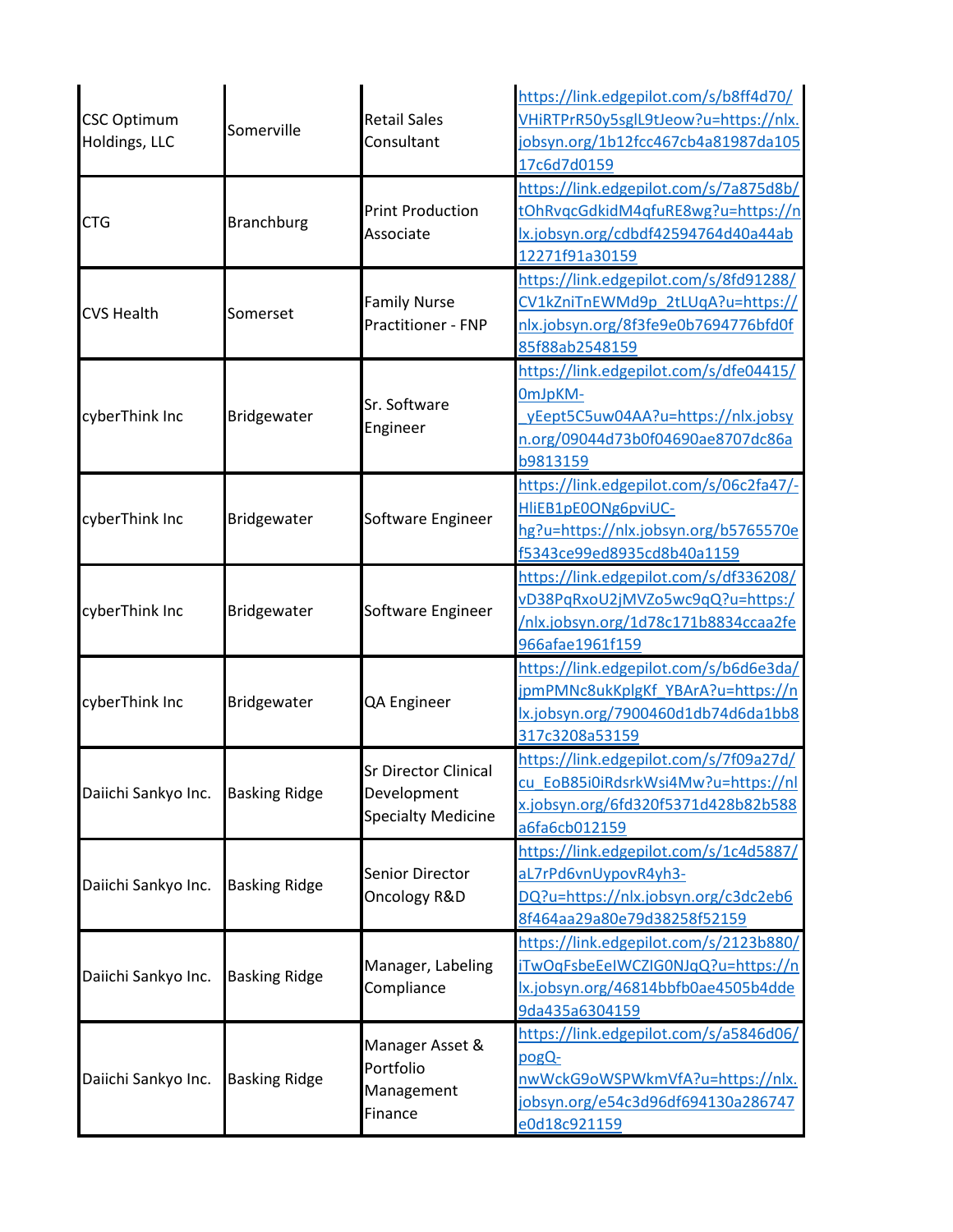| | | | |
|---|---|---|---|
| CSC Optimum Holdings, LLC | Somerville | Retail Sales Consultant | https://link.edgepilot.com/s/b8ff4d70/VHiRTPrR50y5sglL9tJeow?u=https://nlx.jobsyn.org/1b12fcc467cb4a81987da10517c6d7d0159 |
| CTG | Branchburg | Print Production Associate | https://link.edgepilot.com/s/7a875d8b/tOhRvqcGdkidM4qfuRE8wg?u=https://nlx.jobsyn.org/cdbdf42594764d40a44ab12271f91a30159 |
| CVS Health | Somerset | Family Nurse Practitioner - FNP | https://link.edgepilot.com/s/8fd91288/CV1kZniTnEWMd9p_2tLUqA?u=https://nlx.jobsyn.org/8f3fe9e0b7694776bfd0f85f88ab2548159 |
| cyberThink Inc | Bridgewater | Sr. Software Engineer | https://link.edgepilot.com/s/dfe04415/0mJpKM-_yEept5C5uw04AA?u=https://nlx.jobsyn.org/09044d73b0f04690ae8707dc86ab9813159 |
| cyberThink Inc | Bridgewater | Software Engineer | https://link.edgepilot.com/s/06c2fa47/-HliEB1pE0ONg6pviUC-hg?u=https://nlx.jobsyn.org/b5765570ef5343ce99ed8935cd8b40a1159 |
| cyberThink Inc | Bridgewater | Software Engineer | https://link.edgepilot.com/s/df336208/vD38PqRxoU2jMVZo5wc9qQ?u=https://nlx.jobsyn.org/1d78c171b8834ccaa2fe966afae1961f159 |
| cyberThink Inc | Bridgewater | QA Engineer | https://link.edgepilot.com/s/b6d6e3da/jpmPMNc8ukKplgKf_YBArA?u=https://nlx.jobsyn.org/7900460d1db74d6da1bb8317c3208a53159 |
| Daiichi Sankyo Inc. | Basking Ridge | Sr Director Clinical Development Specialty Medicine | https://link.edgepilot.com/s/7f09a27d/cu_EoB85i0iRdsrkWsi4Mw?u=https://nlx.jobsyn.org/6fd320f5371d428b82b588a6fa6cb012159 |
| Daiichi Sankyo Inc. | Basking Ridge | Senior Director Oncology R&D | https://link.edgepilot.com/s/1c4d5887/aL7rPd6vnUypovR4yh3-DQ?u=https://nlx.jobsyn.org/c3dc2eb68f464aa29a80e79d38258f52159 |
| Daiichi Sankyo Inc. | Basking Ridge | Manager, Labeling Compliance | https://link.edgepilot.com/s/2123b880/iTwOqFsbeEeIWCZIG0NJqQ?u=https://nlx.jobsyn.org/46814bbfb0ae4505b4dde9da435a6304159 |
| Daiichi Sankyo Inc. | Basking Ridge | Manager Asset & Portfolio Management Finance | https://link.edgepilot.com/s/a5846d06/pogQ-nwWckG9oWSPWkmVfA?u=https://nlx.jobsyn.org/e54c3d96df694130a286747e0d18c921159 |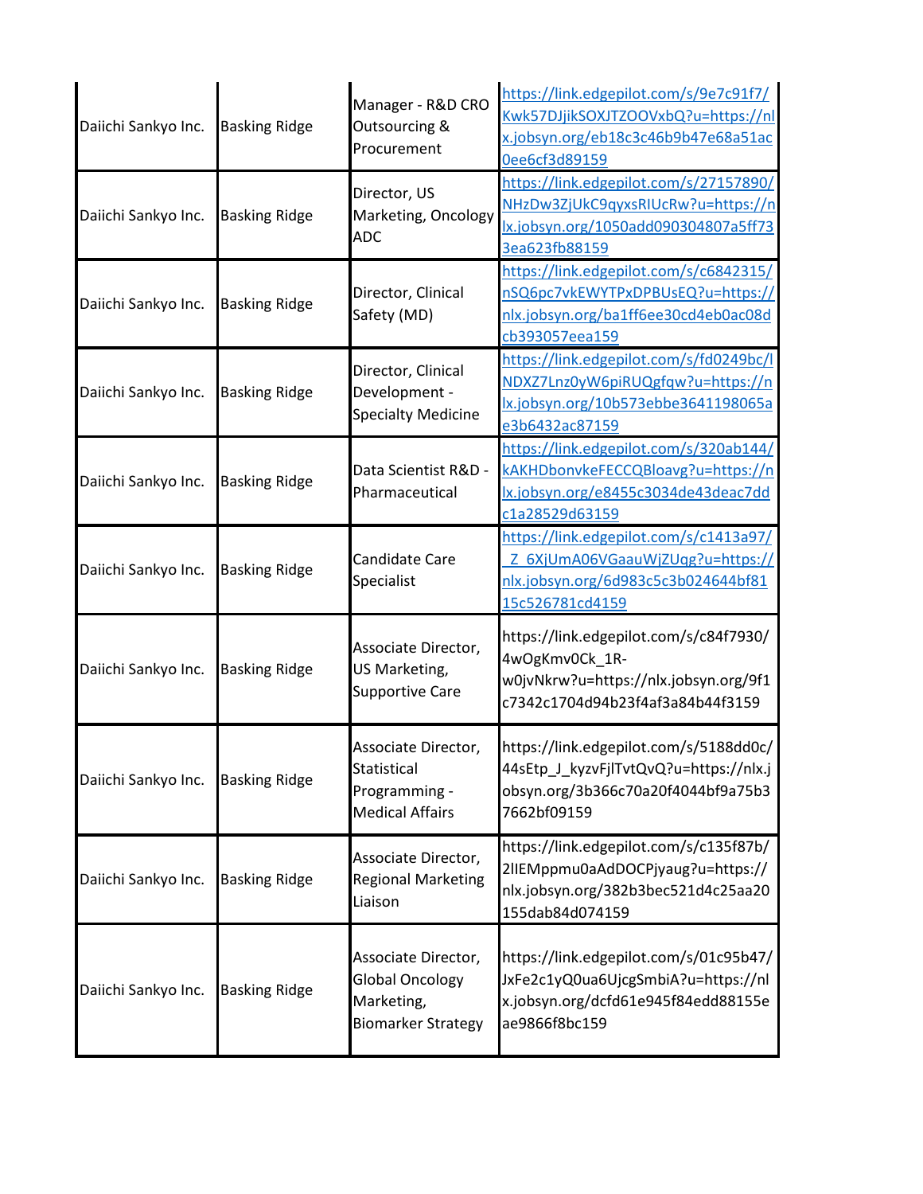| Daiichi Sankyo Inc. | Basking Ridge | Manager - R&D CRO Outsourcing & Procurement | https://link.edgepilot.com/s/9e7c91f7/Kwk57DJjikSOXJTZOOVxbQ?u=https://nlx.jobsyn.org/eb18c3c46b9b47e68a51ac0ee6cf3d89159 |
|---|---|---|---|
| Daiichi Sankyo Inc. | Basking Ridge | Director, US Marketing, Oncology ADC | https://link.edgepilot.com/s/27157890/NHzDw3ZjUkC9qyxsRIUcRw?u=https://nlx.jobsyn.org/1050add090304807a5ff733ea623fb88159 |
| Daiichi Sankyo Inc. | Basking Ridge | Director, Clinical Safety (MD) | https://link.edgepilot.com/s/c6842315/nSQ6pc7vkEWYTPxDPBUsEQ?u=https://nlx.jobsyn.org/ba1ff6ee30cd4eb0ac08dcb393057eea159 |
| Daiichi Sankyo Inc. | Basking Ridge | Director, Clinical Development - Specialty Medicine | https://link.edgepilot.com/s/fd0249bc/INDXZ7Lnz0yW6piRUQgfqw?u=https://nlx.jobsyn.org/10b573ebbe3641198065ae3b6432ac87159 |
| Daiichi Sankyo Inc. | Basking Ridge | Data Scientist R&D - Pharmaceutical | https://link.edgepilot.com/s/320ab144/kAKHDbonvkeFECCQBloavg?u=https://nlx.jobsyn.org/e8455c3034de43deac7ddc1a28529d63159 |
| Daiichi Sankyo Inc. | Basking Ridge | Candidate Care Specialist | https://link.edgepilot.com/s/c1413a97/_Z_6XjUmA06VGaauWjZUqg?u=https://nlx.jobsyn.org/6d983c5c3b024644bf8115c526781cd4159 |
| Daiichi Sankyo Inc. | Basking Ridge | Associate Director, US Marketing, Supportive Care | https://link.edgepilot.com/s/c84f7930/4wOgKmv0Ck_1R-w0jvNkrw?u=https://nlx.jobsyn.org/9f1c7342c1704d94b23f4af3a84b44f3159 |
| Daiichi Sankyo Inc. | Basking Ridge | Associate Director, Statistical Programming - Medical Affairs | https://link.edgepilot.com/s/5188dd0c/44sEtp_J_kyzvFjlTvtQvQ?u=https://nlx.jobsyn.org/3b366c70a20f4044bf9a75b37662bf09159 |
| Daiichi Sankyo Inc. | Basking Ridge | Associate Director, Regional Marketing Liaison | https://link.edgepilot.com/s/c135f87b/2IIEMppmu0aAdDOCPjyaug?u=https://nlx.jobsyn.org/382b3bec521d4c25aa20155dab84d074159 |
| Daiichi Sankyo Inc. | Basking Ridge | Associate Director, Global Oncology Marketing, Biomarker Strategy | https://link.edgepilot.com/s/01c95b47/JxFe2c1yQ0ua6UjcgSmbiA?u=https://nlx.jobsyn.org/dcfd61e945f84edd88155eae9866f8bc159 |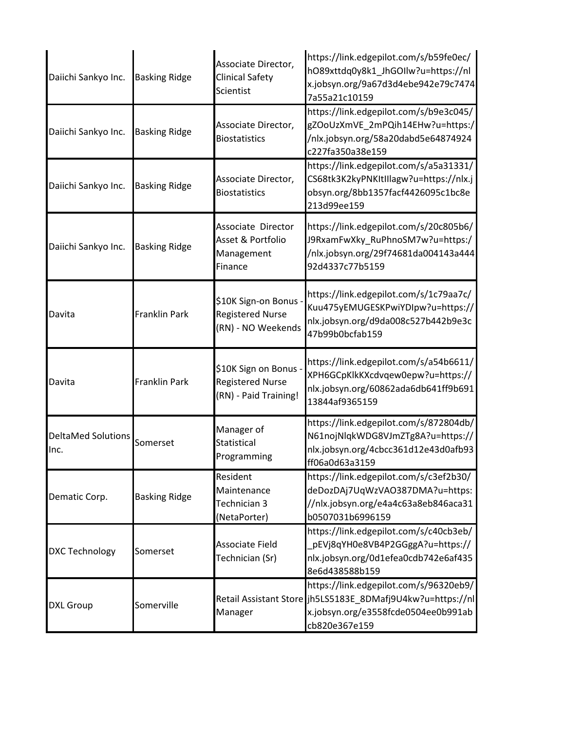| | | | |
|---|---|---|---|
| Daiichi Sankyo Inc. | Basking Ridge | Associate Director, Clinical Safety Scientist | https://link.edgepilot.com/s/b59fe0ec/hO89xttdq0y8k1_JhGOIlw?u=https://nlx.jobsyn.org/9a67d3d4ebe942e79c74747a55a21c10159 |
| Daiichi Sankyo Inc. | Basking Ridge | Associate Director, Biostatistics | https://link.edgepilot.com/s/b9e3c045/gZOoUzXmVE_2mPQih14EHw?u=https://nlx.jobsyn.org/58a20dabd5e64874924c227fa350a38e159 |
| Daiichi Sankyo Inc. | Basking Ridge | Associate Director, Biostatistics | https://link.edgepilot.com/s/a5a31331/CS68tk3K2kyPNKItIllagw?u=https://nlx.jobsyn.org/8bb1357facf4426095c1bc8e213d99ee159 |
| Daiichi Sankyo Inc. | Basking Ridge | Associate Director Asset & Portfolio Management Finance | https://link.edgepilot.com/s/20c805b6/J9RxamFwXky_RuPhnoSM7w?u=https://nlx.jobsyn.org/29f74681da004143a44492d4337c77b5159 |
| Davita | Franklin Park | $10K Sign-on Bonus - Registered Nurse (RN) - NO Weekends | https://link.edgepilot.com/s/1c79aa7c/Kuu475yEMUGESKPwiYDIpw?u=https://nlx.jobsyn.org/d9da008c527b442b9e3c47b99b0bcfab159 |
| Davita | Franklin Park | $10K Sign on Bonus - Registered Nurse (RN) - Paid Training! | https://link.edgepilot.com/s/a54b6611/XPH6GCpKlkKXcdvqew0epw?u=https://nlx.jobsyn.org/60862ada6db641ff9b69113844af9365159 |
| DeltaMed Solutions Inc. | Somerset | Manager of Statistical Programming | https://link.edgepilot.com/s/872804db/N61nojNlqkWDG8VJmZTg8A?u=https://nlx.jobsyn.org/4cbcc361d12e43d0afb93ff06a0d63a3159 |
| Dematic Corp. | Basking Ridge | Resident Maintenance Technician 3 (NetaPorter) | https://link.edgepilot.com/s/c3ef2b30/deDozDAj7UqWzVAO387DMA?u=https://nlx.jobsyn.org/e4a4c63a8eb846aca31b0507031b6996159 |
| DXC Technology | Somerset | Associate Field Technician (Sr) | https://link.edgepilot.com/s/c40cb3eb/_pEVj8qYH0e8VB4P2GGggA?u=https://nlx.jobsyn.org/0d1efea0cdb742e6af4358e6d438588b159 |
| DXL Group | Somerville | Retail Assistant Store Manager | https://link.edgepilot.com/s/96320eb9/jh5LS5183E_8DMafj9U4kw?u=https://nlx.jobsyn.org/e3558fcde0504ee0b991abcb820e367e159 |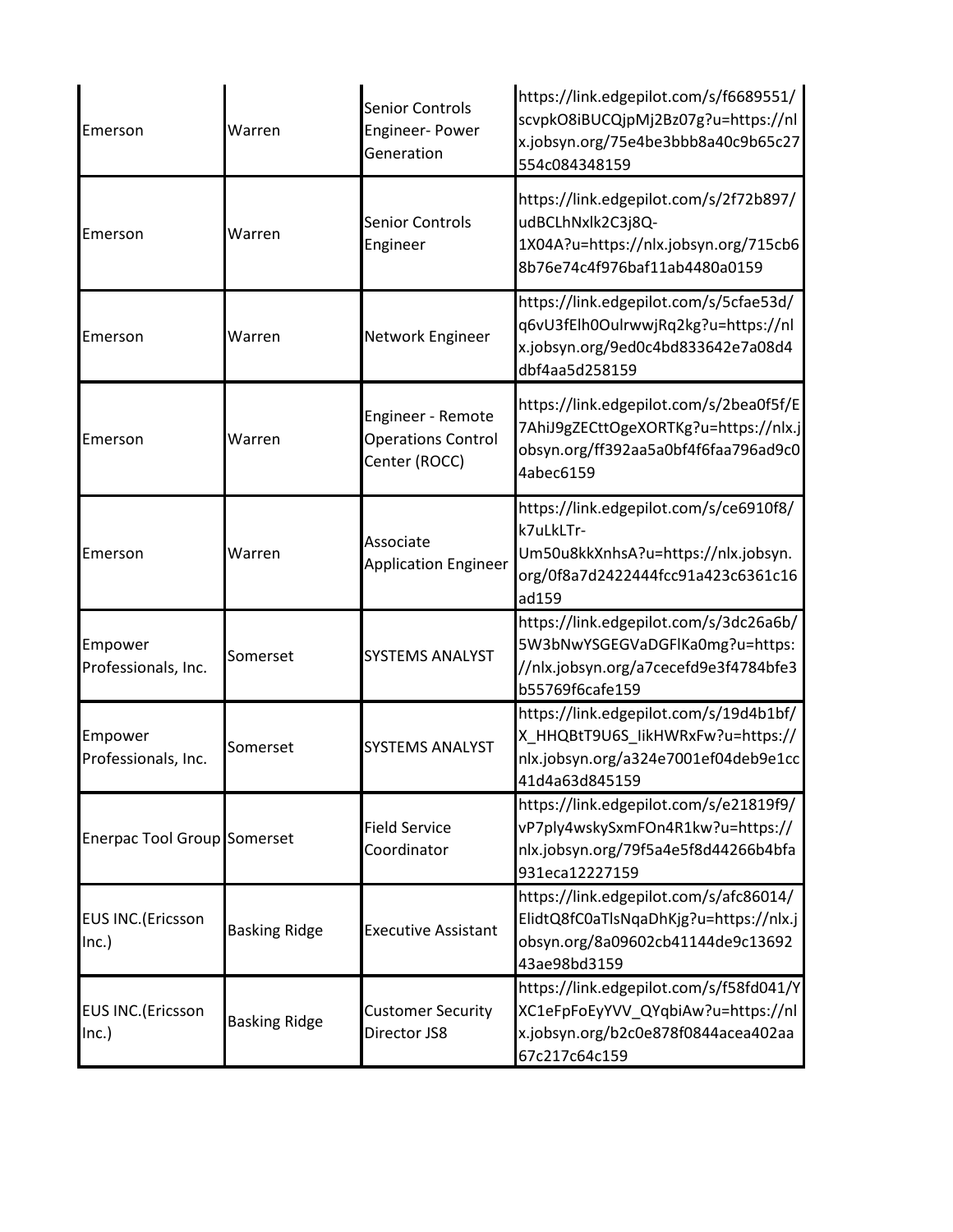| | | | |
|---|---|---|---|
| Emerson | Warren | Senior Controls Engineer- Power Generation | https://link.edgepilot.com/s/f6689551/scvpkO8iBUCQjpMj2Bz07g?u=https://nlx.jobsyn.org/75e4be3bbb8a40c9b65c27554c084348159 |
| Emerson | Warren | Senior Controls Engineer | https://link.edgepilot.com/s/2f72b897/udBCLhNxlk2C3j8Q-1X04A?u=https://nlx.jobsyn.org/715cb68b76e74c4f976baf11ab4480a0159 |
| Emerson | Warren | Network Engineer | https://link.edgepilot.com/s/5cfae53d/q6vU3fElh0OulrwwjRq2kg?u=https://nlx.jobsyn.org/9ed0c4bd833642e7a08d4dbf4aa5d258159 |
| Emerson | Warren | Engineer - Remote Operations Control Center (ROCC) | https://link.edgepilot.com/s/2bea0f5f/E7AhiJ9gZECttOgeXORTKg?u=https://nlx.jobsyn.org/ff392aa5a0bf4f6faa796ad9c04abec6159 |
| Emerson | Warren | Associate Application Engineer | https://link.edgepilot.com/s/ce6910f8/k7uLkLTr-Um50u8kkXnhsA?u=https://nlx.jobsyn.org/0f8a7d2422444fcc91a423c6361c16ad159 |
| Empower Professionals, Inc. | Somerset | SYSTEMS ANALYST | https://link.edgepilot.com/s/3dc26a6b/5W3bNwYSGEGVaDGFIKa0mg?u=https://nlx.jobsyn.org/a7cecefd9e3f4784bfe3b55769f6cafe159 |
| Empower Professionals, Inc. | Somerset | SYSTEMS ANALYST | https://link.edgepilot.com/s/19d4b1bf/X_HHQBtT9U6S_IikHWRxFw?u=https://nlx.jobsyn.org/a324e7001ef04deb9e1cc41d4a63d845159 |
| Enerpac Tool Group | Somerset | Field Service Coordinator | https://link.edgepilot.com/s/e21819f9/vP7ply4wskySxmFOn4R1kw?u=https://nlx.jobsyn.org/79f5a4e5f8d44266b4bfa931eca12227159 |
| EUS INC.(Ericsson Inc.) | Basking Ridge | Executive Assistant | https://link.edgepilot.com/s/afc86014/ElidtQ8fC0aTlsNqaDhKjg?u=https://nlx.jobsyn.org/8a09602cb41144de9c1369243ae98bd3159 |
| EUS INC.(Ericsson Inc.) | Basking Ridge | Customer Security Director JS8 | https://link.edgepilot.com/s/f58fd041/YXC1eFpFoEyYVV_QYqbiAw?u=https://nlx.jobsyn.org/b2c0e878f0844acea402aa67c217c64c159 |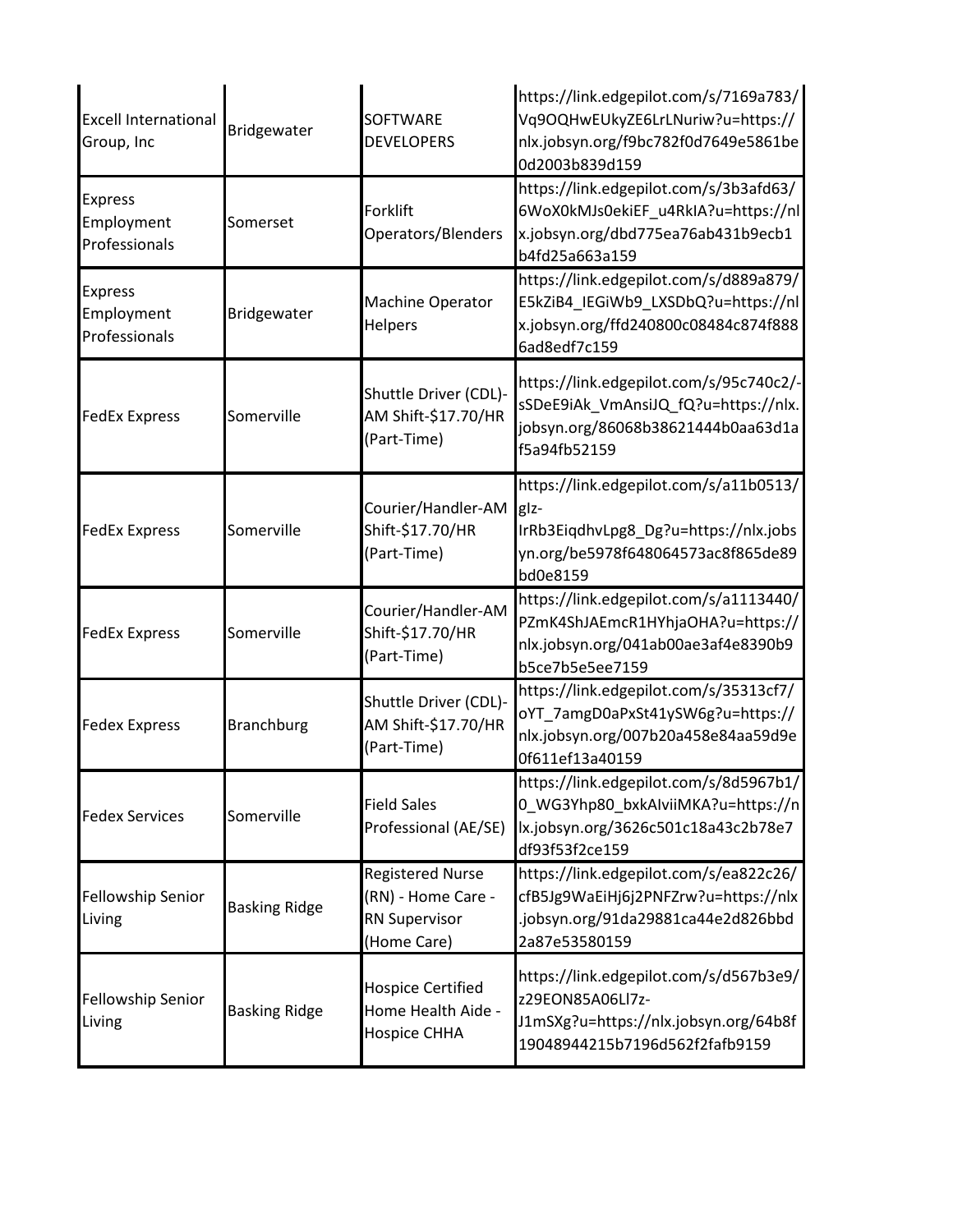| | | | |
|---|---|---|---|
| Excell International Group, Inc | Bridgewater | SOFTWARE DEVELOPERS | https://link.edgepilot.com/s/7169a783/Vq9OQHwEUkyZE6LrLNuriw?u=https://nlx.jobsyn.org/f9bc782f0d7649e5861be0d2003b839d159 |
| Express Employment Professionals | Somerset | Forklift Operators/Blenders | https://link.edgepilot.com/s/3b3afd63/6WoX0kMJs0ekiEF_u4RkIA?u=https://nlx.jobsyn.org/dbd775ea76ab431b9ecb1b4fd25a663a159 |
| Express Employment Professionals | Bridgewater | Machine Operator Helpers | https://link.edgepilot.com/s/d889a879/E5kZiB4_IEGiWb9_LXSDbQ?u=https://nlx.jobsyn.org/ffd240800c08484c874f8886ad8edf7c159 |
| FedEx Express | Somerville | Shuttle Driver (CDL)-AM Shift-$17.70/HR (Part-Time) | https://link.edgepilot.com/s/95c740c2/-sSDeE9iAk_VmAnsiJQ_fQ?u=https://nlx.jobsyn.org/86068b38621444b0aa63d1af5a94fb52159 |
| FedEx Express | Somerville | Courier/Handler-AM Shift-$17.70/HR (Part-Time) | https://link.edgepilot.com/s/a11b0513/glz-IrRb3EiqdhvLpg8_Dg?u=https://nlx.jobsyn.org/be5978f648064573ac8f865de89bd0e8159 |
| FedEx Express | Somerville | Courier/Handler-AM Shift-$17.70/HR (Part-Time) | https://link.edgepilot.com/s/a1113440/PZmK4ShJAEmcR1HYhjaOHA?u=https://nlx.jobsyn.org/041ab00ae3af4e8390b9b5ce7b5e5ee7159 |
| Fedex Express | Branchburg | Shuttle Driver (CDL)-AM Shift-$17.70/HR (Part-Time) | https://link.edgepilot.com/s/35313cf7/oYT_7amgD0aPxSt41ySW6g?u=https://nlx.jobsyn.org/007b20a458e84aa59d9e0f611ef13a40159 |
| Fedex Services | Somerville | Field Sales Professional (AE/SE) | https://link.edgepilot.com/s/8d5967b1/0_WG3Yhp80_bxkAIviiMKA?u=https://nlx.jobsyn.org/3626c501c18a43c2b78e7df93f53f2ce159 |
| Fellowship Senior Living | Basking Ridge | Registered Nurse (RN) - Home Care - RN Supervisor (Home Care) | https://link.edgepilot.com/s/ea822c26/cfB5Jg9WaEiHj6j2PNFZrw?u=https://nlx.jobsyn.org/91da29881ca44e2d826bbd2a87e53580159 |
| Fellowship Senior Living | Basking Ridge | Hospice Certified Home Health Aide - Hospice CHHA | https://link.edgepilot.com/s/d567b3e9/z29EON85A06Ll7z-J1mSXg?u=https://nlx.jobsyn.org/64b8f19048944215b7196d562f2fafb9159 |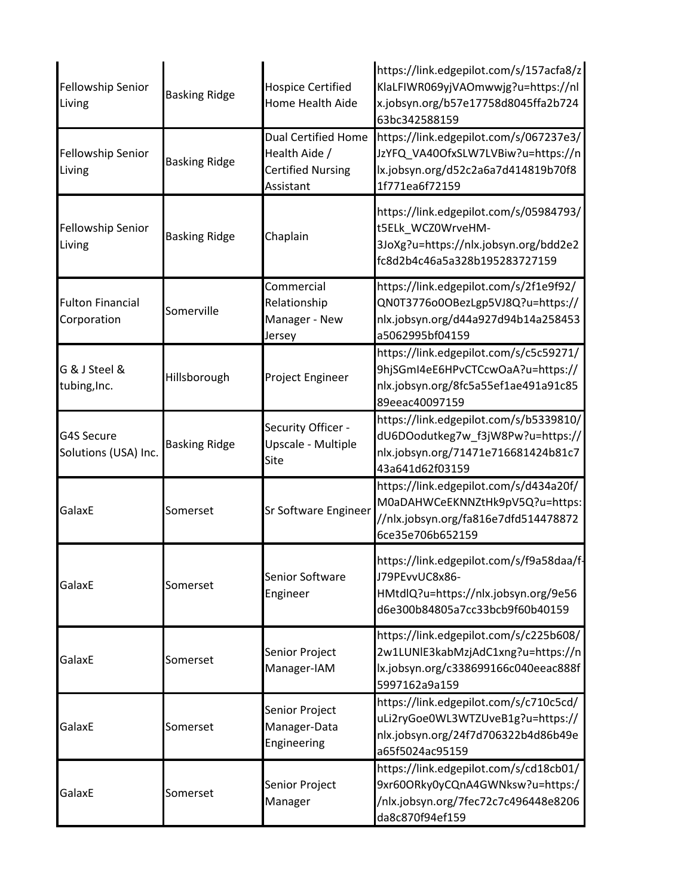| | | | |
|---|---|---|---|
| Fellowship Senior Living | Basking Ridge | Hospice Certified Home Health Aide | https://link.edgepilot.com/s/157acfa8/zKlaLFIWR069yjVAOmwwjg?u=https://nlx.jobsyn.org/b57e17758d8045ffa2b72463bc342588159 |
| Fellowship Senior Living | Basking Ridge | Dual Certified Home Health Aide / Certified Nursing Assistant | https://link.edgepilot.com/s/067237e3/JzYFQ_VA40OfxSLW7LVBiw?u=https://nlx.jobsyn.org/d52c2a6a7d414819b70f81f771ea6f72159 |
| Fellowship Senior Living | Basking Ridge | Chaplain | https://link.edgepilot.com/s/05984793/t5ELk_WCZ0WrveHM-3JoXg?u=https://nlx.jobsyn.org/bdd2e2fc8d2b4c46a5a328b195283727159 |
| Fulton Financial Corporation | Somerville | Commercial Relationship Manager - New Jersey | https://link.edgepilot.com/s/2f1e9f92/QN0T3776o0OBezLgp5VJ8Q?u=https://nlx.jobsyn.org/d44a927d94b14a258453a5062995bf04159 |
| G & J Steel & tubing,Inc. | Hillsborough | Project Engineer | https://link.edgepilot.com/s/c5c59271/9hjSGmI4eE6HPvCTCcwOaA?u=https://nlx.jobsyn.org/8fc5a55ef1ae491a91c8589eeac40097159 |
| G4S Secure Solutions (USA) Inc. | Basking Ridge | Security Officer - Upscale - Multiple Site | https://link.edgepilot.com/s/b5339810/dU6DOodutkeg7w_f3jW8Pw?u=https://nlx.jobsyn.org/71471e716681424b81c743a641d62f03159 |
| GalaxE | Somerset | Sr Software Engineer | https://link.edgepilot.com/s/d434a20f/M0aDAHWCeEKNNZtHk9pV5Q?u=https://nlx.jobsyn.org/fa816e7dfd5144788726ce35e706b652159 |
| GalaxE | Somerset | Senior Software Engineer | https://link.edgepilot.com/s/f9a58daa/f-J79PEvvUC8x86-HMtdlQ?u=https://nlx.jobsyn.org/9e56d6e300b84805a7cc33bcb9f60b40159 |
| GalaxE | Somerset | Senior Project Manager-IAM | https://link.edgepilot.com/s/c225b608/2w1LUNlE3kabMzjAdC1xng?u=https://nlx.jobsyn.org/c338699166c040eeac888f5997162a9a159 |
| GalaxE | Somerset | Senior Project Manager-Data Engineering | https://link.edgepilot.com/s/c710c5cd/uLi2ryGoe0WL3WTZUveB1g?u=https://nlx.jobsyn.org/24f7d706322b4d86b49ea65f5024ac95159 |
| GalaxE | Somerset | Senior Project Manager | https://link.edgepilot.com/s/cd18cb01/9xr60ORky0yCQnA4GWNksw?u=https://nlx.jobsyn.org/7fec72c7c496448e8206da8c870f94ef159 |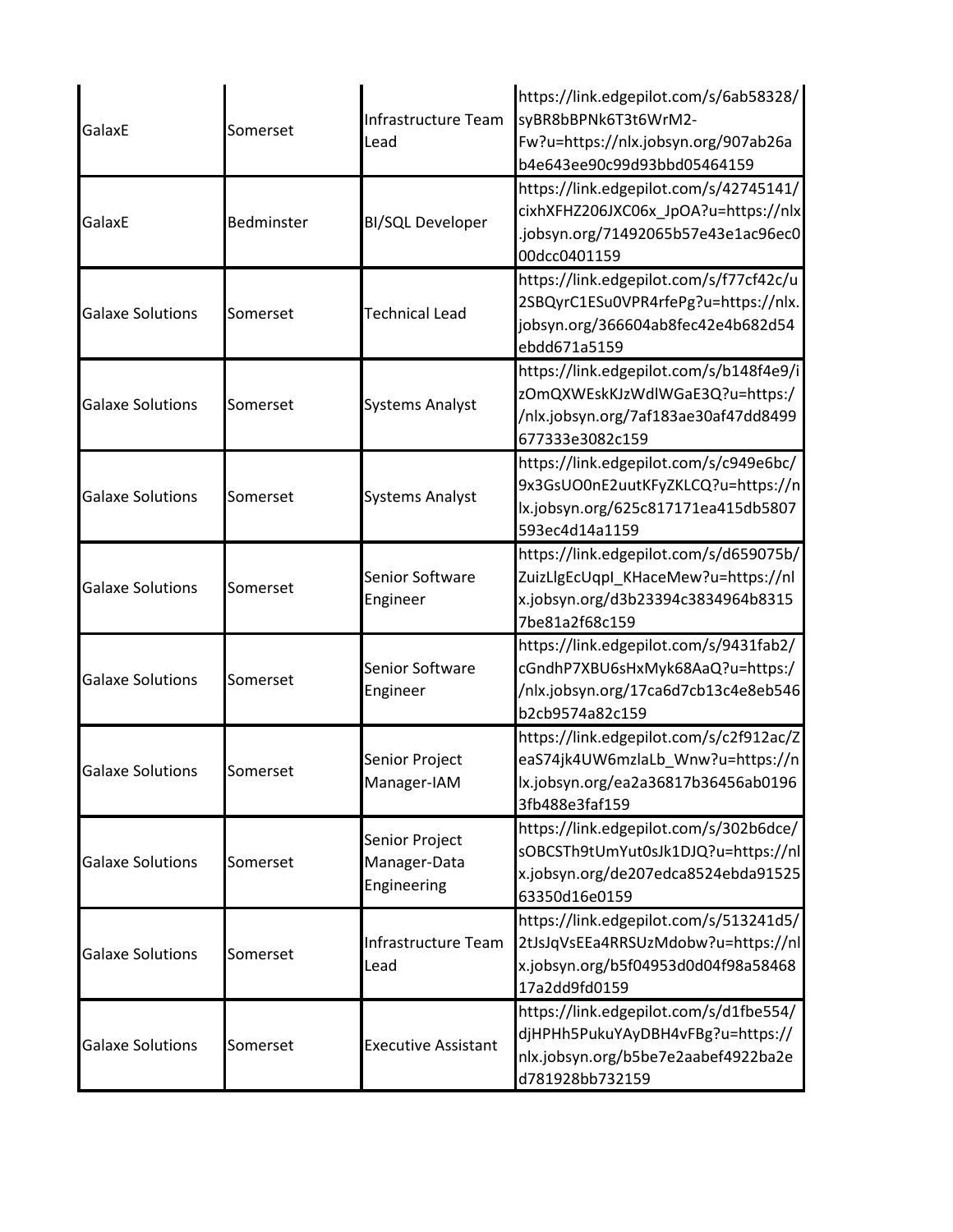| GalaxE | Somerset | Infrastructure Team Lead | https://link.edgepilot.com/s/6ab58328/syBR8bBPNk6T3t6WrM2-Fw?u=https://nlx.jobsyn.org/907ab26ab4e643ee90c99d93bbd05464159 |
|---|---|---|---|
| GalaxE | Bedminster | BI/SQL Developer | https://link.edgepilot.com/s/42745141/cixhXFHZ206JXC06x_JpOA?u=https://nlx.jobsyn.org/71492065b57e43e1ac96ec000dcc0401159 |
| Galaxe Solutions | Somerset | Technical Lead | https://link.edgepilot.com/s/f77cf42c/u2SBQyrC1ESu0VPR4rfePg?u=https://nlx.jobsyn.org/366604ab8fec42e4b682d54ebdd671a5159 |
| Galaxe Solutions | Somerset | Systems Analyst | https://link.edgepilot.com/s/b148f4e9/izOmQXWEskKJzWdlWGaE3Q?u=https://nlx.jobsyn.org/7af183ae30af47dd8499677333e3082c159 |
| Galaxe Solutions | Somerset | Systems Analyst | https://link.edgepilot.com/s/c949e6bc/9x3GsUO0nE2uutKFyZKLCQ?u=https://nlx.jobsyn.org/625c817171ea415db5807593ec4d14a1159 |
| Galaxe Solutions | Somerset | Senior Software Engineer | https://link.edgepilot.com/s/d659075b/ZuizLlgEcUqpI_KHaceMew?u=https://nlx.jobsyn.org/d3b23394c3834964b83157be81a2f68c159 |
| Galaxe Solutions | Somerset | Senior Software Engineer | https://link.edgepilot.com/s/9431fab2/cGndhP7XBU6sHxMyk68AaQ?u=https://nlx.jobsyn.org/17ca6d7cb13c4e8eb546b2cb9574a82c159 |
| Galaxe Solutions | Somerset | Senior Project Manager-IAM | https://link.edgepilot.com/s/c2f912ac/ZeaS74jk4UW6mzlaLb_Wnw?u=https://nlx.jobsyn.org/ea2a36817b36456ab01963fb488e3faf159 |
| Galaxe Solutions | Somerset | Senior Project Manager-Data Engineering | https://link.edgepilot.com/s/302b6dce/sOBCSTh9tUmYut0sJk1DJQ?u=https://nlx.jobsyn.org/de207edca8524ebda9152563350d16e0159 |
| Galaxe Solutions | Somerset | Infrastructure Team Lead | https://link.edgepilot.com/s/513241d5/2tJsJqVsEEa4RRSUzMdobw?u=https://nlx.jobsyn.org/b5f04953d0d04f98a5846817a2dd9fd0159 |
| Galaxe Solutions | Somerset | Executive Assistant | https://link.edgepilot.com/s/d1fbe554/djHPHh5PukuYAyDBH4vFBg?u=https://nlx.jobsyn.org/b5be7e2aabef4922ba2ed781928bb732159 |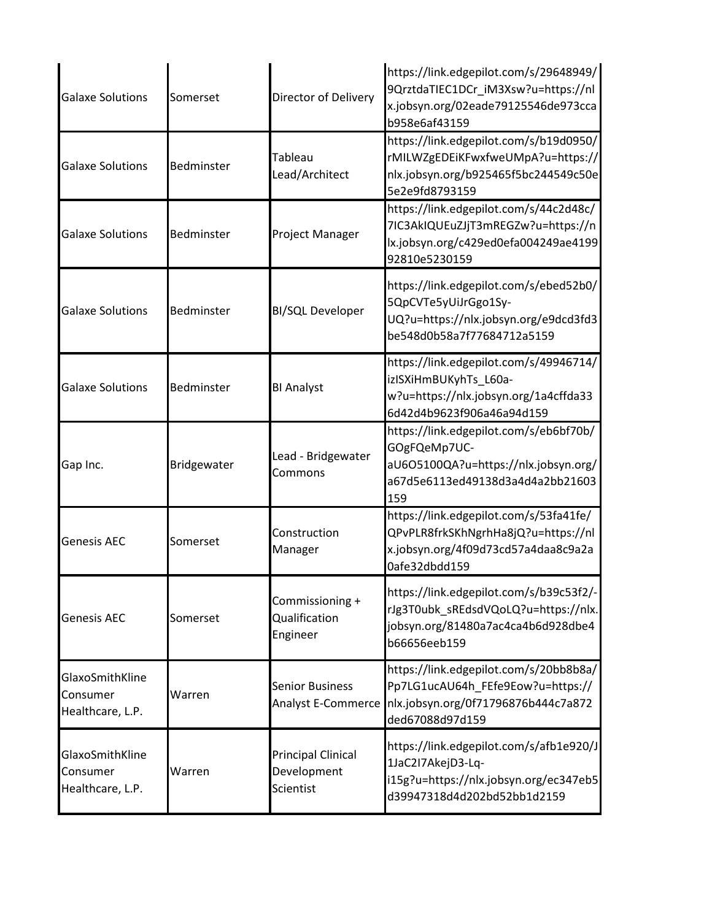| | | | |
|---|---|---|---|
| Galaxe Solutions | Somerset | Director of Delivery | https://link.edgepilot.com/s/29648949/9QrztdaTIEC1DCr_iM3Xsw?u=https://nlx.jobsyn.org/02eade79125546de973ccab958e6af43159 |
| Galaxe Solutions | Bedminster | Tableau Lead/Architect | https://link.edgepilot.com/s/b19d0950/rMILWZgEDEiKFwxfweUMpA?u=https://nlx.jobsyn.org/b925465f5bc244549c50e5e2e9fd8793159 |
| Galaxe Solutions | Bedminster | Project Manager | https://link.edgepilot.com/s/44c2d48c/7IC3AkIQUEuZJjT3mREGZw?u=https://nlx.jobsyn.org/c429ed0efa004249ae419992810e5230159 |
| Galaxe Solutions | Bedminster | BI/SQL Developer | https://link.edgepilot.com/s/ebed52b0/5QpCVTe5yUiJrGgo1Sy-UQ?u=https://nlx.jobsyn.org/e9dcd3fd3be548d0b58a7f77684712a5159 |
| Galaxe Solutions | Bedminster | BI Analyst | https://link.edgepilot.com/s/49946714/izISXiHmBUKyhTs_L60a-w?u=https://nlx.jobsyn.org/1a4cffda336d42d4b9623f906a46a94d159 |
| Gap Inc. | Bridgewater | Lead - Bridgewater Commons | https://link.edgepilot.com/s/eb6bf70b/GOgFQeMp7UC-aU6O5100QA?u=https://nlx.jobsyn.org/a67d5e6113ed49138d3a4d4a2bb21603159 |
| Genesis AEC | Somerset | Construction Manager | https://link.edgepilot.com/s/53fa41fe/QPvPLR8frkSKhNgrhHa8jQ?u=https://nlx.jobsyn.org/4f09d73cd57a4daa8c9a2a0afe32dbdd159 |
| Genesis AEC | Somerset | Commissioning + Qualification Engineer | https://link.edgepilot.com/s/b39c53f2/-rJg3T0ubk_sREdsdVQoLQ?u=https://nlx.jobsyn.org/81480a7ac4ca4b6d928dbe4b66656eeb159 |
| GlaxoSmithKline Consumer Healthcare, L.P. | Warren | Senior Business Analyst E-Commerce | https://link.edgepilot.com/s/20bb8b8a/Pp7LG1ucAU64h_FEfe9Eow?u=https://nlx.jobsyn.org/0f71796876b444c7a872ded67088d97d159 |
| GlaxoSmithKline Consumer Healthcare, L.P. | Warren | Principal Clinical Development Scientist | https://link.edgepilot.com/s/afb1e920/J1JaC2I7AkejD3-Lq-i15g?u=https://nlx.jobsyn.org/ec347eb5d39947318d4d202bd52bb1d2159 |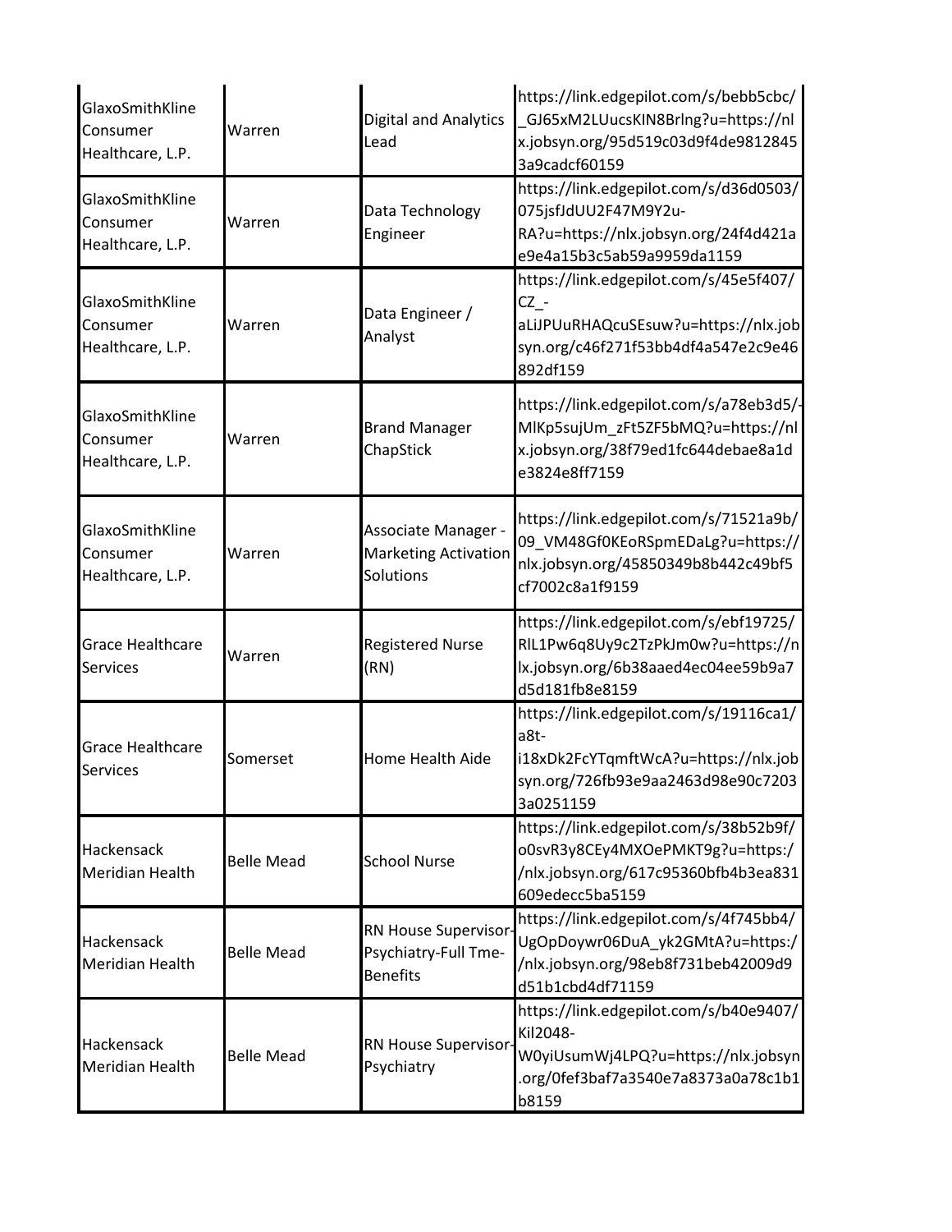| | | | |
|---|---|---|---|
| GlaxoSmithKline Consumer Healthcare, L.P. | Warren | Digital and Analytics Lead | https://link.edgepilot.com/s/bebb5cbc/_GJ65xM2LUucsKIN8Brlng?u=https://nlx.jobsyn.org/95d519c03d9f4de98128453a9cadcf60159 |
| GlaxoSmithKline Consumer Healthcare, L.P. | Warren | Data Technology Engineer | https://link.edgepilot.com/s/d36d0503/075jsfJdUU2F47M9Y2u-RA?u=https://nlx.jobsyn.org/24f4d421ae9e4a15b3c5ab59a9959da1159 |
| GlaxoSmithKline Consumer Healthcare, L.P. | Warren | Data Engineer / Analyst | https://link.edgepilot.com/s/45e5f407/CZ_-aLiJPUuRHAQcuSEsuw?u=https://nlx.jobsyn.org/c46f271f53bb4df4a547e2c9e46892df159 |
| GlaxoSmithKline Consumer Healthcare, L.P. | Warren | Brand Manager ChapStick | https://link.edgepilot.com/s/a78eb3d5/-MlKp5sujUm_zFt5ZF5bMQ?u=https://nlx.jobsyn.org/38f79ed1fc644debae8a1de3824e8ff7159 |
| GlaxoSmithKline Consumer Healthcare, L.P. | Warren | Associate Manager - Marketing Activation Solutions | https://link.edgepilot.com/s/71521a9b/09_VM48Gf0KEoRSpmEDaLg?u=https://nlx.jobsyn.org/45850349b8b442c49bf5cf7002c8a1f9159 |
| Grace Healthcare Services | Warren | Registered Nurse (RN) | https://link.edgepilot.com/s/ebf19725/RlL1Pw6q8Uy9c2TzPkJm0w?u=https://nlx.jobsyn.org/6b38aaed4ec04ee59b9a7d5d181fb8e8159 |
| Grace Healthcare Services | Somerset | Home Health Aide | https://link.edgepilot.com/s/19116ca1/a8t-i18xDk2FcYTqmftWcA?u=https://nlx.jobsyn.org/726fb93e9aa2463d98e90c72033a0251159 |
| Hackensack Meridian Health | Belle Mead | School Nurse | https://link.edgepilot.com/s/38b52b9f/o0svR3y8CEy4MXOePMKT9g?u=https://nlx.jobsyn.org/617c95360bfb4b3ea831609edecc5ba5159 |
| Hackensack Meridian Health | Belle Mead | RN House Supervisor-Psychiatry-Full Tme-Benefits | https://link.edgepilot.com/s/4f745bb4/UgOpDoywr06DuA_yk2GMtA?u=https://nlx.jobsyn.org/98eb8f731beb42009d9d51b1cbd4df71159 |
| Hackensack Meridian Health | Belle Mead | RN House Supervisor-Psychiatry | https://link.edgepilot.com/s/b40e9407/Kil2048-W0yiUsumWj4LPQ?u=https://nlx.jobsyn.org/0fef3baf7a3540e7a8373a0a78c1b1b8159 |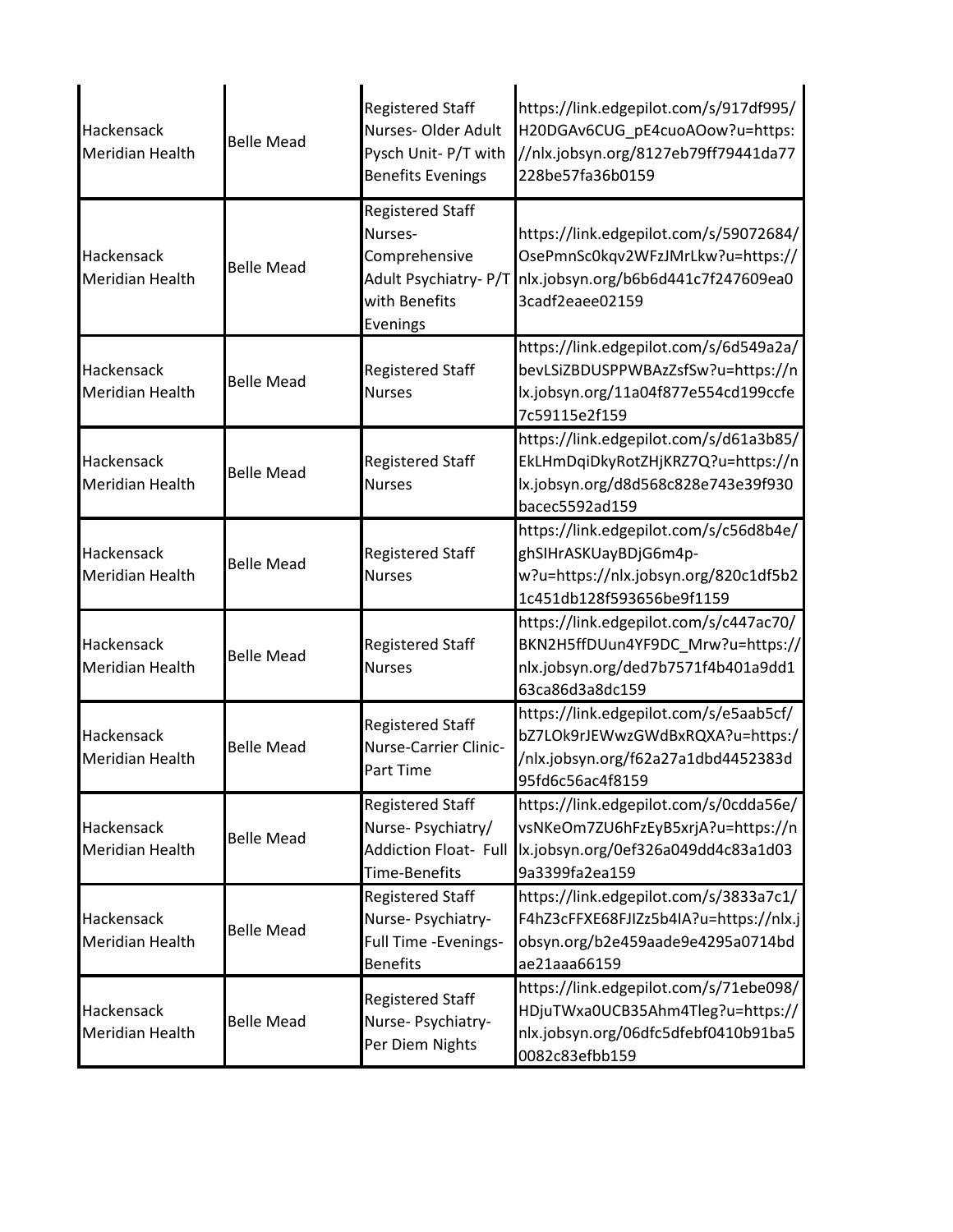| | | | |
|---|---|---|---|
| Hackensack Meridian Health | Belle Mead | Registered Staff Nurses- Older Adult Pysch Unit- P/T with Benefits Evenings | https://link.edgepilot.com/s/917df995/H20DGAv6CUG_pE4cuoAOow?u=https://nlx.jobsyn.org/8127eb79ff79441da77228be57fa36b0159 |
| Hackensack Meridian Health | Belle Mead | Registered Staff Nurses- Comprehensive Adult Psychiatry- P/T with Benefits Evenings | https://link.edgepilot.com/s/59072684/OsePmnSc0kqv2WFzJMrLkw?u=https://nlx.jobsyn.org/b6b6d441c7f247609ea03cadf2eaee02159 |
| Hackensack Meridian Health | Belle Mead | Registered Staff Nurses | https://link.edgepilot.com/s/6d549a2a/bevLSiZBDUSPPWBAzZsfSw?u=https://nlx.jobsyn.org/11a04f877e554cd199ccfe7c59115e2f159 |
| Hackensack Meridian Health | Belle Mead | Registered Staff Nurses | https://link.edgepilot.com/s/d61a3b85/EkLHmDqiDkyRotZHjKRZ7Q?u=https://nlx.jobsyn.org/d8d568c828e743e39f930bacec5592ad159 |
| Hackensack Meridian Health | Belle Mead | Registered Staff Nurses | https://link.edgepilot.com/s/c56d8b4e/ghSIHrASKUayBDjG6m4p-w?u=https://nlx.jobsyn.org/820c1df5b21c451db128f593656be9f1159 |
| Hackensack Meridian Health | Belle Mead | Registered Staff Nurses | https://link.edgepilot.com/s/c447ac70/BKN2H5ffDUun4YF9DC_Mrw?u=https://nlx.jobsyn.org/ded7b7571f4b401a9dd163ca86d3a8dc159 |
| Hackensack Meridian Health | Belle Mead | Registered Staff Nurse-Carrier Clinic-Part Time | https://link.edgepilot.com/s/e5aab5cf/bZ7LOk9rJEWwzGWdBxRQXA?u=https://nlx.jobsyn.org/f62a27a1dbd4452383d95fd6c56ac4f8159 |
| Hackensack Meridian Health | Belle Mead | Registered Staff Nurse- Psychiatry/ Addiction Float- Full Time-Benefits | https://link.edgepilot.com/s/0cdda56e/vsNKeOm7ZU6hFzEyB5xrjA?u=https://nlx.jobsyn.org/0ef326a049dd4c83a1d039a3399fa2ea159 |
| Hackensack Meridian Health | Belle Mead | Registered Staff Nurse- Psychiatry- Full Time -Evenings-Benefits | https://link.edgepilot.com/s/3833a7c1/F4hZ3cFFXE68FJIZz5b4IA?u=https://nlx.jobsyn.org/b2e459aade9e4295a0714bdae21aaa66159 |
| Hackensack Meridian Health | Belle Mead | Registered Staff Nurse- Psychiatry- Per Diem Nights | https://link.edgepilot.com/s/71ebe098/HDjuTWxa0UCB35Ahm4Tleg?u=https://nlx.jobsyn.org/06dfc5dfebf0410b91ba50082c83efbb159 |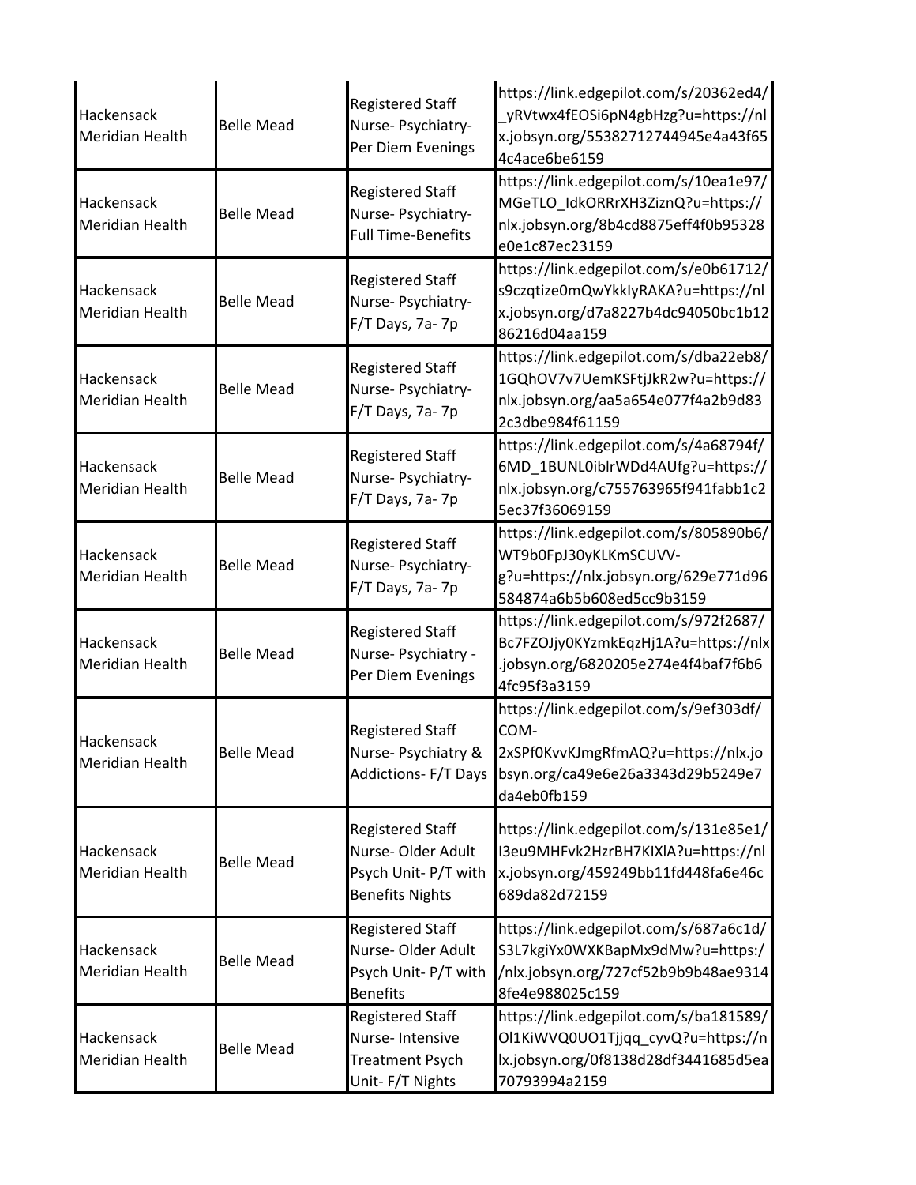| | | | |
|---|---|---|---|
| Hackensack Meridian Health | Belle Mead | Registered Staff Nurse- Psychiatry- Per Diem Evenings | https://link.edgepilot.com/s/20362ed4/_yRVtwx4fEOSi6pN4gbHzg?u=https://nlx.jobsyn.org/55382712744945e4a43f654c4ace6be6159 |
| Hackensack Meridian Health | Belle Mead | Registered Staff Nurse- Psychiatry- Full Time-Benefits | https://link.edgepilot.com/s/10ea1e97/MGeTLO_IdkORRrXH3ZiznQ?u=https://nlx.jobsyn.org/8b4cd8875eff4f0b95328e0e1c87ec23159 |
| Hackensack Meridian Health | Belle Mead | Registered Staff Nurse- Psychiatry- F/T Days, 7a- 7p | https://link.edgepilot.com/s/e0b61712/s9czqtize0mQwYkkIyRAKA?u=https://nlx.jobsyn.org/d7a8227b4dc94050bc1b1286216d04aa159 |
| Hackensack Meridian Health | Belle Mead | Registered Staff Nurse- Psychiatry- F/T Days, 7a- 7p | https://link.edgepilot.com/s/dba22eb8/1GQhOV7v7UemKSFtjJkR2w?u=https://nlx.jobsyn.org/aa5a654e077f4a2b9d832c3dbe984f61159 |
| Hackensack Meridian Health | Belle Mead | Registered Staff Nurse- Psychiatry- F/T Days, 7a- 7p | https://link.edgepilot.com/s/4a68794f/6MD_1BUNL0iblrWDd4AUfg?u=https://nlx.jobsyn.org/c755763965f941fabb1c25ec37f36069159 |
| Hackensack Meridian Health | Belle Mead | Registered Staff Nurse- Psychiatry- F/T Days, 7a- 7p | https://link.edgepilot.com/s/805890b6/WT9b0FpJ30yKLKmSCUVV-g?u=https://nlx.jobsyn.org/629e771d96584874a6b5b608ed5cc9b3159 |
| Hackensack Meridian Health | Belle Mead | Registered Staff Nurse- Psychiatry - Per Diem Evenings | https://link.edgepilot.com/s/972f2687/Bc7FZOJjy0KYzmkEqzHj1A?u=https://nlx.jobsyn.org/6820205e274e4f4baf7f6b64fc95f3a3159 |
| Hackensack Meridian Health | Belle Mead | Registered Staff Nurse- Psychiatry & Addictions- F/T Days | https://link.edgepilot.com/s/9ef303df/COM-2xSPf0KvvKJmgRfmAQ?u=https://nlx.jobsyn.org/ca49e6e26a3343d29b5249e7da4eb0fb159 |
| Hackensack Meridian Health | Belle Mead | Registered Staff Nurse- Older Adult Psych Unit- P/T with Benefits Nights | https://link.edgepilot.com/s/131e85e1/I3eu9MHFvk2HzrBH7KIXlA?u=https://nlx.jobsyn.org/459249bb11fd448fa6e46c689da82d72159 |
| Hackensack Meridian Health | Belle Mead | Registered Staff Nurse- Older Adult Psych Unit- P/T with Benefits | https://link.edgepilot.com/s/687a6c1d/S3L7kgiYx0WXKBapMx9dMw?u=https://nlx.jobsyn.org/727cf52b9b9b48ae93148fe4e988025c159 |
| Hackensack Meridian Health | Belle Mead | Registered Staff Nurse- Intensive Treatment Psych Unit- F/T Nights | https://link.edgepilot.com/s/ba181589/Ol1KiWVQ0UO1Tjjqq_cyvQ?u=https://nlx.jobsyn.org/0f8138d28df3441685d5ea70793994a2159 |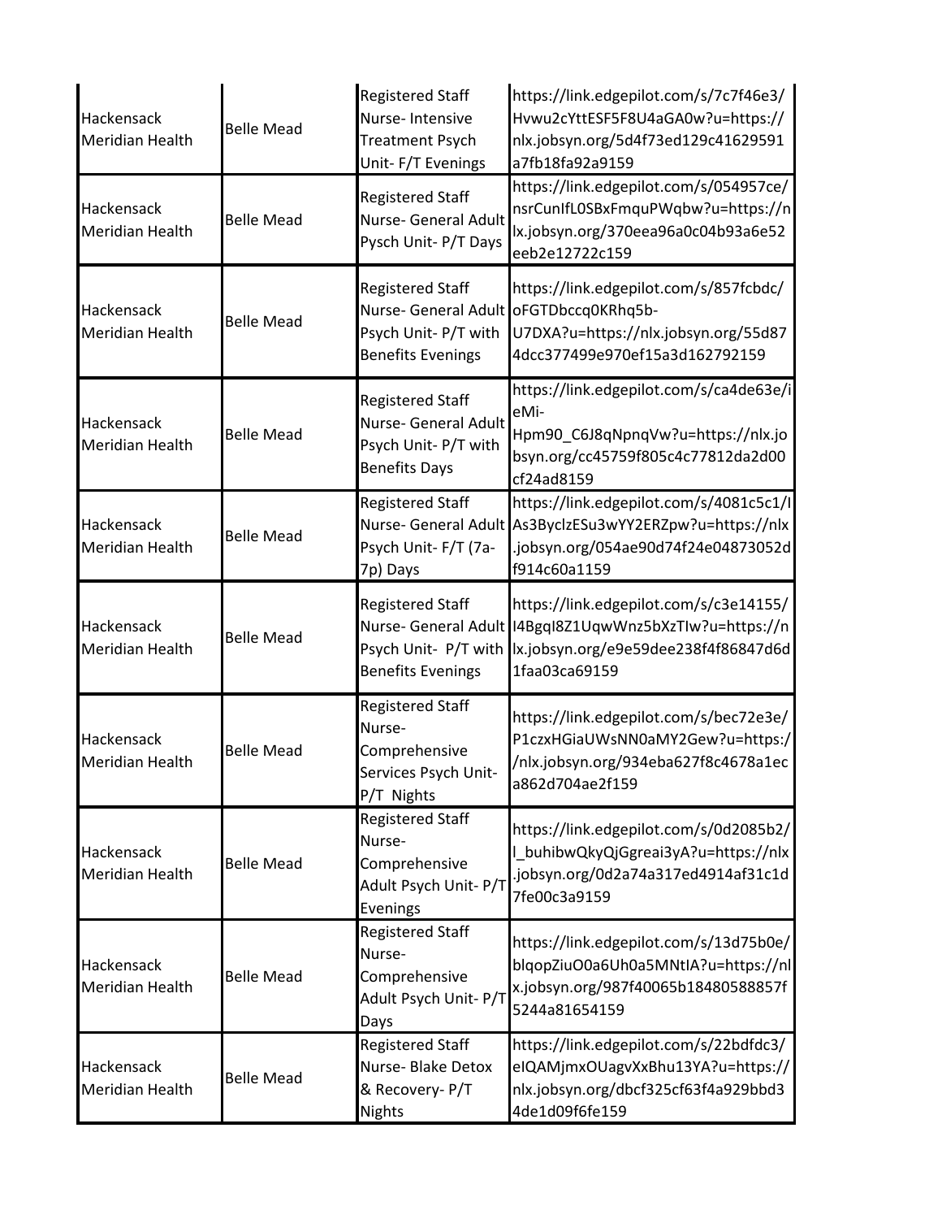| | | | |
|---|---|---|---|
| Hackensack Meridian Health | Belle Mead | Registered Staff Nurse- Intensive Treatment Psych Unit- F/T Evenings | https://link.edgepilot.com/s/7c7f46e3/Hvwu2cYttESF5F8U4aGA0w?u=https://nlx.jobsyn.org/5d4f73ed129c41629591a7fb18fa92a9159 |
| Hackensack Meridian Health | Belle Mead | Registered Staff Nurse- General Adult Pysch Unit- P/T Days | https://link.edgepilot.com/s/054957ce/nsrCunIfL0SBxFmquPWqbw?u=https://nlx.jobsyn.org/370eea96a0c04b93a6e52eeb2e12722c159 |
| Hackensack Meridian Health | Belle Mead | Registered Staff Nurse- General Adult Psych Unit- P/T with Benefits Evenings | https://link.edgepilot.com/s/857fcbdc/oFGTDbccq0KRhq5b-U7DXA?u=https://nlx.jobsyn.org/55d874dcc377499e970ef15a3d162792159 |
| Hackensack Meridian Health | Belle Mead | Registered Staff Nurse- General Adult Psych Unit- P/T with Benefits Days | https://link.edgepilot.com/s/ca4de63e/ieMi-Hpm90_C6J8qNpnqVw?u=https://nlx.jobsyn.org/cc45759f805c4c77812da2d00cf24ad8159 |
| Hackensack Meridian Health | Belle Mead | Registered Staff Nurse- General Adult Psych Unit- F/T (7a-7p) Days | https://link.edgepilot.com/s/4081c5c1/IAs3ByclzESu3wYY2ERZpw?u=https://nlx.jobsyn.org/054ae90d74f24e04873052df914c60a1159 |
| Hackensack Meridian Health | Belle Mead | Registered Staff Nurse- General Adult Psych Unit- P/T with Benefits Evenings | https://link.edgepilot.com/s/c3e14155/I4BgqI8Z1UqwWnz5bXzTIw?u=https://nlx.jobsyn.org/e9e59dee238f4f86847d6d1faa03ca69159 |
| Hackensack Meridian Health | Belle Mead | Registered Staff Nurse- Comprehensive Services Psych Unit- P/T Nights | https://link.edgepilot.com/s/bec72e3e/P1czxHGiaUWsNN0aMY2Gew?u=https://nlx.jobsyn.org/934eba627f8c4678a1eca862d704ae2f159 |
| Hackensack Meridian Health | Belle Mead | Registered Staff Nurse- Comprehensive Adult Psych Unit- P/T Evenings | https://link.edgepilot.com/s/0d2085b2/l_buhibwQkyQjGgreai3yA?u=https://nlx.jobsyn.org/0d2a74a317ed4914af31c1d7fe00c3a9159 |
| Hackensack Meridian Health | Belle Mead | Registered Staff Nurse- Comprehensive Adult Psych Unit- P/T Days | https://link.edgepilot.com/s/13d75b0e/blqopZiuO0a6Uh0a5MNtIA?u=https://nlx.jobsyn.org/987f40065b18480588857f5244a81654159 |
| Hackensack Meridian Health | Belle Mead | Registered Staff Nurse- Blake Detox & Recovery- P/T Nights | https://link.edgepilot.com/s/22bdfdc3/eIQAMjmxOUagvXxBhu13YA?u=https://nlx.jobsyn.org/dbcf325cf63f4a929bbd34de1d09f6fe159 |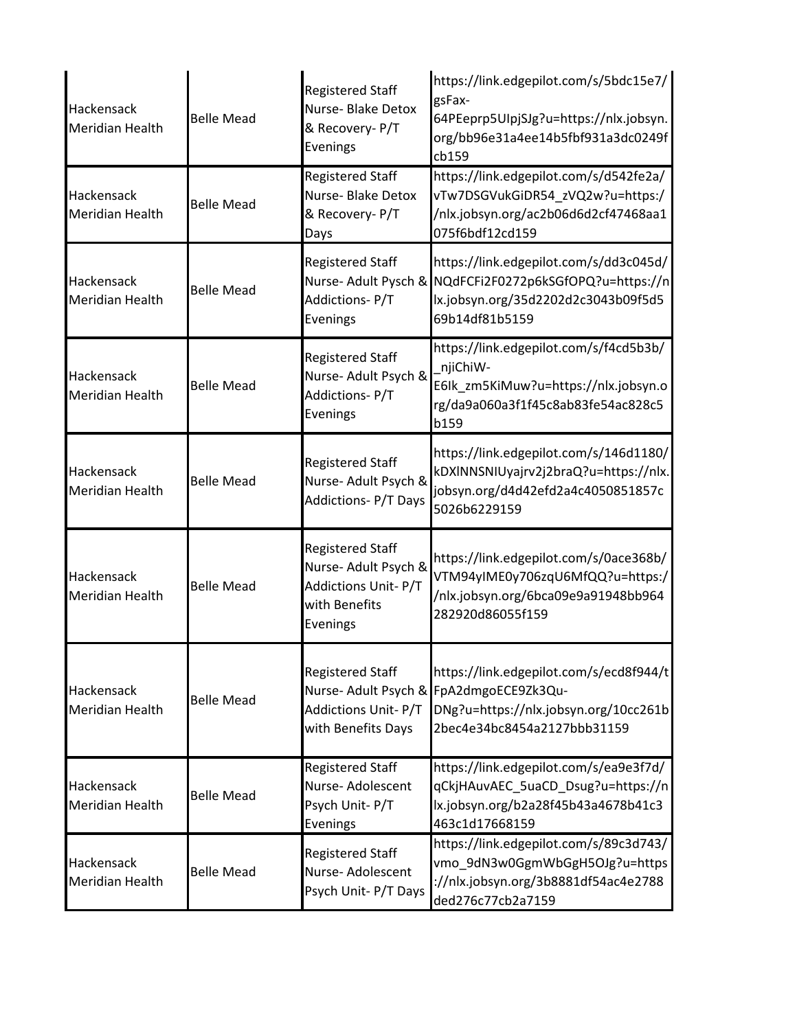| | | | |
|---|---|---|---|
| Hackensack Meridian Health | Belle Mead | Registered Staff Nurse- Blake Detox & Recovery- P/T Evenings | https://link.edgepilot.com/s/5bdc15e7/gsFax-64PEeprp5UIpjSJg?u=https://nlx.jobsyn.org/bb96e31a4ee14b5fbf931a3dc0249fcb159 |
| Hackensack Meridian Health | Belle Mead | Registered Staff Nurse- Blake Detox & Recovery- P/T Days | https://link.edgepilot.com/s/d542fe2a/vTw7DSGVukGiDR54_zVQ2w?u=https://nlx.jobsyn.org/ac2b06d6d2cf47468aa1075f6bdf12cd159 |
| Hackensack Meridian Health | Belle Mead | Registered Staff Nurse- Adult Pysch & Addictions- P/T Evenings | https://link.edgepilot.com/s/dd3c045d/NQdFCFi2F0272p6kSGfOPQ?u=https://nlx.jobsyn.org/35d2202d2c3043b09f5d569b14df81b5159 |
| Hackensack Meridian Health | Belle Mead | Registered Staff Nurse- Adult Psych & Addictions- P/T Evenings | https://link.edgepilot.com/s/f4cd5b3b/_njiChiW-E6Ik_zm5KiMuw?u=https://nlx.jobsyn.org/da9a060a3f1f45c8ab83fe54ac828c5b159 |
| Hackensack Meridian Health | Belle Mead | Registered Staff Nurse- Adult Psych & Addictions- P/T Days | https://link.edgepilot.com/s/146d1180/kDXlNNSNIUyajrv2j2braQ?u=https://nlx.jobsyn.org/d4d42efd2a4c4050851857c5026b6229159 |
| Hackensack Meridian Health | Belle Mead | Registered Staff Nurse- Adult Psych & Addictions Unit- P/T with Benefits Evenings | https://link.edgepilot.com/s/0ace368b/VTM94yIME0y706zqU6MfQQ?u=https://nlx.jobsyn.org/6bca09e9a91948bb964282920d86055f159 |
| Hackensack Meridian Health | Belle Mead | Registered Staff Nurse- Adult Psych & Addictions Unit- P/T with Benefits Days | https://link.edgepilot.com/s/ecd8f944/tFpA2dmgoECE9Zk3Qu-DNg?u=https://nlx.jobsyn.org/10cc261b2bec4e34bc8454a2127bbb31159 |
| Hackensack Meridian Health | Belle Mead | Registered Staff Nurse- Adolescent Psych Unit- P/T Evenings | https://link.edgepilot.com/s/ea9e3f7d/qCkjHAuvAEC_5uaCD_Dsug?u=https://nlx.jobsyn.org/b2a28f45b43a4678b41c3463c1d17668159 |
| Hackensack Meridian Health | Belle Mead | Registered Staff Nurse- Adolescent Psych Unit- P/T Days | https://link.edgepilot.com/s/89c3d743/vmo_9dN3w0GgmWbGgH5OJg?u=https://nlx.jobsyn.org/3b8881df54ac4e2788ded276c77cb2a7159 |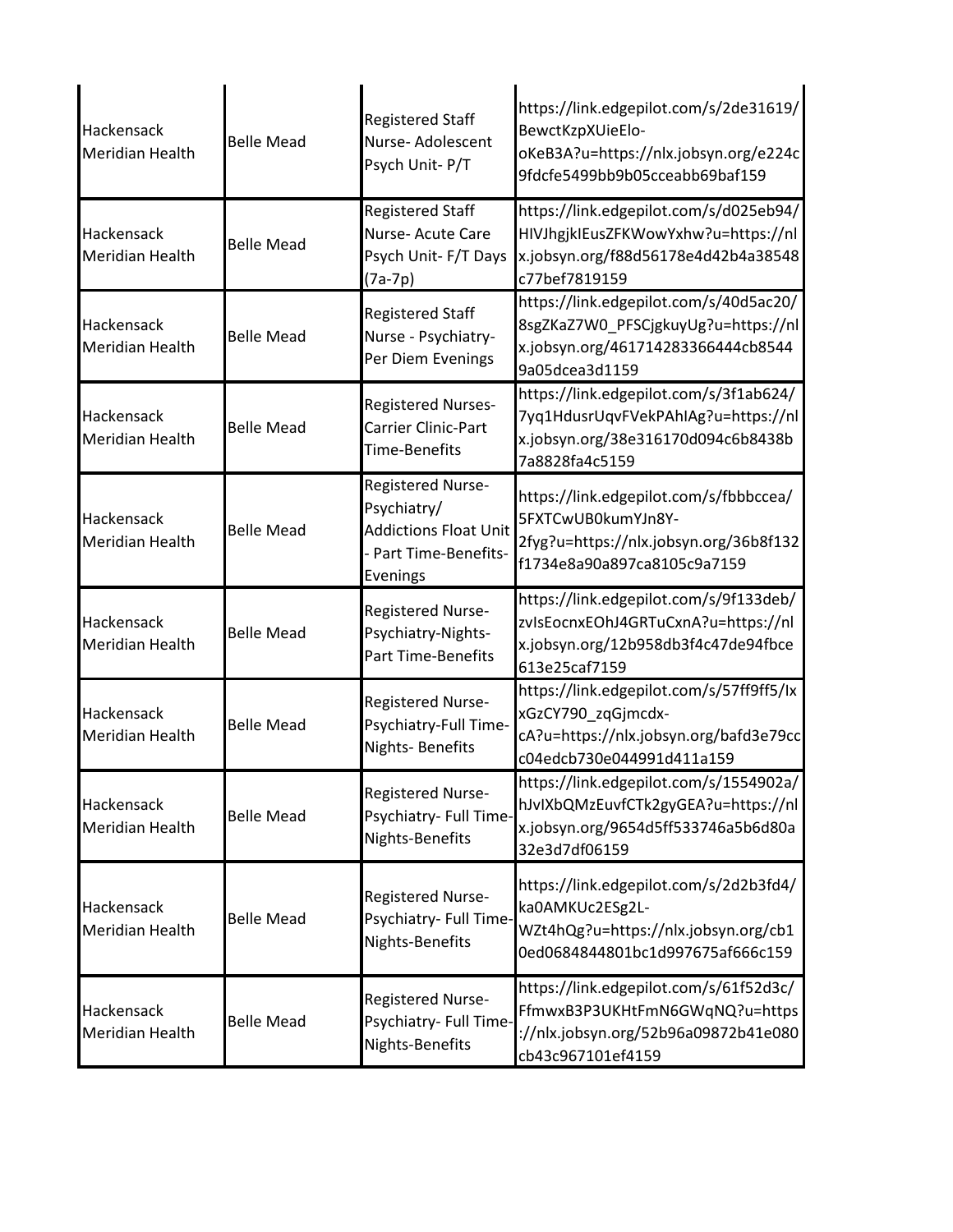| | | | |
|---|---|---|---|
| Hackensack Meridian Health | Belle Mead | Registered Staff Nurse- Adolescent Psych Unit- P/T | https://link.edgepilot.com/s/2de31619/BewctKzpXUieElo-oKeB3A?u=https://nlx.jobsyn.org/e224c9fdcfe5499bb9b05cceabb69baf159 |
| Hackensack Meridian Health | Belle Mead | Registered Staff Nurse- Acute Care Psych Unit- F/T Days (7a-7p) | https://link.edgepilot.com/s/d025eb94/HIVJhgjkIEusZFKWowYxhw?u=https://nlx.jobsyn.org/f88d56178e4d42b4a38548c77bef7819159 |
| Hackensack Meridian Health | Belle Mead | Registered Staff Nurse - Psychiatry- Per Diem Evenings | https://link.edgepilot.com/s/40d5ac20/8sgZKaZ7W0_PFSCjgkuyUg?u=https://nlx.jobsyn.org/461714283366444cb85449a05dcea3d1159 |
| Hackensack Meridian Health | Belle Mead | Registered Nurses-Carrier Clinic-Part Time-Benefits | https://link.edgepilot.com/s/3f1ab624/7yq1HdusrUqvFVekPAhIAg?u=https://nlx.jobsyn.org/38e316170d094c6b8438b7a8828fa4c5159 |
| Hackensack Meridian Health | Belle Mead | Registered Nurse-Psychiatry/ Addictions Float Unit - Part Time-Benefits-Evenings | https://link.edgepilot.com/s/fbbbccea/5FXTCwUB0kumYJn8Y-2fyg?u=https://nlx.jobsyn.org/36b8f132f1734e8a90a897ca8105c9a7159 |
| Hackensack Meridian Health | Belle Mead | Registered Nurse-Psychiatry-Nights-Part Time-Benefits | https://link.edgepilot.com/s/9f133deb/zvIsEocnxEOhJ4GRTuCxnA?u=https://nlx.jobsyn.org/12b958db3f4c47de94fbce613e25caf7159 |
| Hackensack Meridian Health | Belle Mead | Registered Nurse-Psychiatry-Full Time-Nights- Benefits | https://link.edgepilot.com/s/57ff9ff5/IxxGzCY790_zqGjmcdx-cA?u=https://nlx.jobsyn.org/bafd3e79ccc04edcb730e044991d411a159 |
| Hackensack Meridian Health | Belle Mead | Registered Nurse-Psychiatry- Full Time-Nights-Benefits | https://link.edgepilot.com/s/1554902a/hJvIXbQMzEuvfCTk2gyGEA?u=https://nlx.jobsyn.org/9654d5ff533746a5b6d80a32e3d7df06159 |
| Hackensack Meridian Health | Belle Mead | Registered Nurse-Psychiatry- Full Time-Nights-Benefits | https://link.edgepilot.com/s/2d2b3fd4/ka0AMKUc2ESg2L-WZt4hQg?u=https://nlx.jobsyn.org/cb10ed0684844801bc1d997675af666c159 |
| Hackensack Meridian Health | Belle Mead | Registered Nurse-Psychiatry- Full Time-Nights-Benefits | https://link.edgepilot.com/s/61f52d3c/FfmwxB3P3UKHtFmN6GWqNQ?u=https://nlx.jobsyn.org/52b96a09872b41e080cb43c967101ef4159 |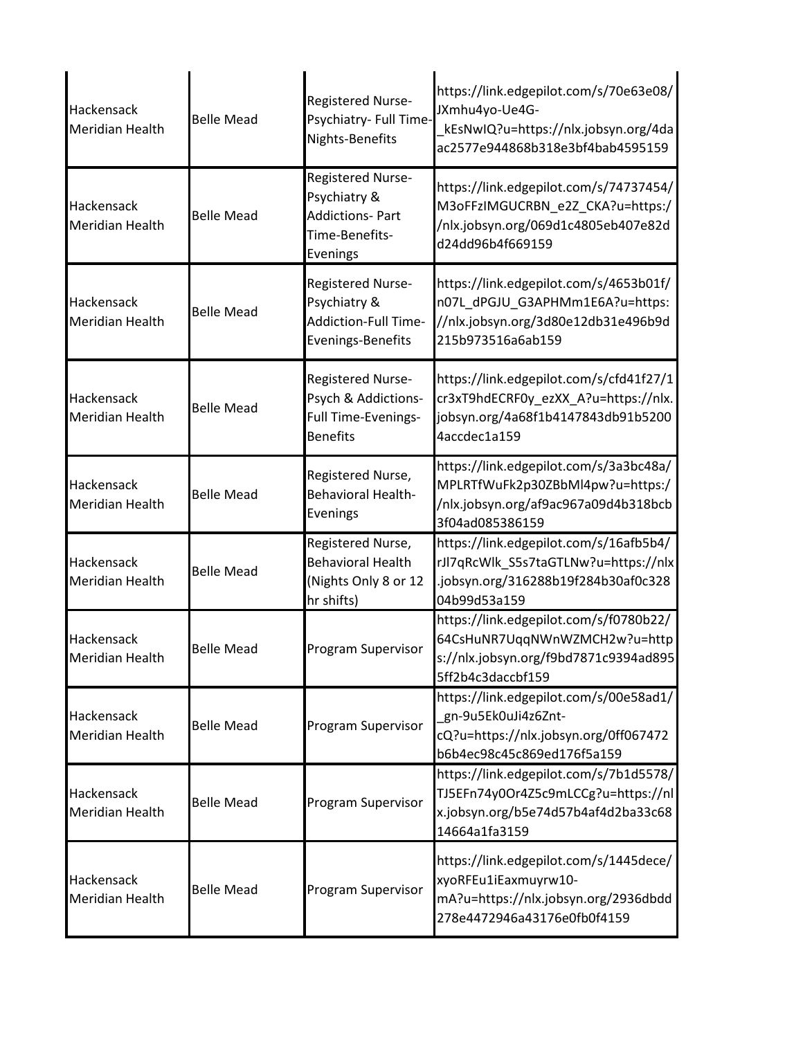| | | | |
|---|---|---|---|
| Hackensack Meridian Health | Belle Mead | Registered Nurse-Psychiatry- Full Time-Nights-Benefits | https://link.edgepilot.com/s/70e63e08/JXmhu4yo-Ue4G-_kEsNwIQ?u=https://nlx.jobsyn.org/4daac2577e944868b318e3bf4bab4595159 |
| Hackensack Meridian Health | Belle Mead | Registered Nurse-Psychiatry & Addictions- Part Time-Benefits-Evenings | https://link.edgepilot.com/s/74737454/M3oFFzIMGUCRBN_e2Z_CKA?u=https://nlx.jobsyn.org/069d1c4805eb407e82dd24dd96b4f669159 |
| Hackensack Meridian Health | Belle Mead | Registered Nurse-Psychiatry & Addiction-Full Time-Evenings-Benefits | https://link.edgepilot.com/s/4653b01f/n07L_dPGJU_G3APHMm1E6A?u=https://nlx.jobsyn.org/3d80e12db31e496b9d215b973516a6ab159 |
| Hackensack Meridian Health | Belle Mead | Registered Nurse-Psych & Addictions-Full Time-Evenings-Benefits | https://link.edgepilot.com/s/cfd41f27/1cr3xT9hdECRF0y_ezXX_A?u=https://nlx.jobsyn.org/4a68f1b4147843db91b52004accdec1a159 |
| Hackensack Meridian Health | Belle Mead | Registered Nurse, Behavioral Health-Evenings | https://link.edgepilot.com/s/3a3bc48a/MPLRTfWuFk2p30ZBbMl4pw?u=https://nlx.jobsyn.org/af9ac967a09d4b318bcb3f04ad085386159 |
| Hackensack Meridian Health | Belle Mead | Registered Nurse, Behavioral Health (Nights Only 8 or 12 hr shifts) | https://link.edgepilot.com/s/16afb5b4/rJl7qRcWlk_S5s7taGTLNw?u=https://nlx.jobsyn.org/316288b19f284b30af0c32804b99d53a159 |
| Hackensack Meridian Health | Belle Mead | Program Supervisor | https://link.edgepilot.com/s/f0780b22/64CsHuNR7UqqNWnWZMCH2w?u=https://nlx.jobsyn.org/f9bd7871c9394ad8955ff2b4c3daccbf159 |
| Hackensack Meridian Health | Belle Mead | Program Supervisor | https://link.edgepilot.com/s/00e58ad1/_gn-9u5Ek0uJi4z6Znt-cQ?u=https://nlx.jobsyn.org/0ff067472b6b4ec98c45c869ed176f5a159 |
| Hackensack Meridian Health | Belle Mead | Program Supervisor | https://link.edgepilot.com/s/7b1d5578/TJ5EFn74y0Or4Z5c9mLCCg?u=https://nlx.jobsyn.org/b5e74d57b4af4d2ba33c6814664a1fa3159 |
| Hackensack Meridian Health | Belle Mead | Program Supervisor | https://link.edgepilot.com/s/1445dece/xyoRFEu1iEaxmuyrw10-mA?u=https://nlx.jobsyn.org/2936dbdd278e4472946a43176e0fb0f4159 |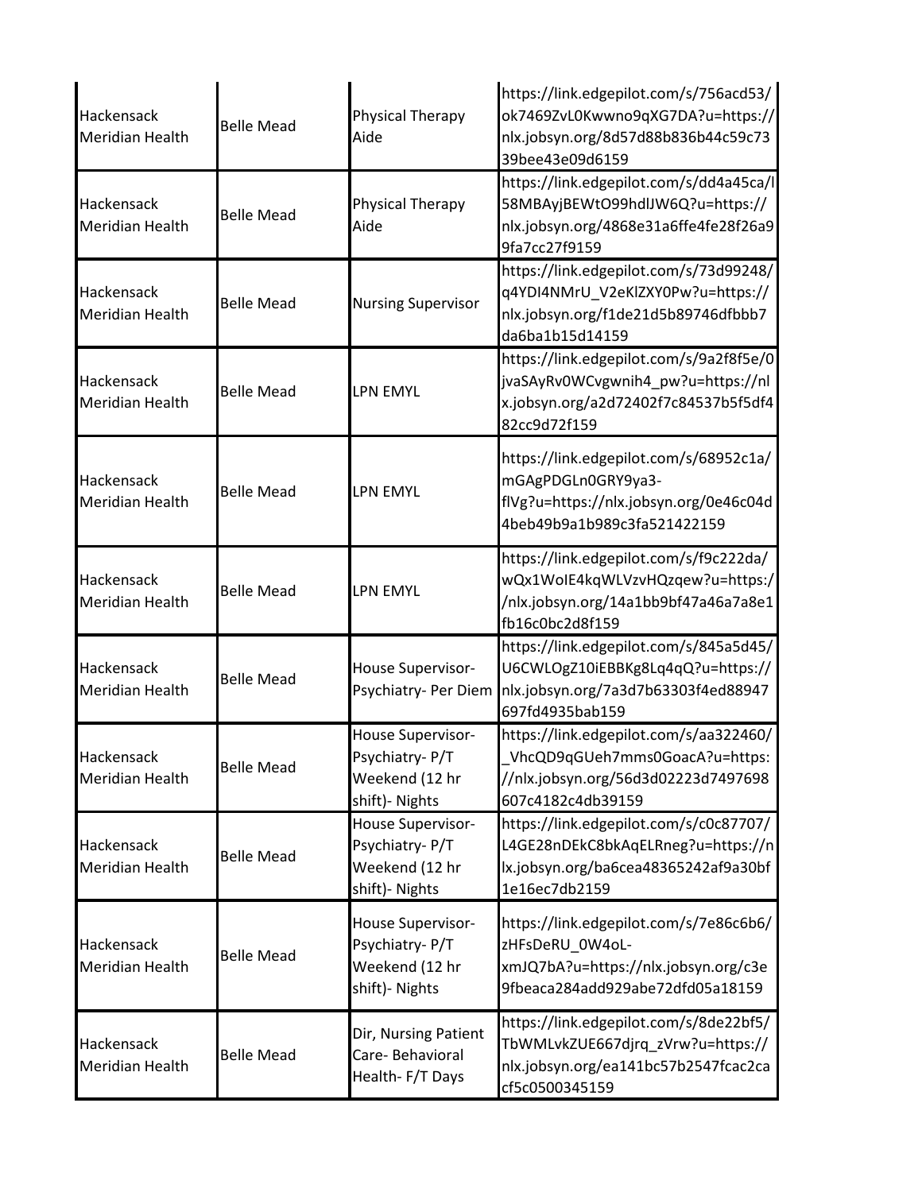| | | | |
|---|---|---|---|
| Hackensack Meridian Health | Belle Mead | Physical Therapy Aide | https://link.edgepilot.com/s/756acd53/ok7469ZvL0Kwwno9qXG7DA?u=https://nlx.jobsyn.org/8d57d88b836b44c59c7339bee43e09d6159 |
| Hackensack Meridian Health | Belle Mead | Physical Therapy Aide | https://link.edgepilot.com/s/dd4a45ca/l58MBAyjBEWtO99hdlJW6Q?u=https://nlx.jobsyn.org/4868e31a6ffe4fe28f26a99fa7cc27f9159 |
| Hackensack Meridian Health | Belle Mead | Nursing Supervisor | https://link.edgepilot.com/s/73d99248/q4YDI4NMrU_V2eKlZXY0Pw?u=https://nlx.jobsyn.org/f1de21d5b89746dfbbb7da6ba1b15d14159 |
| Hackensack Meridian Health | Belle Mead | LPN EMYL | https://link.edgepilot.com/s/9a2f8f5e/0jvaSAyRv0WCvgwnih4_pw?u=https://nlx.jobsyn.org/a2d72402f7c84537b5f5df482cc9d72f159 |
| Hackensack Meridian Health | Belle Mead | LPN EMYL | https://link.edgepilot.com/s/68952c1a/mGAgPDGLn0GRY9ya3-flVg?u=https://nlx.jobsyn.org/0e46c04d4beb49b9a1b989c3fa521422159 |
| Hackensack Meridian Health | Belle Mead | LPN EMYL | https://link.edgepilot.com/s/f9c222da/wQx1WoIE4kqWLVzvHQzqew?u=https://nlx.jobsyn.org/14a1bb9bf47a46a7a8e1fb16c0bc2d8f159 |
| Hackensack Meridian Health | Belle Mead | House Supervisor-Psychiatry- Per Diem | https://link.edgepilot.com/s/845a5d45/U6CWLOgZ10iEBBKg8Lq4qQ?u=https://nlx.jobsyn.org/7a3d7b63303f4ed88947697fd4935bab159 |
| Hackensack Meridian Health | Belle Mead | House Supervisor-Psychiatry- P/T Weekend (12 hr shift)- Nights | https://link.edgepilot.com/s/aa322460/_VhcQD9qGUeh7mms0GoacA?u=https://nlx.jobsyn.org/56d3d02223d7497698607c4182c4db39159 |
| Hackensack Meridian Health | Belle Mead | House Supervisor-Psychiatry- P/T Weekend (12 hr shift)- Nights | https://link.edgepilot.com/s/c0c87707/L4GE28nDEkC8bkAqELRneg?u=https://nlx.jobsyn.org/ba6cea48365242af9a30bf1e16ec7db2159 |
| Hackensack Meridian Health | Belle Mead | House Supervisor-Psychiatry- P/T Weekend (12 hr shift)- Nights | https://link.edgepilot.com/s/7e86c6b6/zHFsDeRU_0W4oL-xmJQ7bA?u=https://nlx.jobsyn.org/c3e9fbeaca284add929abe72dfd05a18159 |
| Hackensack Meridian Health | Belle Mead | Dir, Nursing Patient Care- Behavioral Health- F/T Days | https://link.edgepilot.com/s/8de22bf5/TbWMLvkZUE667djrq_zVrw?u=https://nlx.jobsyn.org/ea141bc57b2547fcac2cacf5c0500345159 |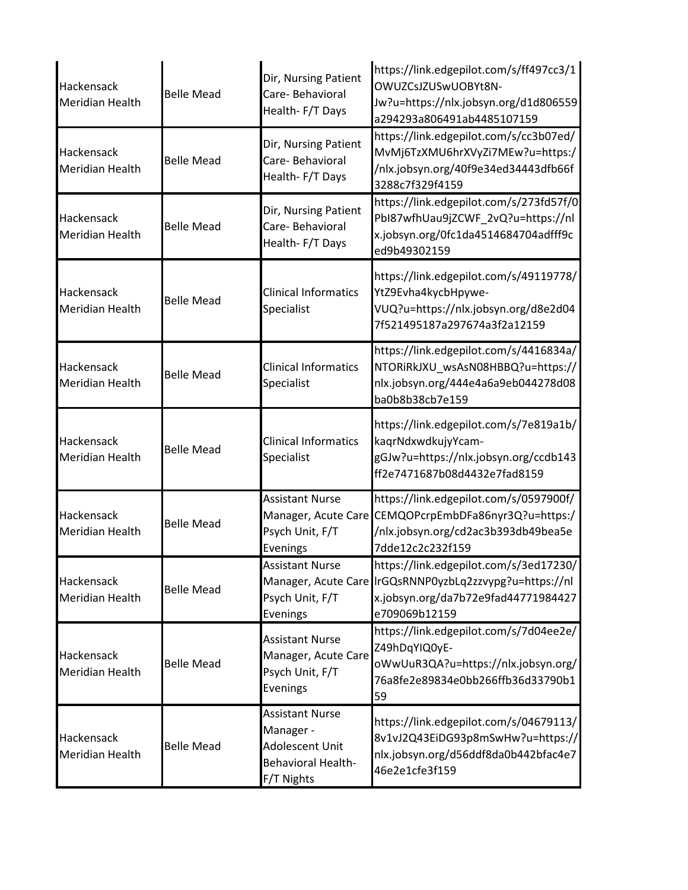| | | | |
|---|---|---|---|
| Hackensack Meridian Health | Belle Mead | Dir, Nursing Patient Care- Behavioral Health- F/T Days | https://link.edgepilot.com/s/ff497cc3/1OWUZCsJZUSwUOBYt8N-Jw?u=https://nlx.jobsyn.org/d1d806559a294293a806491ab4485107159 |
| Hackensack Meridian Health | Belle Mead | Dir, Nursing Patient Care- Behavioral Health- F/T Days | https://link.edgepilot.com/s/cc3b07ed/MvMj6TzXMU6hrXVyZi7MEw?u=https://nlx.jobsyn.org/40f9e34ed34443dfb66f3288c7f329f4159 |
| Hackensack Meridian Health | Belle Mead | Dir, Nursing Patient Care- Behavioral Health- F/T Days | https://link.edgepilot.com/s/273fd57f/0PbI87wfhUau9jZCWF_2vQ?u=https://nlx.jobsyn.org/0fc1da4514684704adfff9ced9b49302159 |
| Hackensack Meridian Health | Belle Mead | Clinical Informatics Specialist | https://link.edgepilot.com/s/49119778/YtZ9Evha4kycbHpywe-VUQ?u=https://nlx.jobsyn.org/d8e2d047f521495187a297674a3f2a12159 |
| Hackensack Meridian Health | Belle Mead | Clinical Informatics Specialist | https://link.edgepilot.com/s/4416834a/NTORiRkJXU_wsAsN08HBBQ?u=https://nlx.jobsyn.org/444e4a6a9eb044278d08ba0b8b38cb7e159 |
| Hackensack Meridian Health | Belle Mead | Clinical Informatics Specialist | https://link.edgepilot.com/s/7e819a1b/kaqrNdxwdkujyYcam-gGJw?u=https://nlx.jobsyn.org/ccdb143ff2e7471687b08d4432e7fad8159 |
| Hackensack Meridian Health | Belle Mead | Assistant Nurse Manager, Acute Care Psych Unit, F/T Evenings | https://link.edgepilot.com/s/0597900f/CEMQOPcrpEmbDFa86nyr3Q?u=https://nlx.jobsyn.org/cd2ac3b393db49bea5e7dde12c2c232f159 |
| Hackensack Meridian Health | Belle Mead | Assistant Nurse Manager, Acute Care Psych Unit, F/T Evenings | https://link.edgepilot.com/s/3ed17230/lrGQsRNNP0yzbLq2zzvypg?u=https://nlx.jobsyn.org/da7b72e9fad44771984427e709069b12159 |
| Hackensack Meridian Health | Belle Mead | Assistant Nurse Manager, Acute Care Psych Unit, F/T Evenings | https://link.edgepilot.com/s/7d04ee2e/Z49hDqYIQ0yE-oWwUuR3QA?u=https://nlx.jobsyn.org/76a8fe2e89834e0bb266ffb36d33790b159 |
| Hackensack Meridian Health | Belle Mead | Assistant Nurse Manager - Adolescent Unit Behavioral Health- F/T Nights | https://link.edgepilot.com/s/04679113/8v1vJ2Q43EiDG93p8mSwHw?u=https://nlx.jobsyn.org/d56ddf8da0b442bfac4e746e2e1cfe3f159 |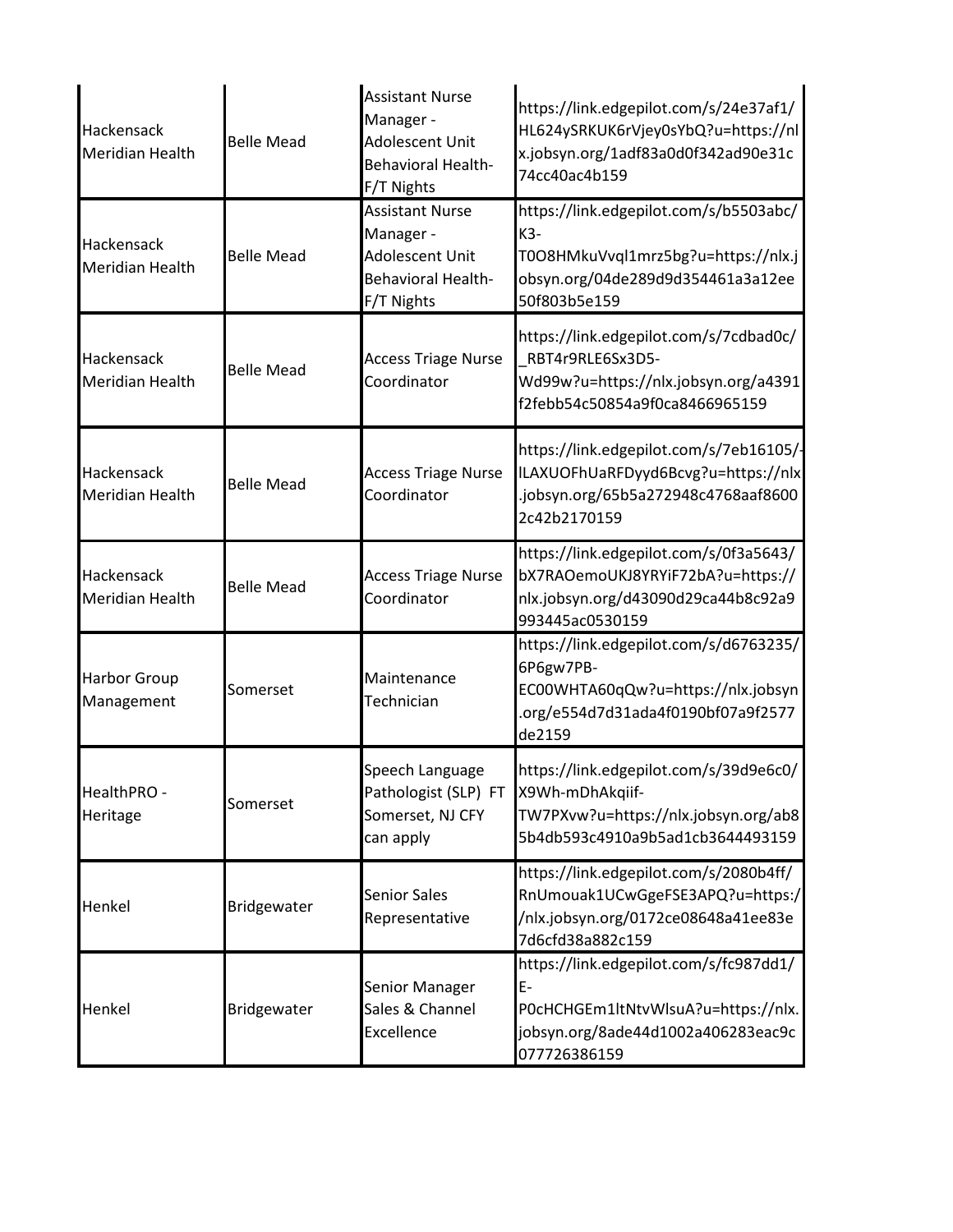| | | | |
|---|---|---|---|
| Hackensack Meridian Health | Belle Mead | Assistant Nurse Manager - Adolescent Unit Behavioral Health- F/T Nights | https://link.edgepilot.com/s/24e37af1/HL624ySRKUK6rVjey0sYbQ?u=https://nlx.jobsyn.org/1adf83a0d0f342ad90e31c74cc40ac4b159 |
| Hackensack Meridian Health | Belle Mead | Assistant Nurse Manager - Adolescent Unit Behavioral Health- F/T Nights | https://link.edgepilot.com/s/b5503abc/K3-T0O8HMkuVvql1mrz5bg?u=https://nlx.jobsyn.org/04de289d9d354461a3a12ee50f803b5e159 |
| Hackensack Meridian Health | Belle Mead | Access Triage Nurse Coordinator | https://link.edgepilot.com/s/7cdbad0c/_RBT4r9RLE6Sx3D5-Wd99w?u=https://nlx.jobsyn.org/a4391f2febb54c50854a9f0ca8466965159 |
| Hackensack Meridian Health | Belle Mead | Access Triage Nurse Coordinator | https://link.edgepilot.com/s/7eb16105/-lLAXUOFhUaRFDyyd6Bcvg?u=https://nlx.jobsyn.org/65b5a272948c4768aaf86002c42b2170159 |
| Hackensack Meridian Health | Belle Mead | Access Triage Nurse Coordinator | https://link.edgepilot.com/s/0f3a5643/bX7RAOemoUKJ8YRYiF72bA?u=https://nlx.jobsyn.org/d43090d29ca44b8c92a9993445ac0530159 |
| Harbor Group Management | Somerset | Maintenance Technician | https://link.edgepilot.com/s/d6763235/6P6gw7PB-EC00WHTA60qQw?u=https://nlx.jobsyn.org/e554d7d31ada4f0190bf07a9f2577de2159 |
| HealthPRO - Heritage | Somerset | Speech Language Pathologist (SLP) FT Somerset, NJ CFY can apply | https://link.edgepilot.com/s/39d9e6c0/X9Wh-mDhAkqiif-TW7PXvw?u=https://nlx.jobsyn.org/ab85b4db593c4910a9b5ad1cb3644493159 |
| Henkel | Bridgewater | Senior Sales Representative | https://link.edgepilot.com/s/2080b4ff/RnUmouak1UCwGgeFSE3APQ?u=https://nlx.jobsyn.org/0172ce08648a41ee83e7d6cfd38a882c159 |
| Henkel | Bridgewater | Senior Manager Sales & Channel Excellence | https://link.edgepilot.com/s/fc987dd1/E-P0cHCHGEm1ltNtvWlsuA?u=https://nlx.jobsyn.org/8ade44d1002a406283eac9c077726386159 |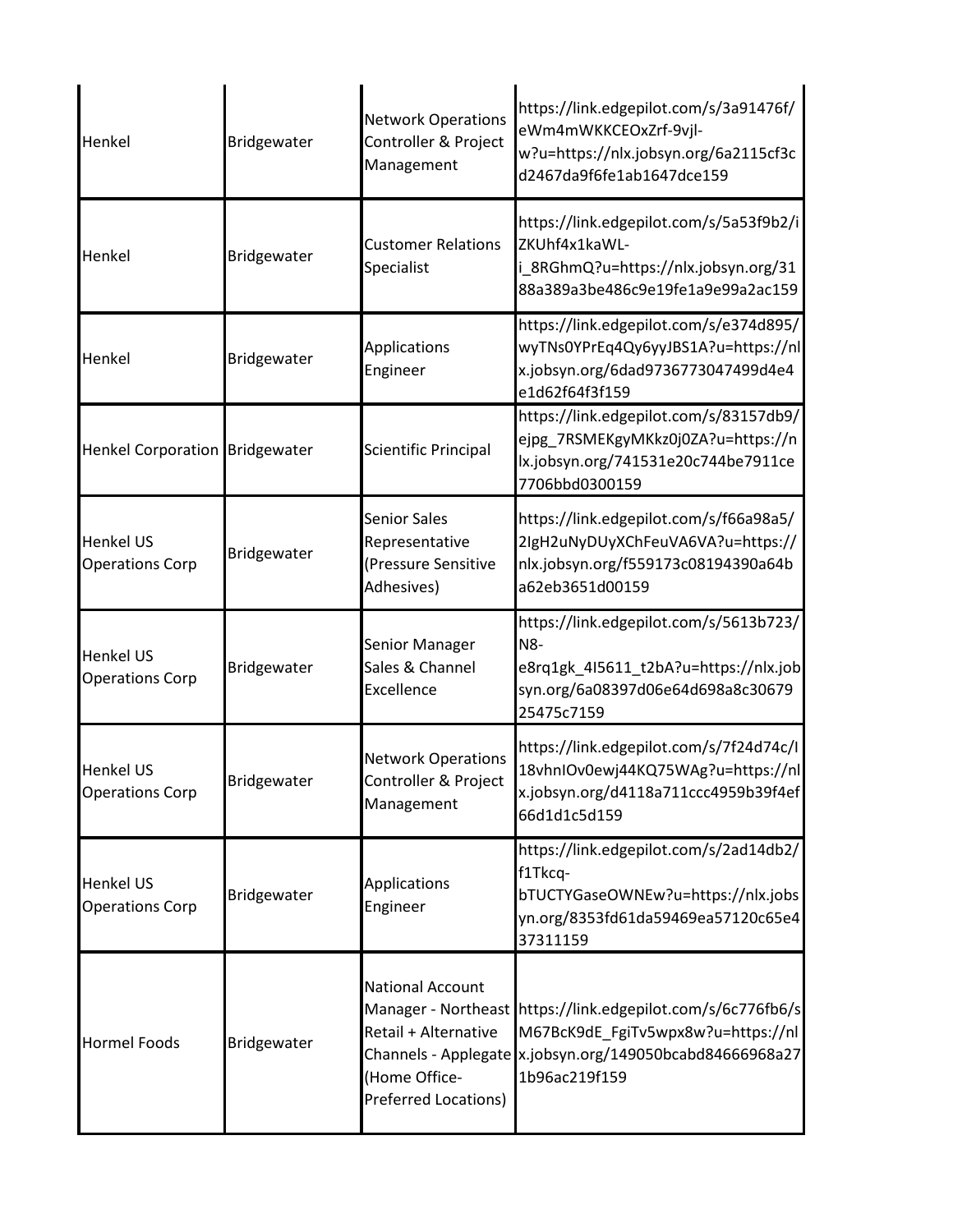| | | | |
|---|---|---|---|
| Henkel | Bridgewater | Network Operations Controller & Project Management | https://link.edgepilot.com/s/3a91476f/eWm4mWKKCEOxZrf-9vjl-w?u=https://nlx.jobsyn.org/6a2115cf3cd2467da9f6fe1ab1647dce159 |
| Henkel | Bridgewater | Customer Relations Specialist | https://link.edgepilot.com/s/5a53f9b2/iZKUhf4x1kaWL-i_8RGhmQ?u=https://nlx.jobsyn.org/3188a389a3be486c9e19fe1a9e99a2ac159 |
| Henkel | Bridgewater | Applications Engineer | https://link.edgepilot.com/s/e374d895/wyTNs0YPrEq4Qy6yyJBS1A?u=https://nlx.jobsyn.org/6dad9736773047499d4e4e1d62f64f3f159 |
| Henkel Corporation | Bridgewater | Scientific Principal | https://link.edgepilot.com/s/83157db9/ejpg_7RSMEKgyMKkz0j0ZA?u=https://nlx.jobsyn.org/741531e20c744be7911ce7706bbd0300159 |
| Henkel US Operations Corp | Bridgewater | Senior Sales Representative (Pressure Sensitive Adhesives) | https://link.edgepilot.com/s/f66a98a5/2IgH2uNyDUyXChFeuVA6VA?u=https://nlx.jobsyn.org/f559173c08194390a64ba62eb3651d00159 |
| Henkel US Operations Corp | Bridgewater | Senior Manager Sales & Channel Excellence | https://link.edgepilot.com/s/5613b723/N8-e8rq1gk_4I5611_t2bA?u=https://nlx.jobsyn.org/6a08397d06e64d698a8c3067925475c7159 |
| Henkel US Operations Corp | Bridgewater | Network Operations Controller & Project Management | https://link.edgepilot.com/s/7f24d74c/I18vhnIOv0ewj44KQ75WAg?u=https://nlx.jobsyn.org/d4118a711ccc4959b39f4ef66d1d1c5d159 |
| Henkel US Operations Corp | Bridgewater | Applications Engineer | https://link.edgepilot.com/s/2ad14db2/f1Tkcq-bTUCTYGaseOWNEw?u=https://nlx.jobsyn.org/8353fd61da59469ea57120c65e437311159 |
| Hormel Foods | Bridgewater | National Account Manager - Northeast Retail + Alternative Channels - Applegate (Home Office-Preferred Locations) | https://link.edgepilot.com/s/6c776fb6/sM67BcK9dE_FgiTv5wpx8w?u=https://nlx.jobsyn.org/149050bcabd84666968a271b96ac219f159 |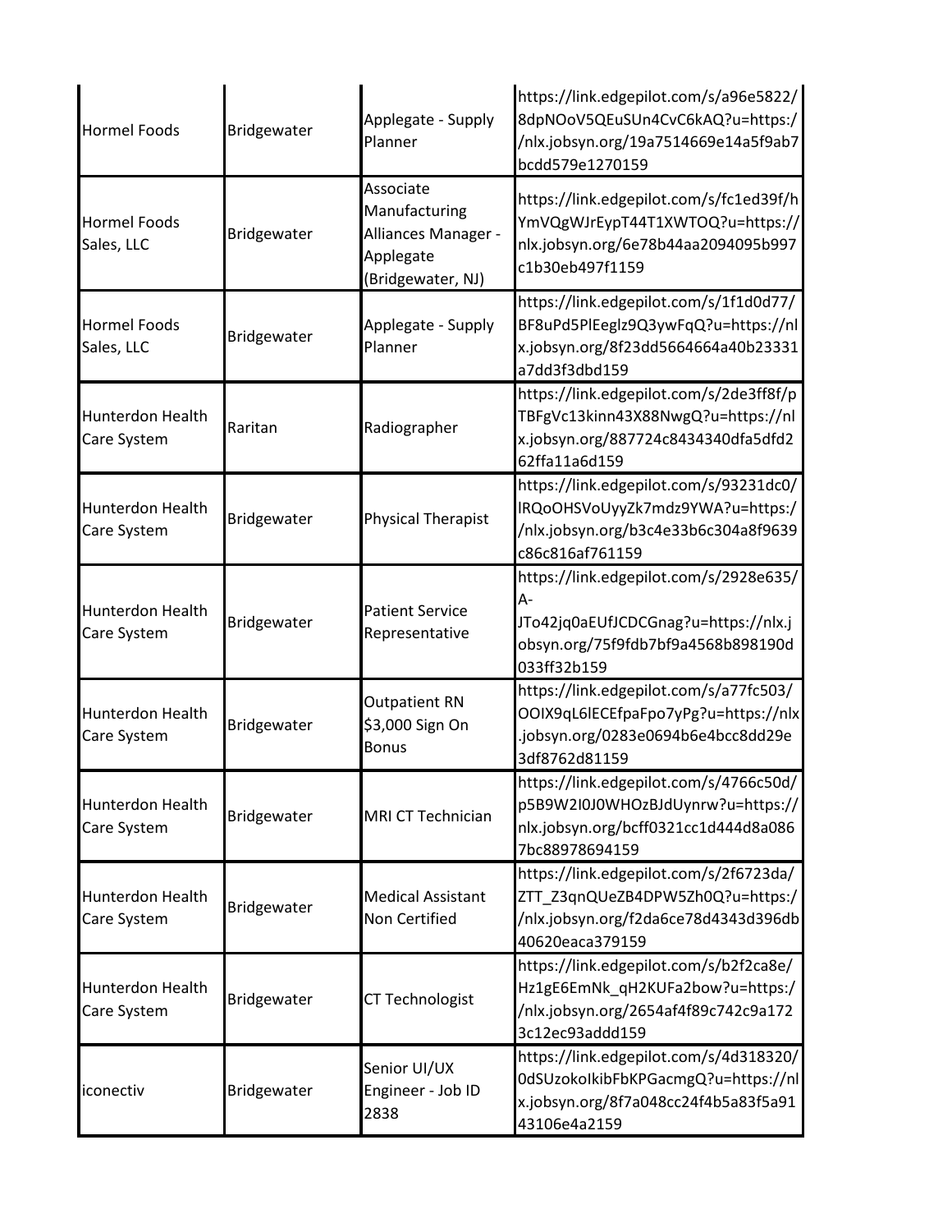| | | | |
|---|---|---|---|
| Hormel Foods | Bridgewater | Applegate - Supply Planner | https://link.edgepilot.com/s/a96e5822/8dpNOoV5QEuSUn4CvC6kAQ?u=https://nlx.jobsyn.org/19a7514669e14a5f9ab7bcdd579e1270159 |
| Hormel Foods Sales, LLC | Bridgewater | Associate Manufacturing Alliances Manager - Applegate (Bridgewater, NJ) | https://link.edgepilot.com/s/fc1ed39f/hYmVQgWJrEypT44T1XWTOQ?u=https://nlx.jobsyn.org/6e78b44aa2094095b997c1b30eb497f1159 |
| Hormel Foods Sales, LLC | Bridgewater | Applegate - Supply Planner | https://link.edgepilot.com/s/1f1d0d77/BF8uPd5PlEeglz9Q3ywFqQ?u=https://nlx.jobsyn.org/8f23dd5664664a40b23331a7dd3f3dbd159 |
| Hunterdon Health Care System | Raritan | Radiographer | https://link.edgepilot.com/s/2de3ff8f/pTBFgVc13kinn43X88NwgQ?u=https://nlx.jobsyn.org/887724c8434340dfa5dfd262ffa11a6d159 |
| Hunterdon Health Care System | Bridgewater | Physical Therapist | https://link.edgepilot.com/s/93231dc0/lRQoOHSVoUyyZk7mdz9YWA?u=https://nlx.jobsyn.org/b3c4e33b6c304a8f9639c86c816af761159 |
| Hunterdon Health Care System | Bridgewater | Patient Service Representative | https://link.edgepilot.com/s/2928e635/A-JTo42jq0aEUfJCDCGnag?u=https://nlx.jobsyn.org/75f9fdb7bf9a4568b898190d033ff32b159 |
| Hunterdon Health Care System | Bridgewater | Outpatient RN $3,000 Sign On Bonus | https://link.edgepilot.com/s/a77fc503/OOIX9qL6lECEfpaFpo7yPg?u=https://nlx.jobsyn.org/0283e0694b6e4bcc8dd29e3df8762d81159 |
| Hunterdon Health Care System | Bridgewater | MRI CT Technician | https://link.edgepilot.com/s/4766c50d/p5B9W2I0J0WHOzBJdUynrw?u=https://nlx.jobsyn.org/bcff0321cc1d444d8a0867bc88978694159 |
| Hunterdon Health Care System | Bridgewater | Medical Assistant Non Certified | https://link.edgepilot.com/s/2f6723da/ZTT_Z3qnQUeZB4DPW5Zh0Q?u=https://nlx.jobsyn.org/f2da6ce78d4343d396db40620eaca379159 |
| Hunterdon Health Care System | Bridgewater | CT Technologist | https://link.edgepilot.com/s/b2f2ca8e/Hz1gE6EmNk_qH2KUFa2bow?u=https://nlx.jobsyn.org/2654af4f89c742c9a1723c12ec93addd159 |
| iconectiv | Bridgewater | Senior UI/UX Engineer - Job ID 2838 | https://link.edgepilot.com/s/4d318320/0dSUzokoIkibFbKPGacmgQ?u=https://nlx.jobsyn.org/8f7a048cc24f4b5a83f5a9143106e4a2159 |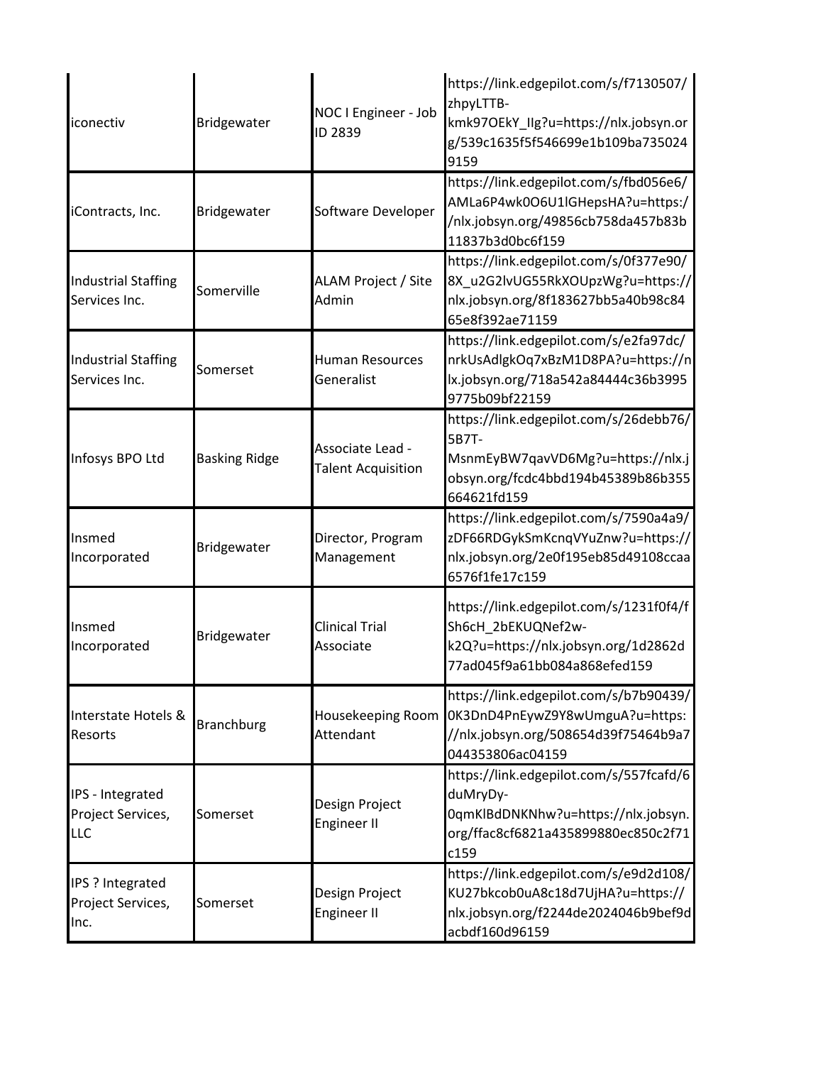| | | | |
|---|---|---|---|
| iconectiv | Bridgewater | NOC I Engineer - Job ID 2839 | https://link.edgepilot.com/s/f7130507/zhpyLTTB-kmk97OEkY_IIg?u=https://nlx.jobsyn.org/539c1635f5f546699e1b109ba7350249159 |
| iContracts, Inc. | Bridgewater | Software Developer | https://link.edgepilot.com/s/fbd056e6/AMLa6P4wk0O6U1lGHepsHA?u=https://nlx.jobsyn.org/49856cb758da457b83b11837b3d0bc6f159 |
| Industrial Staffing Services Inc. | Somerville | ALAM Project / Site Admin | https://link.edgepilot.com/s/0f377e90/8X_u2G2lvUG55RkXOUpzWg?u=https://nlx.jobsyn.org/8f183627bb5a40b98c8465e8f392ae71159 |
| Industrial Staffing Services Inc. | Somerset | Human Resources Generalist | https://link.edgepilot.com/s/e2fa97dc/nrkUsAdlgkOq7xBzM1D8PA?u=https://nlx.jobsyn.org/718a542a84444c36b39959775b09bf22159 |
| Infosys BPO Ltd | Basking Ridge | Associate Lead - Talent Acquisition | https://link.edgepilot.com/s/26debb76/5B7T-MsnmEyBW7qavVD6Mg?u=https://nlx.jobsyn.org/fcdc4bbd194b45389b86b355664621fd159 |
| Insmed Incorporated | Bridgewater | Director, Program Management | https://link.edgepilot.com/s/7590a4a9/zDF66RDGykSmKcnqVYuZnw?u=https://nlx.jobsyn.org/2e0f195eb85d49108ccaa6576f1fe17c159 |
| Insmed Incorporated | Bridgewater | Clinical Trial Associate | https://link.edgepilot.com/s/1231f0f4/fSh6cH_2bEKUQNef2w-k2Q?u=https://nlx.jobsyn.org/1d2862d77ad045f9a61bb084a868efed159 |
| Interstate Hotels & Resorts | Branchburg | Housekeeping Room Attendant | https://link.edgepilot.com/s/b7b90439/0K3DnD4PnEywZ9Y8wUmguA?u=https://nlx.jobsyn.org/508654d39f75464b9a7044353806ac04159 |
| IPS - Integrated Project Services, LLC | Somerset | Design Project Engineer II | https://link.edgepilot.com/s/557fcafd/6duMryDy-0qmKlBdDNKNhw?u=https://nlx.jobsyn.org/ffac8cf6821a435899880ec850c2f71c159 |
| IPS ? Integrated Project Services, Inc. | Somerset | Design Project Engineer II | https://link.edgepilot.com/s/e9d2d108/KU27bkcob0uA8c18d7UjHA?u=https://nlx.jobsyn.org/f2244de2024046b9bef9dacbdf160d96159 |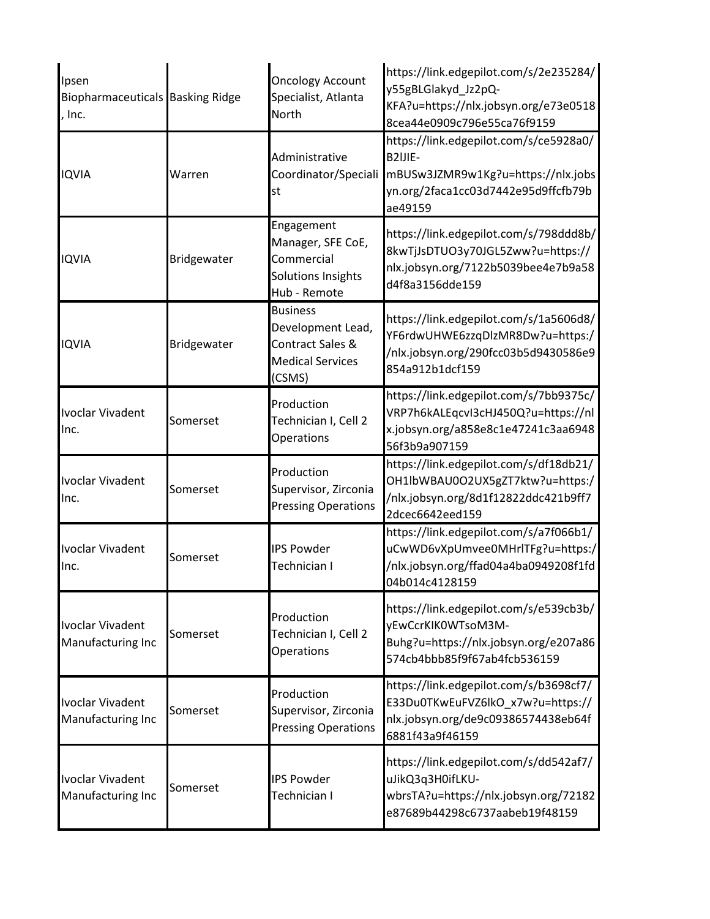| | | | |
|---|---|---|---|
| Ipsen Biopharmaceuticals, Inc. | Basking Ridge | Oncology Account Specialist, Atlanta North | https://link.edgepilot.com/s/2e235284/y55gBLGlakyd_Jz2pQ-KFA?u=https://nlx.jobsyn.org/e73e05188cea44e0909c796e55ca76f9159 |
| IQVIA | Warren | Administrative Coordinator/Specialist | https://link.edgepilot.com/s/ce5928a0/B2lJIE-mBUSw3JZMR9w1Kg?u=https://nlx.jobsyn.org/2faca1cc03d7442e95d9ffcfb79bae49159 |
| IQVIA | Bridgewater | Engagement Manager, SFE CoE, Commercial Solutions Insights Hub - Remote | https://link.edgepilot.com/s/798ddd8b/8kwTjJsDTUO3y70JGL5Zww?u=https://nlx.jobsyn.org/7122b5039bee4e7b9a58d4f8a3156dde159 |
| IQVIA | Bridgewater | Business Development Lead, Contract Sales & Medical Services (CSMS) | https://link.edgepilot.com/s/1a5606d8/YF6rdwUHWE6zzqDlzMR8Dw?u=https://nlx.jobsyn.org/290fcc03b5d9430586e9854a912b1dcf159 |
| Ivoclar Vivadent Inc. | Somerset | Production Technician I, Cell 2 Operations | https://link.edgepilot.com/s/7bb9375c/VRP7h6kALEqcvI3cHJ450Q?u=https://nlx.jobsyn.org/a858e8c1e47241c3aa694856f3b9a907159 |
| Ivoclar Vivadent Inc. | Somerset | Production Supervisor, Zirconia Pressing Operations | https://link.edgepilot.com/s/df18db21/OH1lbWBAU0O2UX5gZT7ktw?u=https://nlx.jobsyn.org/8d1f12822ddc421b9ff72dcec6642eed159 |
| Ivoclar Vivadent Inc. | Somerset | IPS Powder Technician I | https://link.edgepilot.com/s/a7f066b1/uCwWD6vXpUmvee0MHrlTFg?u=https://nlx.jobsyn.org/ffad04a4ba0949208f1fd04b014c4128159 |
| Ivoclar Vivadent Manufacturing Inc | Somerset | Production Technician I, Cell 2 Operations | https://link.edgepilot.com/s/e539cb3b/yEwCcrKIK0WTsoM3M-Buhg?u=https://nlx.jobsyn.org/e207a86574cb4bbb85f9f67ab4fcb536159 |
| Ivoclar Vivadent Manufacturing Inc | Somerset | Production Supervisor, Zirconia Pressing Operations | https://link.edgepilot.com/s/b3698cf7/E33Du0TKwEuFVZ6lkO_x7w?u=https://nlx.jobsyn.org/de9c09386574438eb64f6881f43a9f46159 |
| Ivoclar Vivadent Manufacturing Inc | Somerset | IPS Powder Technician I | https://link.edgepilot.com/s/dd542af7/uJikQ3q3H0ifLKU-wbrsTA?u=https://nlx.jobsyn.org/72182e87689b44298c6737aabeb19f48159 |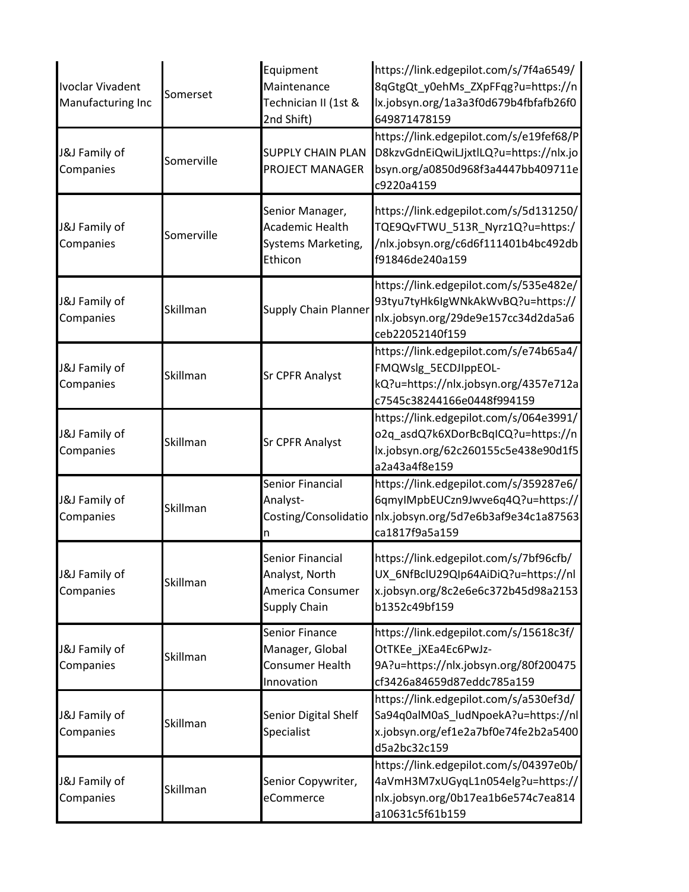| | | | |
|---|---|---|---|
| Ivoclar Vivadent Manufacturing Inc | Somerset | Equipment Maintenance Technician II (1st & 2nd Shift) | https://link.edgepilot.com/s/7f4a6549/8qGtgQt_y0ehMs_ZXpFFqg?u=https://nlx.jobsyn.org/1a3a3f0d679b4fbfafb26f0649871478159 |
| J&J Family of Companies | Somerville | SUPPLY CHAIN PLAN PROJECT MANAGER | https://link.edgepilot.com/s/e19fef68/PD8kzvGdnEiQwiLJjxtlLQ?u=https://nlx.jobsyn.org/a0850d968f3a4447bb409711ec9220a4159 |
| J&J Family of Companies | Somerville | Senior Manager, Academic Health Systems Marketing, Ethicon | https://link.edgepilot.com/s/5d131250/TQE9QvFTWU_513R_Nyrz1Q?u=https://nlx.jobsyn.org/c6d6f111401b4bc492dbf91846de240a159 |
| J&J Family of Companies | Skillman | Supply Chain Planner | https://link.edgepilot.com/s/535e482e/93tyu7tyHk6IgWNkAkWvBQ?u=https://nlx.jobsyn.org/29de9e157cc34d2da5a6ceb22052140f159 |
| J&J Family of Companies | Skillman | Sr CPFR Analyst | https://link.edgepilot.com/s/e74b65a4/FMQWslg_5ECDJIppEOL-kQ?u=https://nlx.jobsyn.org/4357e712ac7545c38244166e0448f994159 |
| J&J Family of Companies | Skillman | Sr CPFR Analyst | https://link.edgepilot.com/s/064e3991/o2q_asdQ7k6XDorBcBqICQ?u=https://nlx.jobsyn.org/62c260155c5e438e90d1f5a2a43a4f8e159 |
| J&J Family of Companies | Skillman | Senior Financial Analyst-Costing/Consolidation | https://link.edgepilot.com/s/359287e6/6qmyIMpbEUCzn9Jwve6q4Q?u=https://nlx.jobsyn.org/5d7e6b3af9e34c1a87563ca1817f9a5a159 |
| J&J Family of Companies | Skillman | Senior Financial Analyst, North America Consumer Supply Chain | https://link.edgepilot.com/s/7bf96cfb/UX_6NfBclU29QIp64AiDiQ?u=https://nlx.jobsyn.org/8c2e6e6c372b45d98a2153b1352c49bf159 |
| J&J Family of Companies | Skillman | Senior Finance Manager, Global Consumer Health Innovation | https://link.edgepilot.com/s/15618c3f/OtTKEe_jXEa4Ec6PwJz-9A?u=https://nlx.jobsyn.org/80f200475cf3426a84659d87eddc785a159 |
| J&J Family of Companies | Skillman | Senior Digital Shelf Specialist | https://link.edgepilot.com/s/a530ef3d/Sa94q0alM0aS_ludNpoekA?u=https://nlx.jobsyn.org/ef1e2a7bf0e74fe2b2a5400d5a2bc32c159 |
| J&J Family of Companies | Skillman | Senior Copywriter, eCommerce | https://link.edgepilot.com/s/04397e0b/4aVmH3M7xUGyqL1n054elg?u=https://nlx.jobsyn.org/0b17ea1b6e574c7ea814a10631c5f61b159 |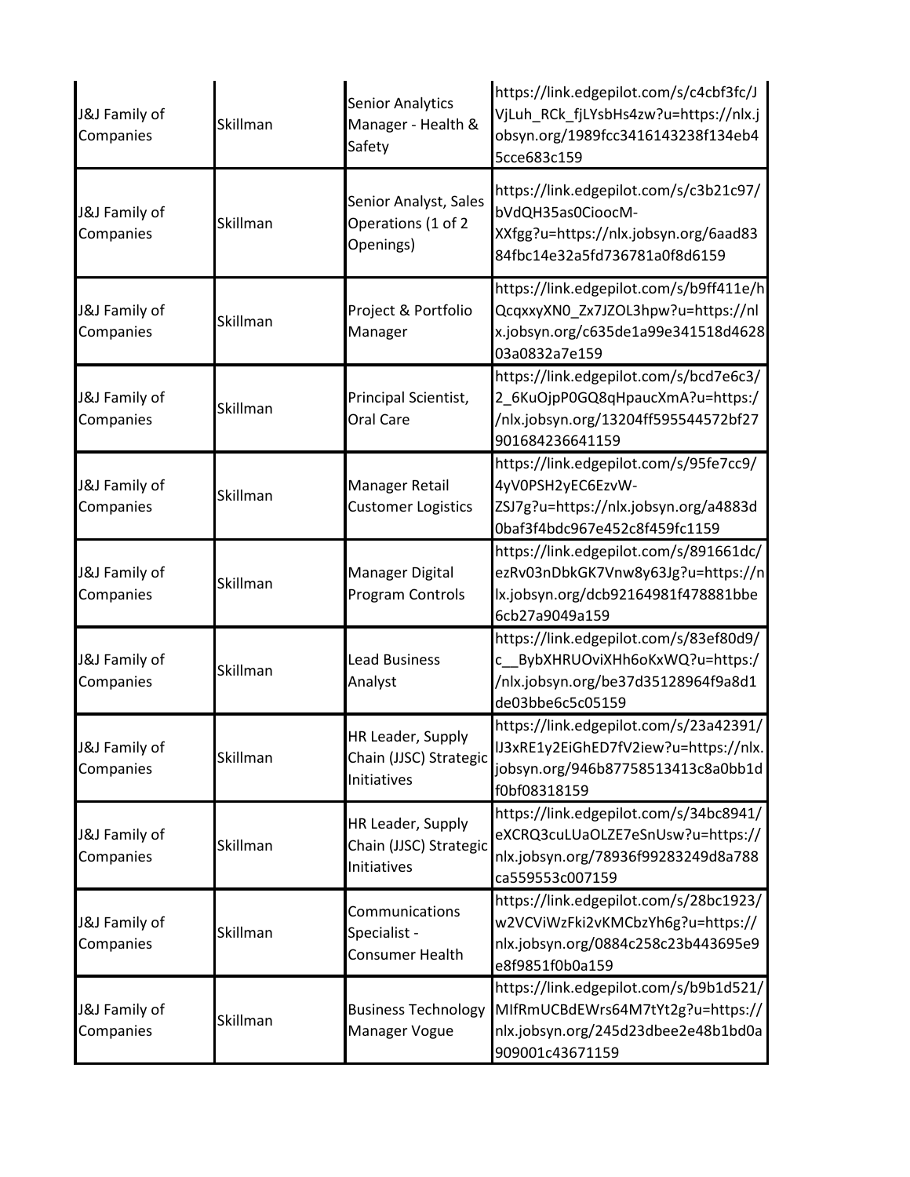| | | | |
|---|---|---|---|
| J&J Family of Companies | Skillman | Senior Analytics Manager - Health & Safety | https://link.edgepilot.com/s/c4cbf3fc/JVjLuh_RCk_fjLYsbHs4zw?u=https://nlx.jobsyn.org/1989fcc3416143238f134eb45cce683c159 |
| J&J Family of Companies | Skillman | Senior Analyst, Sales Operations (1 of 2 Openings) | https://link.edgepilot.com/s/c3b21c97/bVdQH35as0CioocM-XXfgg?u=https://nlx.jobsyn.org/6aad8384fbc14e32a5fd736781a0f8d6159 |
| J&J Family of Companies | Skillman | Project & Portfolio Manager | https://link.edgepilot.com/s/b9ff411e/hQcqxxyXN0_Zx7JZOL3hpw?u=https://nlx.jobsyn.org/c635de1a99e341518d462803a0832a7e159 |
| J&J Family of Companies | Skillman | Principal Scientist, Oral Care | https://link.edgepilot.com/s/bcd7e6c3/2_6KuOjpP0GQ8qHpaucXmA?u=https://nlx.jobsyn.org/13204ff595544572bf27901684236641159 |
| J&J Family of Companies | Skillman | Manager Retail Customer Logistics | https://link.edgepilot.com/s/95fe7cc9/4yV0PSH2yEC6EzvW-ZSJ7g?u=https://nlx.jobsyn.org/a4883d0baf3f4bdc967e452c8f459fc1159 |
| J&J Family of Companies | Skillman | Manager Digital Program Controls | https://link.edgepilot.com/s/891661dc/ezRv03nDbkGK7Vnw8y63Jg?u=https://nlx.jobsyn.org/dcb92164981f478881bbe6cb27a9049a159 |
| J&J Family of Companies | Skillman | Lead Business Analyst | https://link.edgepilot.com/s/83ef80d9/c__BybXHRUOviXHh6oKxWQ?u=https://nlx.jobsyn.org/be37d35128964f9a8d1de03bbe6c5c05159 |
| J&J Family of Companies | Skillman | HR Leader, Supply Chain (JJSC) Strategic Initiatives | https://link.edgepilot.com/s/23a42391/IJ3xRE1y2EiGhED7fV2iew?u=https://nlx.jobsyn.org/946b87758513413c8a0bb1df0bf08318159 |
| J&J Family of Companies | Skillman | HR Leader, Supply Chain (JJSC) Strategic Initiatives | https://link.edgepilot.com/s/34bc8941/eXCRQ3cuLUaOLZE7eSnUsw?u=https://nlx.jobsyn.org/78936f99283249d8a788ca559553c007159 |
| J&J Family of Companies | Skillman | Communications Specialist - Consumer Health | https://link.edgepilot.com/s/28bc1923/w2VCViWzFki2vKMCbzYh6g?u=https://nlx.jobsyn.org/0884c258c23b443695e9e8f9851f0b0a159 |
| J&J Family of Companies | Skillman | Business Technology Manager Vogue | https://link.edgepilot.com/s/b9b1d521/MIfRmUCBdEWrs64M7tYt2g?u=https://nlx.jobsyn.org/245d23dbee2e48b1bd0a909001c43671159 |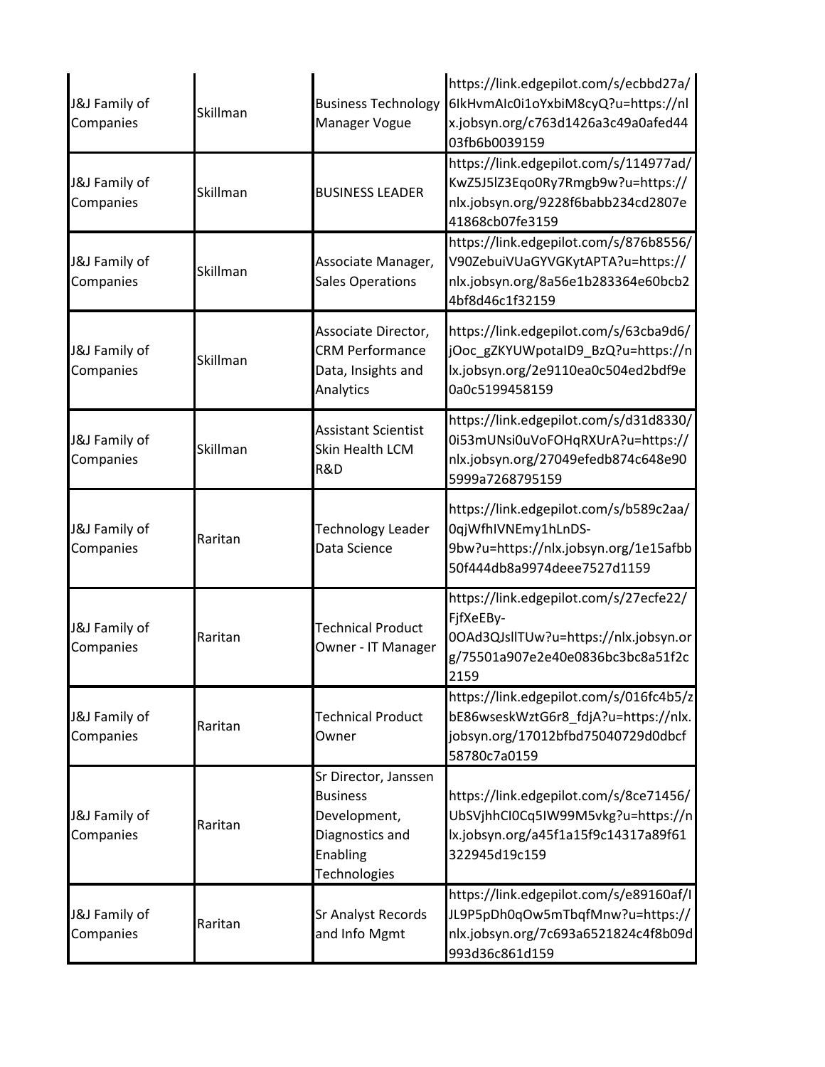| | | | |
|---|---|---|---|
| J&J Family of Companies | Skillman | Business Technology Manager Vogue | https://link.edgepilot.com/s/ecbbd27a/6lkHvmAIc0i1oYxbiM8cyQ?u=https://nlx.jobsyn.org/c763d1426a3c49a0afed4403fb6b0039159 |
| J&J Family of Companies | Skillman | BUSINESS LEADER | https://link.edgepilot.com/s/114977ad/KwZ5J5lZ3Eqo0Ry7Rmgb9w?u=https://nlx.jobsyn.org/9228f6babb234cd2807e41868cb07fe3159 |
| J&J Family of Companies | Skillman | Associate Manager, Sales Operations | https://link.edgepilot.com/s/876b8556/V90ZebuiVUaGYVGKytAPTA?u=https://nlx.jobsyn.org/8a56e1b283364e60bcb24bf8d46c1f32159 |
| J&J Family of Companies | Skillman | Associate Director, CRM Performance Data, Insights and Analytics | https://link.edgepilot.com/s/63cba9d6/jOoc_gZKYUWpotaID9_BzQ?u=https://nlx.jobsyn.org/2e9110ea0c504ed2bdf9e0a0c5199458159 |
| J&J Family of Companies | Skillman | Assistant Scientist Skin Health LCM R&D | https://link.edgepilot.com/s/d31d8330/0i53mUNsi0uVoFOHqRXUrA?u=https://nlx.jobsyn.org/27049efedb874c648e905999a7268795159 |
| J&J Family of Companies | Raritan | Technology Leader Data Science | https://link.edgepilot.com/s/b589c2aa/0qjWfhIVNEmy1hLnDS-9bw?u=https://nlx.jobsyn.org/1e15afbb50f444db8a9974deee7527d1159 |
| J&J Family of Companies | Raritan | Technical Product Owner - IT Manager | https://link.edgepilot.com/s/27ecfe22/FjfXeEBy-0OAd3QJsllTUw?u=https://nlx.jobsyn.org/75501a907e2e40e0836bc3bc8a51f2c2159 |
| J&J Family of Companies | Raritan | Technical Product Owner | https://link.edgepilot.com/s/016fc4b5/zbE86wseskWztG6r8_fdjA?u=https://nlx.jobsyn.org/17012bfbd75040729d0dbcf58780c7a0159 |
| J&J Family of Companies | Raritan | Sr Director, Janssen Business Development, Diagnostics and Enabling Technologies | https://link.edgepilot.com/s/8ce71456/UbSVjhhCI0Cq5IW99M5vkg?u=https://nlx.jobsyn.org/a45f1a15f9c14317a89f61322945d19c159 |
| J&J Family of Companies | Raritan | Sr Analyst Records and Info Mgmt | https://link.edgepilot.com/s/e89160af/IJL9P5pDh0qOw5mTbqfMnw?u=https://nlx.jobsyn.org/7c693a6521824c4f8b09d993d36c861d159 |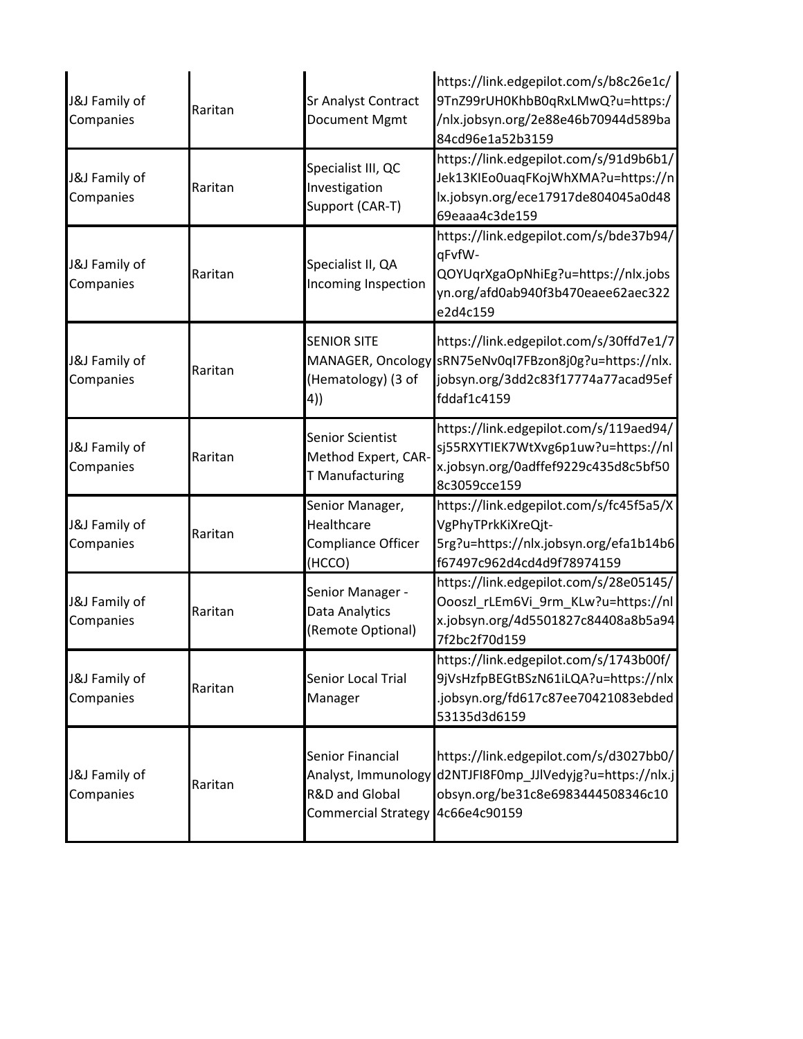| | | | |
|---|---|---|---|
| J&J Family of Companies | Raritan | Sr Analyst Contract Document Mgmt | https://link.edgepilot.com/s/b8c26e1c/9TnZ99rUH0KhbB0qRxLMwQ?u=https://nlx.jobsyn.org/2e88e46b70944d589ba84cd96e1a52b3159 |
| J&J Family of Companies | Raritan | Specialist III, QC Investigation Support (CAR-T) | https://link.edgepilot.com/s/91d9b6b1/Jek13KIEo0uaqFKojWhXMA?u=https://nlx.jobsyn.org/ece17917de804045a0d4869eaaa4c3de159 |
| J&J Family of Companies | Raritan | Specialist II, QA Incoming Inspection | https://link.edgepilot.com/s/bde37b94/qFvfW-QOYUqrXgaOpNhiEg?u=https://nlx.jobsyn.org/afd0ab940f3b470eaee62aec322e2d4c159 |
| J&J Family of Companies | Raritan | SENIOR SITE MANAGER, Oncology (Hematology) (3 of 4)) | https://link.edgepilot.com/s/30ffd7e1/7sRN75eNv0qI7FBzon8j0g?u=https://nlx.jobsyn.org/3dd2c83f17774a77acad95effddaf1c4159 |
| J&J Family of Companies | Raritan | Senior Scientist Method Expert, CAR-T Manufacturing | https://link.edgepilot.com/s/119aed94/sj55RXYTIEK7WtXvg6p1uw?u=https://nlx.jobsyn.org/0adffef9229c435d8c5bf508c3059cce159 |
| J&J Family of Companies | Raritan | Senior Manager, Healthcare Compliance Officer (HCCO) | https://link.edgepilot.com/s/fc45f5a5/XVgPhyTPrkKiXreQjt-5rg?u=https://nlx.jobsyn.org/efa1b14b6f67497c962d4cd4d9f78974159 |
| J&J Family of Companies | Raritan | Senior Manager - Data Analytics (Remote Optional) | https://link.edgepilot.com/s/28e05145/Oooszl_rLEm6Vi_9rm_KLw?u=https://nlx.jobsyn.org/4d5501827c84408a8b5a947f2bc2f70d159 |
| J&J Family of Companies | Raritan | Senior Local Trial Manager | https://link.edgepilot.com/s/1743b00f/9jVsHzfpBEGtBSzN61iLQA?u=https://nlx.jobsyn.org/fd617c87ee70421083ebded53135d3d6159 |
| J&J Family of Companies | Raritan | Senior Financial Analyst, Immunology R&D and Global Commercial Strategy | https://link.edgepilot.com/s/d3027bb0/d2NTJFI8F0mp_JJlVedyjg?u=https://nlx.jobsyn.org/be31c8e6983444508346c104c66e4c90159 |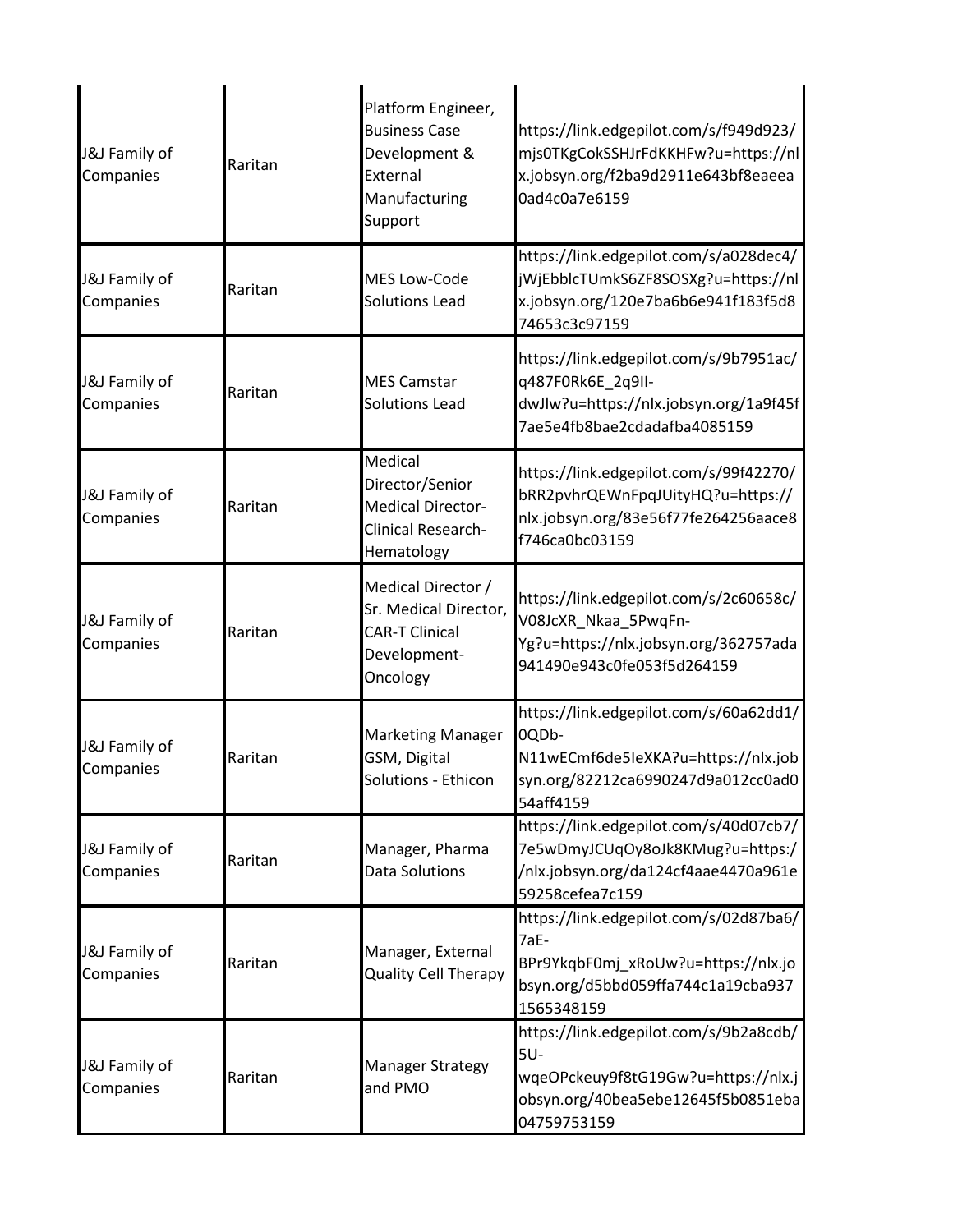| | | | |
|---|---|---|---|
| J&J Family of Companies | Raritan | Platform Engineer, Business Case Development & External Manufacturing Support | https://link.edgepilot.com/s/f949d923/mjs0TKgCokSSHJrFdKKHFw?u=https://nlx.jobsyn.org/f2ba9d2911e643bf8eaeea0ad4c0a7e6159 |
| J&J Family of Companies | Raritan | MES Low-Code Solutions Lead | https://link.edgepilot.com/s/a028dec4/jWjEbblcTUmkS6ZF8SOSXg?u=https://nlx.jobsyn.org/120e7ba6b6e941f183f5d874653c3c97159 |
| J&J Family of Companies | Raritan | MES Camstar Solutions Lead | https://link.edgepilot.com/s/9b7951ac/q487F0Rk6E_2q9II-dwJlw?u=https://nlx.jobsyn.org/1a9f45f7ae5e4fb8bae2cdadafba4085159 |
| J&J Family of Companies | Raritan | Medical Director/Senior Medical Director-Clinical Research-Hematology | https://link.edgepilot.com/s/99f42270/bRR2pvhrQEWnFpqJUityHQ?u=https://nlx.jobsyn.org/83e56f77fe264256aace8f746ca0bc03159 |
| J&J Family of Companies | Raritan | Medical Director / Sr. Medical Director, CAR-T Clinical Development-Oncology | https://link.edgepilot.com/s/2c60658c/V08JcXR_Nkaa_5PwqFn-Yg?u=https://nlx.jobsyn.org/362757ada941490e943c0fe053f5d264159 |
| J&J Family of Companies | Raritan | Marketing Manager GSM, Digital Solutions - Ethicon | https://link.edgepilot.com/s/60a62dd1/0QDb-N11wECmf6de5IeXKA?u=https://nlx.jobsyn.org/82212ca6990247d9a012cc0ad054aff4159 |
| J&J Family of Companies | Raritan | Manager, Pharma Data Solutions | https://link.edgepilot.com/s/40d07cb7/7e5wDmyJCUqOy8oJk8KMug?u=https://nlx.jobsyn.org/da124cf4aae4470a961e59258cefea7c159 |
| J&J Family of Companies | Raritan | Manager, External Quality Cell Therapy | https://link.edgepilot.com/s/02d87ba6/7aE-BPr9YkqbF0mj_xRoUw?u=https://nlx.jobsyn.org/d5bbd059ffa744c1a19cba9371565348159 |
| J&J Family of Companies | Raritan | Manager Strategy and PMO | https://link.edgepilot.com/s/9b2a8cdb/5U-wqeOPckeuy9f8tG19Gw?u=https://nlx.jobsyn.org/40bea5ebe12645f5b0851eba04759753159 |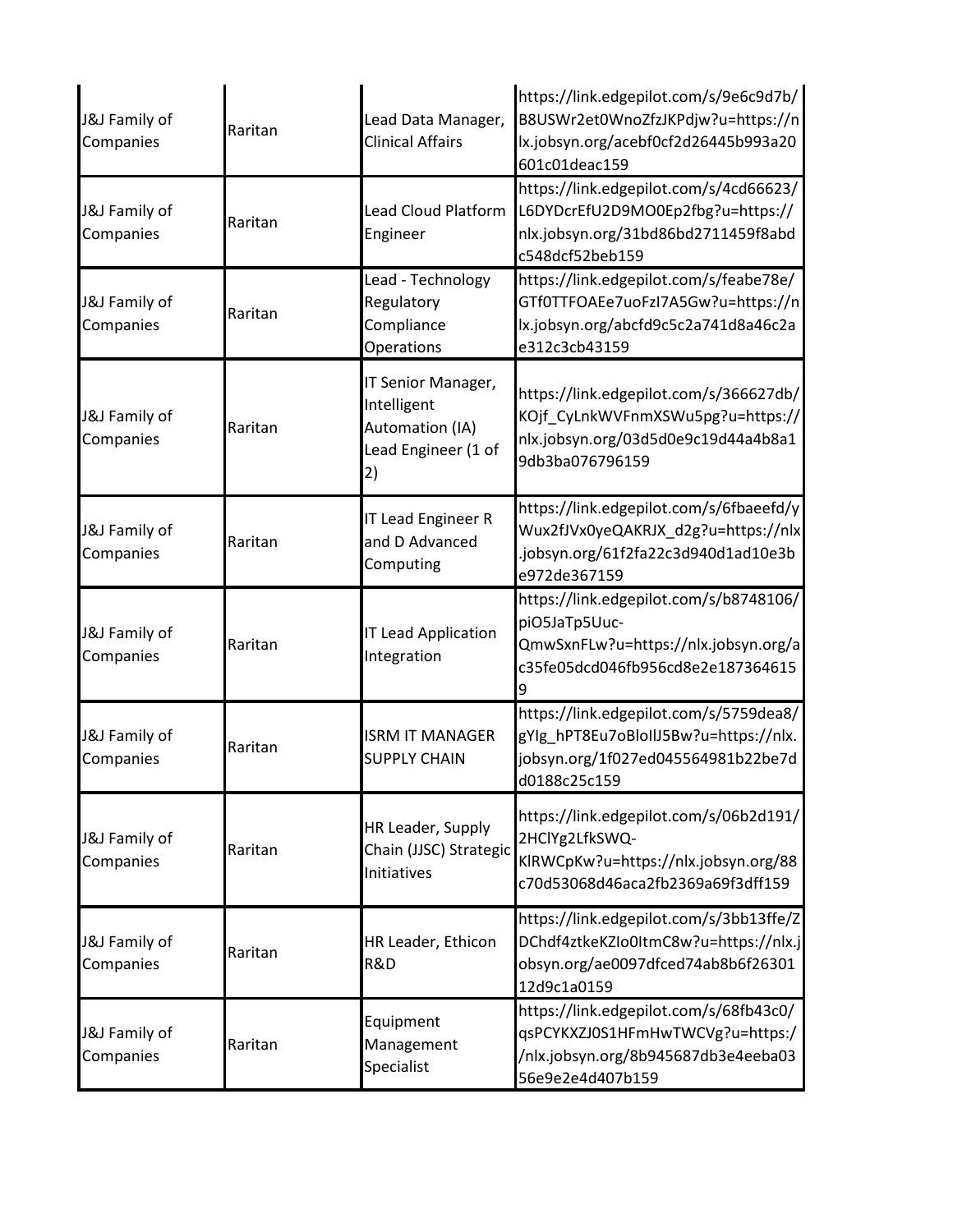| | | | |
|---|---|---|---|
| J&J Family of Companies | Raritan | Lead Data Manager, Clinical Affairs | https://link.edgepilot.com/s/9e6c9d7b/B8USWr2et0WnoZfzJKPdjw?u=https://nlx.jobsyn.org/acebf0cf2d26445b993a20601c01deac159 |
| J&J Family of Companies | Raritan | Lead Cloud Platform Engineer | https://link.edgepilot.com/s/4cd66623/L6DYDcrEfU2D9MO0Ep2fbg?u=https://nlx.jobsyn.org/31bd86bd2711459f8abdc548dcf52beb159 |
| J&J Family of Companies | Raritan | Lead - Technology Regulatory Compliance Operations | https://link.edgepilot.com/s/feabe78e/GTf0TTFOAEe7uoFzI7A5Gw?u=https://nlx.jobsyn.org/abcfd9c5c2a741d8a46c2ae312c3cb43159 |
| J&J Family of Companies | Raritan | IT Senior Manager, Intelligent Automation (IA) Lead Engineer (1 of 2) | https://link.edgepilot.com/s/366627db/KOjf_CyLnkWVFnmXSWu5pg?u=https://nlx.jobsyn.org/03d5d0e9c19d44a4b8a19db3ba076796159 |
| J&J Family of Companies | Raritan | IT Lead Engineer R and D Advanced Computing | https://link.edgepilot.com/s/6fbaeefd/yWux2fJVx0yeQAKRJX_d2g?u=https://nlx.jobsyn.org/61f2fa22c3d940d1ad10e3be972de367159 |
| J&J Family of Companies | Raritan | IT Lead Application Integration | https://link.edgepilot.com/s/b8748106/piO5JaTp5Uuc-QmwSxnFLw?u=https://nlx.jobsyn.org/ac35fe05dcd046fb956cd8e2e1873646159 |
| J&J Family of Companies | Raritan | ISRM IT MANAGER SUPPLY CHAIN | https://link.edgepilot.com/s/5759dea8/gYIg_hPT8Eu7oBloIlJ5Bw?u=https://nlx.jobsyn.org/1f027ed045564981b22be7dd0188c25c159 |
| J&J Family of Companies | Raritan | HR Leader, Supply Chain (JJSC) Strategic Initiatives | https://link.edgepilot.com/s/06b2d191/2HClYg2LfkSWQ-KlRWCpKw?u=https://nlx.jobsyn.org/88c70d53068d46aca2fb2369a69f3dff159 |
| J&J Family of Companies | Raritan | HR Leader, Ethicon R&D | https://link.edgepilot.com/s/3bb13ffe/ZDChdf4ztkeKZIo0ItmC8w?u=https://nlx.jobsyn.org/ae0097dfced74ab8b6f2630112d9c1a0159 |
| J&J Family of Companies | Raritan | Equipment Management Specialist | https://link.edgepilot.com/s/68fb43c0/qsPCYKXZJ0S1HFmHwTWCVg?u=https://nlx.jobsyn.org/8b945687db3e4eeba0356e9e2e4d407b159 |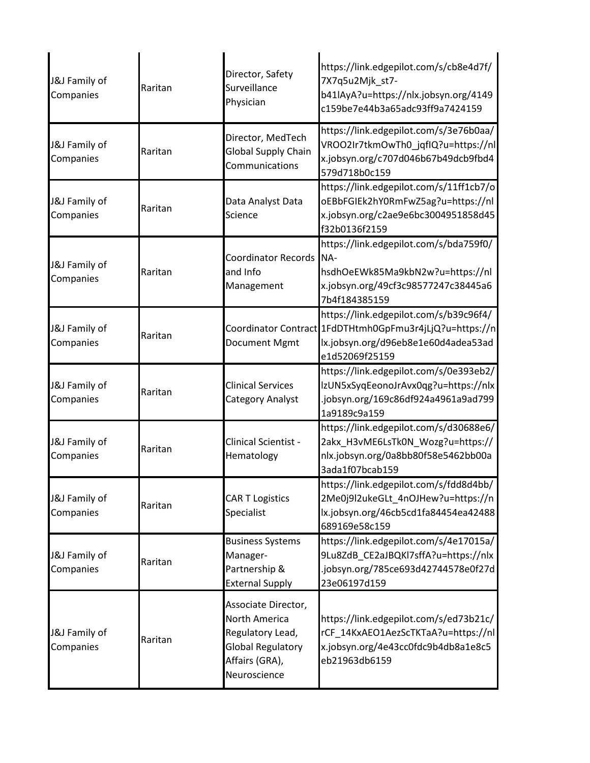| | | | |
|---|---|---|---|
| J&J Family of Companies | Raritan | Director, Safety Surveillance Physician | https://link.edgepilot.com/s/cb8e4d7f/7X7q5u2Mjk_st7-b41lAyA?u=https://nlx.jobsyn.org/4149c159be7e44b3a65adc93ff9a7424159 |
| J&J Family of Companies | Raritan | Director, MedTech Global Supply Chain Communications | https://link.edgepilot.com/s/3e76b0aa/VROO2Ir7tkmOwTh0_jqfIQ?u=https://nlx.jobsyn.org/c707d046b67b49dcb9fbd4579d718b0c159 |
| J&J Family of Companies | Raritan | Data Analyst Data Science | https://link.edgepilot.com/s/11ff1cb7/oEBbFGIEk2hY0RmFwZ5ag?u=https://nlx.jobsyn.org/c2ae9e6bc3004951858d45f32b0136f2159 |
| J&J Family of Companies | Raritan | Coordinator Records and Info Management | https://link.edgepilot.com/s/bda759f0/NA-hsdhOeEWk85Ma9kbN2w?u=https://nlx.jobsyn.org/49cf3c98577247c38445a67b4f184385159 |
| J&J Family of Companies | Raritan | Coordinator Contract Document Mgmt | https://link.edgepilot.com/s/b39c96f4/1FdDTHtmh0GpFmu3r4jLjQ?u=https://nlx.jobsyn.org/d96eb8e1e60d4adea53ade1d52069f25159 |
| J&J Family of Companies | Raritan | Clinical Services Category Analyst | https://link.edgepilot.com/s/0e393eb2/lzUN5xSyqEeonoJrAvx0qg?u=https://nlx.jobsyn.org/169c86df924a4961a9ad7991a9189c9a159 |
| J&J Family of Companies | Raritan | Clinical Scientist - Hematology | https://link.edgepilot.com/s/d30688e6/2akx_H3vME6LsTk0N_Wozg?u=https://nlx.jobsyn.org/0a8bb80f58e5462bb00a3ada1f07bcab159 |
| J&J Family of Companies | Raritan | CAR T Logistics Specialist | https://link.edgepilot.com/s/fdd8d4bb/2Me0j9l2ukeGLt_4nOJHew?u=https://nlx.jobsyn.org/46cb5cd1fa84454ea42488689169e58c159 |
| J&J Family of Companies | Raritan | Business Systems Manager-Partnership & External Supply | https://link.edgepilot.com/s/4e17015a/9Lu8ZdB_CE2aJBQKl7sffA?u=https://nlx.jobsyn.org/785ce693d42744578e0f27d23e06197d159 |
| J&J Family of Companies | Raritan | Associate Director, North America Regulatory Lead, Global Regulatory Affairs (GRA), Neuroscience | https://link.edgepilot.com/s/ed73b21c/rCF_14KxAEO1AezScTKTaA?u=https://nlx.jobsyn.org/4e43cc0fdc9b4db8a1e8c5eb21963db6159 |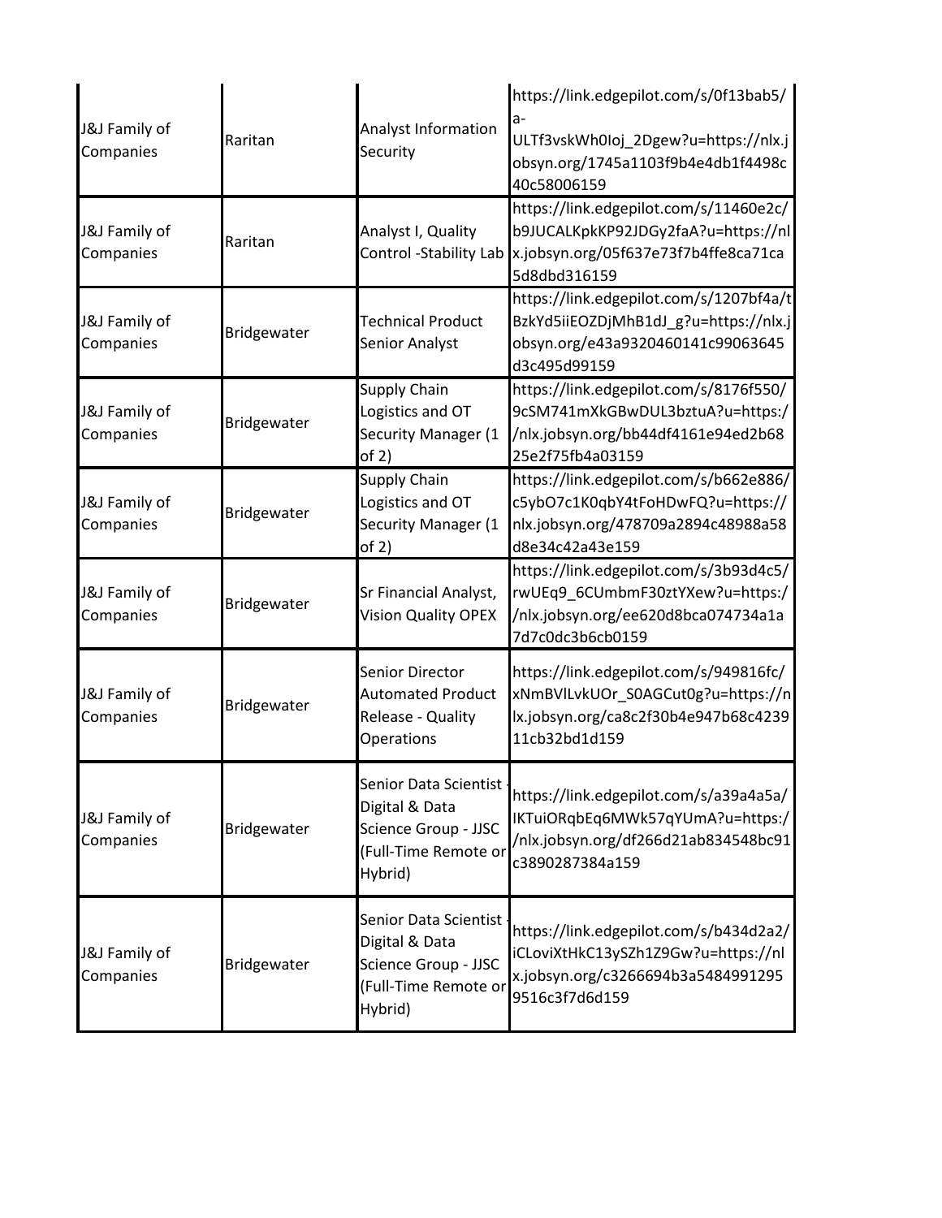| | | | |
|---|---|---|---|
| J&J Family of Companies | Raritan | Analyst Information Security | https://link.edgepilot.com/s/0f13bab5/a-ULTf3vskWh0Ioj_2Dgew?u=https://nlx.jobsyn.org/1745a1103f9b4e4db1f4498c40c58006159 |
| J&J Family of Companies | Raritan | Analyst I, Quality Control -Stability Lab | https://link.edgepilot.com/s/11460e2c/b9JUCALKpkKP92JDGy2faA?u=https://nlx.jobsyn.org/05f637e73f7b4ffe8ca71ca5d8dbd316159 |
| J&J Family of Companies | Bridgewater | Technical Product Senior Analyst | https://link.edgepilot.com/s/1207bf4a/tBzkYd5iiEOZDjMhB1dJ_g?u=https://nlx.jobsyn.org/e43a9320460141c99063645d3c495d99159 |
| J&J Family of Companies | Bridgewater | Supply Chain Logistics and OT Security Manager (1 of 2) | https://link.edgepilot.com/s/8176f550/9cSM741mXkGBwDUL3bztuA?u=https://nlx.jobsyn.org/bb44df4161e94ed2b6825e2f75fb4a03159 |
| J&J Family of Companies | Bridgewater | Supply Chain Logistics and OT Security Manager (1 of 2) | https://link.edgepilot.com/s/b662e886/c5ybO7c1K0qbY4tFoHDwFQ?u=https://nlx.jobsyn.org/478709a2894c48988a58d8e34c42a43e159 |
| J&J Family of Companies | Bridgewater | Sr Financial Analyst, Vision Quality OPEX | https://link.edgepilot.com/s/3b93d4c5/rwUEq9_6CUmbmF30ztYXew?u=https://nlx.jobsyn.org/ee620d8bca074734a1a7d7c0dc3b6cb0159 |
| J&J Family of Companies | Bridgewater | Senior Director Automated Product Release - Quality Operations | https://link.edgepilot.com/s/949816fc/xNmBVlLvkUOr_S0AGCut0g?u=https://nlx.jobsyn.org/ca8c2f30b4e947b68c423911cb32bd1d159 |
| J&J Family of Companies | Bridgewater | Senior Data Scientist - Digital & Data Science Group - JJSC (Full-Time Remote or Hybrid) | https://link.edgepilot.com/s/a39a4a5a/IKTuiORqbEq6MWk57qYUmA?u=https://nlx.jobsyn.org/df266d21ab834548bc91c3890287384a159 |
| J&J Family of Companies | Bridgewater | Senior Data Scientist - Digital & Data Science Group - JJSC (Full-Time Remote or Hybrid) | https://link.edgepilot.com/s/b434d2a2/iCLoviXtHkC13ySZh1Z9Gw?u=https://nlx.jobsyn.org/c3266694b3a54849912959516c3f7d6d159 |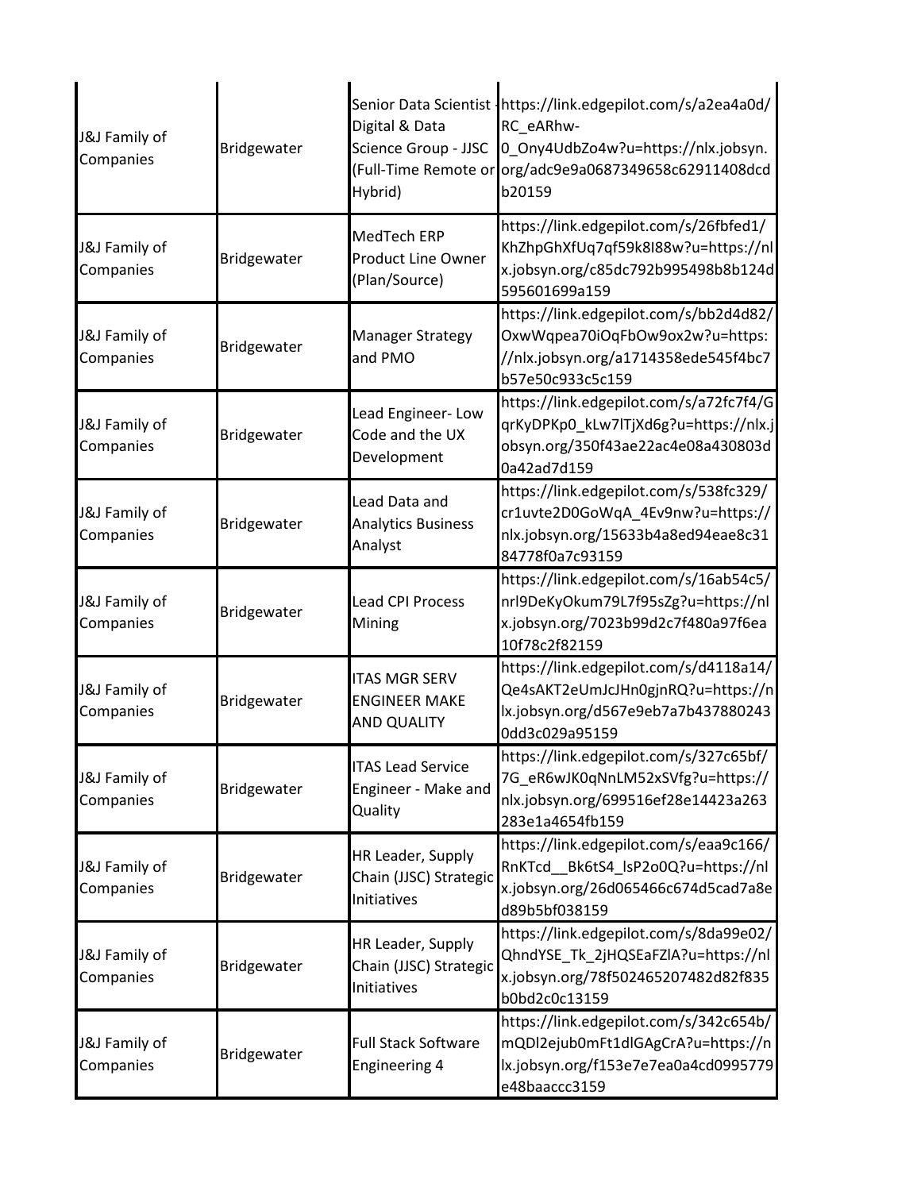| | | | |
|---|---|---|---|
| J&J Family of Companies | Bridgewater | Senior Data Scientist - Digital & Data Science Group - JJSC (Full-Time Remote or Hybrid) | https://link.edgepilot.com/s/a2ea4a0d/RC_eARhw-0_Ony4UdbZo4w?u=https://nlx.jobsyn.org/adc9e9a0687349658c62911408dcdb20159 |
| J&J Family of Companies | Bridgewater | MedTech ERP Product Line Owner (Plan/Source) | https://link.edgepilot.com/s/26fbfed1/KhZhpGhXfUq7qf59k8I88w?u=https://nlx.jobsyn.org/c85dc792b995498b8b124d595601699a159 |
| J&J Family of Companies | Bridgewater | Manager Strategy and PMO | https://link.edgepilot.com/s/bb2d4d82/OxwWqpea70iOqFbOw9ox2w?u=https://nlx.jobsyn.org/a1714358ede545f4bc7b57e50c933c5c159 |
| J&J Family of Companies | Bridgewater | Lead Engineer- Low Code and the UX Development | https://link.edgepilot.com/s/a72fc7f4/GqrKyDPKp0_kLw7lTjXd6g?u=https://nlx.jobsyn.org/350f43ae22ac4e08a430803d0a42ad7d159 |
| J&J Family of Companies | Bridgewater | Lead Data and Analytics Business Analyst | https://link.edgepilot.com/s/538fc329/cr1uvte2D0GoWqA_4Ev9nw?u=https://nlx.jobsyn.org/15633b4a8ed94eae8c3184778f0a7c93159 |
| J&J Family of Companies | Bridgewater | Lead CPI Process Mining | https://link.edgepilot.com/s/16ab54c5/nrl9DeKyOkum79L7f95sZg?u=https://nlx.jobsyn.org/7023b99d2c7f480a97f6ea10f78c2f82159 |
| J&J Family of Companies | Bridgewater | ITAS MGR SERV ENGINEER MAKE AND QUALITY | https://link.edgepilot.com/s/d4118a14/Qe4sAKT2eUmJcJHn0gjnRQ?u=https://nlx.jobsyn.org/d567e9eb7a7b4378802430dd3c029a95159 |
| J&J Family of Companies | Bridgewater | ITAS Lead Service Engineer - Make and Quality | https://link.edgepilot.com/s/327c65bf/7G_eR6wJK0qNnLM52xSVfg?u=https://nlx.jobsyn.org/699516ef28e14423a263283e1a4654fb159 |
| J&J Family of Companies | Bridgewater | HR Leader, Supply Chain (JJSC) Strategic Initiatives | https://link.edgepilot.com/s/eaa9c166/RnKTcd__Bk6tS4_IsP2o0Q?u=https://nlx.jobsyn.org/26d065466c674d5cad7a8ed89b5bf038159 |
| J&J Family of Companies | Bridgewater | HR Leader, Supply Chain (JJSC) Strategic Initiatives | https://link.edgepilot.com/s/8da99e02/QhndYSE_Tk_2jHQSEaFZlA?u=https://nlx.jobsyn.org/78f502465207482d82f835b0bd2c0c13159 |
| J&J Family of Companies | Bridgewater | Full Stack Software Engineering 4 | https://link.edgepilot.com/s/342c654b/mQDl2ejub0mFt1dlGAgCrA?u=https://nlx.jobsyn.org/f153e7e7ea0a4cd0995779e48baaccc3159 |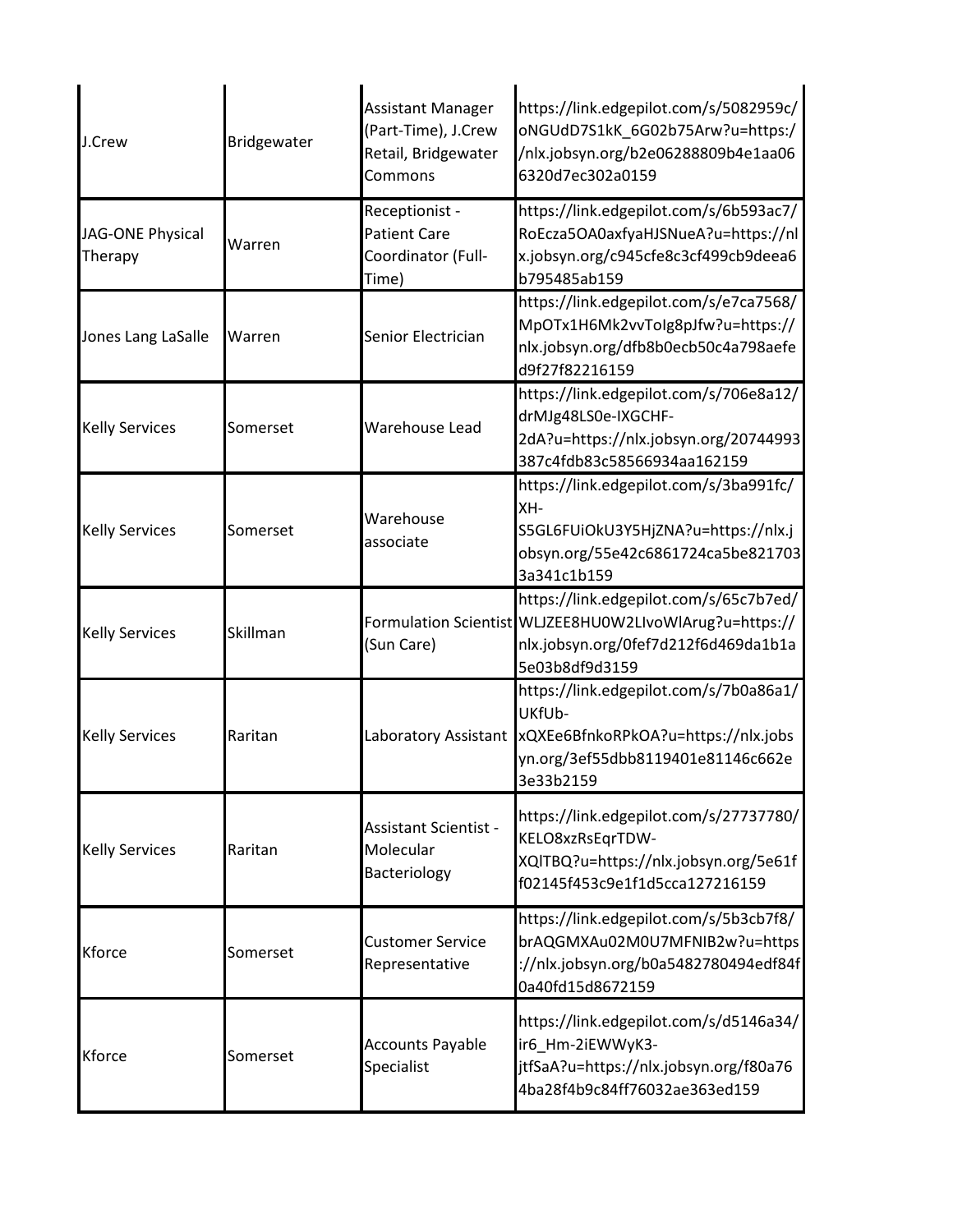| | | | |
|---|---|---|---|
| J.Crew | Bridgewater | Assistant Manager (Part-Time), J.Crew Retail, Bridgewater Commons | https://link.edgepilot.com/s/5082959c/oNGUdD7S1kK_6G02b75Arw?u=https://nlx.jobsyn.org/b2e06288809b4e1aa066320d7ec302a0159 |
| JAG-ONE Physical Therapy | Warren | Receptionist - Patient Care Coordinator (Full-Time) | https://link.edgepilot.com/s/6b593ac7/RoEcza5OA0axfyaHJSNueA?u=https://nlx.jobsyn.org/c945cfe8c3cf499cb9deea6b795485ab159 |
| Jones Lang LaSalle | Warren | Senior Electrician | https://link.edgepilot.com/s/e7ca7568/MpOTx1H6Mk2vvToIg8pJfw?u=https://nlx.jobsyn.org/dfb8b0ecb50c4a798aefed9f27f82216159 |
| Kelly Services | Somerset | Warehouse Lead | https://link.edgepilot.com/s/706e8a12/drMJg48LS0e-IXGCHF-2dA?u=https://nlx.jobsyn.org/20744993387c4fdb83c58566934aa162159 |
| Kelly Services | Somerset | Warehouse associate | https://link.edgepilot.com/s/3ba991fc/XH-S5GL6FUiOkU3Y5HjZNA?u=https://nlx.jobsyn.org/55e42c6861724ca5be8217033a341c1b159 |
| Kelly Services | Skillman | Formulation Scientist (Sun Care) | https://link.edgepilot.com/s/65c7b7ed/WLJZEE8HU0W2LIvoWlArug?u=https://nlx.jobsyn.org/0fef7d212f6d469da1b1a5e03b8df9d3159 |
| Kelly Services | Raritan | Laboratory Assistant | https://link.edgepilot.com/s/7b0a86a1/UKfUb-xQXEe6BfnkoRPkOA?u=https://nlx.jobsyn.org/3ef55dbb8119401e81146c662e3e33b2159 |
| Kelly Services | Raritan | Assistant Scientist - Molecular Bacteriology | https://link.edgepilot.com/s/27737780/KELO8xzRsEqrTDW-XQlTBQ?u=https://nlx.jobsyn.org/5e61ff02145f453c9e1f1d5cca127216159 |
| Kforce | Somerset | Customer Service Representative | https://link.edgepilot.com/s/5b3cb7f8/brAQGMXAu02M0U7MFNIB2w?u=https://nlx.jobsyn.org/b0a5482780494edf84f0a40fd15d8672159 |
| Kforce | Somerset | Accounts Payable Specialist | https://link.edgepilot.com/s/d5146a34/ir6_Hm-2iEWWyK3-jtfSaA?u=https://nlx.jobsyn.org/f80a764ba28f4b9c84ff76032ae363ed159 |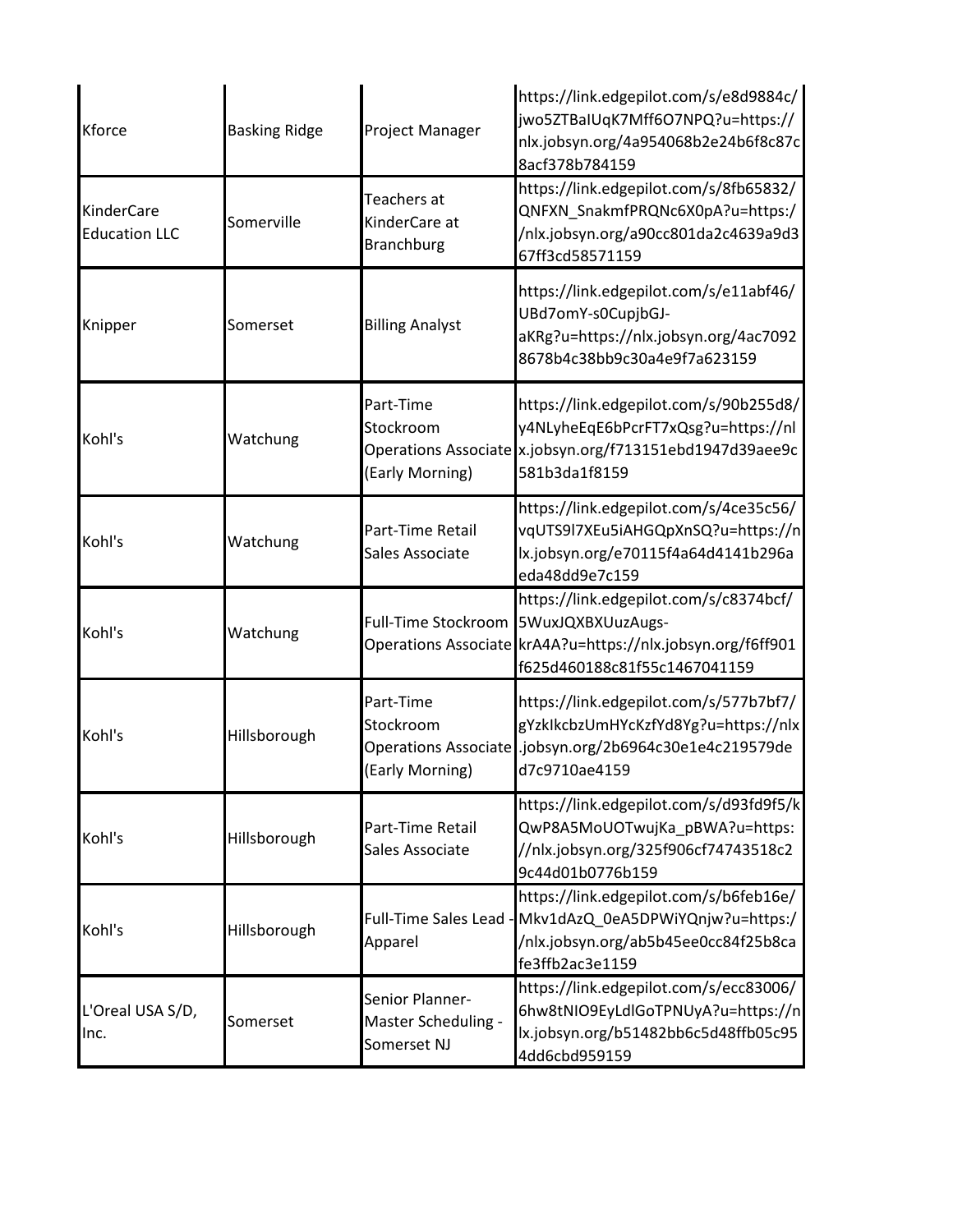| | | | |
|---|---|---|---|
| Kforce | Basking Ridge | Project Manager | https://link.edgepilot.com/s/e8d9884c/jwo5ZTBaIUqK7Mff6O7NPQ?u=https://nlx.jobsyn.org/4a954068b2e24b6f8c87c8acf378b784159 |
| KinderCare Education LLC | Somerville | Teachers at KinderCare at Branchburg | https://link.edgepilot.com/s/8fb65832/QNFXN_SnakmfPRQNc6X0pA?u=https://nlx.jobsyn.org/a90cc801da2c4639a9d367ff3cd58571159 |
| Knipper | Somerset | Billing Analyst | https://link.edgepilot.com/s/e11abf46/UBd7omY-s0CupjbGJ-aKRg?u=https://nlx.jobsyn.org/4ac70928678b4c38bb9c30a4e9f7a623159 |
| Kohl's | Watchung | Part-Time Stockroom Operations Associate (Early Morning) | https://link.edgepilot.com/s/90b255d8/y4NLyheEqE6bPcrFT7xQsg?u=https://nlx.jobsyn.org/f713151ebd1947d39aee9c581b3da1f8159 |
| Kohl's | Watchung | Part-Time Retail Sales Associate | https://link.edgepilot.com/s/4ce35c56/vqUTS9l7XEu5iAHGQpXnSQ?u=https://nlx.jobsyn.org/e70115f4a64d4141b296aeda48dd9e7c159 |
| Kohl's | Watchung | Full-Time Stockroom Operations Associate | https://link.edgepilot.com/s/c8374bcf/5WuxJQXBXUuzAugs-krA4A?u=https://nlx.jobsyn.org/f6ff901f625d460188c81f55c1467041159 |
| Kohl's | Hillsborough | Part-Time Stockroom Operations Associate (Early Morning) | https://link.edgepilot.com/s/577b7bf7/gYzkIkcbzUmHYcKzfYd8Yg?u=https://nlx.jobsyn.org/2b6964c30e1e4c219579ded7c9710ae4159 |
| Kohl's | Hillsborough | Part-Time Retail Sales Associate | https://link.edgepilot.com/s/d93fd9f5/kQwP8A5MoUOTwujKa_pBWA?u=https://nlx.jobsyn.org/325f906cf74743518c29c44d01b0776b159 |
| Kohl's | Hillsborough | Full-Time Sales Lead - Apparel | https://link.edgepilot.com/s/b6feb16e/Mkv1dAzQ_0eA5DPWiYQnjw?u=https://nlx.jobsyn.org/ab5b45ee0cc84f25b8cafe3ffb2ac3e1159 |
| L'Oreal USA S/D, Inc. | Somerset | Senior Planner-Master Scheduling - Somerset NJ | https://link.edgepilot.com/s/ecc83006/6hw8tNIO9EyLdlGoTPNUyA?u=https://nlx.jobsyn.org/b51482bb6c5d48ffb05c954dd6cbd959159 |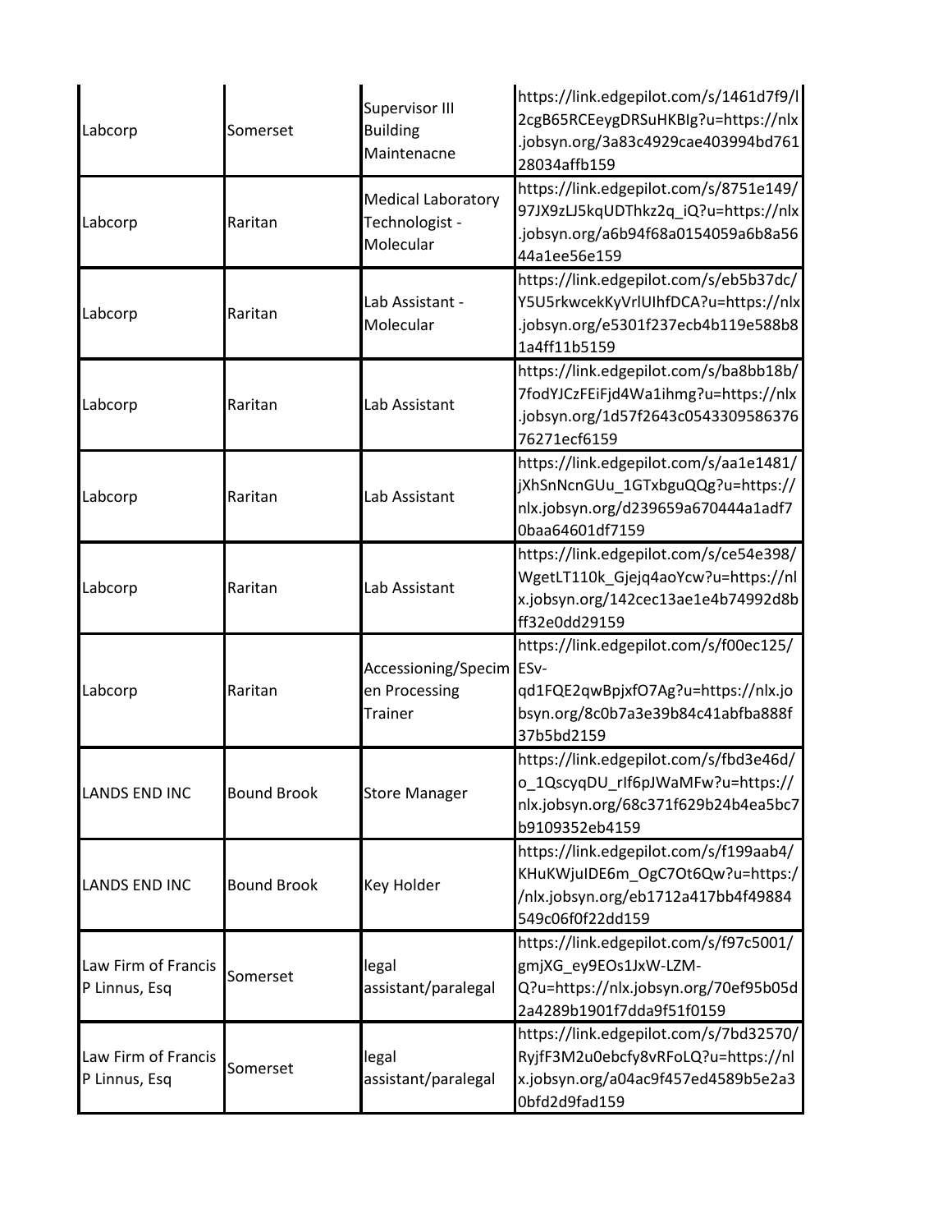| | | | |
|---|---|---|---|
| Labcorp | Somerset | Supervisor III Building Maintenacne | https://link.edgepilot.com/s/1461d7f9/l2cgB65RCEeygDRSuHKBIg?u=https://nlx.jobsyn.org/3a83c4929cae403994bd76128034affb159 |
| Labcorp | Raritan | Medical Laboratory Technologist - Molecular | https://link.edgepilot.com/s/8751e149/97JX9zLJ5kqUDThkz2q_iQ?u=https://nlx.jobsyn.org/a6b94f68a0154059a6b8a5644a1ee56e159 |
| Labcorp | Raritan | Lab Assistant - Molecular | https://link.edgepilot.com/s/eb5b37dc/Y5U5rkwcekKyVrlUIhfDCA?u=https://nlx.jobsyn.org/e5301f237ecb4b119e588b81a4ff11b5159 |
| Labcorp | Raritan | Lab Assistant | https://link.edgepilot.com/s/ba8bb18b/7fodYJCzFEiFjd4Wa1ihmg?u=https://nlx.jobsyn.org/1d57f2643c054330958637676271ecf6159 |
| Labcorp | Raritan | Lab Assistant | https://link.edgepilot.com/s/aa1e1481/jXhSnNcnGUu_1GTxbguQQg?u=https://nlx.jobsyn.org/d239659a670444a1adf70baa64601df7159 |
| Labcorp | Raritan | Lab Assistant | https://link.edgepilot.com/s/ce54e398/WgetLT110k_Gjejq4aoYcw?u=https://nlx.jobsyn.org/142cec13ae1e4b74992d8bff32e0dd29159 |
| Labcorp | Raritan | Accessioning/Specimen Processing Trainer | https://link.edgepilot.com/s/f00ec125/ESv-qd1FQE2qwBpjxfO7Ag?u=https://nlx.jobsyn.org/8c0b7a3e39b84c41abfba888f37b5bd2159 |
| LANDS END INC | Bound Brook | Store Manager | https://link.edgepilot.com/s/fbd3e46d/o_1QscyqDU_rIf6pJWaMFw?u=https://nlx.jobsyn.org/68c371f629b24b4ea5bc7b9109352eb4159 |
| LANDS END INC | Bound Brook | Key Holder | https://link.edgepilot.com/s/f199aab4/KHuKWjuIDE6m_OgC7Ot6Qw?u=https://nlx.jobsyn.org/eb1712a417bb4f49884549c06f0f22dd159 |
| Law Firm of Francis P Linnus, Esq | Somerset | legal assistant/paralegal | https://link.edgepilot.com/s/f97c5001/gmjXG_ey9EOs1JxW-LZM-Q?u=https://nlx.jobsyn.org/70ef95b05d2a4289b1901f7dda9f51f0159 |
| Law Firm of Francis P Linnus, Esq | Somerset | legal assistant/paralegal | https://link.edgepilot.com/s/7bd32570/RyjfF3M2u0ebcfy8vRFoLQ?u=https://nlx.jobsyn.org/a04ac9f457ed4589b5e2a30bfd2d9fad159 |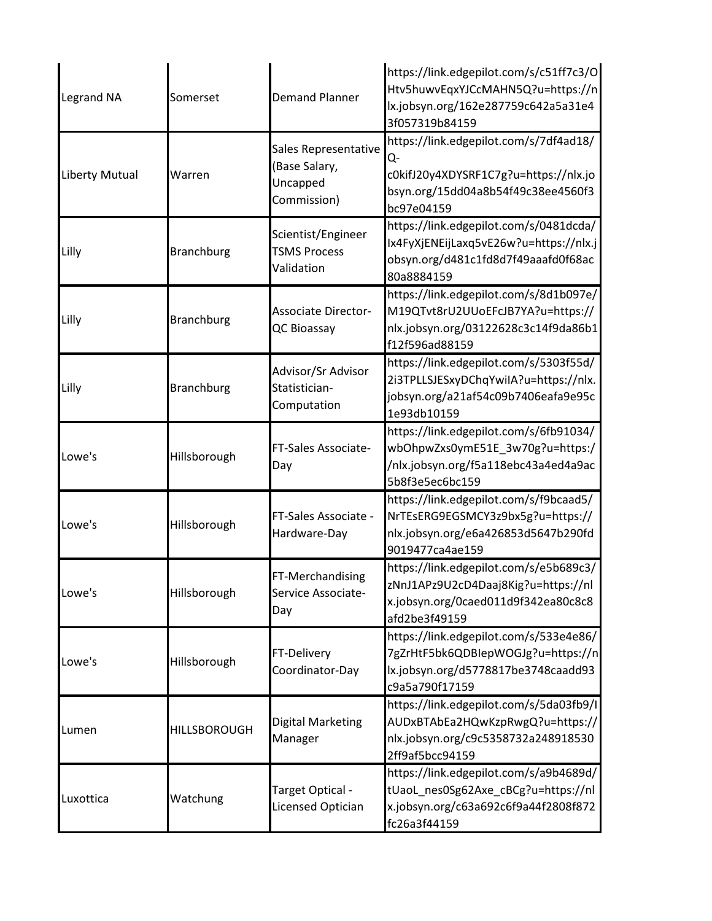| Legrand NA | Somerset | Demand Planner | https://link.edgepilot.com/s/c51ff7c3/OHtv5huwvEqxYJCcMAHN5Q?u=https://nlx.jobsyn.org/162e287759c642a5a31e43f057319b84159 |
|---|---|---|---|
| Liberty Mutual | Warren | Sales Representative (Base Salary, Uncapped Commission) | https://link.edgepilot.com/s/7df4ad18/Q-c0kifJ20y4XDYSRF1C7g?u=https://nlx.jobsyn.org/15dd04a8b54f49c38ee4560f3bc97e04159 |
| Lilly | Branchburg | Scientist/Engineer TSMS Process Validation | https://link.edgepilot.com/s/0481dcda/Ix4FyXjENEijLaxq5vE26w?u=https://nlx.jobsyn.org/d481c1fd8d7f49aaafd0f68ac80a8884159 |
| Lilly | Branchburg | Associate Director-QC Bioassay | https://link.edgepilot.com/s/8d1b097e/M19QTvt8rU2UUoEFcJB7YA?u=https://nlx.jobsyn.org/03122628c3c14f9da86b1f12f596ad88159 |
| Lilly | Branchburg | Advisor/Sr Advisor Statistician-Computation | https://link.edgepilot.com/s/5303f55d/2i3TPLLSJESxyDChqYwiIA?u=https://nlx.jobsyn.org/a21af54c09b7406eafa9e95c1e93db10159 |
| Lowe's | Hillsborough | FT-Sales Associate-Day | https://link.edgepilot.com/s/6fb91034/wbOhpwZxs0ymE51E_3w70g?u=https://nlx.jobsyn.org/f5a118ebc43a4ed4a9ac5b8f3e5ec6bc159 |
| Lowe's | Hillsborough | FT-Sales Associate - Hardware-Day | https://link.edgepilot.com/s/f9bcaad5/NrTEsERG9EGSMCY3z9bx5g?u=https://nlx.jobsyn.org/e6a426853d5647b290fd9019477ca4ae159 |
| Lowe's | Hillsborough | FT-Merchandising Service Associate-Day | https://link.edgepilot.com/s/e5b689c3/zNnJ1APz9U2cD4Daaj8Kig?u=https://nlx.jobsyn.org/0caed011d9f342ea80c8c8afd2be3f49159 |
| Lowe's | Hillsborough | FT-Delivery Coordinator-Day | https://link.edgepilot.com/s/533e4e86/7gZrHtF5bk6QDBIepWOGJg?u=https://nlx.jobsyn.org/d5778817be3748caadd93c9a5a790f17159 |
| Lumen | HILLSBOROUGH | Digital Marketing Manager | https://link.edgepilot.com/s/5da03fb9/IAUDxBTAbEa2HQwKzpRwgQ?u=https://nlx.jobsyn.org/c9c5358732a2489185302ff9af5bcc94159 |
| Luxottica | Watchung | Target Optical - Licensed Optician | https://link.edgepilot.com/s/a9b4689d/tUaoL_nes0Sg62Axe_cBCg?u=https://nlx.jobsyn.org/c63a692c6f9a44f2808f872fc26a3f44159 |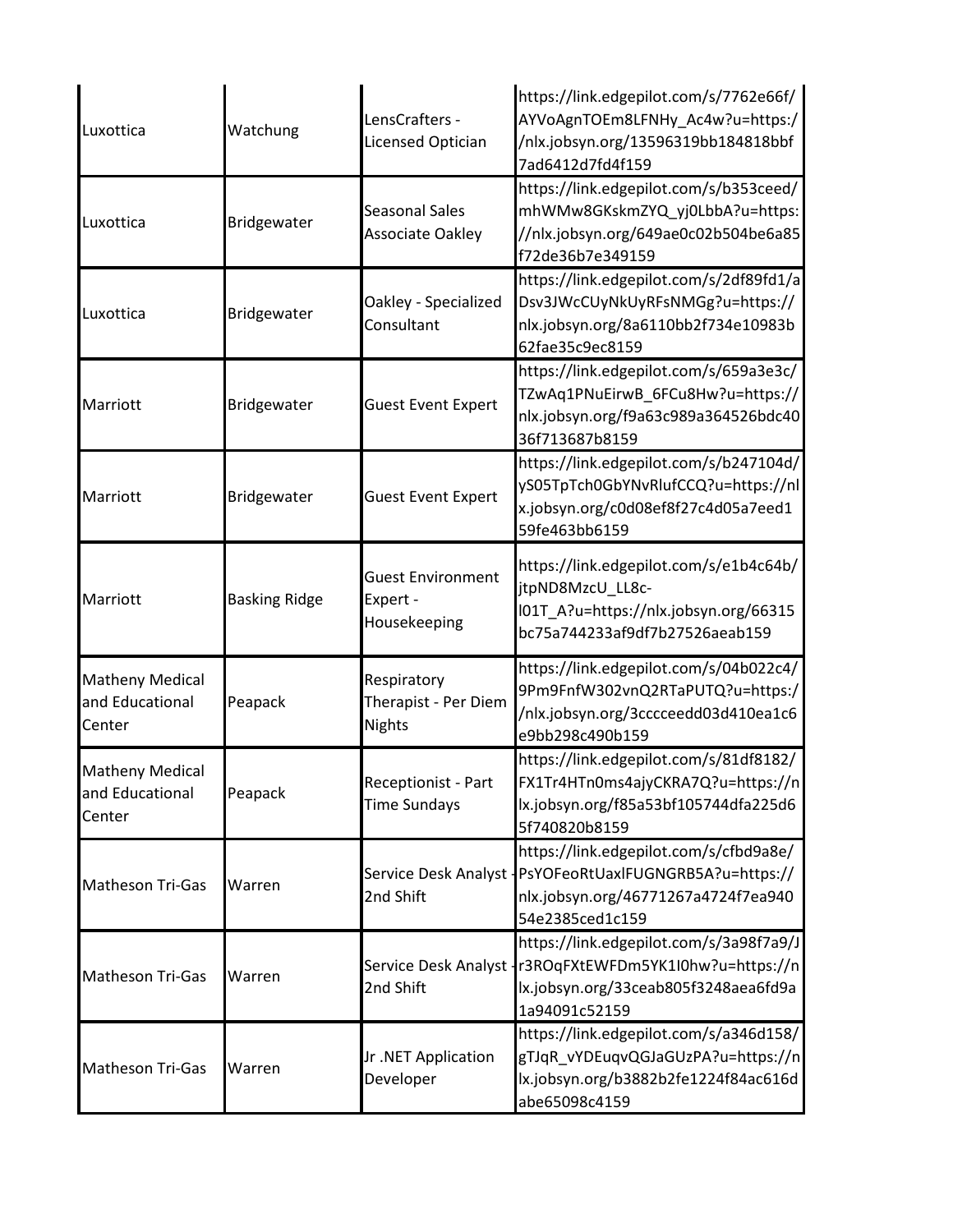| | | | |
|---|---|---|---|
| Luxottica | Watchung | LensCrafters - Licensed Optician | https://link.edgepilot.com/s/7762e66f/AYVoAgnTOEm8LFNHy_Ac4w?u=https://nlx.jobsyn.org/13596319bb184818bbf7ad6412d7fd4f159 |
| Luxottica | Bridgewater | Seasonal Sales Associate Oakley | https://link.edgepilot.com/s/b353ceed/mhWMw8GKskmZYQ_yj0LbbA?u=https://nlx.jobsyn.org/649ae0c02b504be6a85f72de36b7e349159 |
| Luxottica | Bridgewater | Oakley - Specialized Consultant | https://link.edgepilot.com/s/2df89fd1/aDsv3JWcCUyNkUyRFsNMGg?u=https://nlx.jobsyn.org/8a6110bb2f734e10983b62fae35c9ec8159 |
| Marriott | Bridgewater | Guest Event Expert | https://link.edgepilot.com/s/659a3e3c/TZwAq1PNuEirwB_6FCu8Hw?u=https://nlx.jobsyn.org/f9a63c989a364526bdc4036f713687b8159 |
| Marriott | Bridgewater | Guest Event Expert | https://link.edgepilot.com/s/b247104d/yS05TpTch0GbYNvRlufCCQ?u=https://nlx.jobsyn.org/c0d08ef8f27c4d05a7eed159fe463bb6159 |
| Marriott | Basking Ridge | Guest Environment Expert - Housekeeping | https://link.edgepilot.com/s/e1b4c64b/jtpND8MzcU_LL8c-I01T_A?u=https://nlx.jobsyn.org/66315bc75a744233af9df7b27526aeab159 |
| Matheny Medical and Educational Center | Peapack | Respiratory Therapist - Per Diem Nights | https://link.edgepilot.com/s/04b022c4/9Pm9FnfW302vnQ2RTaPUTQ?u=https://nlx.jobsyn.org/3cccceedd03d410ea1c6e9bb298c490b159 |
| Matheny Medical and Educational Center | Peapack | Receptionist - Part Time Sundays | https://link.edgepilot.com/s/81df8182/FX1Tr4HTn0ms4ajyCKRA7Q?u=https://nlx.jobsyn.org/f85a53bf105744dfa225d65f740820b8159 |
| Matheson Tri-Gas | Warren | Service Desk Analyst - 2nd Shift | https://link.edgepilot.com/s/cfbd9a8e/PsYOFeoRtUaxlFUGNGRB5A?u=https://nlx.jobsyn.org/46771267a4724f7ea94054e2385ced1c159 |
| Matheson Tri-Gas | Warren | Service Desk Analyst - 2nd Shift | https://link.edgepilot.com/s/3a98f7a9/Jr3ROqFXtEWFDm5YK1I0hw?u=https://nlx.jobsyn.org/33ceab805f3248aea6fd9a1a94091c52159 |
| Matheson Tri-Gas | Warren | Jr .NET Application Developer | https://link.edgepilot.com/s/a346d158/gTJqR_vYDEuqvQGJaGUzPA?u=https://nlx.jobsyn.org/b3882b2fe1224f84ac616dabe65098c4159 |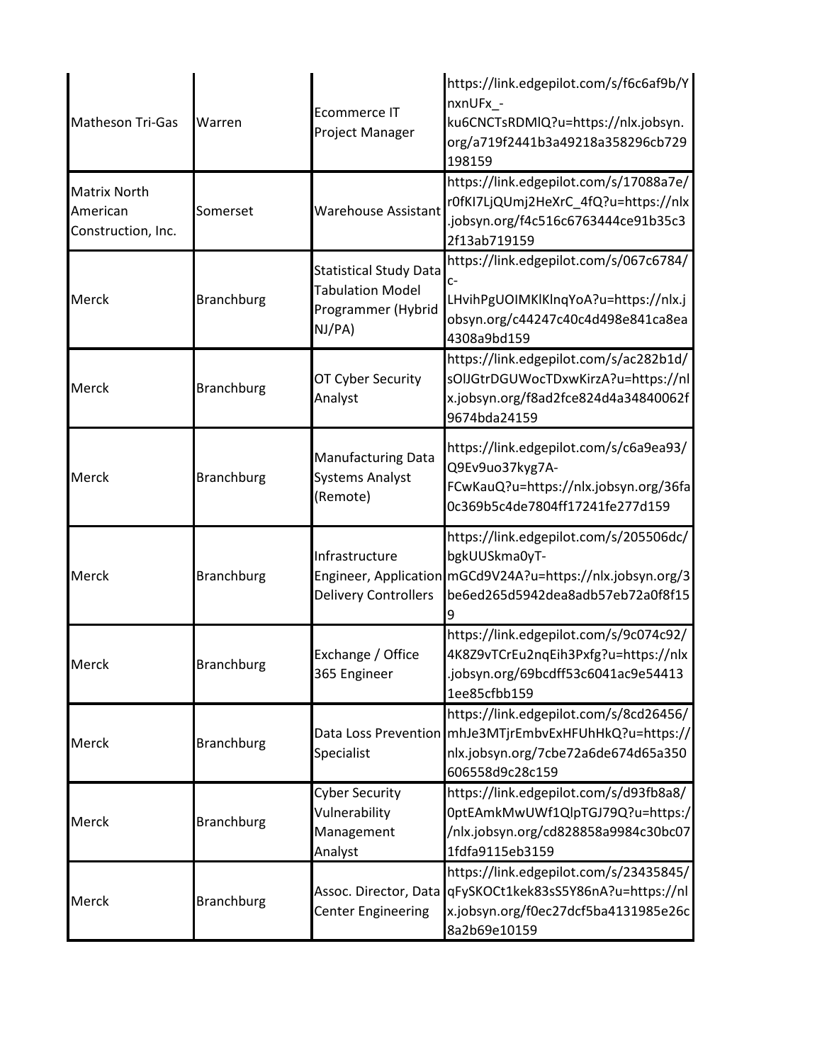| | | | |
|---|---|---|---|
| Matheson Tri-Gas | Warren | Ecommerce IT Project Manager | https://link.edgepilot.com/s/f6c6af9b/YnxnUFx_-ku6CNCTsRDMlQ?u=https://nlx.jobsyn.org/a719f2441b3a49218a358296cb729198159 |
| Matrix North American Construction, Inc. | Somerset | Warehouse Assistant | https://link.edgepilot.com/s/17088a7e/r0fKI7LjQUmj2HeXrC_4fQ?u=https://nlx.jobsyn.org/f4c516c6763444ce91b35c32f13ab719159 |
| Merck | Branchburg | Statistical Study Data Tabulation Model Programmer (Hybrid NJ/PA) | https://link.edgepilot.com/s/067c6784/c-LHvihPgUOIMKlKlnqYoA?u=https://nlx.jobsyn.org/c44247c40c4d498e841ca8ea4308a9bd159 |
| Merck | Branchburg | OT Cyber Security Analyst | https://link.edgepilot.com/s/ac282b1d/sOlJGtrDGUWocTDxwKirzA?u=https://nlx.jobsyn.org/f8ad2fce824d4a34840062f9674bda24159 |
| Merck | Branchburg | Manufacturing Data Systems Analyst (Remote) | https://link.edgepilot.com/s/c6a9ea93/Q9Ev9uo37kyg7A-FCwKauQ?u=https://nlx.jobsyn.org/36fa0c369b5c4de7804ff17241fe277d159 |
| Merck | Branchburg | Infrastructure Engineer, Application Delivery Controllers | https://link.edgepilot.com/s/205506dc/bgkUUSkma0yT-mGCd9V24A?u=https://nlx.jobsyn.org/3be6ed265d5942dea8adb57eb72a0f8f159 |
| Merck | Branchburg | Exchange / Office 365 Engineer | https://link.edgepilot.com/s/9c074c92/4K8Z9vTCrEu2nqEih3Pxfg?u=https://nlx.jobsyn.org/69bcdff53c6041ac9e544131ee85cfbb159 |
| Merck | Branchburg | Data Loss Prevention Specialist | https://link.edgepilot.com/s/8cd26456/mhJe3MTjrEmbvExHFUhHkQ?u=https://nlx.jobsyn.org/7cbe72a6de674d65a350606558d9c28c159 |
| Merck | Branchburg | Cyber Security Vulnerability Management Analyst | https://link.edgepilot.com/s/d93fb8a8/0ptEAmkMwUWf1QlpTGJ79Q?u=https://nlx.jobsyn.org/cd828858a9984c30bc071fdfa9115eb3159 |
| Merck | Branchburg | Assoc. Director, Data Center Engineering | https://link.edgepilot.com/s/23435845/qFySKOCt1kek83sS5Y86nA?u=https://nlx.jobsyn.org/f0ec27dcf5ba4131985e26c8a2b69e10159 |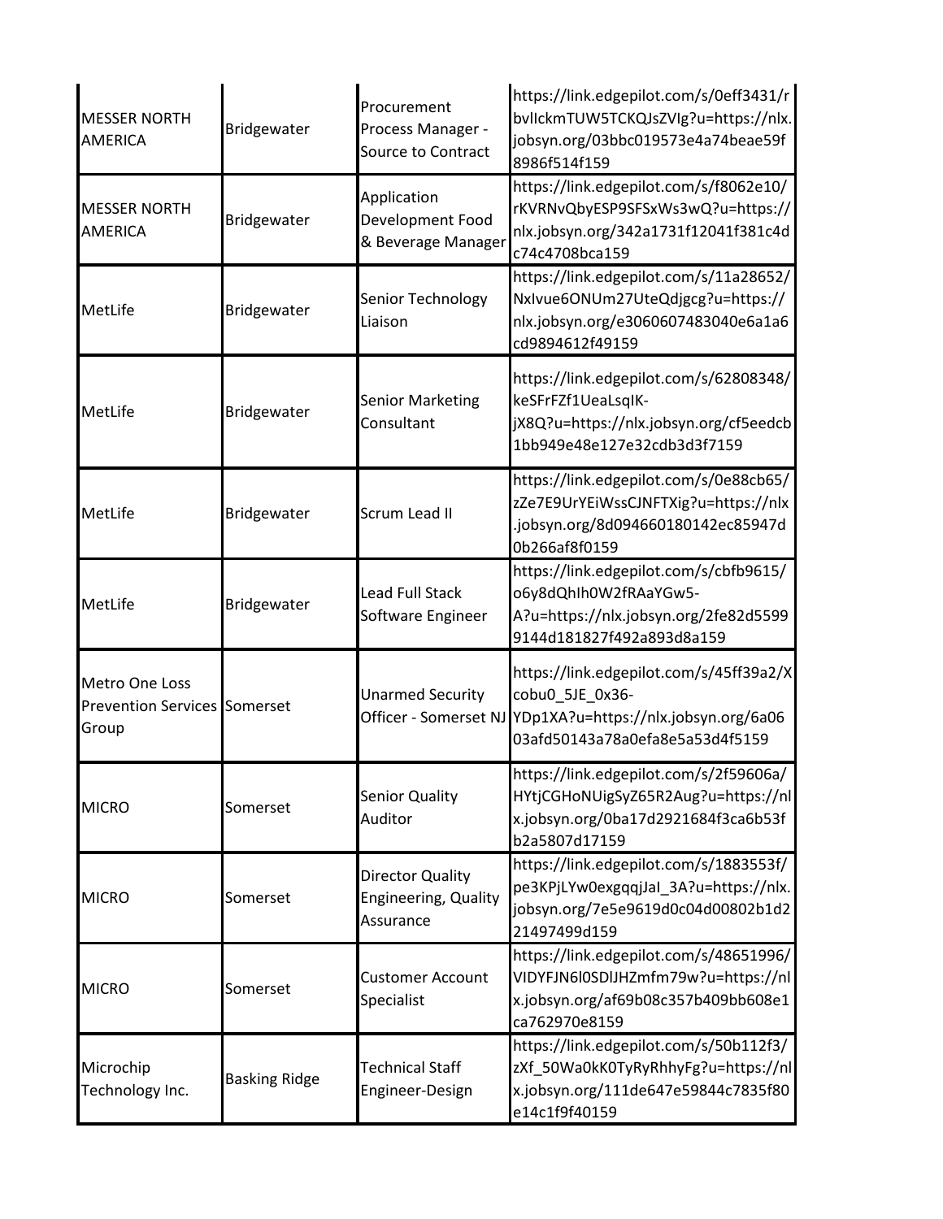| | | | |
|---|---|---|---|
| MESSER NORTH AMERICA | Bridgewater | Procurement Process Manager - Source to Contract | https://link.edgepilot.com/s/0eff3431/rbvlIckmTUW5TCKQJsZVIg?u=https://nlx.jobsyn.org/03bbc019573e4a74beae59f8986f514f159 |
| MESSER NORTH AMERICA | Bridgewater | Application Development Food & Beverage Manager | https://link.edgepilot.com/s/f8062e10/rKVRNvQbyESP9SFSxWs3wQ?u=https://nlx.jobsyn.org/342a1731f12041f381c4dc74c4708bca159 |
| MetLife | Bridgewater | Senior Technology Liaison | https://link.edgepilot.com/s/11a28652/NxIvue6ONUm27UteQdjgcg?u=https://nlx.jobsyn.org/e3060607483040e6a1a6cd9894612f49159 |
| MetLife | Bridgewater | Senior Marketing Consultant | https://link.edgepilot.com/s/62808348/keSFrFZf1UeaLsqIK-jX8Q?u=https://nlx.jobsyn.org/cf5eedcb1bb949e48e127e32cdb3d3f7159 |
| MetLife | Bridgewater | Scrum Lead II | https://link.edgepilot.com/s/0e88cb65/zZe7E9UrYEiWssCJNFTXig?u=https://nlx.jobsyn.org/8d094660180142ec85947d0b266af8f0159 |
| MetLife | Bridgewater | Lead Full Stack Software Engineer | https://link.edgepilot.com/s/cbfb9615/o6y8dQhIh0W2fRAaYGw5-A?u=https://nlx.jobsyn.org/2fe82d55999144d181827f492a893d8a159 |
| Metro One Loss Prevention Services Group | Somerset | Unarmed Security Officer - Somerset NJ | https://link.edgepilot.com/s/45ff39a2/Xcobu0_5JE_0x36-YDp1XA?u=https://nlx.jobsyn.org/6a0603afd50143a78a0efa8e5a53d4f5159 |
| MICRO | Somerset | Senior Quality Auditor | https://link.edgepilot.com/s/2f59606a/HYtjCGHoNUigSyZ65R2Aug?u=https://nlx.jobsyn.org/0ba17d2921684f3ca6b53fb2a5807d17159 |
| MICRO | Somerset | Director Quality Engineering, Quality Assurance | https://link.edgepilot.com/s/1883553f/pe3KPjLYw0exgqqjJaI_3A?u=https://nlx.jobsyn.org/7e5e9619d0c04d00802b1d221497499d159 |
| MICRO | Somerset | Customer Account Specialist | https://link.edgepilot.com/s/48651996/VIDYFJN6l0SDlJHZmfm79w?u=https://nlx.jobsyn.org/af69b08c357b409bb608e1ca762970e8159 |
| Microchip Technology Inc. | Basking Ridge | Technical Staff Engineer-Design | https://link.edgepilot.com/s/50b112f3/zXf_50Wa0kK0TyRyRhhyFg?u=https://nlx.jobsyn.org/111de647e59844c7835f80e14c1f9f40159 |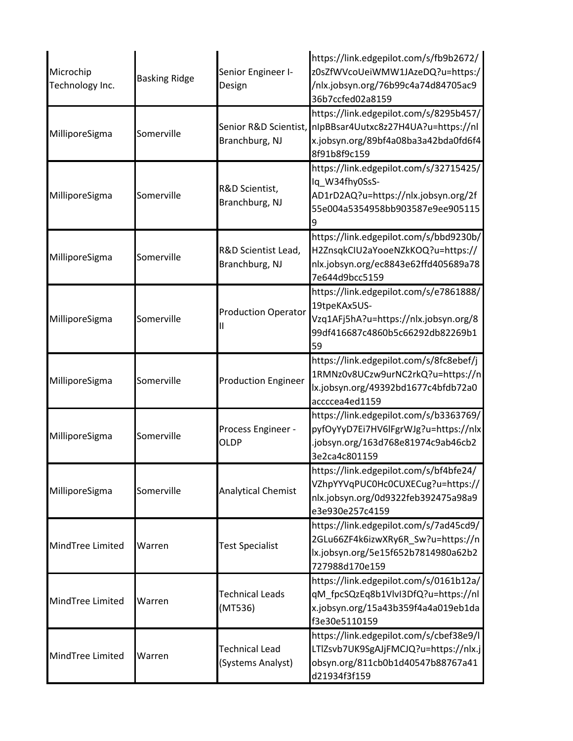| | | | |
|---|---|---|---|
| Microchip Technology Inc. | Basking Ridge | Senior Engineer I-Design | https://link.edgepilot.com/s/fb9b2672/z0sZfWVcoUeiWMW1JAzeDQ?u=https://nlx.jobsyn.org/76b99c4a74d84705ac936b7ccfed02a8159 |
| MilliporeSigma | Somerville | Senior R&D Scientist, Branchburg, NJ | https://link.edgepilot.com/s/8295b457/nIpBBsar4Uutxc8z27H4UA?u=https://nlx.jobsyn.org/89bf4a08ba3a42bda0fd6f48f91b8f9c159 |
| MilliporeSigma | Somerville | R&D Scientist, Branchburg, NJ | https://link.edgepilot.com/s/32715425/Iq_W34fhy0SsS-AD1rD2AQ?u=https://nlx.jobsyn.org/2f55e004a5354958bb903587e9ee9051159 |
| MilliporeSigma | Somerville | R&D Scientist Lead, Branchburg, NJ | https://link.edgepilot.com/s/bbd9230b/H2ZnsqkCIU2aYooeNZkKOQ?u=https://nlx.jobsyn.org/ec8843e62ffd405689a787e644d9bcc5159 |
| MilliporeSigma | Somerville | Production Operator II | https://link.edgepilot.com/s/e7861888/19tpeKAx5US-Vzq1AFj5hA?u=https://nlx.jobsyn.org/899df416687c4860b5c66292db82269b159 |
| MilliporeSigma | Somerville | Production Engineer | https://link.edgepilot.com/s/8fc8ebef/j1RMNz0v8UCzw9urNC2rkQ?u=https://nlx.jobsyn.org/49392bd1677c4bfdb72a0accccea4ed1159 |
| MilliporeSigma | Somerville | Process Engineer - OLDP | https://link.edgepilot.com/s/b3363769/pyfOyYyD7Ei7HV6lFgrWJg?u=https://nlx.jobsyn.org/163d768e81974c9ab46cb23e2ca4c801159 |
| MilliporeSigma | Somerville | Analytical Chemist | https://link.edgepilot.com/s/bf4bfe24/VZhpYYVqPUC0Hc0CUXECug?u=https://nlx.jobsyn.org/0d9322feb392475a98a9e3e930e257c4159 |
| MindTree Limited | Warren | Test Specialist | https://link.edgepilot.com/s/7ad45cd9/2GLu66ZF4k6izwXRy6R_Sw?u=https://nlx.jobsyn.org/5e15f652b7814980a62b2727988d170e159 |
| MindTree Limited | Warren | Technical Leads (MT536) | https://link.edgepilot.com/s/0161b12a/qM_fpcSQzEq8b1VlvI3DfQ?u=https://nlx.jobsyn.org/15a43b359f4a4a019eb1daf3e30e5110159 |
| MindTree Limited | Warren | Technical Lead (Systems Analyst) | https://link.edgepilot.com/s/cbef38e9/lLTlZsvb7UK9SgAJjFMCJQ?u=https://nlx.jobsyn.org/811cb0b1d40547b88767a41d21934f3f159 |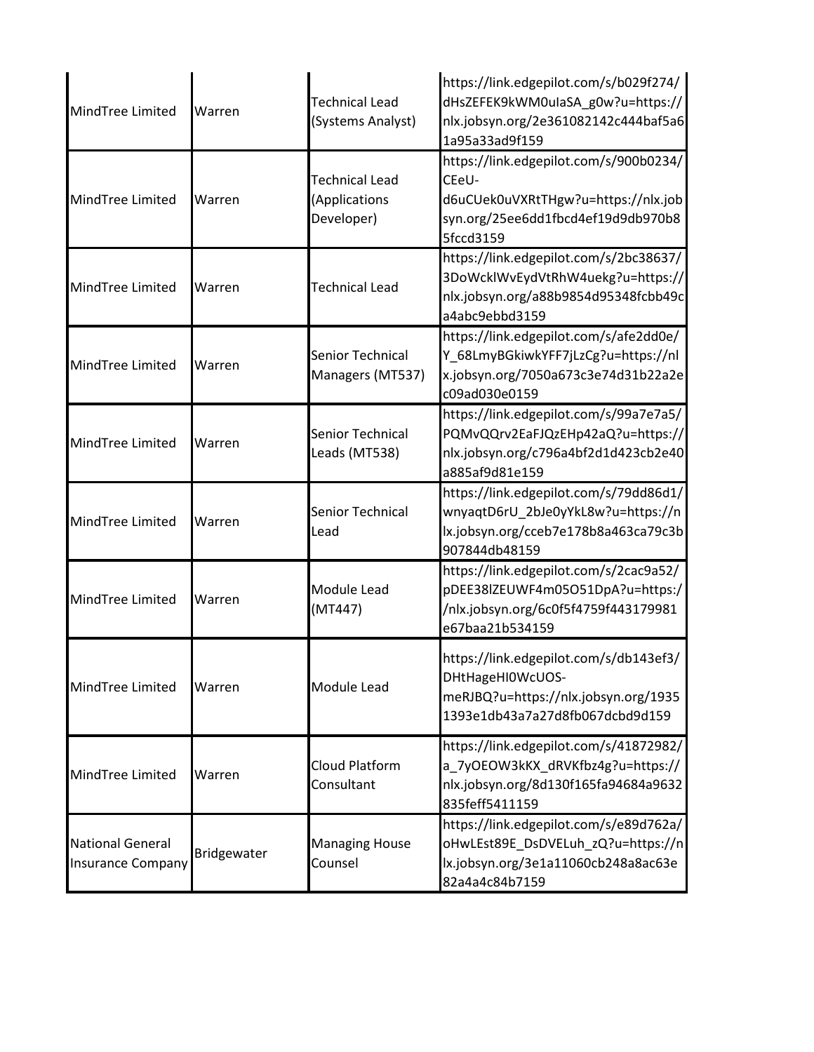| | | | |
|---|---|---|---|
| MindTree Limited | Warren | Technical Lead (Systems Analyst) | https://link.edgepilot.com/s/b029f274/dHsZEFEK9kWM0uIaSA_g0w?u=https://nlx.jobsyn.org/2e361082142c444baf5a61a95a33ad9f159 |
| MindTree Limited | Warren | Technical Lead (Applications Developer) | https://link.edgepilot.com/s/900b0234/CEeU-d6uCUek0uVXRtTHgw?u=https://nlx.jobsyn.org/25ee6dd1fbcd4ef19d9db970b85fccd3159 |
| MindTree Limited | Warren | Technical Lead | https://link.edgepilot.com/s/2bc38637/3DoWcklWvEydVtRhW4uekg?u=https://nlx.jobsyn.org/a88b9854d95348fcbb49ca4abc9ebbd3159 |
| MindTree Limited | Warren | Senior Technical Managers (MT537) | https://link.edgepilot.com/s/afe2dd0e/Y_68LmyBGkiwkYFF7jLzCg?u=https://nlx.jobsyn.org/7050a673c3e74d31b22a2ec09ad030e0159 |
| MindTree Limited | Warren | Senior Technical Leads (MT538) | https://link.edgepilot.com/s/99a7e7a5/PQMvQQrv2EaFJQzEHp42aQ?u=https://nlx.jobsyn.org/c796a4bf2d1d423cb2e40a885af9d81e159 |
| MindTree Limited | Warren | Senior Technical Lead | https://link.edgepilot.com/s/79dd86d1/wnyaqtD6rU_2bJe0yYkL8w?u=https://nlx.jobsyn.org/cceb7e178b8a463ca79c3b907844db48159 |
| MindTree Limited | Warren | Module Lead (MT447) | https://link.edgepilot.com/s/2cac9a52/pDEE38lZEUWF4m05O51DpA?u=https://nlx.jobsyn.org/6c0f5f4759f443179981e67baa21b534159 |
| MindTree Limited | Warren | Module Lead | https://link.edgepilot.com/s/db143ef3/DHtHageHI0WcUOS-meRJBQ?u=https://nlx.jobsyn.org/19351393e1db43a7a27d8fb067dcbd9d159 |
| MindTree Limited | Warren | Cloud Platform Consultant | https://link.edgepilot.com/s/41872982/a_7yOEOW3kKX_dRVKfbz4g?u=https://nlx.jobsyn.org/8d130f165fa94684a9632835feff5411159 |
| National General Insurance Company | Bridgewater | Managing House Counsel | https://link.edgepilot.com/s/e89d762a/oHwLEst89E_DsDVELuh_zQ?u=https://nlx.jobsyn.org/3e1a11060cb248a8ac63e82a4a4c84b7159 |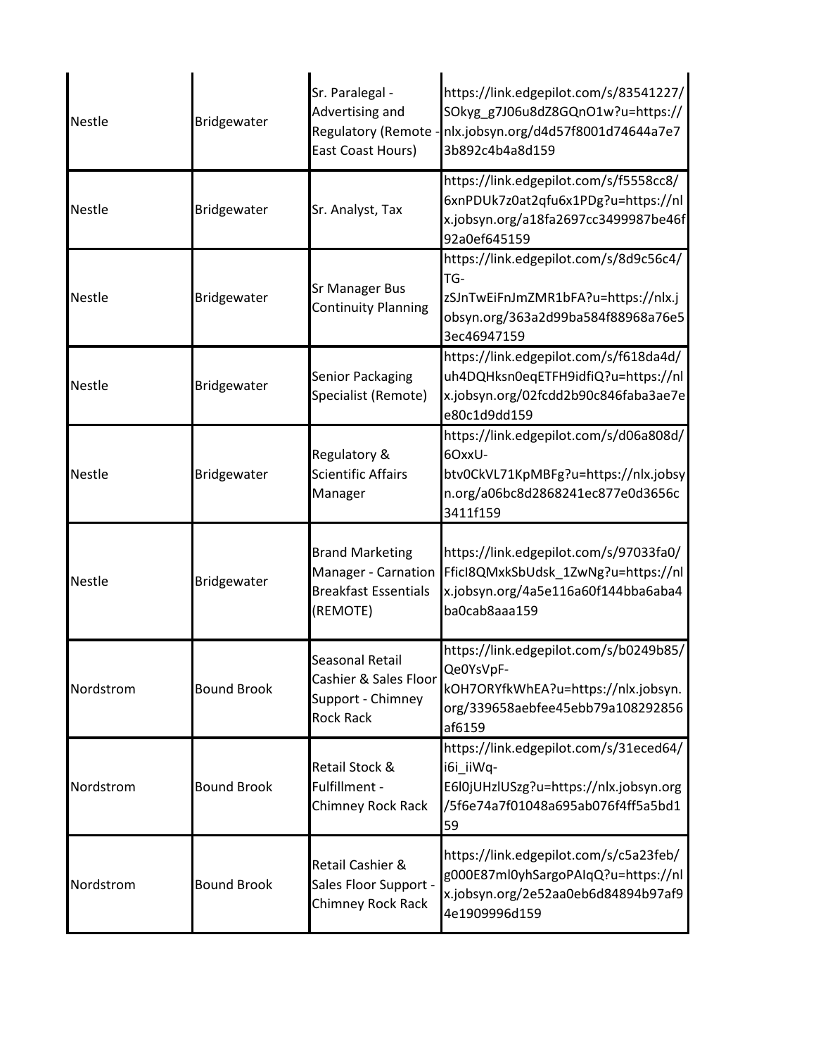| | | | |
|---|---|---|---|
| Nestle | Bridgewater | Sr. Paralegal - Advertising and Regulatory (Remote - East Coast Hours) | https://link.edgepilot.com/s/83541227/SOkyg_g7J06u8dZ8GQnO1w?u=https://nlx.jobsyn.org/d4d57f8001d74644a7e73b892c4b4a8d159 |
| Nestle | Bridgewater | Sr. Analyst, Tax | https://link.edgepilot.com/s/f5558cc8/6xnPDUk7z0at2qfu6x1PDg?u=https://nlx.jobsyn.org/a18fa2697cc3499987be46f92a0ef645159 |
| Nestle | Bridgewater | Sr Manager Bus Continuity Planning | https://link.edgepilot.com/s/8d9c56c4/TG-zSJnTwEiFnJmZMR1bFA?u=https://nlx.jobsyn.org/363a2d99ba584f88968a76e53ec46947159 |
| Nestle | Bridgewater | Senior Packaging Specialist (Remote) | https://link.edgepilot.com/s/f618da4d/uh4DQHksn0eqETFH9idfiQ?u=https://nlx.jobsyn.org/02fcdd2b90c846faba3ae7ee80c1d9dd159 |
| Nestle | Bridgewater | Regulatory & Scientific Affairs Manager | https://link.edgepilot.com/s/d06a808d/6OxxU-btv0CkVL71KpMBFg?u=https://nlx.jobsyn.org/a06bc8d2868241ec877e0d3656c3411f159 |
| Nestle | Bridgewater | Brand Marketing Manager - Carnation Breakfast Essentials (REMOTE) | https://link.edgepilot.com/s/97033fa0/FficI8QMxkSbUdsk_1ZwNg?u=https://nlx.jobsyn.org/4a5e116a60f144bba6aba4ba0cab8aaa159 |
| Nordstrom | Bound Brook | Seasonal Retail Cashier & Sales Floor Support - Chimney Rock Rack | https://link.edgepilot.com/s/b0249b85/Qe0YsVpF-kOH7ORYfkWhEA?u=https://nlx.jobsyn.org/339658aebfee45ebb79a108292856af6159 |
| Nordstrom | Bound Brook | Retail Stock & Fulfillment - Chimney Rock Rack | https://link.edgepilot.com/s/31eced64/i6i_iiWq-E6l0jUHzlUSzg?u=https://nlx.jobsyn.org/5f6e74a7f01048a695ab076f4ff5a5bd159 |
| Nordstrom | Bound Brook | Retail Cashier & Sales Floor Support - Chimney Rock Rack | https://link.edgepilot.com/s/c5a23feb/g000E87ml0yhSargoPAIqQ?u=https://nlx.jobsyn.org/2e52aa0eb6d84894b97af94e1909996d159 |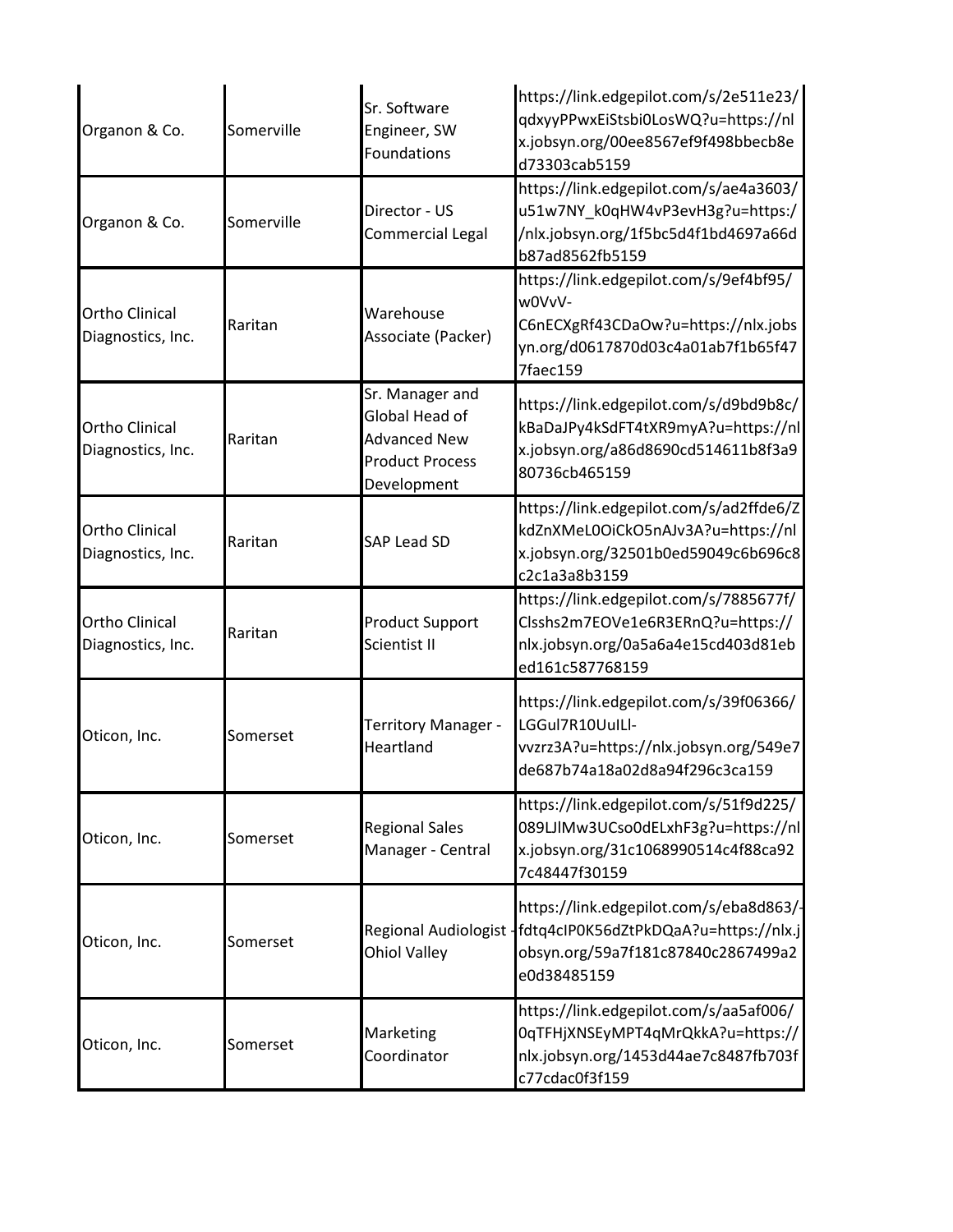| | | | |
|---|---|---|---|
| Organon & Co. | Somerville | Sr. Software Engineer, SW Foundations | https://link.edgepilot.com/s/2e511e23/qdxyyPPwxEiStsbi0LosWQ?u=https://nlx.jobsyn.org/00ee8567ef9f498bbecb8ed73303cab5159 |
| Organon & Co. | Somerville | Director - US Commercial Legal | https://link.edgepilot.com/s/ae4a3603/u51w7NY_k0qHW4vP3evH3g?u=https://nlx.jobsyn.org/1f5bc5d4f1bd4697a66db87ad8562fb5159 |
| Ortho Clinical Diagnostics, Inc. | Raritan | Warehouse Associate (Packer) | https://link.edgepilot.com/s/9ef4bf95/w0VvV-C6nECXgRf43CDaOw?u=https://nlx.jobsyn.org/d0617870d03c4a01ab7f1b65f477faec159 |
| Ortho Clinical Diagnostics, Inc. | Raritan | Sr. Manager and Global Head of Advanced New Product Process Development | https://link.edgepilot.com/s/d9bd9b8c/kBaDaJPy4kSdFT4tXR9myA?u=https://nlx.jobsyn.org/a86d8690cd514611b8f3a980736cb465159 |
| Ortho Clinical Diagnostics, Inc. | Raritan | SAP Lead SD | https://link.edgepilot.com/s/ad2ffde6/ZkdZnXMeL0OiCkO5nAJv3A?u=https://nlx.jobsyn.org/32501b0ed59049c6b696c8c2c1a3a8b3159 |
| Ortho Clinical Diagnostics, Inc. | Raritan | Product Support Scientist II | https://link.edgepilot.com/s/7885677f/Clsshs2m7EOVe1e6R3ERnQ?u=https://nlx.jobsyn.org/0a5a6a4e15cd403d81ebed161c587768159 |
| Oticon, Inc. | Somerset | Territory Manager - Heartland | https://link.edgepilot.com/s/39f06366/LGGul7R10UuILl-vvzrz3A?u=https://nlx.jobsyn.org/549e7de687b74a18a02d8a94f296c3ca159 |
| Oticon, Inc. | Somerset | Regional Sales Manager - Central | https://link.edgepilot.com/s/51f9d225/089LJlMw3UCso0dELxhF3g?u=https://nlx.jobsyn.org/31c1068990514c4f88ca927c48447f30159 |
| Oticon, Inc. | Somerset | Regional Audiologist - Ohiol Valley | https://link.edgepilot.com/s/eba8d863/-fdtq4cIP0K56dZtPkDQaA?u=https://nlx.jobsyn.org/59a7f181c87840c2867499a2e0d38485159 |
| Oticon, Inc. | Somerset | Marketing Coordinator | https://link.edgepilot.com/s/aa5af006/0qTFHjXNSEyMPT4qMrQkkA?u=https://nlx.jobsyn.org/1453d44ae7c8487fb703fc77cdac0f3f159 |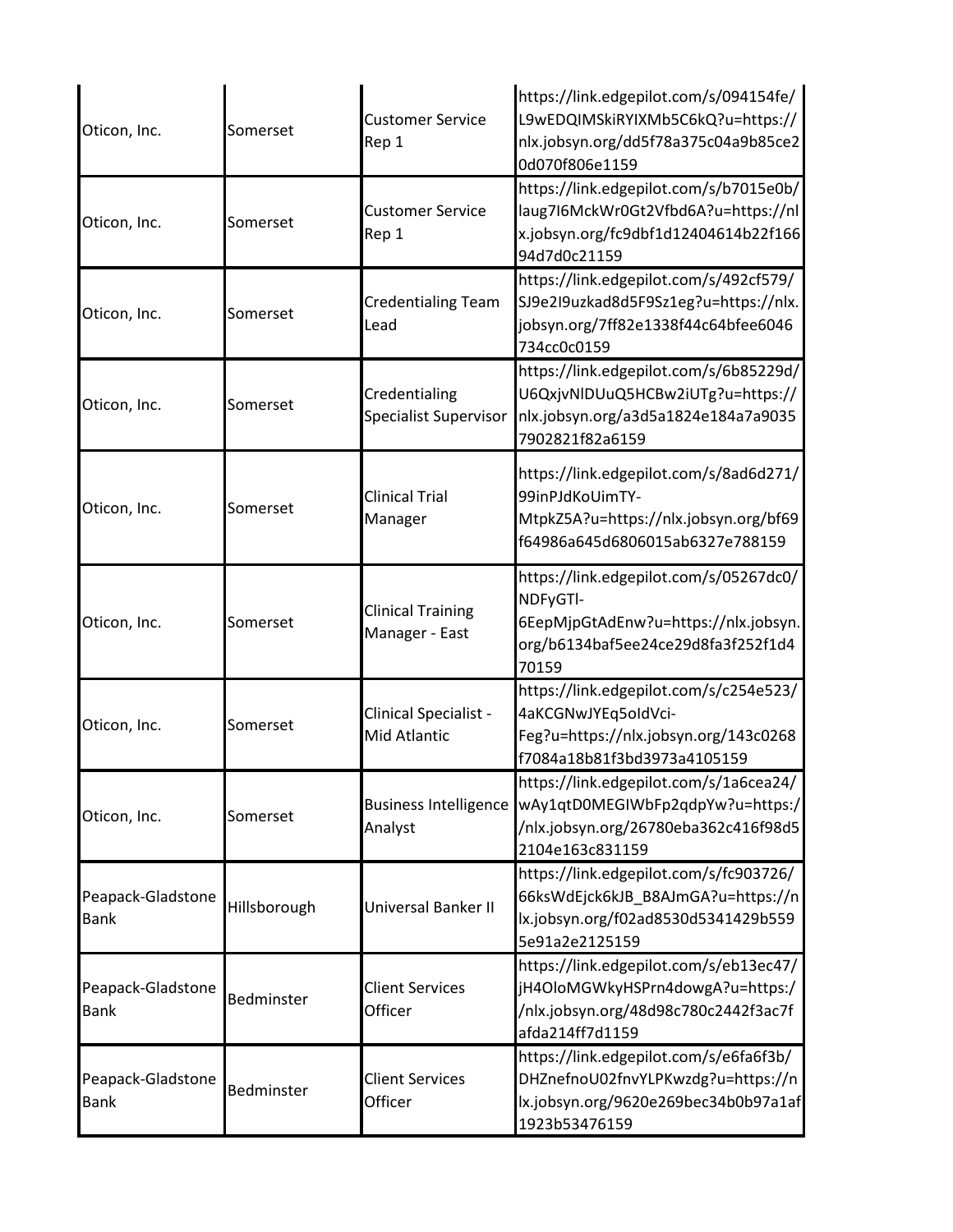| | | | |
|---|---|---|---|
| Oticon, Inc. | Somerset | Customer Service Rep 1 | https://link.edgepilot.com/s/094154fe/L9wEDQIMSkiRYIXMb5C6kQ?u=https://nlx.jobsyn.org/dd5f78a375c04a9b85ce20d070f806e1159 |
| Oticon, Inc. | Somerset | Customer Service Rep 1 | https://link.edgepilot.com/s/b7015e0b/laug7I6MckWr0Gt2Vfbd6A?u=https://nlx.jobsyn.org/fc9dbf1d12404614b22f16694d7d0c21159 |
| Oticon, Inc. | Somerset | Credentialing Team Lead | https://link.edgepilot.com/s/492cf579/SJ9e2I9uzkad8d5F9Sz1eg?u=https://nlx.jobsyn.org/7ff82e1338f44c64bfee6046734cc0c0159 |
| Oticon, Inc. | Somerset | Credentialing Specialist Supervisor | https://link.edgepilot.com/s/6b85229d/U6QxjvNlDUuQ5HCBw2iUTg?u=https://nlx.jobsyn.org/a3d5a1824e184a7a90357902821f82a6159 |
| Oticon, Inc. | Somerset | Clinical Trial Manager | https://link.edgepilot.com/s/8ad6d271/99inPJdKoUimTY-MtpkZ5A?u=https://nlx.jobsyn.org/bf69f64986a645d6806015ab6327e788159 |
| Oticon, Inc. | Somerset | Clinical Training Manager - East | https://link.edgepilot.com/s/05267dc0/NDFyGTl-6EepMjpGtAdEnw?u=https://nlx.jobsyn.org/b6134baf5ee24ce29d8fa3f252f1d470159 |
| Oticon, Inc. | Somerset | Clinical Specialist - Mid Atlantic | https://link.edgepilot.com/s/c254e523/4aKCGNwJYEq5oIdVci-Feg?u=https://nlx.jobsyn.org/143c0268f7084a18b81f3bd3973a4105159 |
| Oticon, Inc. | Somerset | Business Intelligence Analyst | https://link.edgepilot.com/s/1a6cea24/wAy1qtD0MEGIWbFp2qdpYw?u=https://nlx.jobsyn.org/26780eba362c416f98d52104e163c831159 |
| Peapack-Gladstone Bank | Hillsborough | Universal Banker II | https://link.edgepilot.com/s/fc903726/66ksWdEjck6kJB_B8AJmGA?u=https://nlx.jobsyn.org/f02ad8530d5341429b5595e91a2e2125159 |
| Peapack-Gladstone Bank | Bedminster | Client Services Officer | https://link.edgepilot.com/s/eb13ec47/jH4OloMGWkyHSPrn4dowgA?u=https://nlx.jobsyn.org/48d98c780c2442f3ac7fafda214ff7d1159 |
| Peapack-Gladstone Bank | Bedminster | Client Services Officer | https://link.edgepilot.com/s/e6fa6f3b/DHZnefnoU02fnvYLPKwzdg?u=https://nlx.jobsyn.org/9620e269bec34b0b97a1af1923b53476159 |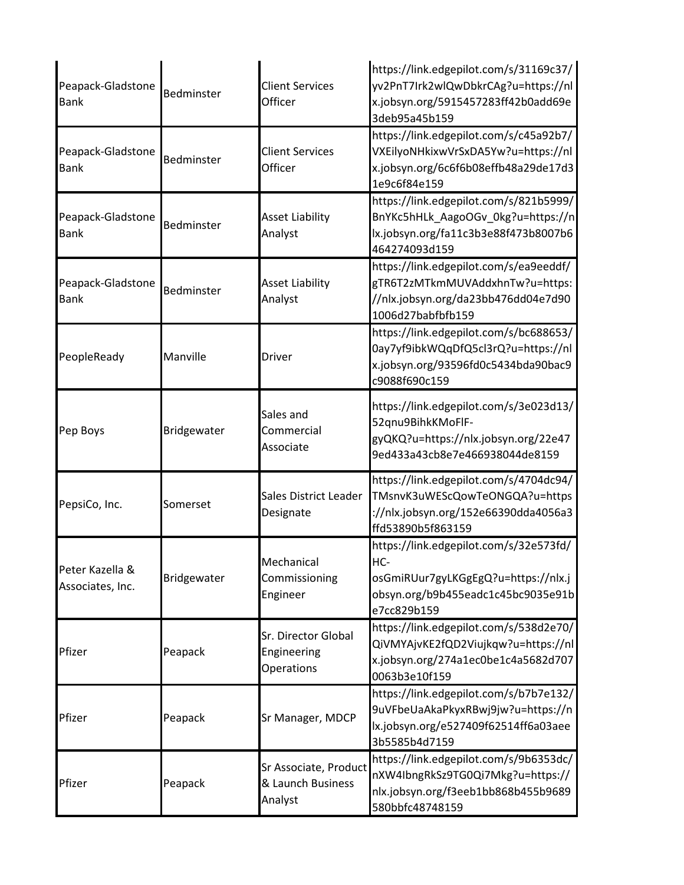| | | | |
|---|---|---|---|
| Peapack-Gladstone Bank | Bedminster | Client Services Officer | https://link.edgepilot.com/s/31169c37/yv2PnT7Irk2wlQwDbkrCAg?u=https://nlx.jobsyn.org/5915457283ff42b0add69e3deb95a45b159 |
| Peapack-Gladstone Bank | Bedminster | Client Services Officer | https://link.edgepilot.com/s/c45a92b7/VXEilyoNHkixwVrSxDA5Yw?u=https://nlx.jobsyn.org/6c6f6b08effb48a29de17d31e9c6f84e159 |
| Peapack-Gladstone Bank | Bedminster | Asset Liability Analyst | https://link.edgepilot.com/s/821b5999/BnYKc5hHLk_AagoOGv_0kg?u=https://nlx.jobsyn.org/fa11c3b3e88f473b8007b6464274093d159 |
| Peapack-Gladstone Bank | Bedminster | Asset Liability Analyst | https://link.edgepilot.com/s/ea9eeddf/gTR6T2zMTkmMUVAddxhnTw?u=https://nlx.jobsyn.org/da23bb476dd04e7d901006d27babfbfb159 |
| PeopleReady | Manville | Driver | https://link.edgepilot.com/s/bc688653/0ay7yf9ibkWQqDfQ5cl3rQ?u=https://nlx.jobsyn.org/93596fd0c5434bda90bac9c9088f690c159 |
| Pep Boys | Bridgewater | Sales and Commercial Associate | https://link.edgepilot.com/s/3e023d13/52qnu9BihkKMoFlF-gyQKQ?u=https://nlx.jobsyn.org/22e479ed433a43cb8e7e466938044de8159 |
| PepsiCo, Inc. | Somerset | Sales District Leader Designate | https://link.edgepilot.com/s/4704dc94/TMsnvK3uWEScQowTeONGQA?u=https://nlx.jobsyn.org/152e66390dda4056a3ffd53890b5f863159 |
| Peter Kazella & Associates, Inc. | Bridgewater | Mechanical Commissioning Engineer | https://link.edgepilot.com/s/32e573fd/HC-osGmiRUur7gyLKGgEgQ?u=https://nlx.jobsyn.org/b9b455eadc1c45bc9035e91be7cc829b159 |
| Pfizer | Peapack | Sr. Director Global Engineering Operations | https://link.edgepilot.com/s/538d2e70/QiVMYAjvKE2fQD2Viujkqw?u=https://nlx.jobsyn.org/274a1ec0be1c4a5682d7070063b3e10f159 |
| Pfizer | Peapack | Sr Manager, MDCP | https://link.edgepilot.com/s/b7b7e132/9uVFbeUaAkaPkyxRBwj9jw?u=https://nlx.jobsyn.org/e527409f62514ff6a03aee3b5585b4d7159 |
| Pfizer | Peapack | Sr Associate, Product & Launch Business Analyst | https://link.edgepilot.com/s/9b6353dc/nXW4IbngRkSz9TG0Qi7Mkg?u=https://nlx.jobsyn.org/f3eeb1bb868b455b9689580bbfc48748159 |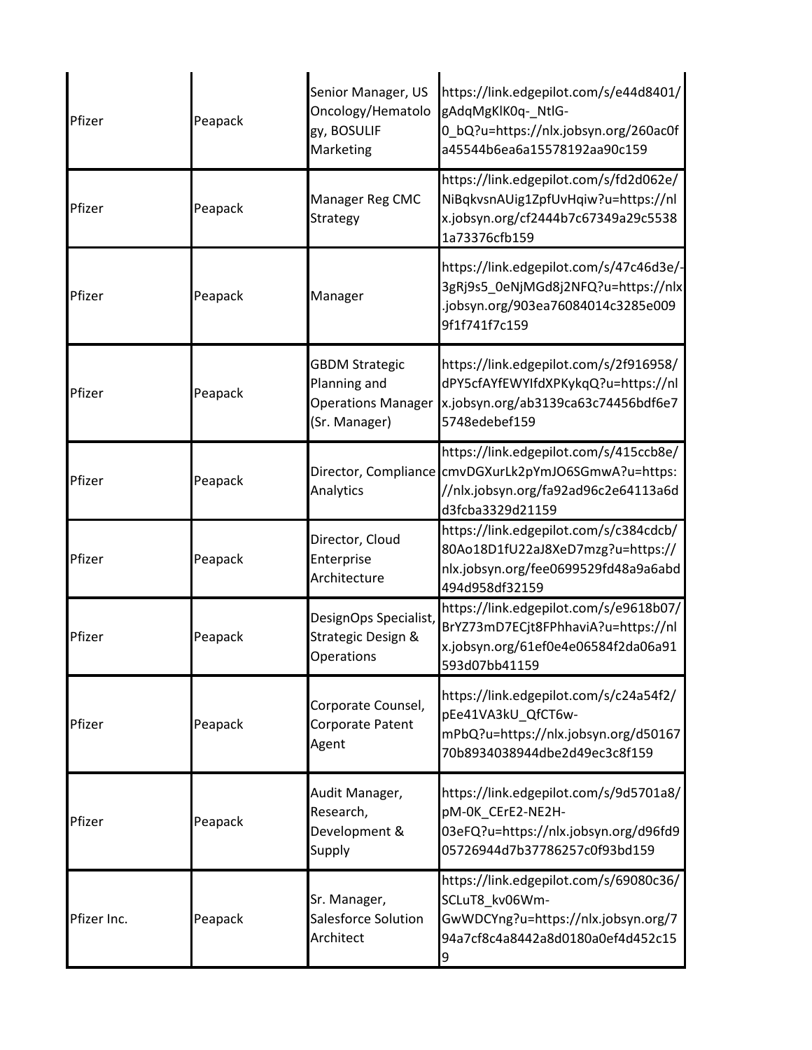| | | | |
|---|---|---|---|
| Pfizer | Peapack | Senior Manager, US Oncology/Hematology, BOSULIF Marketing | https://link.edgepilot.com/s/e44d8401/gAdqMgKlK0q-_NtlG-0_bQ?u=https://nlx.jobsyn.org/260ac0fa45544b6ea6a15578192aa90c159 |
| Pfizer | Peapack | Manager Reg CMC Strategy | https://link.edgepilot.com/s/fd2d062e/NiBqkvsnAUig1ZpfUvHqiw?u=https://nlx.jobsyn.org/cf2444b7c67349a29c55381a73376cfb159 |
| Pfizer | Peapack | Manager | https://link.edgepilot.com/s/47c46d3e/-3gRj9s5_0eNjMGd8j2NFQ?u=https://nlx.jobsyn.org/903ea76084014c3285e0099f1f741f7c159 |
| Pfizer | Peapack | GBDM Strategic Planning and Operations Manager (Sr. Manager) | https://link.edgepilot.com/s/2f916958/dPY5cfAYfEWYIfdXPKykqQ?u=https://nlx.jobsyn.org/ab3139ca63c74456bdf6e75748edebef159 |
| Pfizer | Peapack | Director, Compliance Analytics | https://link.edgepilot.com/s/415ccb8e/cmvDGXurLk2pYmJO6SGmwA?u=https://nlx.jobsyn.org/fa92ad96c2e64113a6dd3fcba3329d21159 |
| Pfizer | Peapack | Director, Cloud Enterprise Architecture | https://link.edgepilot.com/s/c384cdcb/80Ao18D1fU22aJ8XeD7mzg?u=https://nlx.jobsyn.org/fee0699529fd48a9a6abd494d958df32159 |
| Pfizer | Peapack | DesignOps Specialist, Strategic Design & Operations | https://link.edgepilot.com/s/e9618b07/BrYZ73mD7ECjt8FPhhaviA?u=https://nlx.jobsyn.org/61ef0e4e06584f2da06a91593d07bb41159 |
| Pfizer | Peapack | Corporate Counsel, Corporate Patent Agent | https://link.edgepilot.com/s/c24a54f2/pEe41VA3kU_QfCT6w-mPbQ?u=https://nlx.jobsyn.org/d5016770b8934038944dbe2d49ec3c8f159 |
| Pfizer | Peapack | Audit Manager, Research, Development & Supply | https://link.edgepilot.com/s/9d5701a8/pM-0K_CErE2-NE2H-03eFQ?u=https://nlx.jobsyn.org/d96fd905726944d7b37786257c0f93bd159 |
| Pfizer Inc. | Peapack | Sr. Manager, Salesforce Solution Architect | https://link.edgepilot.com/s/69080c36/SCLuT8_kv06Wm-GwWDCYng?u=https://nlx.jobsyn.org/794a7cf8c4a8442a8d0180a0ef4d452c159 |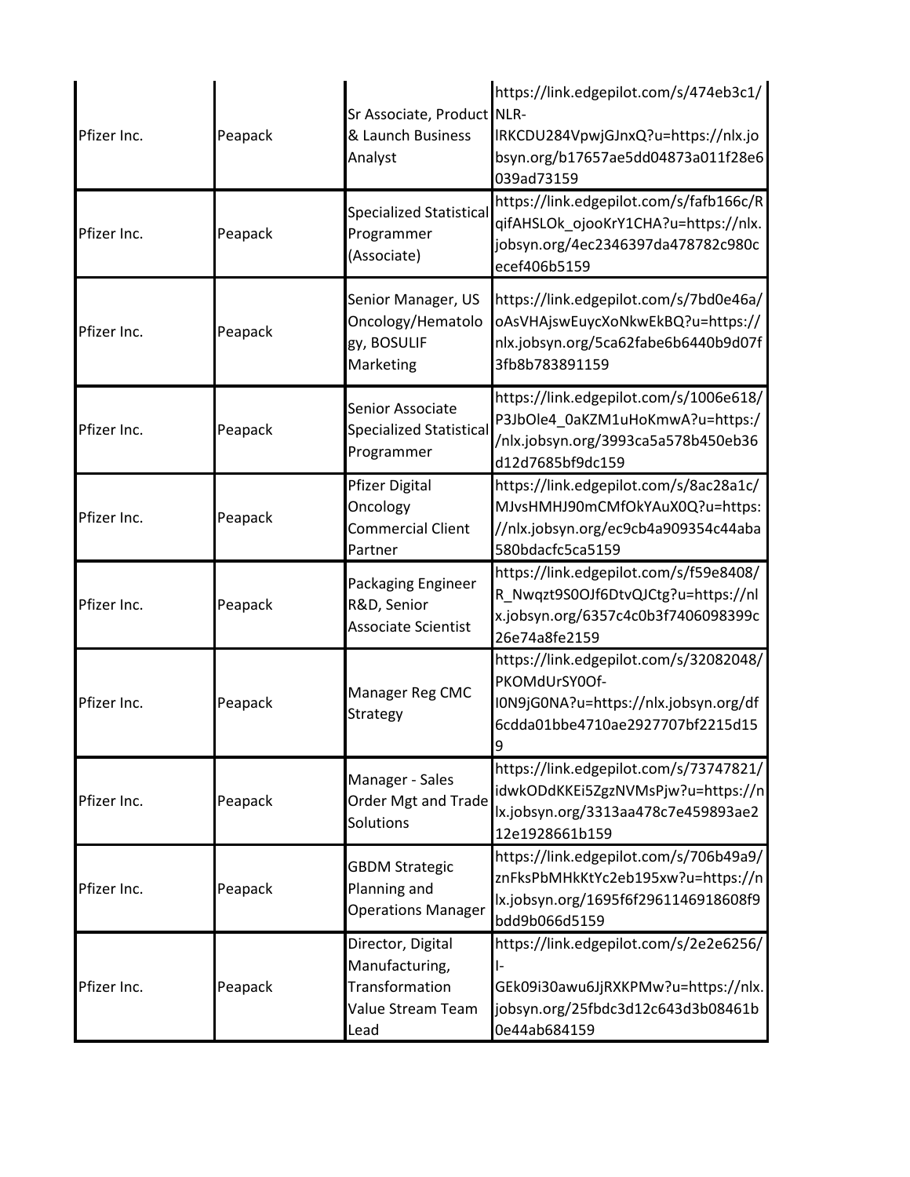| | | | |
|---|---|---|---|
| Pfizer Inc. | Peapack | Sr Associate, Product & Launch Business Analyst | https://link.edgepilot.com/s/474eb3c1/NLR-lRKCDU284VpwjGJnxQ?u=https://nlx.jobsyn.org/b17657ae5dd04873a011f28e6039ad73159 |
| Pfizer Inc. | Peapack | Specialized Statistical Programmer (Associate) | https://link.edgepilot.com/s/fafb166c/RqifAHSLOk_ojooKrY1CHA?u=https://nlx.jobsyn.org/4ec2346397da478782c980cecef406b5159 |
| Pfizer Inc. | Peapack | Senior Manager, US Oncology/Hematology, BOSULIF Marketing | https://link.edgepilot.com/s/7bd0e46a/oAsVHAjswEuycXoNkwEkBQ?u=https://nlx.jobsyn.org/5ca62fabe6b6440b9d07f3fb8b783891159 |
| Pfizer Inc. | Peapack | Senior Associate Specialized Statistical Programmer | https://link.edgepilot.com/s/1006e618/P3JbOle4_0aKZM1uHoKmwA?u=https://nlx.jobsyn.org/3993ca5a578b450eb36d12d7685bf9dc159 |
| Pfizer Inc. | Peapack | Pfizer Digital Oncology Commercial Client Partner | https://link.edgepilot.com/s/8ac28a1c/MJvsHMHJ90mCMfOkYAuX0Q?u=https://nlx.jobsyn.org/ec9cb4a909354c44aba580bdacfc5ca5159 |
| Pfizer Inc. | Peapack | Packaging Engineer R&D, Senior Associate Scientist | https://link.edgepilot.com/s/f59e8408/R_Nwqzt9S0OJf6DtvQJCtg?u=https://nlx.jobsyn.org/6357c4c0b3f7406098399c26e74a8fe2159 |
| Pfizer Inc. | Peapack | Manager Reg CMC Strategy | https://link.edgepilot.com/s/32082048/PKOMdUrSY0Of-I0N9jG0NA?u=https://nlx.jobsyn.org/df6cdda01bbe4710ae2927707bf2215d159 |
| Pfizer Inc. | Peapack | Manager - Sales Order Mgt and Trade Solutions | https://link.edgepilot.com/s/73747821/idwkODdKKEi5ZgzNVMsPjw?u=https://nlx.jobsyn.org/3313aa478c7e459893ae212e1928661b159 |
| Pfizer Inc. | Peapack | GBDM Strategic Planning and Operations Manager | https://link.edgepilot.com/s/706b49a9/znFksPbMHkKtYc2eb195xw?u=https://nlx.jobsyn.org/1695f6f2961146918608f9bdd9b066d5159 |
| Pfizer Inc. | Peapack | Director, Digital Manufacturing, Transformation Value Stream Team Lead | https://link.edgepilot.com/s/2e2e6256/I-GEk09i30awu6JjRXKPMw?u=https://nlx.jobsyn.org/25fbdc3d12c643d3b08461b0e44ab684159 |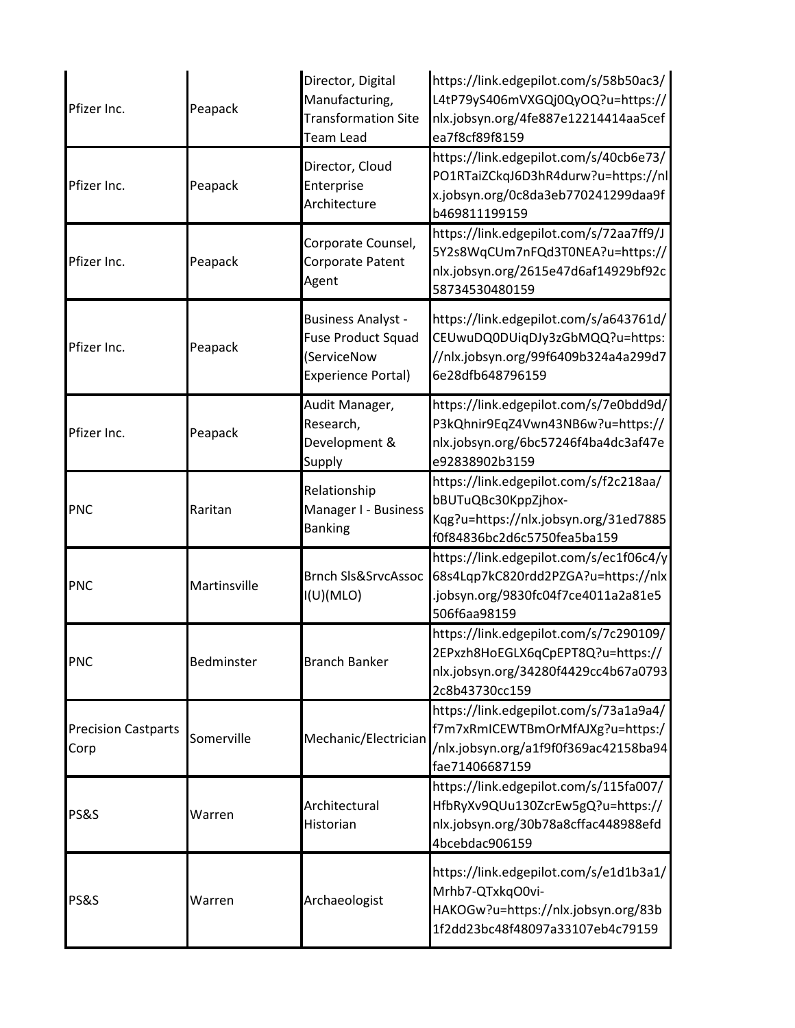| Pfizer Inc. | Peapack | Director, Digital Manufacturing, Transformation Site Team Lead | https://link.edgepilot.com/s/58b50ac3/L4tP79yS406mVXGQj0QyOQ?u=https://nlx.jobsyn.org/4fe887e12214414aa5cefea7f8cf89f8159 |
|---|---|---|---|
| Pfizer Inc. | Peapack | Director, Cloud Enterprise Architecture | https://link.edgepilot.com/s/40cb6e73/PO1RTaiZCkqJ6D3hR4durw?u=https://nlx.jobsyn.org/0c8da3eb770241299daa9fb469811199159 |
| Pfizer Inc. | Peapack | Corporate Counsel, Corporate Patent Agent | https://link.edgepilot.com/s/72aa7ff9/J5Y2s8WqCUm7nFQd3T0NEA?u=https://nlx.jobsyn.org/2615e47d6af14929bf92c58734530480159 |
| Pfizer Inc. | Peapack | Business Analyst - Fuse Product Squad (ServiceNow Experience Portal) | https://link.edgepilot.com/s/a643761d/CEUwuDQ0DUiqDJy3zGbMQQ?u=https://nlx.jobsyn.org/99f6409b324a4a299d76e28dfb648796159 |
| Pfizer Inc. | Peapack | Audit Manager, Research, Development & Supply | https://link.edgepilot.com/s/7e0bdd9d/P3kQhnir9EqZ4Vwn43NB6w?u=https://nlx.jobsyn.org/6bc57246f4ba4dc3af47ee92838902b3159 |
| PNC | Raritan | Relationship Manager I - Business Banking | https://link.edgepilot.com/s/f2c218aa/bBUTuQBc30KppZjhox-Kqg?u=https://nlx.jobsyn.org/31ed7885f0f84836bc2d6c5750fea5ba159 |
| PNC | Martinsville | Brnch Sls&SrvcAssoc I(U)(MLO) | https://link.edgepilot.com/s/ec1f06c4/y68s4Lqp7kC820rdd2PZGA?u=https://nlx.jobsyn.org/9830fc04f7ce4011a2a81e5506f6aa98159 |
| PNC | Bedminster | Branch Banker | https://link.edgepilot.com/s/7c290109/2EPxzh8HoEGLX6qCpEPT8Q?u=https://nlx.jobsyn.org/34280f4429cc4b67a07932c8b43730cc159 |
| Precision Castparts Corp | Somerville | Mechanic/Electrician | https://link.edgepilot.com/s/73a1a9a4/f7m7xRmICEWTBmOrMfAJXg?u=https://nlx.jobsyn.org/a1f9f0f369ac42158ba94fae71406687159 |
| PS&S | Warren | Architectural Historian | https://link.edgepilot.com/s/115fa007/HfbRyXv9QUu130ZcrEw5gQ?u=https://nlx.jobsyn.org/30b78a8cffac448988efd4bcebdac906159 |
| PS&S | Warren | Archaeologist | https://link.edgepilot.com/s/e1d1b3a1/Mrhb7-QTxkqO0vi-HAKOGw?u=https://nlx.jobsyn.org/83b1f2dd23bc48f48097a33107eb4c79159 |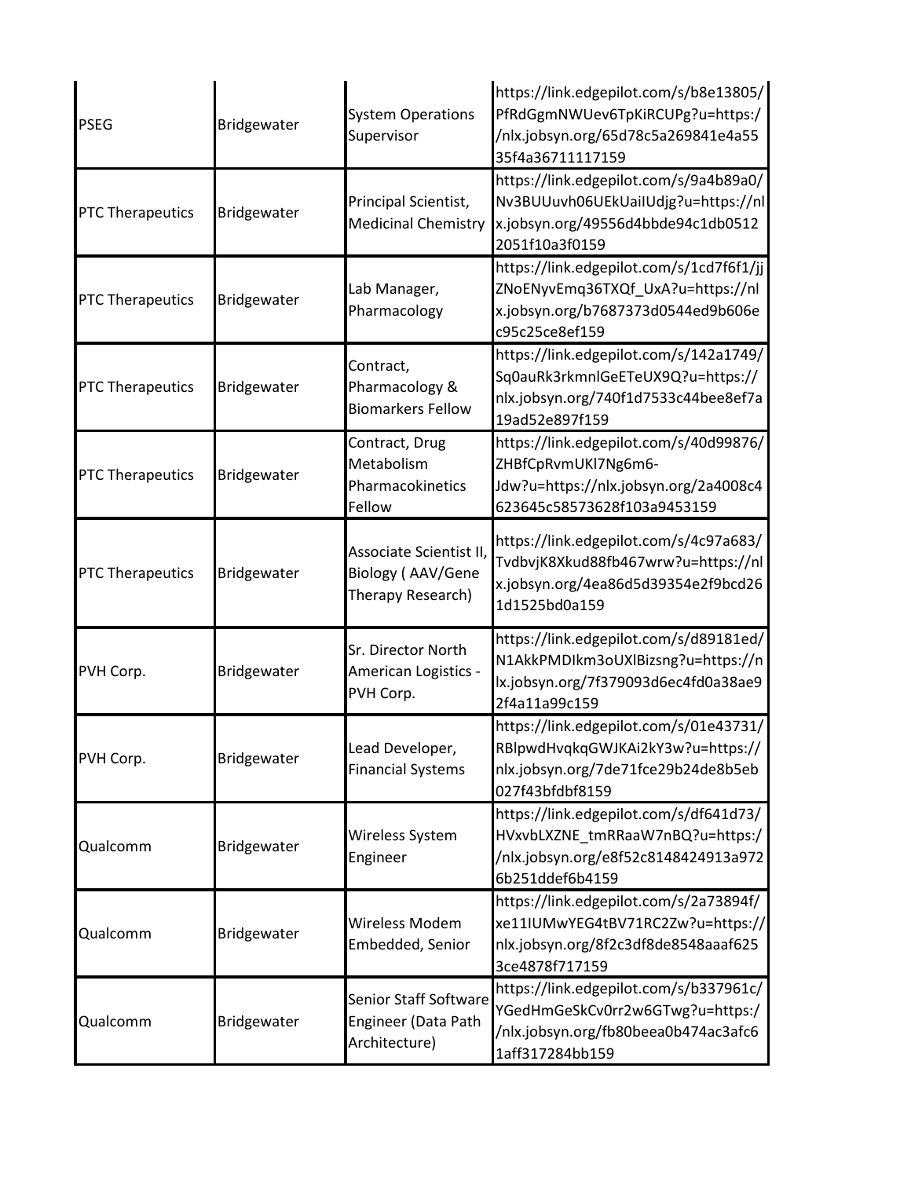| PSEG | Bridgewater | System Operations Supervisor | https://link.edgepilot.com/s/b8e13805/PfRdGgmNWUev6TpKiRCUPg?u=https://nlx.jobsyn.org/65d78c5a269841e4a5535f4a36711117159 |
|---|---|---|---|
| PTC Therapeutics | Bridgewater | Principal Scientist, Medicinal Chemistry | https://link.edgepilot.com/s/9a4b89a0/Nv3BUUuvh06UEkUaiIUdjg?u=https://nlx.jobsyn.org/49556d4bbde94c1db05122051f10a3f0159 |
| PTC Therapeutics | Bridgewater | Lab Manager, Pharmacology | https://link.edgepilot.com/s/1cd7f6f1/jjZNoENyvEmq36TXQf_UxA?u=https://nlx.jobsyn.org/b7687373d0544ed9b606ec95c25ce8ef159 |
| PTC Therapeutics | Bridgewater | Contract, Pharmacology & Biomarkers Fellow | https://link.edgepilot.com/s/142a1749/Sq0auRk3rkmnlGeETeUX9Q?u=https://nlx.jobsyn.org/740f1d7533c44bee8ef7a19ad52e897f159 |
| PTC Therapeutics | Bridgewater | Contract, Drug Metabolism Pharmacokinetics Fellow | https://link.edgepilot.com/s/40d99876/ZHBfCpRvmUKl7Ng6m6-Jdw?u=https://nlx.jobsyn.org/2a4008c4623645c58573628f103a9453159 |
| PTC Therapeutics | Bridgewater | Associate Scientist II, Biology ( AAV/Gene Therapy Research) | https://link.edgepilot.com/s/4c97a683/TvdbvjK8Xkud88fb467wrw?u=https://nlx.jobsyn.org/4ea86d5d39354e2f9bcd261d1525bd0a159 |
| PVH Corp. | Bridgewater | Sr. Director North American Logistics - PVH Corp. | https://link.edgepilot.com/s/d89181ed/N1AkkPMDIkm3oUXlBizsng?u=https://nlx.jobsyn.org/7f379093d6ec4fd0a38ae92f4a11a99c159 |
| PVH Corp. | Bridgewater | Lead Developer, Financial Systems | https://link.edgepilot.com/s/01e43731/RBlpwdHvqkqGWJKAi2kY3w?u=https://nlx.jobsyn.org/7de71fce29b24de8b5eb027f43bfdbf8159 |
| Qualcomm | Bridgewater | Wireless System Engineer | https://link.edgepilot.com/s/df641d73/HVxvbLXZNE_tmRRaaW7nBQ?u=https://nlx.jobsyn.org/e8f52c8148424913a9726b251ddef6b4159 |
| Qualcomm | Bridgewater | Wireless Modem Embedded, Senior | https://link.edgepilot.com/s/2a73894f/xe11IUMwYEG4tBV71RC2Zw?u=https://nlx.jobsyn.org/8f2c3df8de8548aaaf6253ce4878f717159 |
| Qualcomm | Bridgewater | Senior Staff Software Engineer (Data Path Architecture) | https://link.edgepilot.com/s/b337961c/YGedHmGeSkCv0rr2w6GTwg?u=https://nlx.jobsyn.org/fb80beea0b474ac3afc61aff317284bb159 |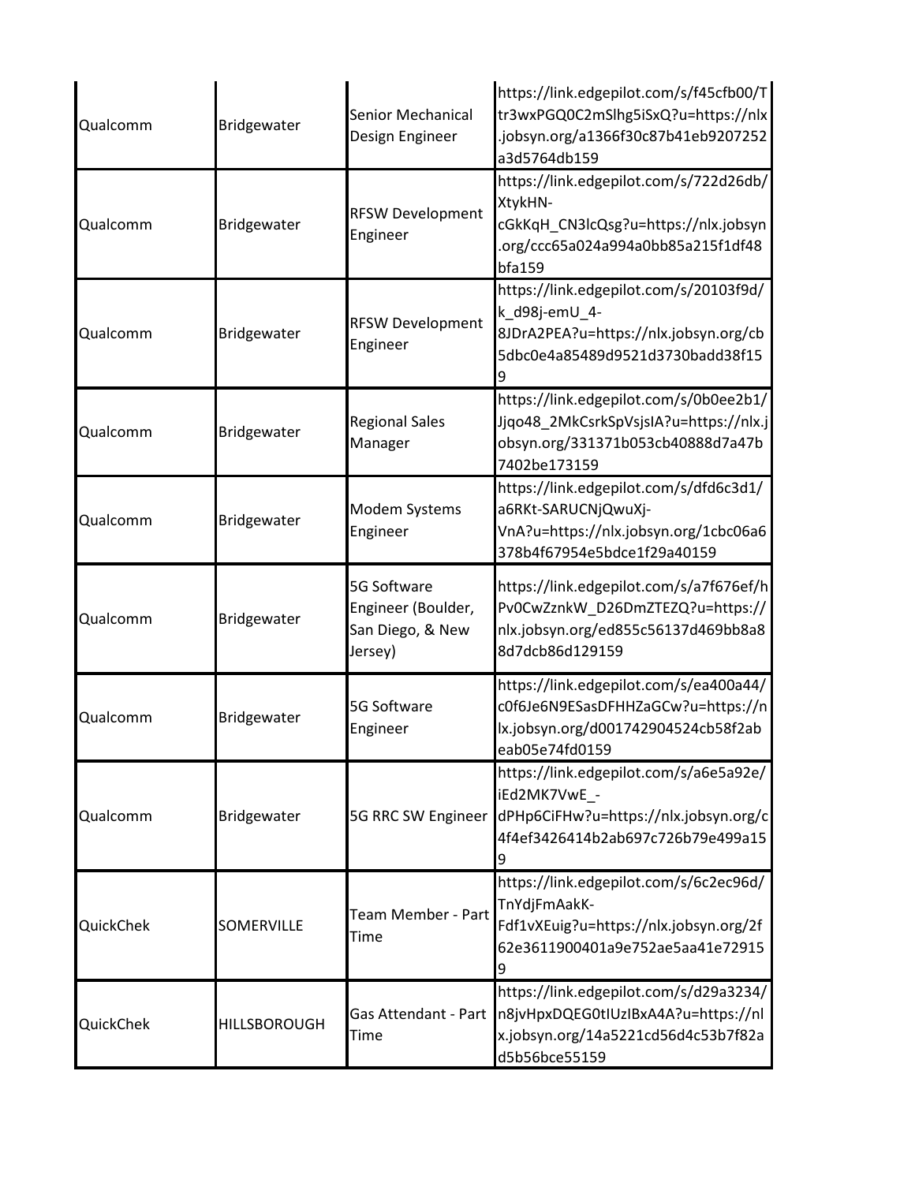| | | | |
|---|---|---|---|
| Qualcomm | Bridgewater | Senior Mechanical Design Engineer | https://link.edgepilot.com/s/f45cfb00/Ttr3wxPGQ0C2mSlhg5iSxQ?u=https://nlx.jobsyn.org/a1366f30c87b41eb9207252a3d5764db159 |
| Qualcomm | Bridgewater | RFSW Development Engineer | https://link.edgepilot.com/s/722d26db/XtykHN-cGkKqH_CN3lcQsg?u=https://nlx.jobsyn.org/ccc65a024a994a0bb85a215f1df48bfa159 |
| Qualcomm | Bridgewater | RFSW Development Engineer | https://link.edgepilot.com/s/20103f9d/k_d98j-emU_4-8JDrA2PEA?u=https://nlx.jobsyn.org/cb5dbc0e4a85489d9521d3730badd38f159 |
| Qualcomm | Bridgewater | Regional Sales Manager | https://link.edgepilot.com/s/0b0ee2b1/Jjqo48_2MkCsrkSpVsjsIA?u=https://nlx.jobsyn.org/331371b053cb40888d7a47b7402be173159 |
| Qualcomm | Bridgewater | Modem Systems Engineer | https://link.edgepilot.com/s/dfd6c3d1/a6RKt-SARUCNjQwuXj-VnA?u=https://nlx.jobsyn.org/1cbc06a6378b4f67954e5bdce1f29a40159 |
| Qualcomm | Bridgewater | 5G Software Engineer (Boulder, San Diego, & New Jersey) | https://link.edgepilot.com/s/a7f676ef/hPv0CwZznkW_D26DmZTEZQ?u=https://nlx.jobsyn.org/ed855c56137d469bb8a88d7dcb86d129159 |
| Qualcomm | Bridgewater | 5G Software Engineer | https://link.edgepilot.com/s/ea400a44/c0f6Je6N9ESasDFHHZaGCw?u=https://nlx.jobsyn.org/d001742904524cb58f2abeab05e74fd0159 |
| Qualcomm | Bridgewater | 5G RRC SW Engineer | https://link.edgepilot.com/s/a6e5a92e/iEd2MK7VwE_-dPHp6CiFHw?u=https://nlx.jobsyn.org/c4f4ef3426414b2ab697c726b79e499a159 |
| QuickChek | SOMERVILLE | Team Member - Part Time | https://link.edgepilot.com/s/6c2ec96d/TnYdjFmAakK-Fdf1vXEuig?u=https://nlx.jobsyn.org/2f62e3611900401a9e752ae5aa41e729159 |
| QuickChek | HILLSBOROUGH | Gas Attendant - Part Time | https://link.edgepilot.com/s/d29a3234/n8jvHpxDQEG0tIUzIBxA4A?u=https://nlx.jobsyn.org/14a5221cd56d4c53b7f82ad5b56bce55159 |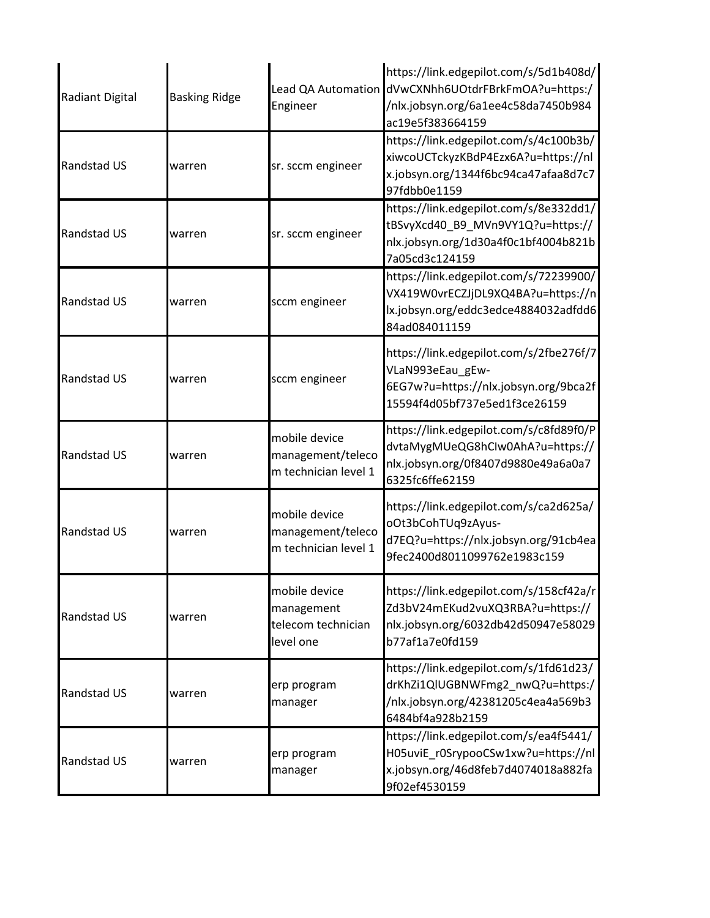| Radiant Digital | Basking Ridge | Lead QA Automation Engineer | https://link.edgepilot.com/s/5d1b408d/dVwCXNhh6UOtdrFBrkFmOA?u=https://nlx.jobsyn.org/6a1ee4c58da7450b984ac19e5f383664159 |
|---|---|---|---|
| Randstad US | warren | sr. sccm engineer | https://link.edgepilot.com/s/4c100b3b/xiwcoUCTckyzKBdP4Ezx6A?u=https://nlx.jobsyn.org/1344f6bc94ca47afaa8d7c797fdbb0e1159 |
| Randstad US | warren | sr. sccm engineer | https://link.edgepilot.com/s/8e332dd1/tBSvyXcd40_B9_MVn9VY1Q?u=https://nlx.jobsyn.org/1d30a4f0c1bf4004b821b7a05cd3c124159 |
| Randstad US | warren | sccm engineer | https://link.edgepilot.com/s/72239900/VX419W0vrECZJjDL9XQ4BA?u=https://nlx.jobsyn.org/eddc3edce4884032adfdd684ad084011159 |
| Randstad US | warren | sccm engineer | https://link.edgepilot.com/s/2fbe276f/7VLaN993eEau_gEw-6EG7w?u=https://nlx.jobsyn.org/9bca2f15594f4d05bf737e5ed1f3ce26159 |
| Randstad US | warren | mobile device management/telecom technician level 1 | https://link.edgepilot.com/s/c8fd89f0/PdvtaMygMUeQG8hCIw0AhA?u=https://nlx.jobsyn.org/0f8407d9880e49a6a0a76325fc6ffe62159 |
| Randstad US | warren | mobile device management/telecom technician level 1 | https://link.edgepilot.com/s/ca2d625a/oOt3bCohTUq9zAyus-d7EQ?u=https://nlx.jobsyn.org/91cb4ea9fec2400d8011099762e1983c159 |
| Randstad US | warren | mobile device management telecom technician level one | https://link.edgepilot.com/s/158cf42a/rZd3bV24mEKud2vuXQ3RBA?u=https://nlx.jobsyn.org/6032db42d50947e58029b77af1a7e0fd159 |
| Randstad US | warren | erp program manager | https://link.edgepilot.com/s/1fd61d23/drKhZi1QlUGBNWFmg2_nwQ?u=https://nlx.jobsyn.org/42381205c4ea4a569b36484bf4a928b2159 |
| Randstad US | warren | erp program manager | https://link.edgepilot.com/s/ea4f5441/H05uviE_r0SrypooCSw1xw?u=https://nlx.jobsyn.org/46d8feb7d4074018a882fa9f02ef4530159 |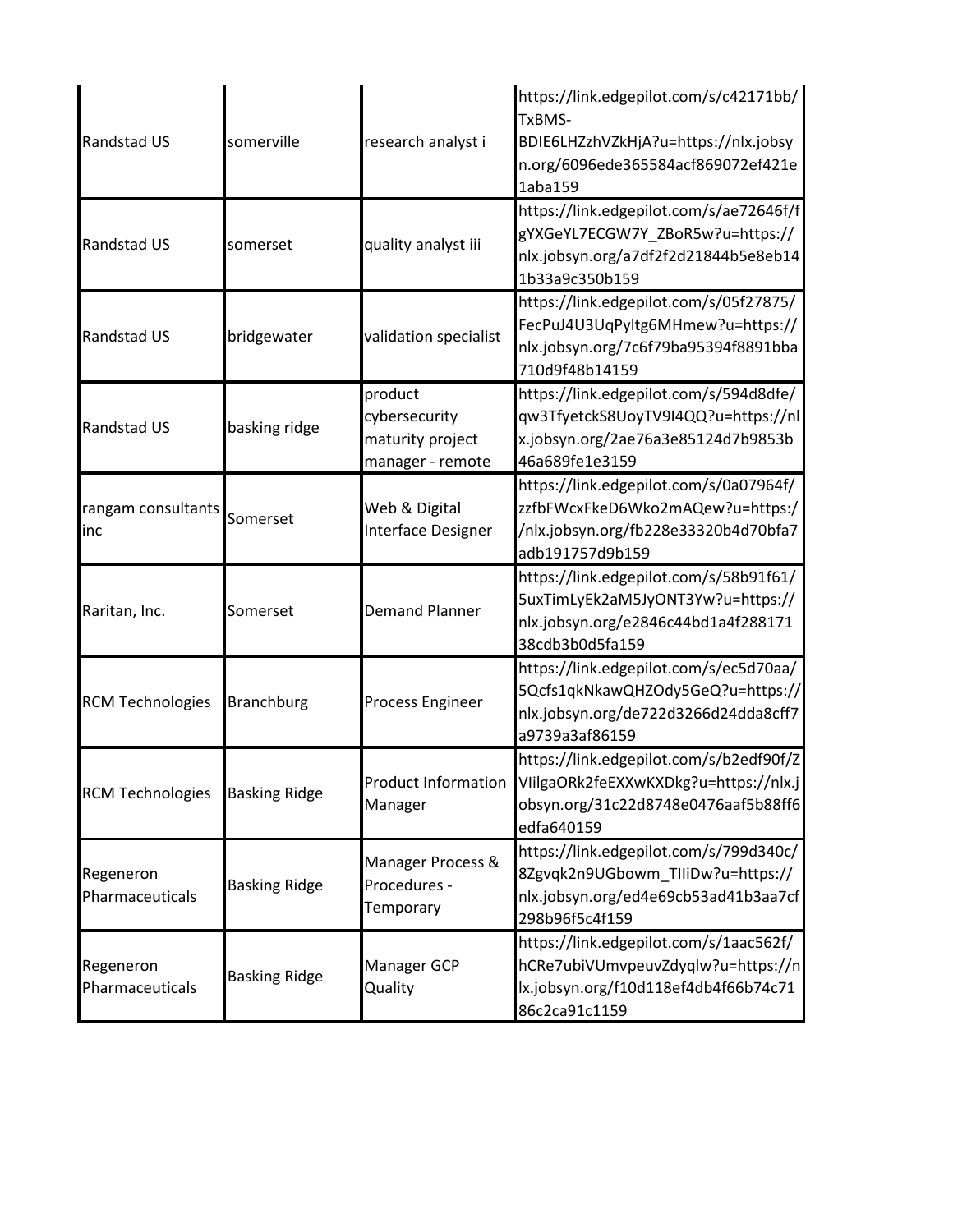| | | | |
|---|---|---|---|
| Randstad US | somerville | research analyst i | https://link.edgepilot.com/s/c42171bb/TxBMS-BDIE6LHZzhVZkHjA?u=https://nlx.jobsyn.org/6096ede365584acf869072ef421e1aba159 |
| Randstad US | somerset | quality analyst iii | https://link.edgepilot.com/s/ae72646f/fgYXGeYL7ECGW7Y_ZBoR5w?u=https://nlx.jobsyn.org/a7df2f2d21844b5e8eb141b33a9c350b159 |
| Randstad US | bridgewater | validation specialist | https://link.edgepilot.com/s/05f27875/FecPuJ4U3UqPyltg6MHmew?u=https://nlx.jobsyn.org/7c6f79ba95394f8891bba710d9f48b14159 |
| Randstad US | basking ridge | product cybersecurity maturity project manager - remote | https://link.edgepilot.com/s/594d8dfe/qw3TfyetckS8UoyTV9I4QQ?u=https://nlx.jobsyn.org/2ae76a3e85124d7b9853b46a689fe1e3159 |
| rangam consultants inc | Somerset | Web & Digital Interface Designer | https://link.edgepilot.com/s/0a07964f/zzfbFWcxFkeD6Wko2mAQew?u=https://nlx.jobsyn.org/fb228e33320b4d70bfa7adb191757d9b159 |
| Raritan, Inc. | Somerset | Demand Planner | https://link.edgepilot.com/s/58b91f61/5uxTimLyEk2aM5JyONT3Yw?u=https://nlx.jobsyn.org/e2846c44bd1a4f28817138cdb3b0d5fa159 |
| RCM Technologies | Branchburg | Process Engineer | https://link.edgepilot.com/s/ec5d70aa/5Qcfs1qkNkawQHZOdy5GeQ?u=https://nlx.jobsyn.org/de722d3266d24dda8cff7a9739a3af86159 |
| RCM Technologies | Basking Ridge | Product Information Manager | https://link.edgepilot.com/s/b2edf90f/ZVIilgaORk2feEXXwKXDkg?u=https://nlx.jobsyn.org/31c22d8748e0476aaf5b88ff6edfa640159 |
| Regeneron Pharmaceuticals | Basking Ridge | Manager Process & Procedures - Temporary | https://link.edgepilot.com/s/799d340c/8Zgvqk2n9UGbowm_TIliDw?u=https://nlx.jobsyn.org/ed4e69cb53ad41b3aa7cf298b96f5c4f159 |
| Regeneron Pharmaceuticals | Basking Ridge | Manager GCP Quality | https://link.edgepilot.com/s/1aac562f/hCRe7ubiVUmvpeuvZdyqlw?u=https://nlx.jobsyn.org/f10d118ef4db4f66b74c7186c2ca91c1159 |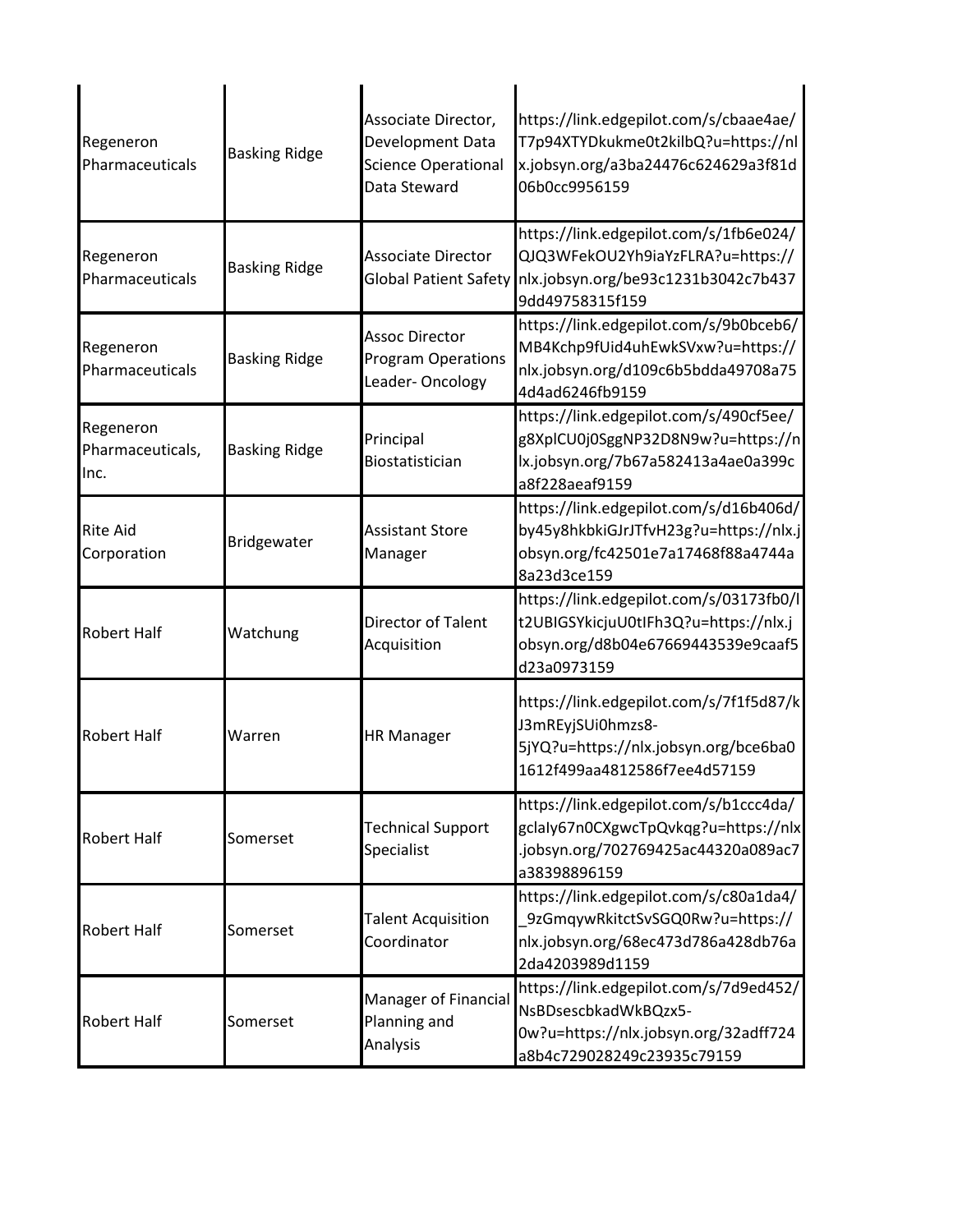| | | | |
|---|---|---|---|
| Regeneron Pharmaceuticals | Basking Ridge | Associate Director, Development Data Science Operational Data Steward | https://link.edgepilot.com/s/cbaae4ae/T7p94XTYDkukme0t2kilbQ?u=https://nlx.jobsyn.org/a3ba24476c624629a3f81d06b0cc9956159 |
| Regeneron Pharmaceuticals | Basking Ridge | Associate Director Global Patient Safety | https://link.edgepilot.com/s/1fb6e024/QJQ3WFekOU2Yh9iaYzFLRA?u=https://nlx.jobsyn.org/be93c1231b3042c7b4379dd49758315f159 |
| Regeneron Pharmaceuticals | Basking Ridge | Assoc Director Program Operations Leader- Oncology | https://link.edgepilot.com/s/9b0bceb6/MB4Kchp9fUid4uhEwkSVxw?u=https://nlx.jobsyn.org/d109c6b5bdda49708a754d4ad6246fb9159 |
| Regeneron Pharmaceuticals, Inc. | Basking Ridge | Principal Biostatistician | https://link.edgepilot.com/s/490cf5ee/g8XplCU0j0SggNP32D8N9w?u=https://nlx.jobsyn.org/7b67a582413a4ae0a399ca8f228aeaf9159 |
| Rite Aid Corporation | Bridgewater | Assistant Store Manager | https://link.edgepilot.com/s/d16b406d/by45y8hkbkiGJrJTfvH23g?u=https://nlx.jobsyn.org/fc42501e7a17468f88a4744a8a23d3ce159 |
| Robert Half | Watchung | Director of Talent Acquisition | https://link.edgepilot.com/s/03173fb0/lt2UBIGSYkicjuU0tIFh3Q?u=https://nlx.jobsyn.org/d8b04e67669443539e9caaf5d23a0973159 |
| Robert Half | Warren | HR Manager | https://link.edgepilot.com/s/7f1f5d87/kJ3mREyjSUi0hmzs8-5jYQ?u=https://nlx.jobsyn.org/bce6ba01612f499aa4812586f7ee4d57159 |
| Robert Half | Somerset | Technical Support Specialist | https://link.edgepilot.com/s/b1ccc4da/gclaIy67n0CXgwcTpQvkqg?u=https://nlx.jobsyn.org/702769425ac44320a089ac7a38398896159 |
| Robert Half | Somerset | Talent Acquisition Coordinator | https://link.edgepilot.com/s/c80a1da4/_9zGmqywRkitctSvSGQ0Rw?u=https://nlx.jobsyn.org/68ec473d786a428db76a2da4203989d1159 |
| Robert Half | Somerset | Manager of Financial Planning and Analysis | https://link.edgepilot.com/s/7d9ed452/NsBDsescbkadWkBQzx5-0w?u=https://nlx.jobsyn.org/32adff724a8b4c729028249c23935c79159 |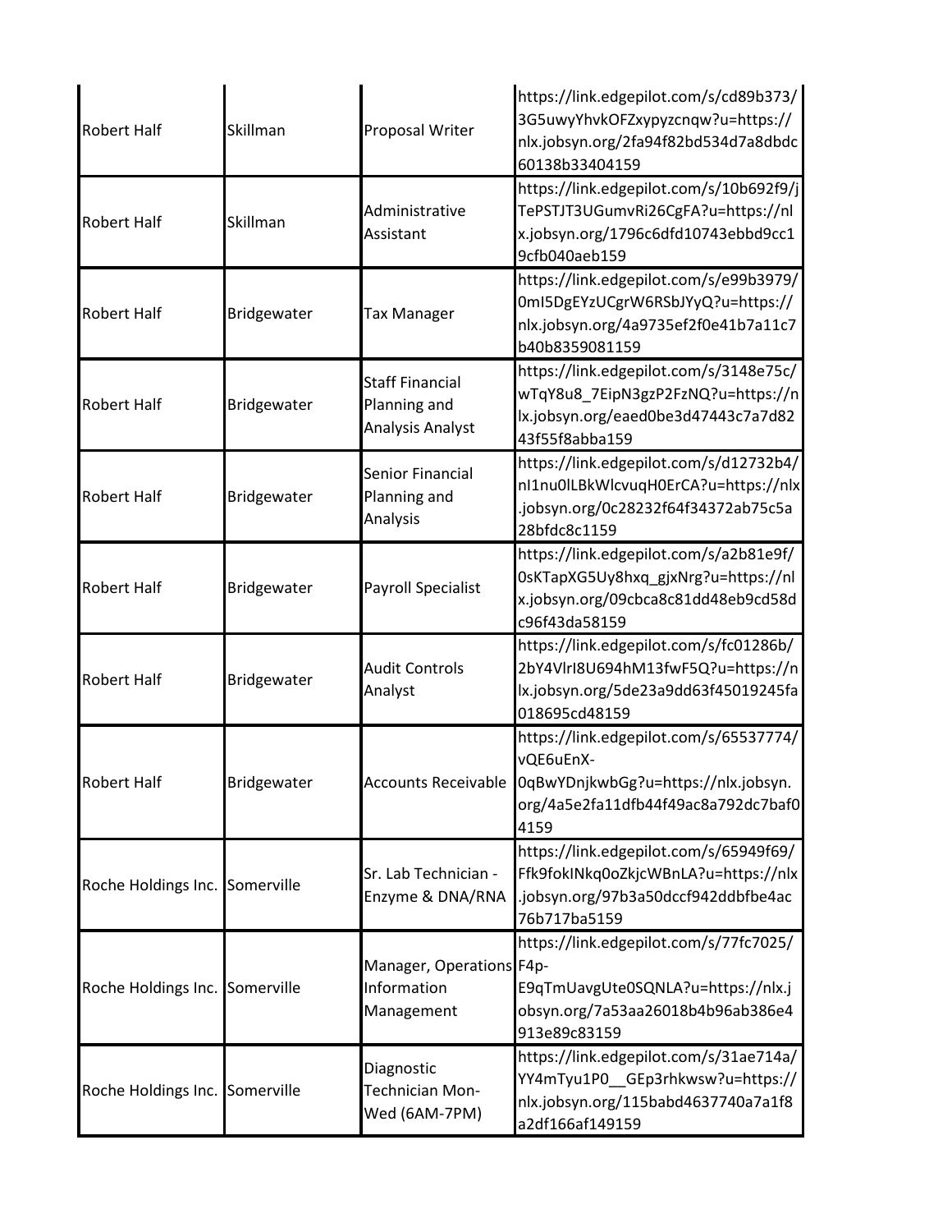| | | | |
|---|---|---|---|
| Robert Half | Skillman | Proposal Writer | https://link.edgepilot.com/s/cd89b373/3G5uwyYhvkOFZxypyzcnqw?u=https://nlx.jobsyn.org/2fa94f82bd534d7a8dbdc60138b33404159 |
| Robert Half | Skillman | Administrative Assistant | https://link.edgepilot.com/s/10b692f9/jTePSTJT3UGumvRi26CgFA?u=https://nlx.jobsyn.org/1796c6dfd10743ebbd9cc19cfb040aeb159 |
| Robert Half | Bridgewater | Tax Manager | https://link.edgepilot.com/s/e99b3979/0mI5DgEYzUCgrW6RSbJYyQ?u=https://nlx.jobsyn.org/4a9735ef2f0e41b7a11c7b40b8359081159 |
| Robert Half | Bridgewater | Staff Financial Planning and Analysis Analyst | https://link.edgepilot.com/s/3148e75c/wTqY8u8_7EipN3gzP2FzNQ?u=https://nlx.jobsyn.org/eaed0be3d47443c7a7d8243f55f8abba159 |
| Robert Half | Bridgewater | Senior Financial Planning and Analysis | https://link.edgepilot.com/s/d12732b4/nI1nu0lLBkWlcvuqH0ErCA?u=https://nlx.jobsyn.org/0c28232f64f34372ab75c5a28bfdc8c1159 |
| Robert Half | Bridgewater | Payroll Specialist | https://link.edgepilot.com/s/a2b81e9f/0sKTapXG5Uy8hxq_gjxNrg?u=https://nlx.jobsyn.org/09cbca8c81dd48eb9cd58dc96f43da58159 |
| Robert Half | Bridgewater | Audit Controls Analyst | https://link.edgepilot.com/s/fc01286b/2bY4VlrI8U694hM13fwF5Q?u=https://nlx.jobsyn.org/5de23a9dd63f45019245fa018695cd48159 |
| Robert Half | Bridgewater | Accounts Receivable | https://link.edgepilot.com/s/65537774/vQE6uEnX-0qBwYDnjkwbGg?u=https://nlx.jobsyn.org/4a5e2fa11dfb44f49ac8a792dc7baf04159 |
| Roche Holdings Inc. | Somerville | Sr. Lab Technician - Enzyme & DNA/RNA | https://link.edgepilot.com/s/65949f69/Ffk9fokINkq0oZkjcWBnLA?u=https://nlx.jobsyn.org/97b3a50dccf942ddbfbe4ac76b717ba5159 |
| Roche Holdings Inc. | Somerville | Manager, Operations Information Management | https://link.edgepilot.com/s/77fc7025/F4p-E9qTmUavgUte0SQNLA?u=https://nlx.jobsyn.org/7a53aa26018b4b96ab386e4913e89c83159 |
| Roche Holdings Inc. | Somerville | Diagnostic Technician Mon-Wed (6AM-7PM) | https://link.edgepilot.com/s/31ae714a/YY4mTyu1P0__GEp3rhkwsw?u=https://nlx.jobsyn.org/115babd4637740a7a1f8a2df166af149159 |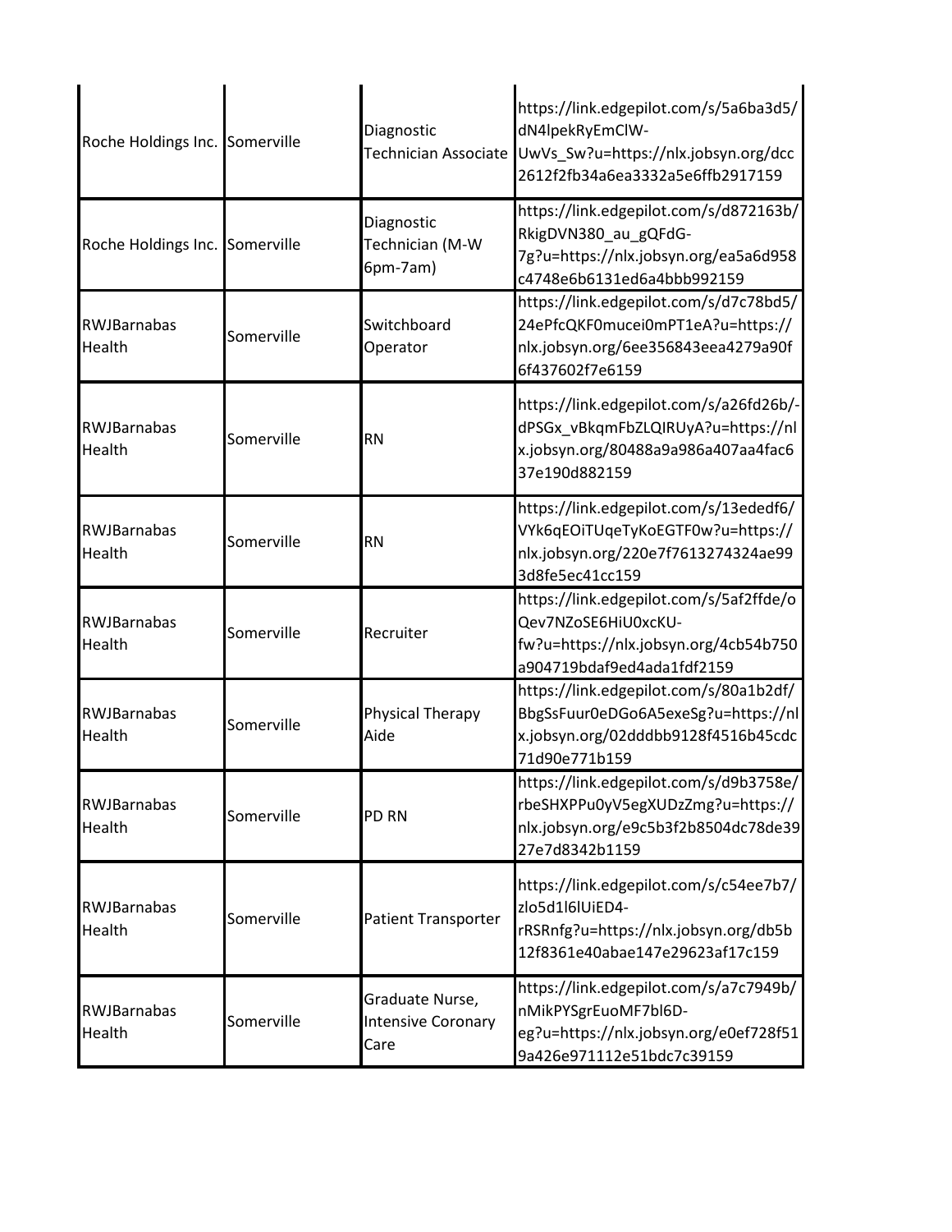| | | | |
|---|---|---|---|
| Roche Holdings Inc. | Somerville | Diagnostic Technician Associate | https://link.edgepilot.com/s/5a6ba3d5/dN4lpekRyEmClW-UwVs_Sw?u=https://nlx.jobsyn.org/dcc2612f2fb34a6ea3332a5e6ffb2917159 |
| Roche Holdings Inc. | Somerville | Diagnostic Technician (M-W 6pm-7am) | https://link.edgepilot.com/s/d872163b/RkigDVN380_au_gQFdG-7g?u=https://nlx.jobsyn.org/ea5a6d958c4748e6b6131ed6a4bbb992159 |
| RWJBarnabas Health | Somerville | Switchboard Operator | https://link.edgepilot.com/s/d7c78bd5/24ePfcQKF0mucei0mPT1eA?u=https://nlx.jobsyn.org/6ee356843eea4279a90f6f437602f7e6159 |
| RWJBarnabas Health | Somerville | RN | https://link.edgepilot.com/s/a26fd26b/-dPSGx_vBkqmFbZLQIRUyA?u=https://nlx.jobsyn.org/80488a9a986a407aa4fac637e190d882159 |
| RWJBarnabas Health | Somerville | RN | https://link.edgepilot.com/s/13ededf6/VYk6qEOiTUqeTyKoEGTF0w?u=https://nlx.jobsyn.org/220e7f7613274324ae993d8fe5ec41cc159 |
| RWJBarnabas Health | Somerville | Recruiter | https://link.edgepilot.com/s/5af2ffde/oQev7NZoSE6HiU0xcKU-fw?u=https://nlx.jobsyn.org/4cb54b750a904719bdaf9ed4ada1fdf2159 |
| RWJBarnabas Health | Somerville | Physical Therapy Aide | https://link.edgepilot.com/s/80a1b2df/BbgSsFuur0eDGo6A5exeSg?u=https://nlx.jobsyn.org/02dddbb9128f4516b45cdc71d90e771b159 |
| RWJBarnabas Health | Somerville | PD RN | https://link.edgepilot.com/s/d9b3758e/rbeSHXPPu0yV5egXUDzZmg?u=https://nlx.jobsyn.org/e9c5b3f2b8504dc78de3927e7d8342b1159 |
| RWJBarnabas Health | Somerville | Patient Transporter | https://link.edgepilot.com/s/c54ee7b7/zlo5d1l6lUiED4-rRSRnfg?u=https://nlx.jobsyn.org/db5b12f8361e40abae147e29623af17c159 |
| RWJBarnabas Health | Somerville | Graduate Nurse, Intensive Coronary Care | https://link.edgepilot.com/s/a7c7949b/nMikPYSgrEuoMF7bl6D-eg?u=https://nlx.jobsyn.org/e0ef728f519a426e971112e51bdc7c39159 |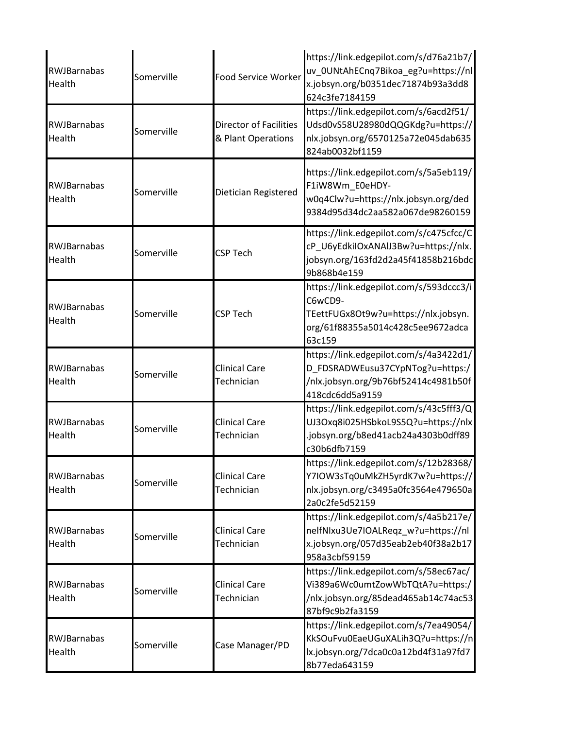| | | | |
|---|---|---|---|
| RWJBarnabas Health | Somerville | Food Service Worker | https://link.edgepilot.com/s/d76a21b7/uv_0UNtAhECnq7Bikoa_eg?u=https://nlx.jobsyn.org/b0351dec71874b93a3dd8624c3fe7184159 |
| RWJBarnabas Health | Somerville | Director of Facilities & Plant Operations | https://link.edgepilot.com/s/6acd2f51/Udsd0vS58U28980dQQGKdg?u=https://nlx.jobsyn.org/6570125a72e045dab635824ab0032bf1159 |
| RWJBarnabas Health | Somerville | Dietician Registered | https://link.edgepilot.com/s/5a5eb119/F1iW8Wm_E0eHDY-w0q4Clw?u=https://nlx.jobsyn.org/ded9384d95d34dc2aa582a067de98260159 |
| RWJBarnabas Health | Somerville | CSP Tech | https://link.edgepilot.com/s/c475cfcc/CcP_U6yEdkiIOxANAlJ3Bw?u=https://nlx.jobsyn.org/163fd2d2a45f41858b216bdc9b868b4e159 |
| RWJBarnabas Health | Somerville | CSP Tech | https://link.edgepilot.com/s/593dccc3/iC6wCD9-TEettFUGx8Ot9w?u=https://nlx.jobsyn.org/61f88355a5014c428c5ee9672adca63c159 |
| RWJBarnabas Health | Somerville | Clinical Care Technician | https://link.edgepilot.com/s/4a3422d1/D_FDSRADWEusu37CYpNTog?u=https://nlx.jobsyn.org/9b76bf52414c4981b50f418cdc6dd5a9159 |
| RWJBarnabas Health | Somerville | Clinical Care Technician | https://link.edgepilot.com/s/43c5fff3/QUJ3Oxq8i025HSbkoL9S5Q?u=https://nlx.jobsyn.org/b8ed41acb24a4303b0dff89c30b6dfb7159 |
| RWJBarnabas Health | Somerville | Clinical Care Technician | https://link.edgepilot.com/s/12b28368/Y7IOW3sTq0uMkZH5yrdK7w?u=https://nlx.jobsyn.org/c3495a0fc3564e479650a2a0c2fe5d52159 |
| RWJBarnabas Health | Somerville | Clinical Care Technician | https://link.edgepilot.com/s/4a5b217e/nelfNIxu3Ue7IOALReqz_w?u=https://nlx.jobsyn.org/057d35eab2eb40f38a2b17958a3cbf59159 |
| RWJBarnabas Health | Somerville | Clinical Care Technician | https://link.edgepilot.com/s/58ec67ac/Vi389a6Wc0umtZowWbTQtA?u=https://nlx.jobsyn.org/85dead465ab14c74ac5387bf9c9b2fa3159 |
| RWJBarnabas Health | Somerville | Case Manager/PD | https://link.edgepilot.com/s/7ea49054/KkSOuFvu0EaeUGuXALih3Q?u=https://nlx.jobsyn.org/7dca0c0a12bd4f31a97fd78b77eda643159 |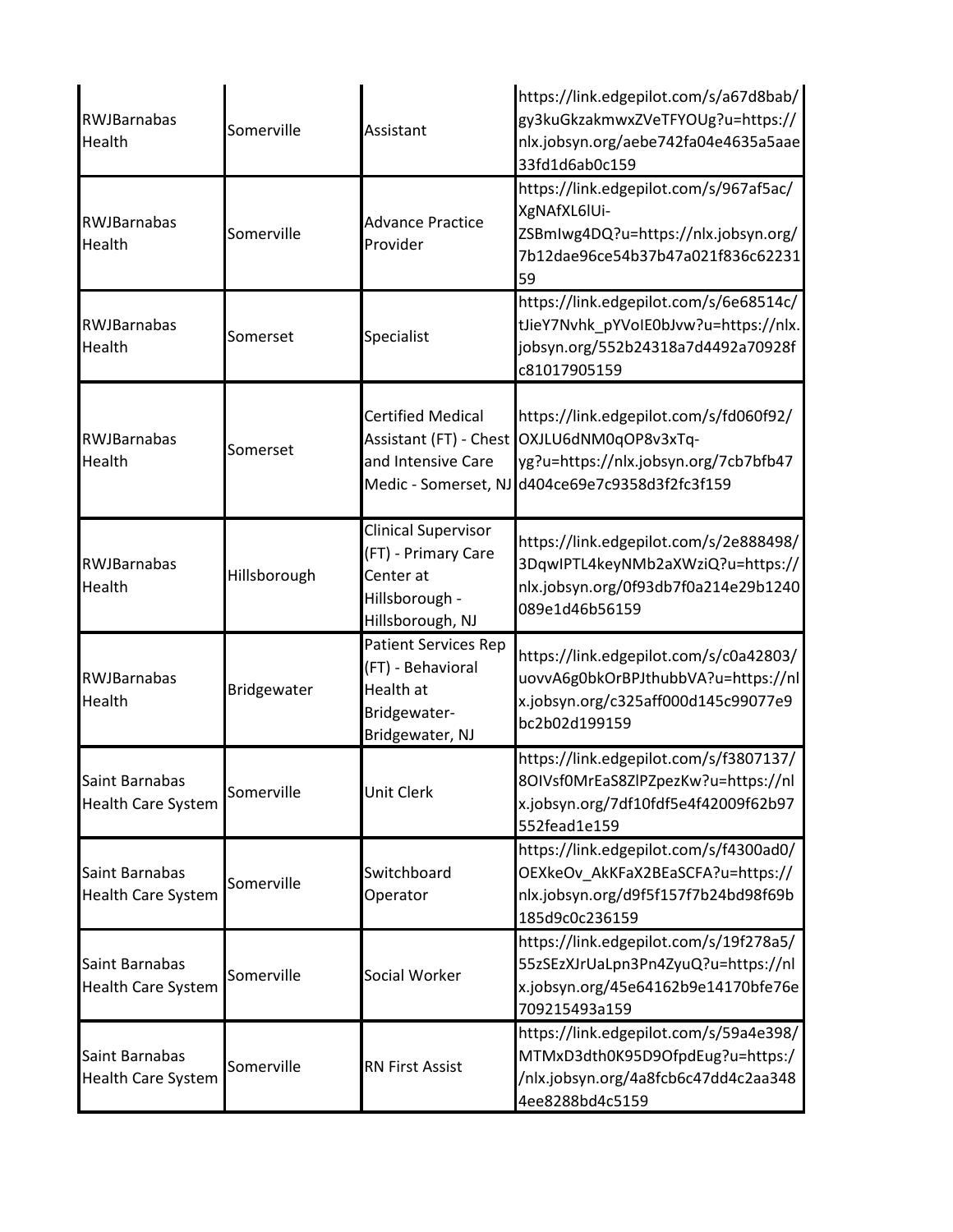| | | | |
|---|---|---|---|
| RWJBarnabas Health | Somerville | Assistant | https://link.edgepilot.com/s/a67d8bab/gy3kuGkzakmwxZVeTFYOUg?u=https://nlx.jobsyn.org/aebe742fa04e4635a5aae33fd1d6ab0c159 |
| RWJBarnabas Health | Somerville | Advance Practice Provider | https://link.edgepilot.com/s/967af5ac/XgNAfXL6lUi-ZSBmIwg4DQ?u=https://nlx.jobsyn.org/7b12dae96ce54b37b47a021f836c6223159 |
| RWJBarnabas Health | Somerset | Specialist | https://link.edgepilot.com/s/6e68514c/tJieY7Nvhk_pYVoIE0bJvw?u=https://nlx.jobsyn.org/552b24318a7d4492a70928fc81017905159 |
| RWJBarnabas Health | Somerset | Certified Medical Assistant (FT) - Chest and Intensive Care Medic - Somerset, NJ | https://link.edgepilot.com/s/fd060f92/OXJLU6dNM0qOP8v3xTq-yg?u=https://nlx.jobsyn.org/7cb7bfb47d404ce69e7c9358d3f2fc3f159 |
| RWJBarnabas Health | Hillsborough | Clinical Supervisor (FT) - Primary Care Center at Hillsborough - Hillsborough, NJ | https://link.edgepilot.com/s/2e888498/3DqwIPTL4keyNMb2aXWziQ?u=https://nlx.jobsyn.org/0f93db7f0a214e29b1240089e1d46b56159 |
| RWJBarnabas Health | Bridgewater | Patient Services Rep (FT) - Behavioral Health at Bridgewater-Bridgewater, NJ | https://link.edgepilot.com/s/c0a42803/uovvA6g0bkOrBPJthubbVA?u=https://nlx.jobsyn.org/c325aff000d145c99077e9bc2b02d199159 |
| Saint Barnabas Health Care System | Somerville | Unit Clerk | https://link.edgepilot.com/s/f3807137/8OIVsf0MrEaS8ZlPZpezKw?u=https://nlx.jobsyn.org/7df10fdf5e4f42009f62b97552fead1e159 |
| Saint Barnabas Health Care System | Somerville | Switchboard Operator | https://link.edgepilot.com/s/f4300ad0/OEXkeOv_AkKFaX2BEaSCFA?u=https://nlx.jobsyn.org/d9f5f157f7b24bd98f69b185d9c0c236159 |
| Saint Barnabas Health Care System | Somerville | Social Worker | https://link.edgepilot.com/s/19f278a5/55zSEzXJrUaLpn3Pn4ZyuQ?u=https://nlx.jobsyn.org/45e64162b9e14170bfe76e709215493a159 |
| Saint Barnabas Health Care System | Somerville | RN First Assist | https://link.edgepilot.com/s/59a4e398/MTMxD3dth0K95D9OfpdEug?u=https://nlx.jobsyn.org/4a8fcb6c47dd4c2aa3484ee8288bd4c5159 |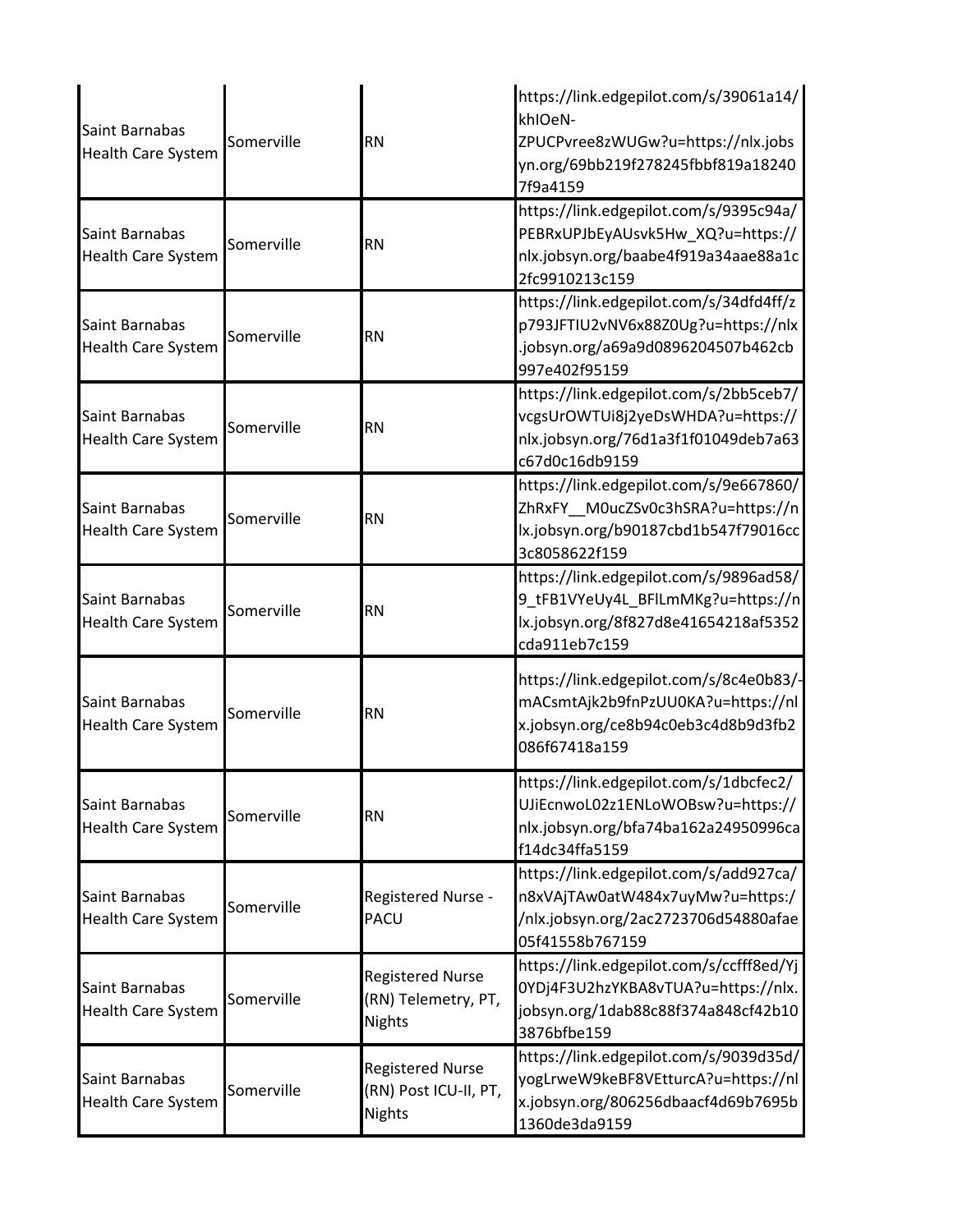| Saint Barnabas Health Care System | Somerville | RN | https://link.edgepilot.com/s/39061a14/khIOeN-ZPUCPvree8zWUGw?u=https://nlx.jobsyn.org/69bb219f278245fbbf819a182407f9a4159 |
|---|---|---|---|
| Saint Barnabas Health Care System | Somerville | RN | https://link.edgepilot.com/s/9395c94a/PEBRxUPJbEyAUsvk5Hw_XQ?u=https://nlx.jobsyn.org/baabe4f919a34aae88a1c2fc9910213c159 |
| Saint Barnabas Health Care System | Somerville | RN | https://link.edgepilot.com/s/34dfd4ff/zp793JFTIU2vNV6x88Z0Ug?u=https://nlx.jobsyn.org/a69a9d0896204507b462cb997e402f95159 |
| Saint Barnabas Health Care System | Somerville | RN | https://link.edgepilot.com/s/2bb5ceb7/vcgsUrOWTUi8j2yeDsWHDA?u=https://nlx.jobsyn.org/76d1a3f1f01049deb7a63c67d0c16db9159 |
| Saint Barnabas Health Care System | Somerville | RN | https://link.edgepilot.com/s/9e667860/ZhRxFY__M0ucZSv0c3hSRA?u=https://nlx.jobsyn.org/b90187cbd1b547f79016cc3c8058622f159 |
| Saint Barnabas Health Care System | Somerville | RN | https://link.edgepilot.com/s/9896ad58/9_tFB1VYeUy4L_BFlLmMKg?u=https://nlx.jobsyn.org/8f827d8e41654218af5352cda911eb7c159 |
| Saint Barnabas Health Care System | Somerville | RN | https://link.edgepilot.com/s/8c4e0b83/-mACsmtAjk2b9fnPzUU0KA?u=https://nlx.jobsyn.org/ce8b94c0eb3c4d8b9d3fb2086f67418a159 |
| Saint Barnabas Health Care System | Somerville | RN | https://link.edgepilot.com/s/1dbcfec2/UJiEcnwoL02z1ENLoWOBsw?u=https://nlx.jobsyn.org/bfa74ba162a24950996caf14dc34ffa5159 |
| Saint Barnabas Health Care System | Somerville | Registered Nurse - PACU | https://link.edgepilot.com/s/add927ca/n8xVAjTAw0atW484x7uyMw?u=https://nlx.jobsyn.org/2ac2723706d54880afae05f41558b767159 |
| Saint Barnabas Health Care System | Somerville | Registered Nurse (RN) Telemetry, PT, Nights | https://link.edgepilot.com/s/ccfff8ed/Yj0YDj4F3U2hzYKBA8vTUA?u=https://nlx.jobsyn.org/1dab88c88f374a848cf42b103876bfbe159 |
| Saint Barnabas Health Care System | Somerville | Registered Nurse (RN) Post ICU-II, PT, Nights | https://link.edgepilot.com/s/9039d35d/yogLrweW9keBF8VEtturcA?u=https://nlx.jobsyn.org/806256dbaacf4d69b7695b1360de3da9159 |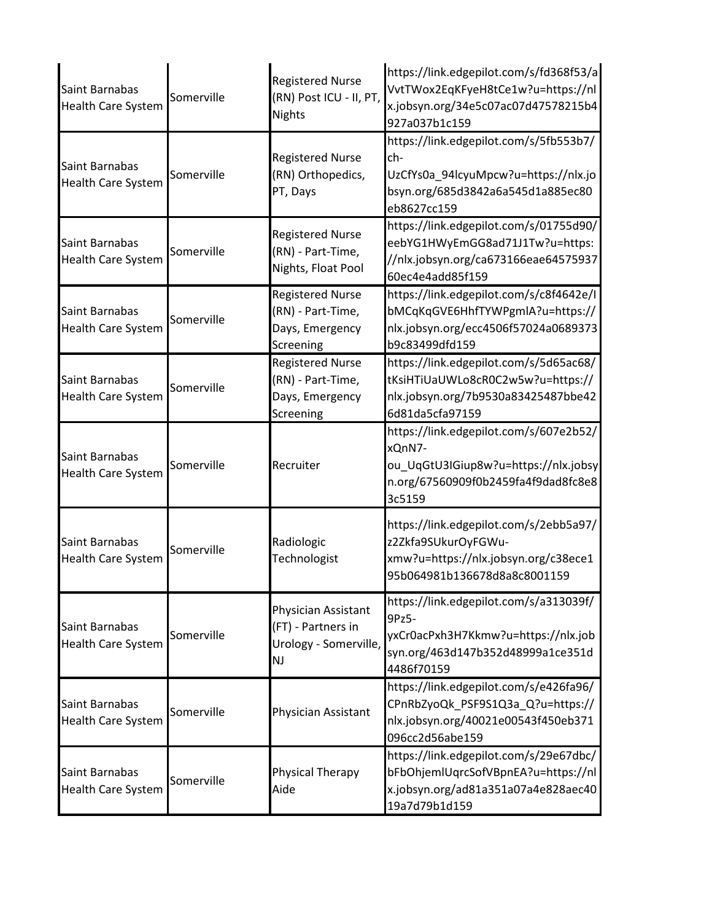| | | | |
|---|---|---|---|
| Saint Barnabas Health Care System | Somerville | Registered Nurse (RN) Post ICU - II, PT, Nights | https://link.edgepilot.com/s/fd368f53/aVvtTWox2EqKFyeH8tCe1w?u=https://nlx.jobsyn.org/34e5c07ac07d47578215b4927a037b1c159 |
| Saint Barnabas Health Care System | Somerville | Registered Nurse (RN) Orthopedics, PT, Days | https://link.edgepilot.com/s/5fb553b7/ch-UzCfYs0a_94lcyuMpcw?u=https://nlx.jobsyn.org/685d3842a6a545d1a885ec80eb8627cc159 |
| Saint Barnabas Health Care System | Somerville | Registered Nurse (RN) - Part-Time, Nights, Float Pool | https://link.edgepilot.com/s/01755d90/eebYG1HWyEmGG8ad71J1Tw?u=https://nlx.jobsyn.org/ca673166eae6457593760ec4e4add85f159 |
| Saint Barnabas Health Care System | Somerville | Registered Nurse (RN) - Part-Time, Days, Emergency Screening | https://link.edgepilot.com/s/c8f4642e/IbMCqKqGVE6HhfTYWPgmlA?u=https://nlx.jobsyn.org/ecc4506f57024a0689373b9c83499dfd159 |
| Saint Barnabas Health Care System | Somerville | Registered Nurse (RN) - Part-Time, Days, Emergency Screening | https://link.edgepilot.com/s/5d65ac68/tKsiHTiUaUWLo8cR0C2w5w?u=https://nlx.jobsyn.org/7b9530a83425487bbe426d81da5cfa97159 |
| Saint Barnabas Health Care System | Somerville | Recruiter | https://link.edgepilot.com/s/607e2b52/xQnN7-ou_UqGtU3IGiup8w?u=https://nlx.jobsyn.org/67560909f0b2459fa4f9dad8fc8e83c5159 |
| Saint Barnabas Health Care System | Somerville | Radiologic Technologist | https://link.edgepilot.com/s/2ebb5a97/z2Zkfa9SUkurOyFGWu-xmw?u=https://nlx.jobsyn.org/c38ece195b064981b136678d8a8c8001159 |
| Saint Barnabas Health Care System | Somerville | Physician Assistant (FT) - Partners in Urology - Somerville, NJ | https://link.edgepilot.com/s/a313039f/9Pz5-yxCr0acPxh3H7Kkmw?u=https://nlx.jobsyn.org/463d147b352d48999a1ce351d4486f70159 |
| Saint Barnabas Health Care System | Somerville | Physician Assistant | https://link.edgepilot.com/s/e426fa96/CPnRbZyoQk_PSF9S1Q3a_Q?u=https://nlx.jobsyn.org/40021e00543f450eb371096cc2d56abe159 |
| Saint Barnabas Health Care System | Somerville | Physical Therapy Aide | https://link.edgepilot.com/s/29e67dbc/bFbOhjemlUqrcSofVBpnEA?u=https://nlx.jobsyn.org/ad81a351a07a4e828aec4019a7d79b1d159 |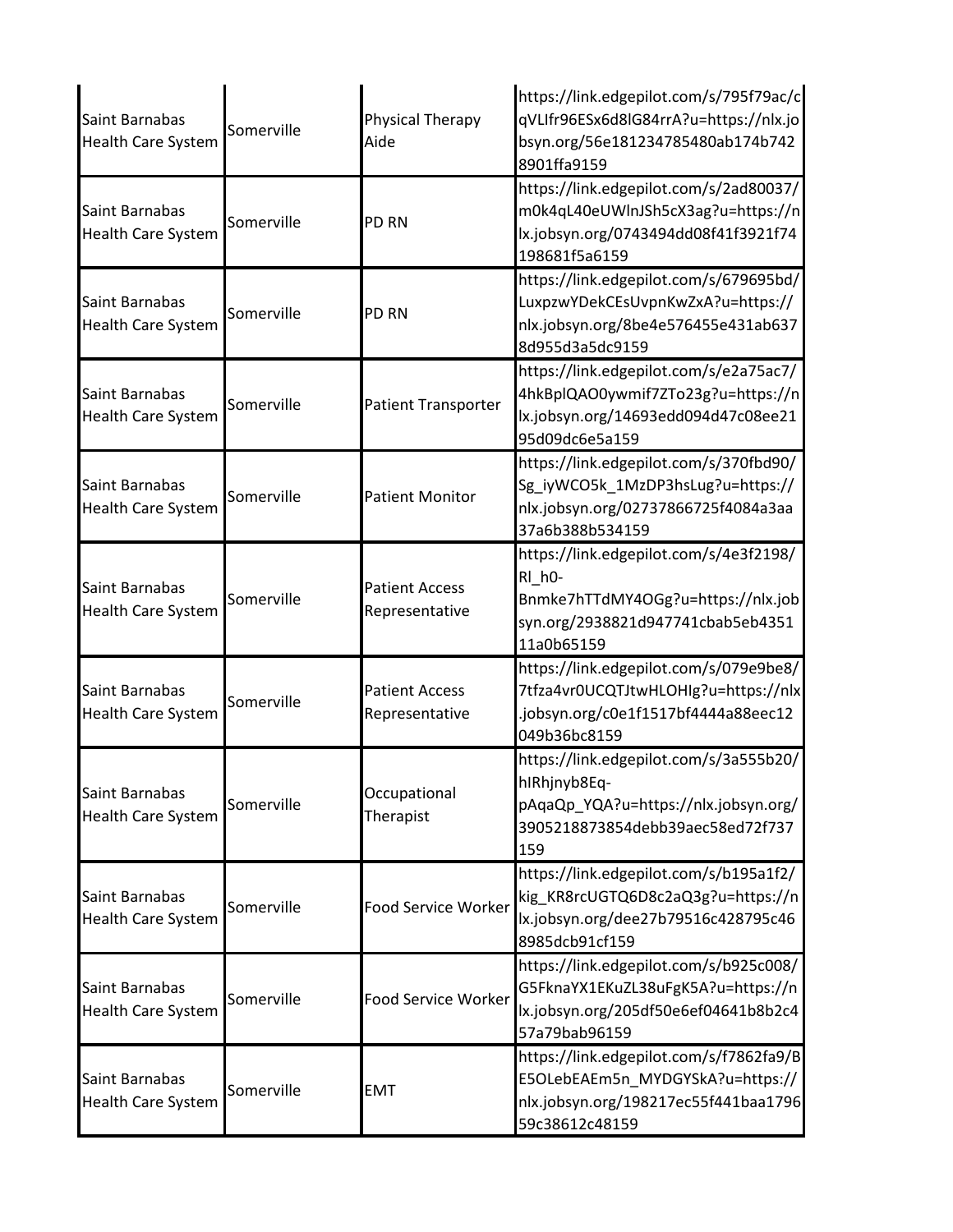| | | | |
|---|---|---|---|
| Saint Barnabas Health Care System | Somerville | Physical Therapy Aide | https://link.edgepilot.com/s/795f79ac/cqVLIfr96ESx6d8lG84rrA?u=https://nlx.jobsyn.org/56e181234785480ab174b7428901ffa9159 |
| Saint Barnabas Health Care System | Somerville | PD RN | https://link.edgepilot.com/s/2ad80037/m0k4qL40eUWlnJSh5cX3ag?u=https://nlx.jobsyn.org/0743494dd08f41f3921f74198681f5a6159 |
| Saint Barnabas Health Care System | Somerville | PD RN | https://link.edgepilot.com/s/679695bd/LuxpzwYDekCEsUvpnKwZxA?u=https://nlx.jobsyn.org/8be4e576455e431ab6378d955d3a5dc9159 |
| Saint Barnabas Health Care System | Somerville | Patient Transporter | https://link.edgepilot.com/s/e2a75ac7/4hkBplQAO0ywmif7ZTo23g?u=https://nlx.jobsyn.org/14693edd094d47c08ee2195d09dc6e5a159 |
| Saint Barnabas Health Care System | Somerville | Patient Monitor | https://link.edgepilot.com/s/370fbd90/Sg_iyWCO5k_1MzDP3hsLug?u=https://nlx.jobsyn.org/02737866725f4084a3aa37a6b388b534159 |
| Saint Barnabas Health Care System | Somerville | Patient Access Representative | https://link.edgepilot.com/s/4e3f2198/Rl_h0-Bnmke7hTTdMY4OGg?u=https://nlx.jobsyn.org/2938821d947741cbab5eb435111a0b65159 |
| Saint Barnabas Health Care System | Somerville | Patient Access Representative | https://link.edgepilot.com/s/079e9be8/7tfza4vr0UCQTJtwHLOHIg?u=https://nlx.jobsyn.org/c0e1f1517bf4444a88eec12049b36bc8159 |
| Saint Barnabas Health Care System | Somerville | Occupational Therapist | https://link.edgepilot.com/s/3a555b20/hIRhjnyb8Eq-pAqaQp_YQA?u=https://nlx.jobsyn.org/3905218873854debb39aec58ed72f737159 |
| Saint Barnabas Health Care System | Somerville | Food Service Worker | https://link.edgepilot.com/s/b195a1f2/kig_KR8rcUGTQ6D8c2aQ3g?u=https://nlx.jobsyn.org/dee27b79516c428795c468985dcb91cf159 |
| Saint Barnabas Health Care System | Somerville | Food Service Worker | https://link.edgepilot.com/s/b925c008/G5FknaYX1EKuZL38uFgK5A?u=https://nlx.jobsyn.org/205df50e6ef04641b8b2c457a79bab96159 |
| Saint Barnabas Health Care System | Somerville | EMT | https://link.edgepilot.com/s/f7862fa9/BE5OLebEAEm5n_MYDGYSkA?u=https://nlx.jobsyn.org/198217ec55f441baa179659c38612c48159 |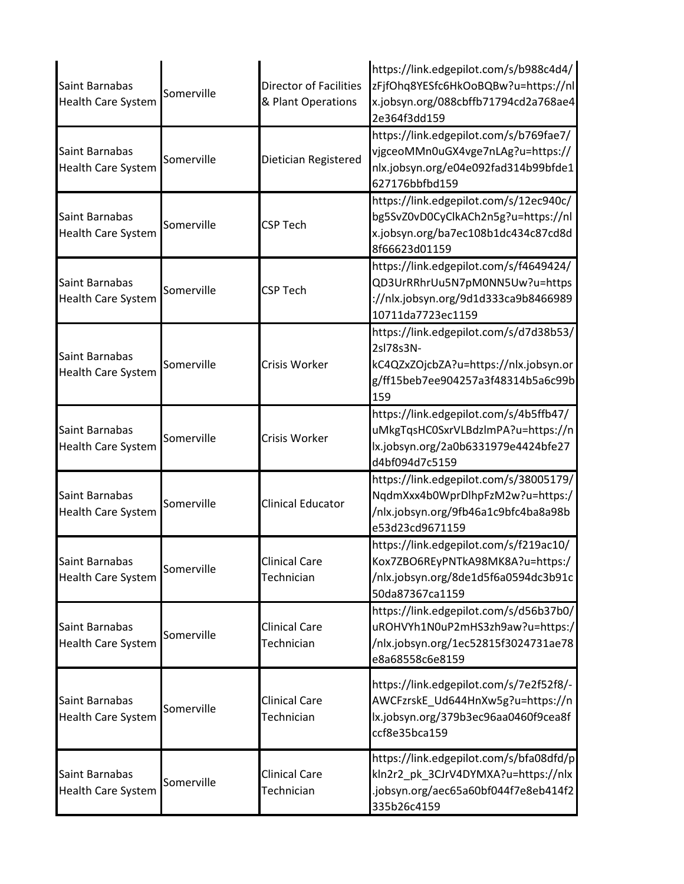| | | | |
|---|---|---|---|
| Saint Barnabas Health Care System | Somerville | Director of Facilities & Plant Operations | https://link.edgepilot.com/s/b988c4d4/zFjfOhq8YESfc6HkOoBQBw?u=https://nlx.jobsyn.org/088cbffb71794cd2a768ae42e364f3dd159 |
| Saint Barnabas Health Care System | Somerville | Dietician Registered | https://link.edgepilot.com/s/b769fae7/vjgceoMMn0uGX4vge7nLAg?u=https://nlx.jobsyn.org/e04e092fad314b99bfde1627176bbfbd159 |
| Saint Barnabas Health Care System | Somerville | CSP Tech | https://link.edgepilot.com/s/12ec940c/bg5SvZ0vD0CyClkACh2n5g?u=https://nlx.jobsyn.org/ba7ec108b1dc434c87cd8d8f66623d01159 |
| Saint Barnabas Health Care System | Somerville | CSP Tech | https://link.edgepilot.com/s/f4649424/QD3UrRRhrUu5N7pM0NN5Uw?u=https://nlx.jobsyn.org/9d1d333ca9b846698910711da7723ec1159 |
| Saint Barnabas Health Care System | Somerville | Crisis Worker | https://link.edgepilot.com/s/d7d38b53/2sl78s3N-kC4QZxZOjcbZA?u=https://nlx.jobsyn.org/ff15beb7ee904257a3f48314b5a6c99b159 |
| Saint Barnabas Health Care System | Somerville | Crisis Worker | https://link.edgepilot.com/s/4b5ffb47/uMkgTqsHC0SxrVLBdzlmPA?u=https://nlx.jobsyn.org/2a0b6331979e4424bfe27d4bf094d7c5159 |
| Saint Barnabas Health Care System | Somerville | Clinical Educator | https://link.edgepilot.com/s/38005179/NqdmXxx4b0WprDlhpFzM2w?u=https://nlx.jobsyn.org/9fb46a1c9bfc4ba8a98be53d23cd9671159 |
| Saint Barnabas Health Care System | Somerville | Clinical Care Technician | https://link.edgepilot.com/s/f219ac10/Kox7ZBO6REyPNTkA98MK8A?u=https://nlx.jobsyn.org/8de1d5f6a0594dc3b91c50da87367ca1159 |
| Saint Barnabas Health Care System | Somerville | Clinical Care Technician | https://link.edgepilot.com/s/d56b37b0/uROHVYh1N0uP2mHS3zh9aw?u=https://nlx.jobsyn.org/1ec52815f3024731ae78e8a68558c6e8159 |
| Saint Barnabas Health Care System | Somerville | Clinical Care Technician | https://link.edgepilot.com/s/7e2f52f8/-AWCFzrskE_Ud644HnXw5g?u=https://nlx.jobsyn.org/379b3ec96aa0460f9cea8fccf8e35bca159 |
| Saint Barnabas Health Care System | Somerville | Clinical Care Technician | https://link.edgepilot.com/s/bfa08dfd/pkln2r2_pk_3CJrV4DYMXA?u=https://nlx.jobsyn.org/aec65a60bf044f7e8eb414f2335b26c4159 |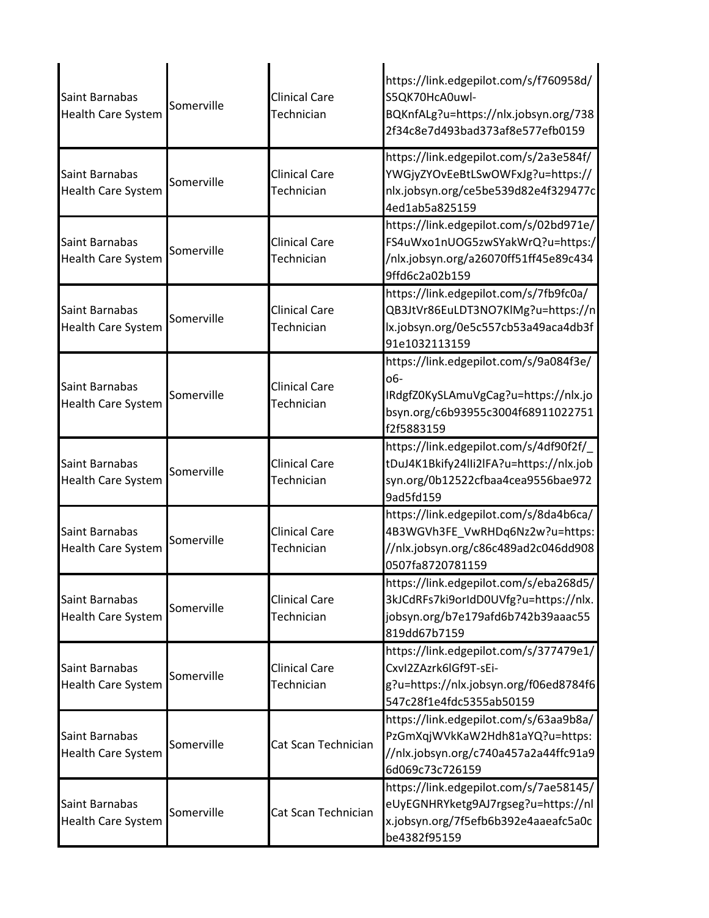| | | | |
|---|---|---|---|
| Saint Barnabas Health Care System | Somerville | Clinical Care Technician | https://link.edgepilot.com/s/f760958d/S5QK70HcA0uwl-BQKnfALg?u=https://nlx.jobsyn.org/7382f34c8e7d493bad373af8e577efb0159 |
| Saint Barnabas Health Care System | Somerville | Clinical Care Technician | https://link.edgepilot.com/s/2a3e584f/YWGjyZYOvEeBtLSwOWFxJg?u=https://nlx.jobsyn.org/ce5be539d82e4f329477c4ed1ab5a825159 |
| Saint Barnabas Health Care System | Somerville | Clinical Care Technician | https://link.edgepilot.com/s/02bd971e/FS4uWxo1nUOG5zwSYakWrQ?u=https://nlx.jobsyn.org/a26070ff51ff45e89c4349ffd6c2a02b159 |
| Saint Barnabas Health Care System | Somerville | Clinical Care Technician | https://link.edgepilot.com/s/7fb9fc0a/QB3JtVr86EuLDT3NO7KlMg?u=https://nlx.jobsyn.org/0e5c557cb53a49aca4db3f91e1032113159 |
| Saint Barnabas Health Care System | Somerville | Clinical Care Technician | https://link.edgepilot.com/s/9a084f3e/o6-IRdgfZ0KySLAmuVgCag?u=https://nlx.jobsyn.org/c6b93955c3004f68911022751f2f5883159 |
| Saint Barnabas Health Care System | Somerville | Clinical Care Technician | https://link.edgepilot.com/s/4df90f2f/_tDuJ4K1Bkify24lIi2lFA?u=https://nlx.jobsyn.org/0b12522cfbaa4cea9556bae9729ad5fd159 |
| Saint Barnabas Health Care System | Somerville | Clinical Care Technician | https://link.edgepilot.com/s/8da4b6ca/4B3WGVh3FE_VwRHDq6Nz2w?u=https://nlx.jobsyn.org/c86c489ad2c046dd9080507fa8720781159 |
| Saint Barnabas Health Care System | Somerville | Clinical Care Technician | https://link.edgepilot.com/s/eba268d5/3kJCdRFs7ki9orIdD0UVfg?u=https://nlx.jobsyn.org/b7e179afd6b742b39aaac55819dd67b7159 |
| Saint Barnabas Health Care System | Somerville | Clinical Care Technician | https://link.edgepilot.com/s/377479e1/CxvI2ZAzrk6lGf9T-sEi-g?u=https://nlx.jobsyn.org/f06ed8784f6547c28f1e4fdc5355ab50159 |
| Saint Barnabas Health Care System | Somerville | Cat Scan Technician | https://link.edgepilot.com/s/63aa9b8a/PzGmXqjWVkKaW2Hdh81aYQ?u=https://nlx.jobsyn.org/c740a457a2a44ffc91a96d069c73c726159 |
| Saint Barnabas Health Care System | Somerville | Cat Scan Technician | https://link.edgepilot.com/s/7ae58145/eUyEGNHRYketg9AJ7rgseg?u=https://nlx.jobsyn.org/7f5efb6b392e4aaeafc5a0cbe4382f95159 |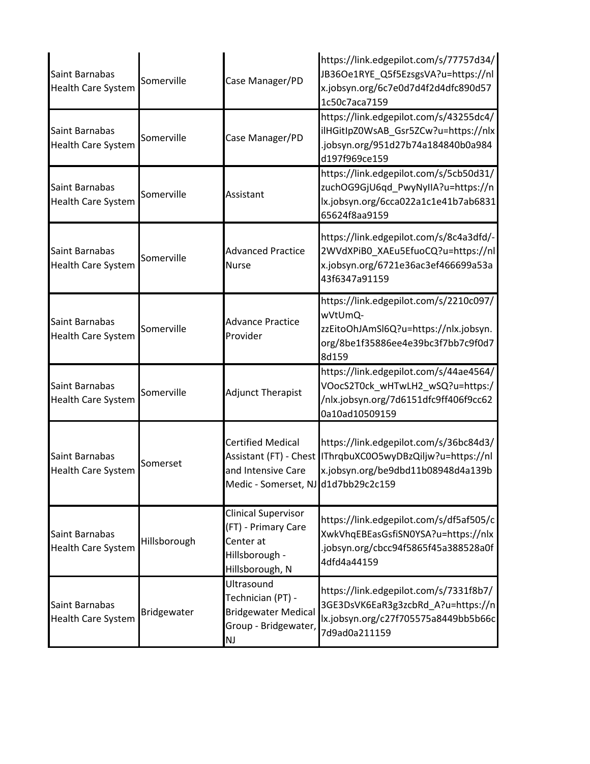| | | | |
|---|---|---|---|
| Saint Barnabas Health Care System | Somerville | Case Manager/PD | https://link.edgepilot.com/s/77757d34/JB36Oe1RYE_Q5f5EzsgsVA?u=https://nlx.jobsyn.org/6c7e0d7d4f2d4dfc890d571c50c7aca7159 |
| Saint Barnabas Health Care System | Somerville | Case Manager/PD | https://link.edgepilot.com/s/43255dc4/ilHGitIpZ0WsAB_Gsr5ZCw?u=https://nlx.jobsyn.org/951d27b74a184840b0a984d197f969ce159 |
| Saint Barnabas Health Care System | Somerville | Assistant | https://link.edgepilot.com/s/5cb50d31/zuchOG9GjU6qd_PwyNyIIA?u=https://nlx.jobsyn.org/6cca022a1c1e41b7ab683165624f8aa9159 |
| Saint Barnabas Health Care System | Somerville | Advanced Practice Nurse | https://link.edgepilot.com/s/8c4a3dfd/-2WVdXPiB0_XAEu5EfuoCQ?u=https://nlx.jobsyn.org/6721e36ac3ef466699a53a43f6347a91159 |
| Saint Barnabas Health Care System | Somerville | Advance Practice Provider | https://link.edgepilot.com/s/2210c097/wVtUmQ-zzEitoOhJAmSl6Q?u=https://nlx.jobsyn.org/8be1f35886ee4e39bc3f7bb7c9f0d78d159 |
| Saint Barnabas Health Care System | Somerville | Adjunct Therapist | https://link.edgepilot.com/s/44ae4564/VOocS2T0ck_wHTwLH2_wSQ?u=https://nlx.jobsyn.org/7d6151dfc9ff406f9cc620a10ad10509159 |
| Saint Barnabas Health Care System | Somerset | Certified Medical Assistant (FT) - Chest and Intensive Care Medic - Somerset, NJ | https://link.edgepilot.com/s/36bc84d3/IThrqbuXC0O5wyDBzQiljw?u=https://nlx.jobsyn.org/be9dbd11b08948d4a139bd1d7bb29c2c159 |
| Saint Barnabas Health Care System | Hillsborough | Clinical Supervisor (FT) - Primary Care Center at Hillsborough - Hillsborough, N | https://link.edgepilot.com/s/df5af505/cXwkVhqEBEasGsfiSN0YSA?u=https://nlx.jobsyn.org/cbcc94f5865f45a388528a0f4dfd4a44159 |
| Saint Barnabas Health Care System | Bridgewater | Ultrasound Technician (PT) - Bridgewater Medical Group - Bridgewater, NJ | https://link.edgepilot.com/s/7331f8b7/3GE3DsVK6EaR3g3zcbRd_A?u=https://nlx.jobsyn.org/c27f705575a8449bb5b66c7d9ad0a211159 |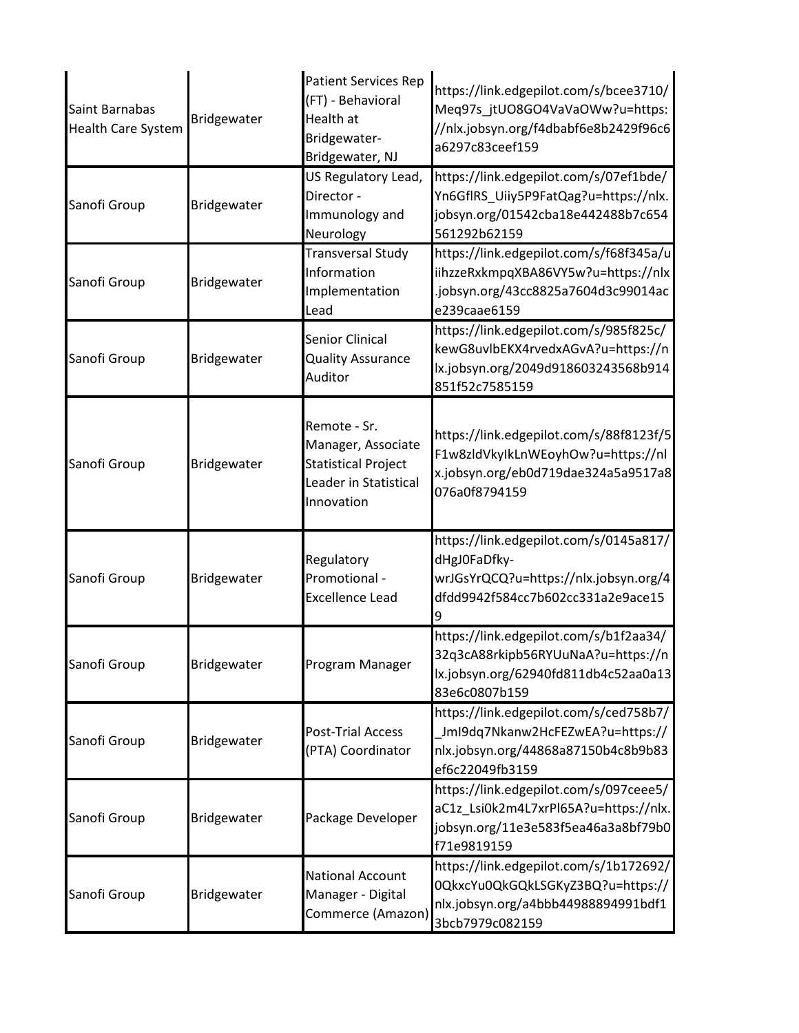| Saint Barnabas Health Care System | Bridgewater | Patient Services Rep (FT) - Behavioral Health at Bridgewater-Bridgewater, NJ | https://link.edgepilot.com/s/bcee3710/Meq97s_jtUO8GO4VaVaOWw?u=https://nlx.jobsyn.org/f4dbabf6e8b2429f96c6a6297c83ceef159 |
|---|---|---|---|
| Sanofi Group | Bridgewater | US Regulatory Lead, Director - Immunology and Neurology | https://link.edgepilot.com/s/07ef1bde/Yn6GflRS_Uiiy5P9FatQag?u=https://nlx.jobsyn.org/01542cba18e442488b7c654561292b62159 |
| Sanofi Group | Bridgewater | Transversal Study Information Implementation Lead | https://link.edgepilot.com/s/f68f345a/uiihzzeRxkmpqXBA86VY5w?u=https://nlx.jobsyn.org/43cc8825a7604d3c99014ace239caae6159 |
| Sanofi Group | Bridgewater | Senior Clinical Quality Assurance Auditor | https://link.edgepilot.com/s/985f825c/kewG8uvlbEKX4rvedxAGvA?u=https://nlx.jobsyn.org/2049d918603243568b914851f52c7585159 |
| Sanofi Group | Bridgewater | Remote - Sr. Manager, Associate Statistical Project Leader in Statistical Innovation | https://link.edgepilot.com/s/88f8123f/5F1w8zldVkyIkLnWEoyhOw?u=https://nlx.jobsyn.org/eb0d719dae324a5a9517a8076a0f8794159 |
| Sanofi Group | Bridgewater | Regulatory Promotional - Excellence Lead | https://link.edgepilot.com/s/0145a817/dHgJ0FaDfky-wrJGsYrQCQ?u=https://nlx.jobsyn.org/4dfdd9942f584cc7b602cc331a2e9ace159 |
| Sanofi Group | Bridgewater | Program Manager | https://link.edgepilot.com/s/b1f2aa34/32q3cA88rkipb56RYUuNaA?u=https://nlx.jobsyn.org/62940fd811db4c52aa0a1383e6c0807b159 |
| Sanofi Group | Bridgewater | Post-Trial Access (PTA) Coordinator | https://link.edgepilot.com/s/ced758b7/_JmI9dq7Nkanw2HcFEZwEA?u=https://nlx.jobsyn.org/44868a87150b4c8b9b83ef6c22049fb3159 |
| Sanofi Group | Bridgewater | Package Developer | https://link.edgepilot.com/s/097ceee5/aC1z_Lsi0k2m4L7xrPl65A?u=https://nlx.jobsyn.org/11e3e583f5ea46a3a8bf79b0f71e9819159 |
| Sanofi Group | Bridgewater | National Account Manager - Digital Commerce (Amazon) | https://link.edgepilot.com/s/1b172692/0QkxcYu0QkGQkLSGKyZ3BQ?u=https://nlx.jobsyn.org/a4bbb44988894991bdf13bcb7979c082159 |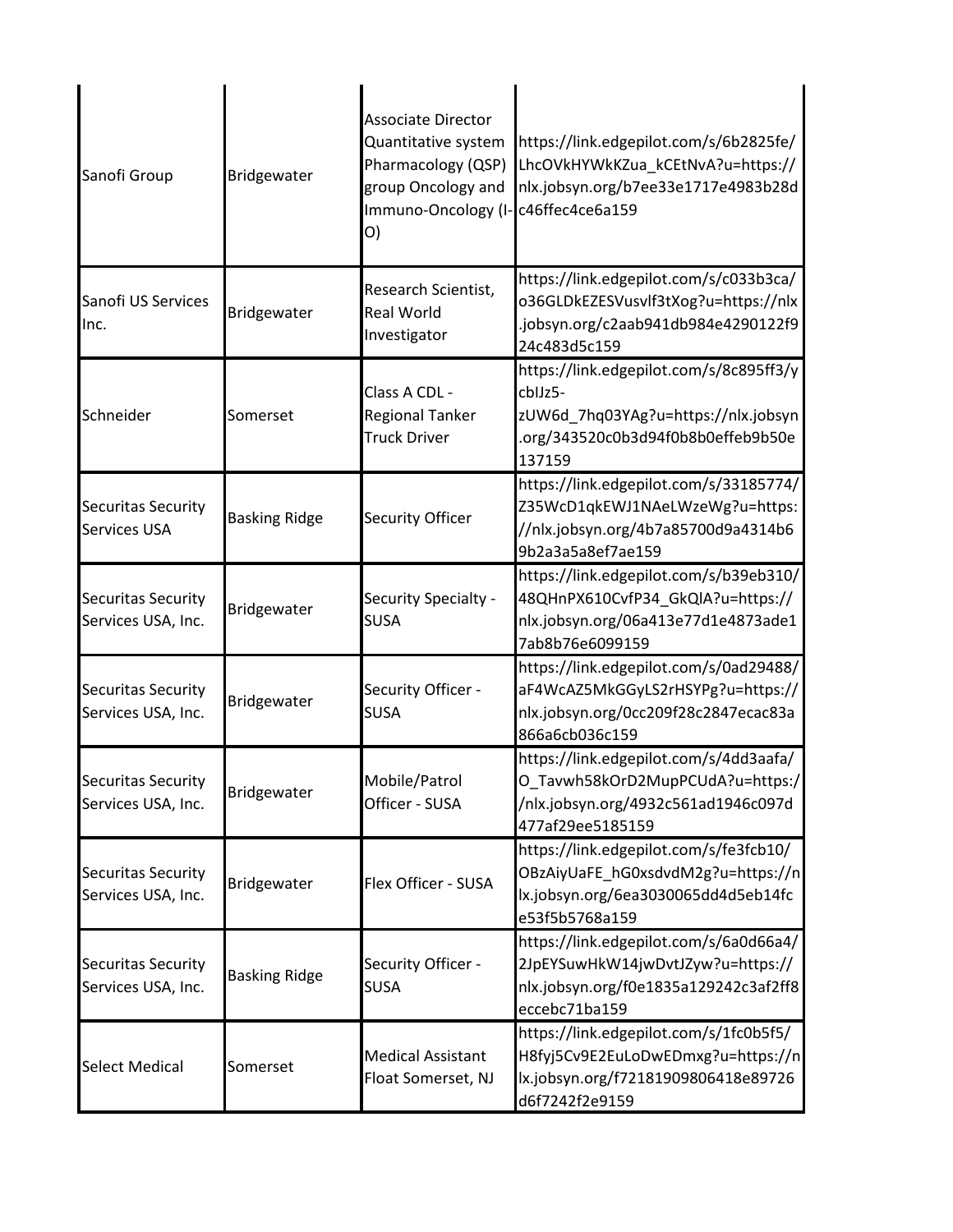| | | | |
|---|---|---|---|
| Sanofi Group | Bridgewater | Associate Director Quantitative system Pharmacology (QSP) group Oncology and Immuno-Oncology (I-O) | https://link.edgepilot.com/s/6b2825fe/LhcOVkHYWkKZua_kCEtNvA?u=https://nlx.jobsyn.org/b7ee33e1717e4983b28dc46ffec4ce6a159 |
| Sanofi US Services Inc. | Bridgewater | Research Scientist, Real World Investigator | https://link.edgepilot.com/s/c033b3ca/o36GLDkEZESVusvlf3tXog?u=https://nlx.jobsyn.org/c2aab941db984e4290122f924c483d5c159 |
| Schneider | Somerset | Class A CDL - Regional Tanker Truck Driver | https://link.edgepilot.com/s/8c895ff3/ycbIJz5-zUW6d_7hq03YAg?u=https://nlx.jobsyn.org/343520c0b3d94f0b8b0effeb9b50e137159 |
| Securitas Security Services USA | Basking Ridge | Security Officer | https://link.edgepilot.com/s/33185774/Z35WcD1qkEWJ1NAeLWzeWg?u=https://nlx.jobsyn.org/4b7a85700d9a4314b69b2a3a5a8ef7ae159 |
| Securitas Security Services USA, Inc. | Bridgewater | Security Specialty - SUSA | https://link.edgepilot.com/s/b39eb310/48QHnPX610CvfP34_GkQlA?u=https://nlx.jobsyn.org/06a413e77d1e4873ade17ab8b76e6099159 |
| Securitas Security Services USA, Inc. | Bridgewater | Security Officer - SUSA | https://link.edgepilot.com/s/0ad29488/aF4WcAZ5MkGGyLS2rHSYPg?u=https://nlx.jobsyn.org/0cc209f28c2847ecac83a866a6cb036c159 |
| Securitas Security Services USA, Inc. | Bridgewater | Mobile/Patrol Officer - SUSA | https://link.edgepilot.com/s/4dd3aafa/O_Tavwh58kOrD2MupPCUdA?u=https://nlx.jobsyn.org/4932c561ad1946c097d477af29ee5185159 |
| Securitas Security Services USA, Inc. | Bridgewater | Flex Officer - SUSA | https://link.edgepilot.com/s/fe3fcb10/OBzAiyUaFE_hG0xsdvdM2g?u=https://nlx.jobsyn.org/6ea3030065dd4d5eb14fce53f5b5768a159 |
| Securitas Security Services USA, Inc. | Basking Ridge | Security Officer - SUSA | https://link.edgepilot.com/s/6a0d66a4/2JpEYSuwHkW14jwDvtJZyw?u=https://nlx.jobsyn.org/f0e1835a129242c3af2ff8eccebc71ba159 |
| Select Medical | Somerset | Medical Assistant Float Somerset, NJ | https://link.edgepilot.com/s/1fc0b5f5/H8fyj5Cv9E2EuLoDwEDmxg?u=https://nlx.jobsyn.org/f72181909806418e89726d6f7242f2e9159 |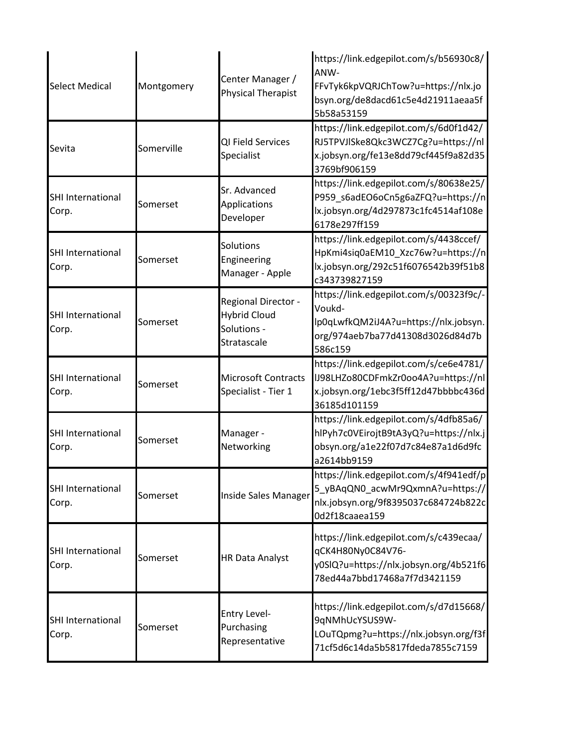| | | | |
|---|---|---|---|
| Select Medical | Montgomery | Center Manager / Physical Therapist | https://link.edgepilot.com/s/b56930c8/ANW-FFvTyk6kpVQRJChTow?u=https://nlx.jobsyn.org/de8dacd61c5e4d21911aeaa5f5b58a53159 |
| Sevita | Somerville | QI Field Services Specialist | https://link.edgepilot.com/s/6d0f1d42/RJ5TPVJlSke8Qkc3WCZ7Cg?u=https://nlx.jobsyn.org/fe13e8dd79cf445f9a82d353769bf906159 |
| SHI International Corp. | Somerset | Sr. Advanced Applications Developer | https://link.edgepilot.com/s/80638e25/P959_s6adEO6oCn5g6aZFQ?u=https://nlx.jobsyn.org/4d297873c1fc4514af108e6178e297ff159 |
| SHI International Corp. | Somerset | Solutions Engineering Manager - Apple | https://link.edgepilot.com/s/4438ccef/HpKmi4siq0aEM10_Xzc76w?u=https://nlx.jobsyn.org/292c51f6076542b39f51b8c343739827159 |
| SHI International Corp. | Somerset | Regional Director - Hybrid Cloud Solutions - Stratascale | https://link.edgepilot.com/s/00323f9c/-Voukd-lp0qLwfkQM2iJ4A?u=https://nlx.jobsyn.org/974aeb7ba77d41308d3026d84d7b586c159 |
| SHI International Corp. | Somerset | Microsoft Contracts Specialist - Tier 1 | https://link.edgepilot.com/s/ce6e4781/lJ98LHZo80CDFmkZr0oo4A?u=https://nlx.jobsyn.org/1ebc3f5ff12d47bbbbc436d36185d101159 |
| SHI International Corp. | Somerset | Manager - Networking | https://link.edgepilot.com/s/4dfb85a6/hlPyh7c0VEirojtB9tA3yQ?u=https://nlx.jobsyn.org/a1e22f07d7c84e87a1d6d9fca2614bb9159 |
| SHI International Corp. | Somerset | Inside Sales Manager | https://link.edgepilot.com/s/4f941edf/p5_yBAqQN0_acwMr9QxmnA?u=https://nlx.jobsyn.org/9f8395037c684724b822c0d2f18caaea159 |
| SHI International Corp. | Somerset | HR Data Analyst | https://link.edgepilot.com/s/c439ecaa/qCK4H80Ny0C84V76-y0SlQ?u=https://nlx.jobsyn.org/4b521f678ed44a7bbd17468a7f7d3421159 |
| SHI International Corp. | Somerset | Entry Level-Purchasing Representative | https://link.edgepilot.com/s/d7d15668/9qNMhUcYSUS9W-LOuTQpmg?u=https://nlx.jobsyn.org/f3f71cf5d6c14da5b5817fdeda7855c7159 |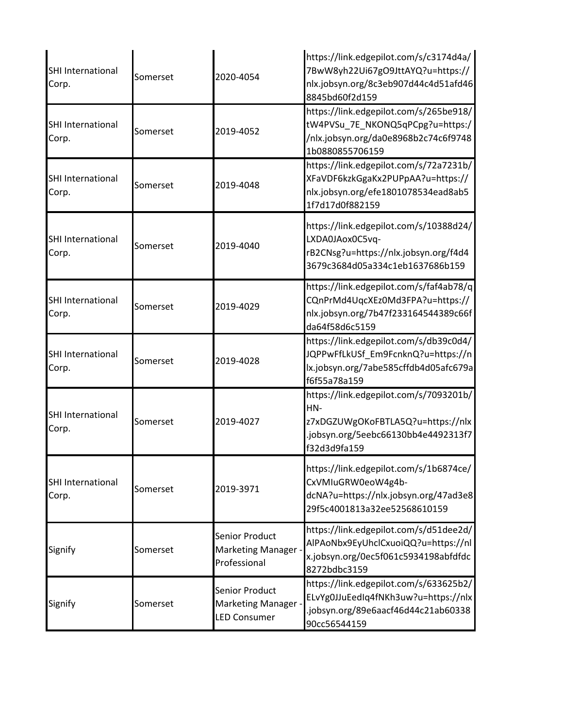| | | | |
|---|---|---|---|
| SHI International Corp. | Somerset | 2020-4054 | https://link.edgepilot.com/s/c3174d4a/7BwW8yh22Ui67gO9JttAYQ?u=https://nlx.jobsyn.org/8c3eb907d44c4d51afd468845bd60f2d159 |
| SHI International Corp. | Somerset | 2019-4052 | https://link.edgepilot.com/s/265be918/tW4PVSu_7E_NKONQ5qPCpg?u=https://nlx.jobsyn.org/da0e8968b2c74c6f97481b0880855706159 |
| SHI International Corp. | Somerset | 2019-4048 | https://link.edgepilot.com/s/72a7231b/XFaVDF6kzkGgaKx2PUPpAA?u=https://nlx.jobsyn.org/efe1801078534ead8ab51f7d17d0f882159 |
| SHI International Corp. | Somerset | 2019-4040 | https://link.edgepilot.com/s/10388d24/LXDA0JAox0C5vq-rB2CNsg?u=https://nlx.jobsyn.org/f4d43679c3684d05a334c1eb1637686b159 |
| SHI International Corp. | Somerset | 2019-4029 | https://link.edgepilot.com/s/faf4ab78/qCQnPrMd4UqcXEz0Md3FPA?u=https://nlx.jobsyn.org/7b47f233164544389c66fda64f58d6c5159 |
| SHI International Corp. | Somerset | 2019-4028 | https://link.edgepilot.com/s/db39c0d4/JQPPwFfLkUSf_Em9FcnknQ?u=https://nlx.jobsyn.org/7abe585cffdb4d05afc679af6f55a78a159 |
| SHI International Corp. | Somerset | 2019-4027 | https://link.edgepilot.com/s/7093201b/HN-z7xDGZUWgOKoFBTLA5Q?u=https://nlx.jobsyn.org/5eebc66130bb4e4492313f7f32d3d9fa159 |
| SHI International Corp. | Somerset | 2019-3971 | https://link.edgepilot.com/s/1b6874ce/CxVMIuGRW0eoW4g4b-dcNA?u=https://nlx.jobsyn.org/47ad3e829f5c4001813a32ee52568610159 |
| Signify | Somerset | Senior Product Marketing Manager - Professional | https://link.edgepilot.com/s/d51dee2d/AlPAoNbx9EyUhclCxuoiQQ?u=https://nlx.jobsyn.org/0ec5f061c5934198abfdfdc8272bdbc3159 |
| Signify | Somerset | Senior Product Marketing Manager - LED Consumer | https://link.edgepilot.com/s/633625b2/ELvYg0JJuEedIq4fNKh3uw?u=https://nlx.jobsyn.org/89e6aacf46d44c21ab6033890cc56544159 |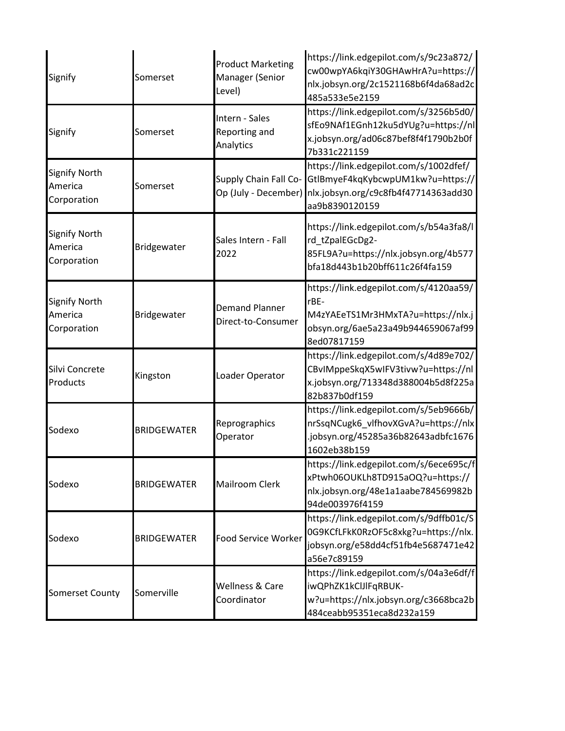| Signify | Somerset | Product Marketing Manager (Senior Level) | https://link.edgepilot.com/s/9c23a872/cw00wpYA6kqiY30GHAwHrA?u=https://nlx.jobsyn.org/2c1521168b6f4da68ad2c485a533e5e2159 |
|---|---|---|---|
| Signify | Somerset | Intern - Sales Reporting and Analytics | https://link.edgepilot.com/s/3256b5d0/sfEo9NAf1EGnh12ku5dYUg?u=https://nlx.jobsyn.org/ad06c87bef8f4f1790b2b0f7b331c221159 |
| Signify North America Corporation | Somerset | Supply Chain Fall Co-Op (July - December) | https://link.edgepilot.com/s/1002dfef/GtlBmyeF4kqKybcwpUM1kw?u=https://nlx.jobsyn.org/c9c8fb4f47714363add30aa9b8390120159 |
| Signify North America Corporation | Bridgewater | Sales Intern - Fall 2022 | https://link.edgepilot.com/s/b54a3fa8/lrd_tZpalEGcDg2-85FL9A?u=https://nlx.jobsyn.org/4b577bfa18d443b1b20bff611c26f4fa159 |
| Signify North America Corporation | Bridgewater | Demand Planner Direct-to-Consumer | https://link.edgepilot.com/s/4120aa59/rBE-M4zYAEeTS1Mr3HMxTA?u=https://nlx.jobsyn.org/6ae5a23a49b944659067af998ed07817159 |
| Silvi Concrete Products | Kingston | Loader Operator | https://link.edgepilot.com/s/4d89e702/CBvIMppeSkqX5wIFV3tivw?u=https://nlx.jobsyn.org/713348d388004b5d8f225a82b837b0df159 |
| Sodexo | BRIDGEWATER | Reprographics Operator | https://link.edgepilot.com/s/5eb9666b/nrSsqNCugk6_vlfhovXGvA?u=https://nlx.jobsyn.org/45285a36b82643adbfc16761602eb38b159 |
| Sodexo | BRIDGEWATER | Mailroom Clerk | https://link.edgepilot.com/s/6ece695c/fxPtwh06OUKLh8TD915aOQ?u=https://nlx.jobsyn.org/48e1a1aabe784569982b94de003976f4159 |
| Sodexo | BRIDGEWATER | Food Service Worker | https://link.edgepilot.com/s/9dffb01c/S0G9KCfLFkK0RzOF5c8xkg?u=https://nlx.jobsyn.org/e58dd4cf51fb4e5687471e42a56e7c89159 |
| Somerset County | Somerville | Wellness & Care Coordinator | https://link.edgepilot.com/s/04a3e6df/fiwQPhZK1kClJlFqRBUK-w?u=https://nlx.jobsyn.org/c3668bca2b484ceabb95351eca8d232a159 |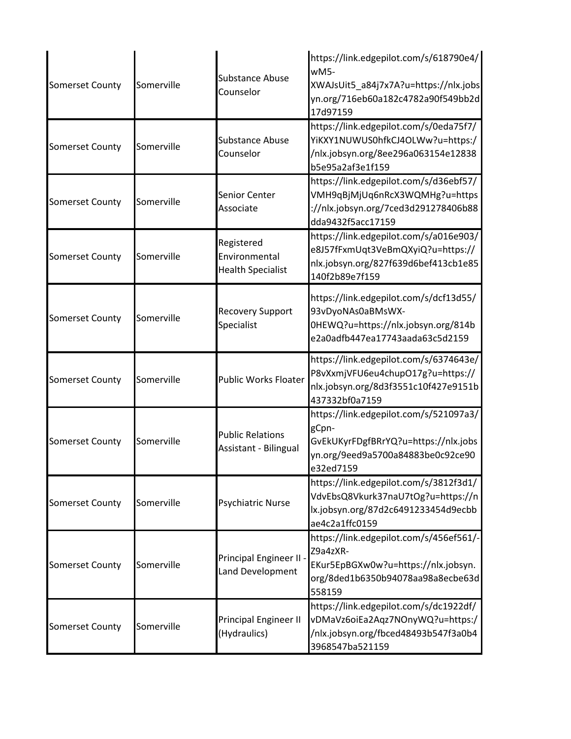| | | | |
|---|---|---|---|
| Somerset County | Somerville | Substance Abuse Counselor | https://link.edgepilot.com/s/618790e4/wM5-XWAJsUit5_a84j7x7A?u=https://nlx.jobsyn.org/716eb60a182c4782a90f549bb2d17d97159 |
| Somerset County | Somerville | Substance Abuse Counselor | https://link.edgepilot.com/s/0eda75f7/YiKXY1NUWUS0hfkCJ4OLWw?u=https://nlx.jobsyn.org/8ee296a063154e12838b5e95a2af3e1f159 |
| Somerset County | Somerville | Senior Center Associate | https://link.edgepilot.com/s/d36ebf57/VMH9qBjMjUq6nRcX3WQMHg?u=https://nlx.jobsyn.org/7ced3d291278406b88dda9432f5acc17159 |
| Somerset County | Somerville | Registered Environmental Health Specialist | https://link.edgepilot.com/s/a016e903/e8J57fFxmUqt3VeBmQXyiQ?u=https://nlx.jobsyn.org/827f639d6bef413cb1e85140f2b89e7f159 |
| Somerset County | Somerville | Recovery Support Specialist | https://link.edgepilot.com/s/dcf13d55/93vDyoNAs0aBMsWX-0HEWQ?u=https://nlx.jobsyn.org/814be2a0adfb447ea17743aada63c5d2159 |
| Somerset County | Somerville | Public Works Floater | https://link.edgepilot.com/s/6374643e/P8vXxmjVFU6eu4chupO17g?u=https://nlx.jobsyn.org/8d3f3551c10f427e9151b437332bf0a7159 |
| Somerset County | Somerville | Public Relations Assistant - Bilingual | https://link.edgepilot.com/s/521097a3/gCpn-GvEkUKyrFDgfBRrYQ?u=https://nlx.jobsyn.org/9eed9a5700a84883be0c92ce90e32ed7159 |
| Somerset County | Somerville | Psychiatric Nurse | https://link.edgepilot.com/s/3812f3d1/VdvEbsQ8Vkurk37naU7tOg?u=https://nlx.jobsyn.org/87d2c6491233454d9ecbbae4c2a1ffc0159 |
| Somerset County | Somerville | Principal Engineer II - Land Development | https://link.edgepilot.com/s/456ef561/-Z9a4zXR-EKur5EpBGXw0w?u=https://nlx.jobsyn.org/8ded1b6350b94078aa98a8ecbe63d558159 |
| Somerset County | Somerville | Principal Engineer II (Hydraulics) | https://link.edgepilot.com/s/dc1922df/vDMaVz6oiEa2Aqz7NOnyWQ?u=https://nlx.jobsyn.org/fbced48493b547f3a0b43968547ba521159 |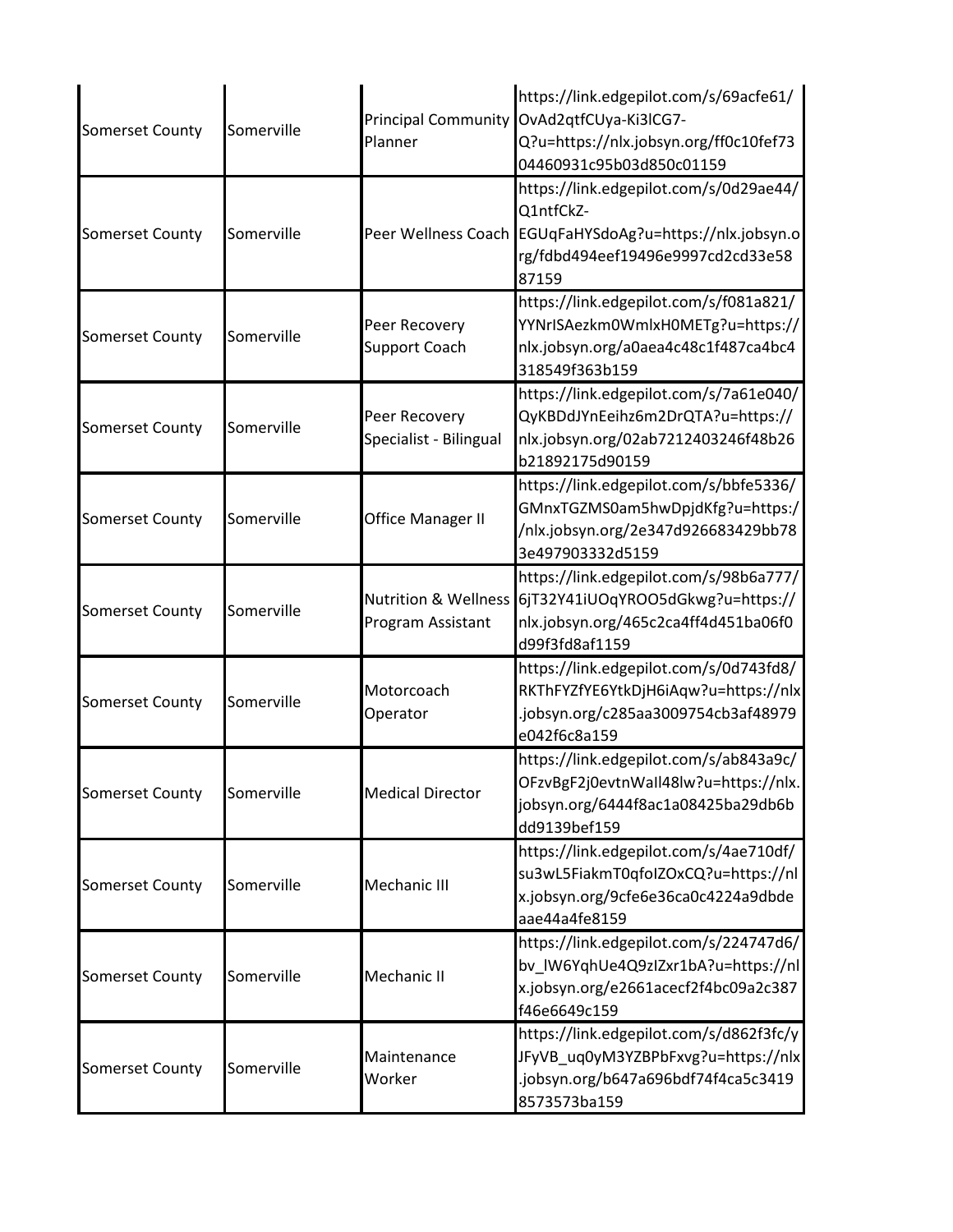| | | | |
|---|---|---|---|
| Somerset County | Somerville | Principal Community Planner | https://link.edgepilot.com/s/69acfe61/OvAd2qtfCUya-Ki3lCG7-Q?u=https://nlx.jobsyn.org/ff0c10fef7304460931c95b03d850c01159 |
| Somerset County | Somerville | Peer Wellness Coach | https://link.edgepilot.com/s/0d29ae44/Q1ntfCkZ-EGUqFaHYSdoAg?u=https://nlx.jobsyn.org/fdbd494eef19496e9997cd2cd33e5887159 |
| Somerset County | Somerville | Peer Recovery Support Coach | https://link.edgepilot.com/s/f081a821/YYNrISAezkm0WmlxH0METg?u=https://nlx.jobsyn.org/a0aea4c48c1f487ca4bc4318549f363b159 |
| Somerset County | Somerville | Peer Recovery Specialist - Bilingual | https://link.edgepilot.com/s/7a61e040/QyKBDdJYnEeihz6m2DrQTA?u=https://nlx.jobsyn.org/02ab7212403246f48b26b21892175d90159 |
| Somerset County | Somerville | Office Manager II | https://link.edgepilot.com/s/bbfe5336/GMnxTGZMS0am5hwDpjdKfg?u=https://nlx.jobsyn.org/2e347d926683429bb783e497903332d5159 |
| Somerset County | Somerville | Nutrition & Wellness Program Assistant | https://link.edgepilot.com/s/98b6a777/6jT32Y41iUOqYROO5dGkwg?u=https://nlx.jobsyn.org/465c2ca4ff4d451ba06f0d99f3fd8af1159 |
| Somerset County | Somerville | Motorcoach Operator | https://link.edgepilot.com/s/0d743fd8/RKThFYZfYE6YtkDjH6iAqw?u=https://nlx.jobsyn.org/c285aa3009754cb3af48979e042f6c8a159 |
| Somerset County | Somerville | Medical Director | https://link.edgepilot.com/s/ab843a9c/OFzvBgF2j0evtnWaIl48lw?u=https://nlx.jobsyn.org/6444f8ac1a08425ba29db6bdd9139bef159 |
| Somerset County | Somerville | Mechanic III | https://link.edgepilot.com/s/4ae710df/su3wL5FiakmT0qfoIZOxCQ?u=https://nlx.jobsyn.org/9cfe6e36ca0c4224a9dbdeaae44a4fe8159 |
| Somerset County | Somerville | Mechanic II | https://link.edgepilot.com/s/224747d6/bv_lW6YqhUe4Q9zIZxr1bA?u=https://nlx.jobsyn.org/e2661acecf2f4bc09a2c387f46e6649c159 |
| Somerset County | Somerville | Maintenance Worker | https://link.edgepilot.com/s/d862f3fc/yJFyVB_uq0yM3YZBPbFxvg?u=https://nlx.jobsyn.org/b647a696bdf74f4ca5c34198573573ba159 |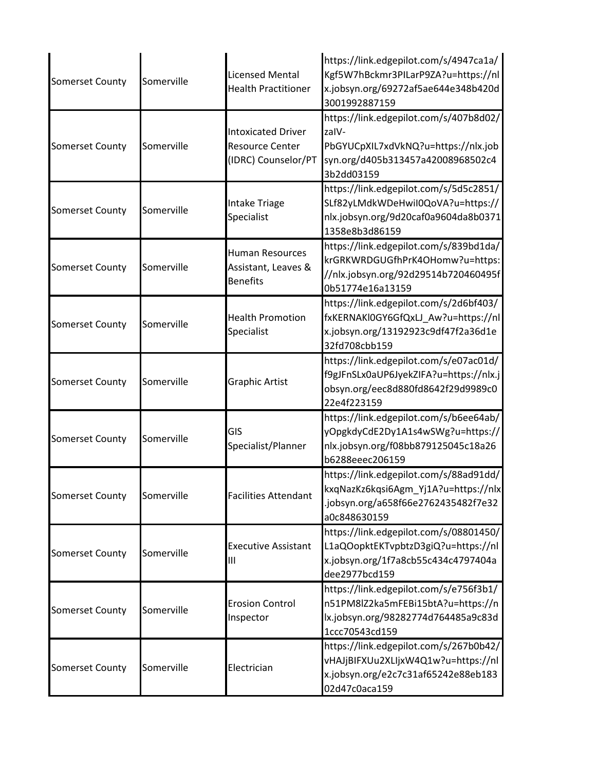| | | | |
|---|---|---|---|
| Somerset County | Somerville | Licensed Mental Health Practitioner | https://link.edgepilot.com/s/4947ca1a/Kgf5W7hBckmr3PILarP9ZA?u=https://nlx.jobsyn.org/69272af5ae644e348b420d3001992887159 |
| Somerset County | Somerville | Intoxicated Driver Resource Center (IDRC) Counselor/PT | https://link.edgepilot.com/s/407b8d02/zaIV-PbGYUCpXIL7xdVkNQ?u=https://nlx.jobsyn.org/d405b313457a42008968502c43b2dd03159 |
| Somerset County | Somerville | Intake Triage Specialist | https://link.edgepilot.com/s/5d5c2851/SLf82yLMdkWDeHwiI0QoVA?u=https://nlx.jobsyn.org/9d20caf0a9604da8b03711358e8b3d86159 |
| Somerset County | Somerville | Human Resources Assistant, Leaves & Benefits | https://link.edgepilot.com/s/839bd1da/krGRKWRDGUGfhPrK4OHomw?u=https://nlx.jobsyn.org/92d29514b720460495f0b51774e16a13159 |
| Somerset County | Somerville | Health Promotion Specialist | https://link.edgepilot.com/s/2d6bf403/fxKERNAKl0GY6GfQxLJ_Aw?u=https://nlx.jobsyn.org/13192923c9df47f2a36d1e32fd708cbb159 |
| Somerset County | Somerville | Graphic Artist | https://link.edgepilot.com/s/e07ac01d/f9gJFnSLx0aUP6JyekZIFA?u=https://nlx.jobsyn.org/eec8d880fd8642f29d9989c022e4f223159 |
| Somerset County | Somerville | GIS Specialist/Planner | https://link.edgepilot.com/s/b6ee64ab/yOpgkdyCdE2Dy1A1s4wSWg?u=https://nlx.jobsyn.org/f08bb879125045c18a26b6288eeec206159 |
| Somerset County | Somerville | Facilities Attendant | https://link.edgepilot.com/s/88ad91dd/kxqNazKz6kqsi6Agm_Yj1A?u=https://nlx.jobsyn.org/a658f66e2762435482f7e32a0c848630159 |
| Somerset County | Somerville | Executive Assistant III | https://link.edgepilot.com/s/08801450/L1aQOopktEKTvpbtzD3giQ?u=https://nlx.jobsyn.org/1f7a8cb55c434c4797404adee2977bcd159 |
| Somerset County | Somerville | Erosion Control Inspector | https://link.edgepilot.com/s/e756f3b1/n51PM8lZ2ka5mFEBi15btA?u=https://nlx.jobsyn.org/98282774d764485a9c83d1ccc70543cd159 |
| Somerset County | Somerville | Electrician | https://link.edgepilot.com/s/267b0b42/vHAJjBIFXUu2XLIjxW4Q1w?u=https://nlx.jobsyn.org/e2c7c31af65242e88eb18302d47c0aca159 |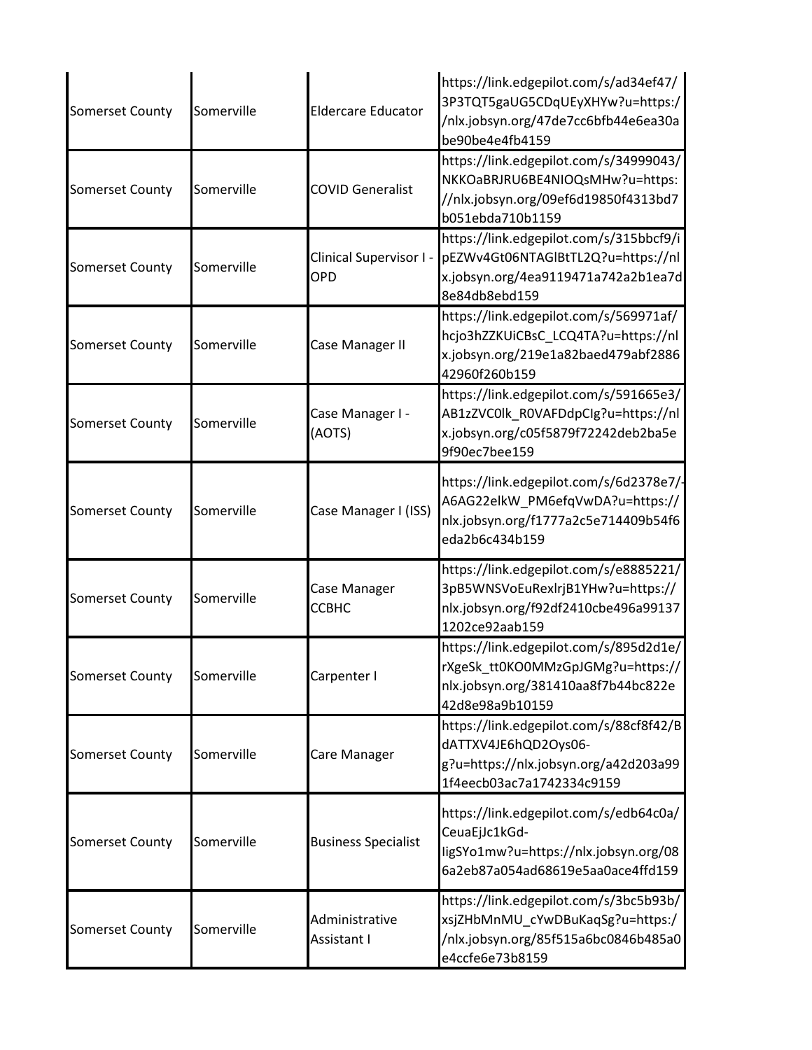| | | | |
|---|---|---|---|
| Somerset County | Somerville | Eldercare Educator | https://link.edgepilot.com/s/ad34ef47/3P3TQT5gaUG5CDqUEyXHYw?u=https://nlx.jobsyn.org/47de7cc6bfb44e6ea30abe90be4e4fb4159 |
| Somerset County | Somerville | COVID Generalist | https://link.edgepilot.com/s/34999043/NKKOaBRJRU6BE4NIOQsMHw?u=https://nlx.jobsyn.org/09ef6d19850f4313bd7b051ebda710b1159 |
| Somerset County | Somerville | Clinical Supervisor I - OPD | https://link.edgepilot.com/s/315bbcf9/ipEZWv4Gt06NTAGlBtTL2Q?u=https://nlx.jobsyn.org/4ea9119471a742a2b1ea7d8e84db8ebd159 |
| Somerset County | Somerville | Case Manager II | https://link.edgepilot.com/s/569971af/hcjo3hZZKUiCBsC_LCQ4TA?u=https://nlx.jobsyn.org/219e1a82baed479abf288642960f260b159 |
| Somerset County | Somerville | Case Manager I - (AOTS) | https://link.edgepilot.com/s/591665e3/AB1zZVC0lk_R0VAFDdpCIg?u=https://nlx.jobsyn.org/c05f5879f72242deb2ba5e9f90ec7bee159 |
| Somerset County | Somerville | Case Manager I (ISS) | https://link.edgepilot.com/s/6d2378e7/-A6AG22elkW_PM6efqVwDA?u=https://nlx.jobsyn.org/f1777a2c5e714409b54f6eda2b6c434b159 |
| Somerset County | Somerville | Case Manager CCBHC | https://link.edgepilot.com/s/e8885221/3pB5WNSVoEuRexlrjB1YHw?u=https://nlx.jobsyn.org/f92df2410cbe496a991371202ce92aab159 |
| Somerset County | Somerville | Carpenter I | https://link.edgepilot.com/s/895d2d1e/rXgeSk_tt0KO0MMzGpJGMg?u=https://nlx.jobsyn.org/381410aa8f7b44bc822e42d8e98a9b10159 |
| Somerset County | Somerville | Care Manager | https://link.edgepilot.com/s/88cf8f42/BdATTXV4JE6hQD2Oys06-g?u=https://nlx.jobsyn.org/a42d203a991f4eecb03ac7a1742334c9159 |
| Somerset County | Somerville | Business Specialist | https://link.edgepilot.com/s/edb64c0a/CeuaEjJc1kGd-IigSYo1mw?u=https://nlx.jobsyn.org/086a2eb87a054ad68619e5aa0ace4ffd159 |
| Somerset County | Somerville | Administrative Assistant I | https://link.edgepilot.com/s/3bc5b93b/xsjZHbMnMU_cYwDBuKaqSg?u=https://nlx.jobsyn.org/85f515a6bc0846b485a0e4ccfe6e73b8159 |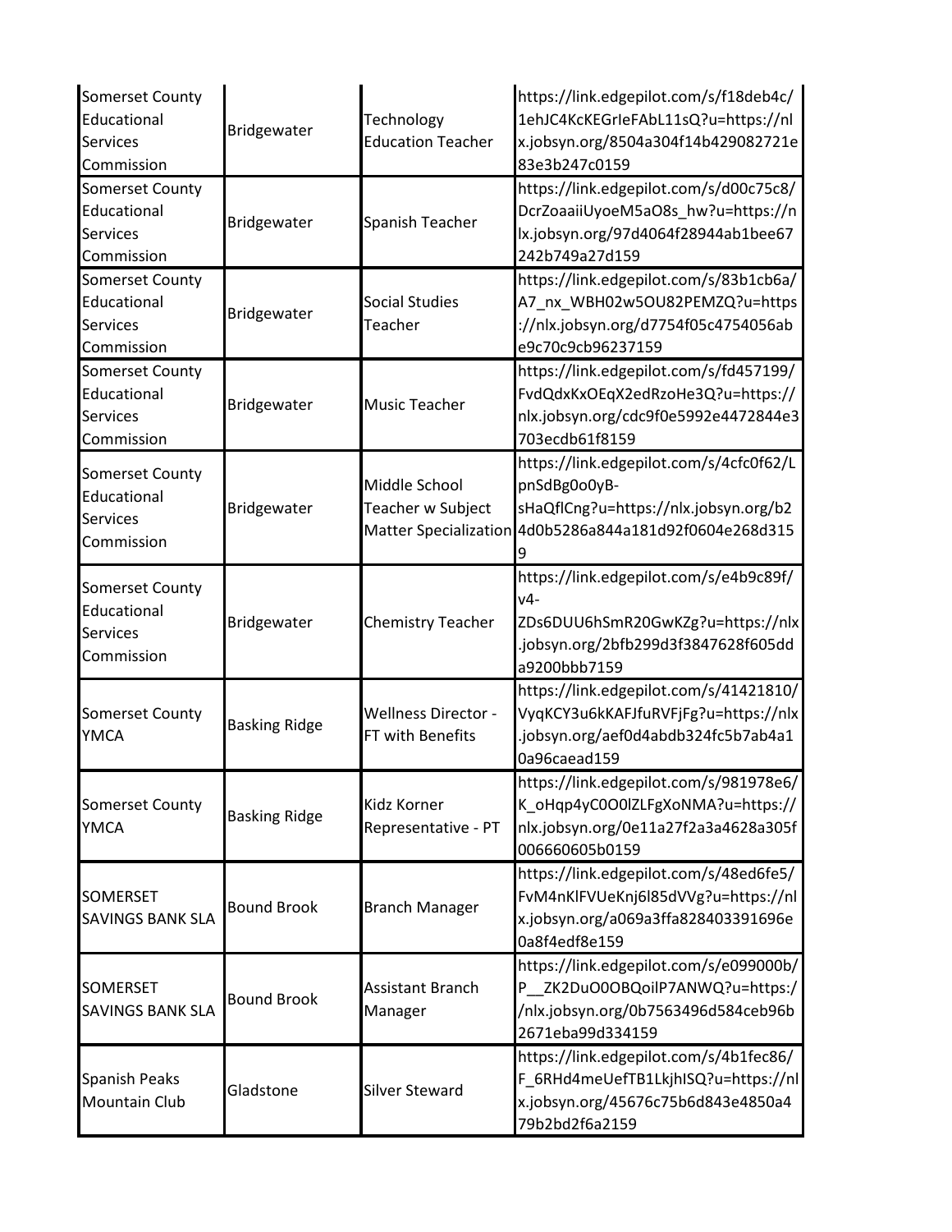| | | | |
|---|---|---|---|
| Somerset County Educational Services Commission | Bridgewater | Technology Education Teacher | https://link.edgepilot.com/s/f18deb4c/1ehJC4KcKEGrIeFAbL11sQ?u=https://nlx.jobsyn.org/8504a304f14b429082721e83e3b247c0159 |
| Somerset County Educational Services Commission | Bridgewater | Spanish Teacher | https://link.edgepilot.com/s/d00c75c8/DcrZoaaiiUyoeM5aO8s_hw?u=https://nlx.jobsyn.org/97d4064f28944ab1bee67242b749a27d159 |
| Somerset County Educational Services Commission | Bridgewater | Social Studies Teacher | https://link.edgepilot.com/s/83b1cb6a/A7_nx_WBH02w5OU82PEMZQ?u=https://nlx.jobsyn.org/d7754f05c4754056abe9c70c9cb96237159 |
| Somerset County Educational Services Commission | Bridgewater | Music Teacher | https://link.edgepilot.com/s/fd457199/FvdQdxKxOEqX2edRzoHe3Q?u=https://nlx.jobsyn.org/cdc9f0e5992e4472844e3703ecdb61f8159 |
| Somerset County Educational Services Commission | Bridgewater | Middle School Teacher w Subject Matter Specialization | https://link.edgepilot.com/s/4cfc0f62/LpnSdBg0o0yB-sHaQflCng?u=https://nlx.jobsyn.org/b24d0b5286a844a181d92f0604e268d3159 |
| Somerset County Educational Services Commission | Bridgewater | Chemistry Teacher | https://link.edgepilot.com/s/e4b9c89f/v4-ZDs6DUU6hSmR20GwKZg?u=https://nlx.jobsyn.org/2bfb299d3f3847628f605dda9200bbb7159 |
| Somerset County YMCA | Basking Ridge | Wellness Director - FT with Benefits | https://link.edgepilot.com/s/41421810/VyqKCY3u6kKAFJfuRVFjFg?u=https://nlx.jobsyn.org/aef0d4abdb324fc5b7ab4a10a96caead159 |
| Somerset County YMCA | Basking Ridge | Kidz Korner Representative - PT | https://link.edgepilot.com/s/981978e6/K_oHqp4yC0O0lZLFgXoNMA?u=https://nlx.jobsyn.org/0e11a27f2a3a4628a305f006660605b0159 |
| SOMERSET SAVINGS BANK SLA | Bound Brook | Branch Manager | https://link.edgepilot.com/s/48ed6fe5/FvM4nKlFVUeKnj6l85dVVg?u=https://nlx.jobsyn.org/a069a3ffa828403391696e0a8f4edf8e159 |
| SOMERSET SAVINGS BANK SLA | Bound Brook | Assistant Branch Manager | https://link.edgepilot.com/s/e099000b/P__ZK2DuO0OBQoilP7ANWQ?u=https://nlx.jobsyn.org/0b7563496d584ceb96b2671eba99d334159 |
| Spanish Peaks Mountain Club | Gladstone | Silver Steward | https://link.edgepilot.com/s/4b1fec86/F_6RHd4meUefTB1LkjhISQ?u=https://nlx.jobsyn.org/45676c75b6d843e4850a479b2bd2f6a2159 |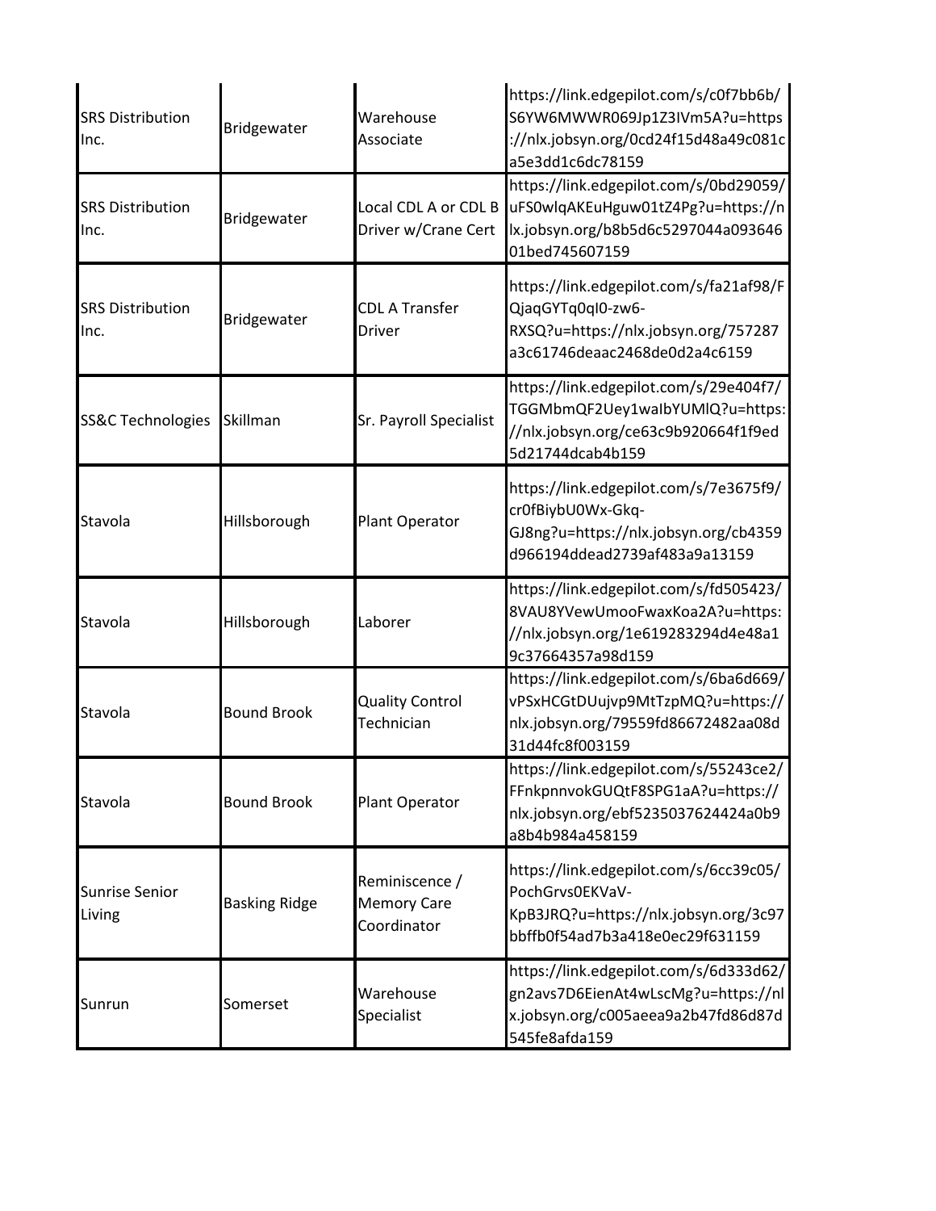| | | | |
|---|---|---|---|
| SRS Distribution Inc. | Bridgewater | Warehouse Associate | https://link.edgepilot.com/s/c0f7bb6b/S6YW6MWWR069Jp1Z3IVm5A?u=https://nlx.jobsyn.org/0cd24f15d48a49c081ca5e3dd1c6dc78159 |
| SRS Distribution Inc. | Bridgewater | Local CDL A or CDL B Driver w/Crane Cert | https://link.edgepilot.com/s/0bd29059/uFS0wlqAKEuHguw01tZ4Pg?u=https://nlx.jobsyn.org/b8b5d6c5297044a09364601bed745607159 |
| SRS Distribution Inc. | Bridgewater | CDL A Transfer Driver | https://link.edgepilot.com/s/fa21af98/FQjaqGYTq0ql0-zw6-RXSQ?u=https://nlx.jobsyn.org/757287a3c61746deaac2468de0d2a4c6159 |
| SS&C Technologies | Skillman | Sr. Payroll Specialist | https://link.edgepilot.com/s/29e404f7/TGGMbmQF2Uey1waIbYUMlQ?u=https://nlx.jobsyn.org/ce63c9b920664f1f9ed5d21744dcab4b159 |
| Stavola | Hillsborough | Plant Operator | https://link.edgepilot.com/s/7e3675f9/cr0fBiybU0Wx-Gkq-GJ8ng?u=https://nlx.jobsyn.org/cb4359d966194ddead2739af483a9a13159 |
| Stavola | Hillsborough | Laborer | https://link.edgepilot.com/s/fd505423/8VAU8YVewUmooFwaxKoa2A?u=https://nlx.jobsyn.org/1e619283294d4e48a19c37664357a98d159 |
| Stavola | Bound Brook | Quality Control Technician | https://link.edgepilot.com/s/6ba6d669/vPSxHCGtDUujvp9MtTzpMQ?u=https://nlx.jobsyn.org/79559fd86672482aa08d31d44fc8f003159 |
| Stavola | Bound Brook | Plant Operator | https://link.edgepilot.com/s/55243ce2/FFnkpnnvokGUQtF8SPG1aA?u=https://nlx.jobsyn.org/ebf5235037624424a0b9a8b4b984a458159 |
| Sunrise Senior Living | Basking Ridge | Reminiscence / Memory Care Coordinator | https://link.edgepilot.com/s/6cc39c05/PochGrvs0EKVaV-KpB3JRQ?u=https://nlx.jobsyn.org/3c97bbffb0f54ad7b3a418e0ec29f631159 |
| Sunrun | Somerset | Warehouse Specialist | https://link.edgepilot.com/s/6d333d62/gn2avs7D6EienAt4wLscMg?u=https://nlx.jobsyn.org/c005aeea9a2b47fd86d87d545fe8afda159 |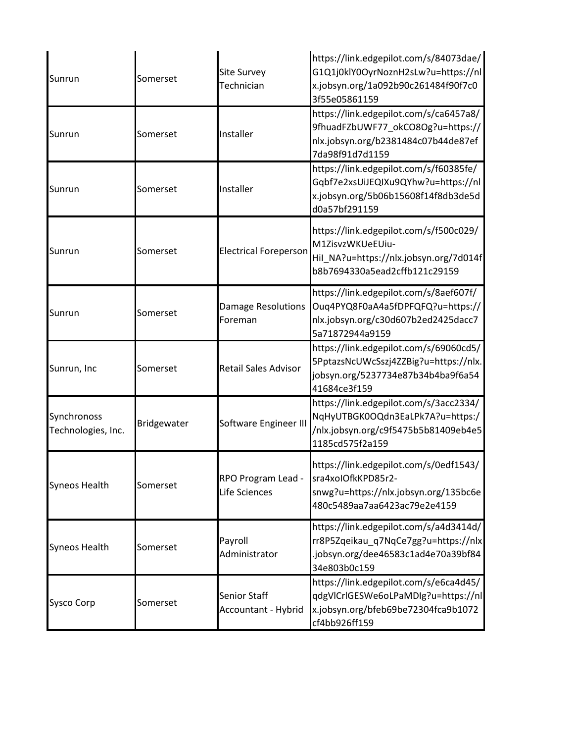| Sunrun | Somerset | Site Survey Technician | https://link.edgepilot.com/s/84073dae/G1Q1j0klY0OyrNoznH2sLw?u=https://nlx.jobsyn.org/1a092b90c261484f90f7c03f55e05861159 |
|---|---|---|---|
| Sunrun | Somerset | Installer | https://link.edgepilot.com/s/ca6457a8/9fhuadFZbUWF77_okCO8Og?u=https://nlx.jobsyn.org/b2381484c07b44de87ef7da98f91d7d1159 |
| Sunrun | Somerset | Installer | https://link.edgepilot.com/s/f60385fe/Gqbf7e2xsUiJEQIXu9QYhw?u=https://nlx.jobsyn.org/5b06b15608f14f8db3de5dd0a57bf291159 |
| Sunrun | Somerset | Electrical Foreperson | https://link.edgepilot.com/s/f500c029/M1ZisvzWKUeEUiu-HiI_NA?u=https://nlx.jobsyn.org/7d014fb8b7694330a5ead2cffb121c29159 |
| Sunrun | Somerset | Damage Resolutions Foreman | https://link.edgepilot.com/s/8aef607f/Ouq4PYQ8F0aA4a5fDPFQFQ?u=https://nlx.jobsyn.org/c30d607b2ed2425dacc75a71872944a9159 |
| Sunrun, Inc | Somerset | Retail Sales Advisor | https://link.edgepilot.com/s/69060cd5/5PptazsNcUWcSszj4ZZBig?u=https://nlx.jobsyn.org/5237734e87b34b4ba9f6a5441684ce3f159 |
| Synchronoss Technologies, Inc. | Bridgewater | Software Engineer III | https://link.edgepilot.com/s/3acc2334/NqHyUTBGK0OQdn3EaLPk7A?u=https://nlx.jobsyn.org/c9f5475b5b81409eb4e51185cd575f2a159 |
| Syneos Health | Somerset | RPO Program Lead - Life Sciences | https://link.edgepilot.com/s/0edf1543/sra4xoIOfkKPD85r2-snwg?u=https://nlx.jobsyn.org/135bc6e480c5489aa7aa6423ac79e2e4159 |
| Syneos Health | Somerset | Payroll Administrator | https://link.edgepilot.com/s/a4d3414d/rr8P5Zqeikau_q7NqCe7gg?u=https://nlx.jobsyn.org/dee46583c1ad4e70a39bf8434e803b0c159 |
| Sysco Corp | Somerset | Senior Staff Accountant - Hybrid | https://link.edgepilot.com/s/e6ca4d45/qdgVlCrlGESWe6oLPaMDIg?u=https://nlx.jobsyn.org/bfeb69be72304fca9b1072cf4bb926ff159 |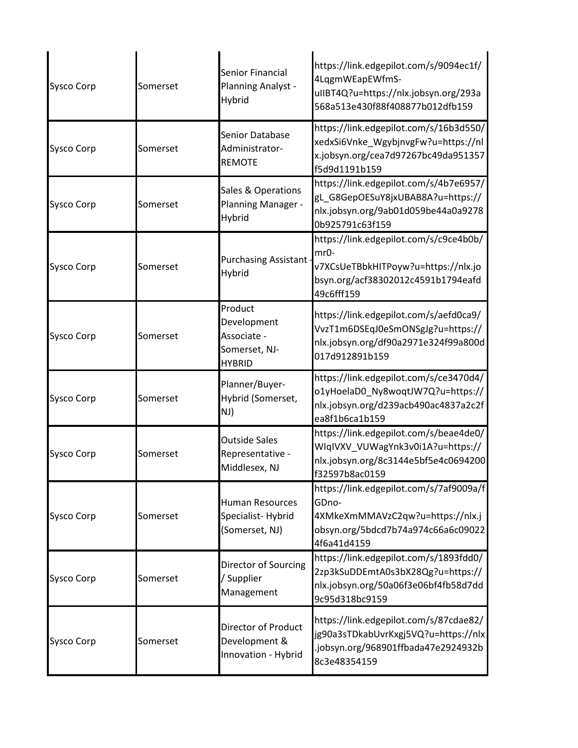| | | | |
|---|---|---|---|
| Sysco Corp | Somerset | Senior Financial Planning Analyst - Hybrid | https://link.edgepilot.com/s/9094ec1f/4LqgmWEapEWfmS-uIIBT4Q?u=https://nlx.jobsyn.org/293a568a513e430f88f408877b012dfb159 |
| Sysco Corp | Somerset | Senior Database Administrator-REMOTE | https://link.edgepilot.com/s/16b3d550/xedxSi6Vnke_WgybjnvgFw?u=https://nlx.jobsyn.org/cea7d97267bc49da951357f5d9d1191b159 |
| Sysco Corp | Somerset | Sales & Operations Planning Manager - Hybrid | https://link.edgepilot.com/s/4b7e6957/gL_G8GepOESuY8jxUBAB8A?u=https://nlx.jobsyn.org/9ab01d059be44a0a92780b925791c63f159 |
| Sysco Corp | Somerset | Purchasing Assistant - Hybrid | https://link.edgepilot.com/s/c9ce4b0b/mr0-v7XCsUeTBbkHITPoyw?u=https://nlx.jobsyn.org/acf38302012c4591b1794eafd49c6fff159 |
| Sysco Corp | Somerset | Product Development Associate - Somerset, NJ-HYBRID | https://link.edgepilot.com/s/aefd0ca9/VvzT1m6DSEqJ0eSmONSgJg?u=https://nlx.jobsyn.org/df90a2971e324f99a800d017d912891b159 |
| Sysco Corp | Somerset | Planner/Buyer-Hybrid (Somerset, NJ) | https://link.edgepilot.com/s/ce3470d4/o1yHoelaD0_Ny8woqtJW7Q?u=https://nlx.jobsyn.org/d239acb490ac4837a2c2fea8f1b6ca1b159 |
| Sysco Corp | Somerset | Outside Sales Representative - Middlesex, NJ | https://link.edgepilot.com/s/beae4de0/WIqIVXV_VUWagYnk3v0i1A?u=https://nlx.jobsyn.org/8c3144e5bf5e4c0694200f32597b8ac0159 |
| Sysco Corp | Somerset | Human Resources Specialist- Hybrid (Somerset, NJ) | https://link.edgepilot.com/s/7af9009a/fGDno-4XMkeXmMMAVzC2qw?u=https://nlx.jobsyn.org/5bdcd7b74a974c66a6c090224f6a41d4159 |
| Sysco Corp | Somerset | Director of Sourcing / Supplier Management | https://link.edgepilot.com/s/1893fdd0/2zp3kSuDDEmtA0s3bX28Qg?u=https://nlx.jobsyn.org/50a06f3e06bf4fb58d7dd9c95d318bc9159 |
| Sysco Corp | Somerset | Director of Product Development & Innovation - Hybrid | https://link.edgepilot.com/s/87cdae82/jg90a3sTDkabUvrKxgj5VQ?u=https://nlx.jobsyn.org/968901ffbada47e2924932b8c3e48354159 |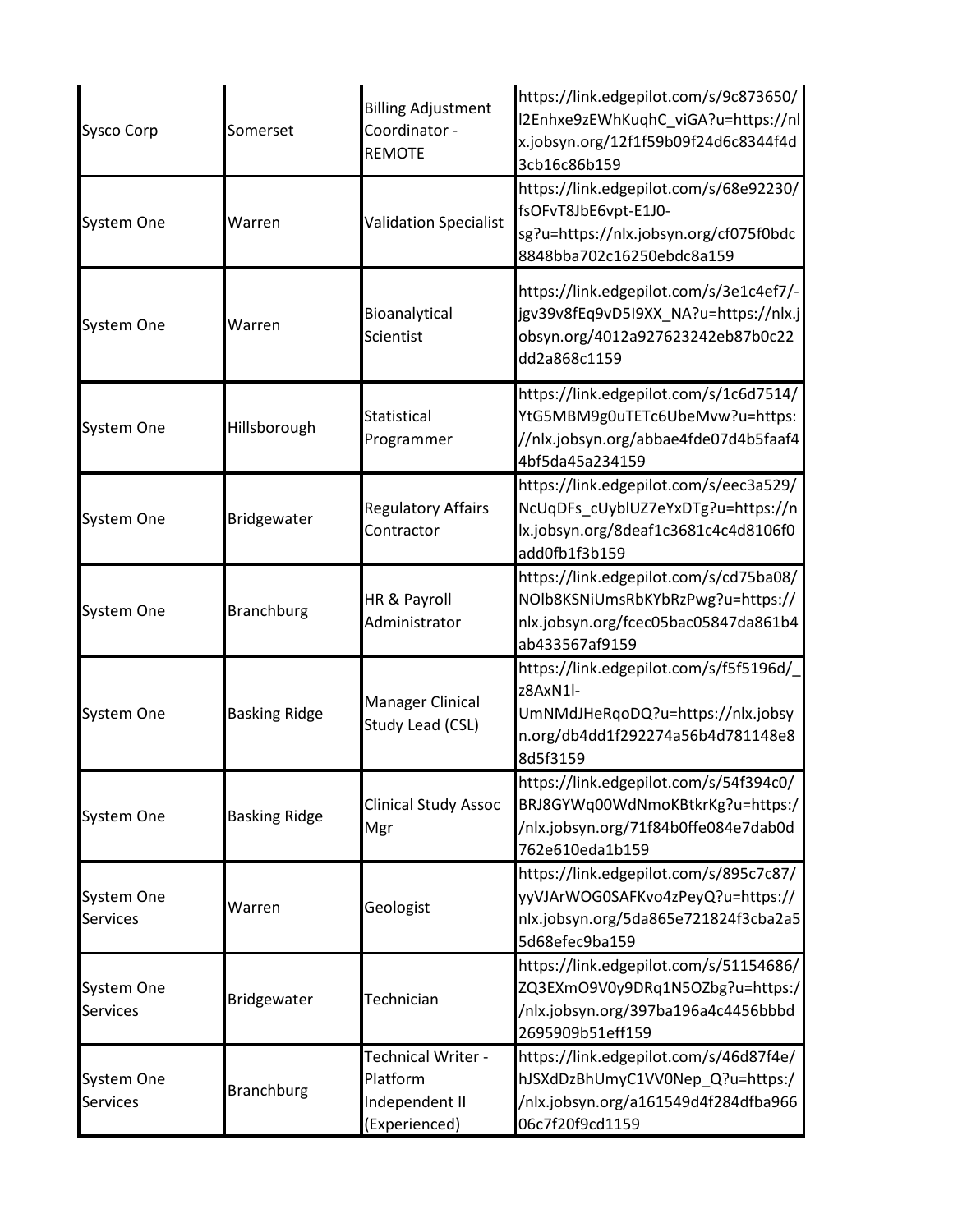| | | | |
|---|---|---|---|
| Sysco Corp | Somerset | Billing Adjustment Coordinator - REMOTE | https://link.edgepilot.com/s/9c873650/I2Enhxe9zEWhKuqhC_viGA?u=https://nlx.jobsyn.org/12f1f59b09f24d6c8344f4d3cb16c86b159 |
| System One | Warren | Validation Specialist | https://link.edgepilot.com/s/68e92230/fsOFvT8JbE6vpt-E1J0-sg?u=https://nlx.jobsyn.org/cf075f0bdc8848bba702c16250ebdc8a159 |
| System One | Warren | Bioanalytical Scientist | https://link.edgepilot.com/s/3e1c4ef7/-jgv39v8fEq9vD5I9XX_NA?u=https://nlx.jobsyn.org/4012a927623242eb87b0c22dd2a868c1159 |
| System One | Hillsborough | Statistical Programmer | https://link.edgepilot.com/s/1c6d7514/YtG5MBM9g0uTETc6UbeMvw?u=https://nlx.jobsyn.org/abbae4fde07d4b5faaf44bf5da45a234159 |
| System One | Bridgewater | Regulatory Affairs Contractor | https://link.edgepilot.com/s/eec3a529/NcUqDFs_cUyblUZ7eYxDTg?u=https://nlx.jobsyn.org/8deaf1c3681c4c4d8106f0add0fb1f3b159 |
| System One | Branchburg | HR & Payroll Administrator | https://link.edgepilot.com/s/cd75ba08/NOlb8KSNiUmsRbKYbRzPwg?u=https://nlx.jobsyn.org/fcec05bac05847da861b4ab433567af9159 |
| System One | Basking Ridge | Manager Clinical Study Lead (CSL) | https://link.edgepilot.com/s/f5f5196d/_z8AxN1l-UmNMdJHeRqoDQ?u=https://nlx.jobsyn.org/db4dd1f292274a56b4d781148e88d5f3159 |
| System One | Basking Ridge | Clinical Study Assoc Mgr | https://link.edgepilot.com/s/54f394c0/BRJ8GYWq00WdNmoKBtkrKg?u=https://nlx.jobsyn.org/71f84b0ffe084e7dab0d762e610eda1b159 |
| System One Services | Warren | Geologist | https://link.edgepilot.com/s/895c7c87/yyVJArWOG0SAFKvo4zPeyQ?u=https://nlx.jobsyn.org/5da865e721824f3cba2a55d68efec9ba159 |
| System One Services | Bridgewater | Technician | https://link.edgepilot.com/s/51154686/ZQ3EXmO9V0y9DRq1N5OZbg?u=https://nlx.jobsyn.org/397ba196a4c4456bbbd2695909b51eff159 |
| System One Services | Branchburg | Technical Writer - Platform Independent II (Experienced) | https://link.edgepilot.com/s/46d87f4e/hJSXdDzBhUmyC1VV0Nep_Q?u=https://nlx.jobsyn.org/a161549d4f284dfba96606c7f20f9cd1159 |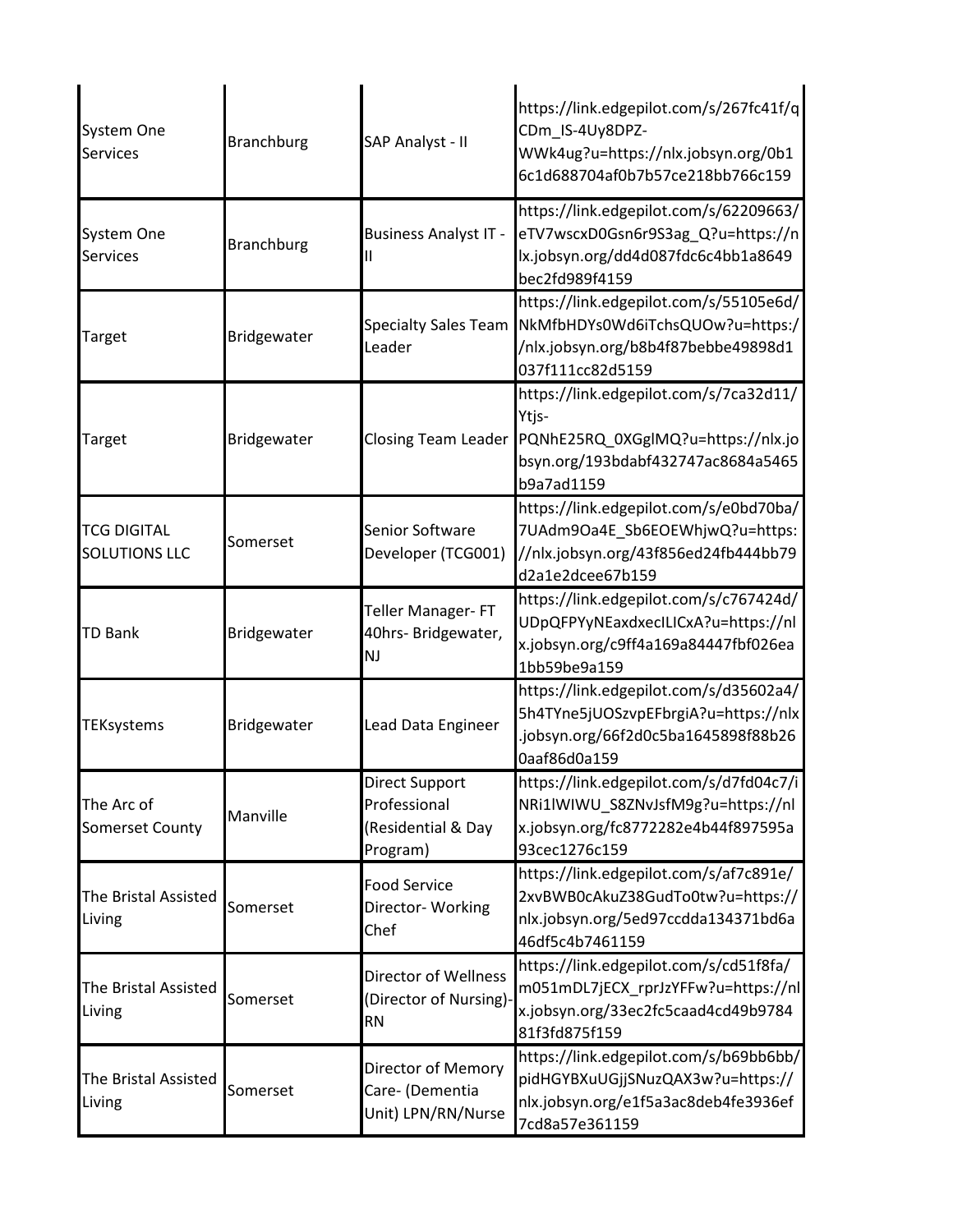| | | | |
|---|---|---|---|
| System One Services | Branchburg | SAP Analyst - II | https://link.edgepilot.com/s/267fc41f/qCDm_IS-4Uy8DPZ-WWk4ug?u=https://nlx.jobsyn.org/0b16c1d688704af0b7b57ce218bb766c159 |
| System One Services | Branchburg | Business Analyst IT - II | https://link.edgepilot.com/s/62209663/eTV7wscxD0Gsn6r9S3ag_Q?u=https://nlx.jobsyn.org/dd4d087fdc6c4bb1a8649bec2fd989f4159 |
| Target | Bridgewater | Specialty Sales Team Leader | https://link.edgepilot.com/s/55105e6d/NkMfbHDYs0Wd6iTchsQUOw?u=https://nlx.jobsyn.org/b8b4f87bebbe49898d1037f111cc82d5159 |
| Target | Bridgewater | Closing Team Leader | https://link.edgepilot.com/s/7ca32d11/Ytjs-PQNhE25RQ_0XGglMQ?u=https://nlx.jobsyn.org/193bdabf432747ac8684a5465b9a7ad1159 |
| TCG DIGITAL SOLUTIONS LLC | Somerset | Senior Software Developer (TCG001) | https://link.edgepilot.com/s/e0bd70ba/7UAdm9Oa4E_Sb6EOEWhjwQ?u=https://nlx.jobsyn.org/43f856ed24fb444bb79d2a1e2dcee67b159 |
| TD Bank | Bridgewater | Teller Manager- FT 40hrs- Bridgewater, NJ | https://link.edgepilot.com/s/c767424d/UDpQFPYyNEaxdxecILICxA?u=https://nlx.jobsyn.org/c9ff4a169a84447fbf026ea1bb59be9a159 |
| TEKsystems | Bridgewater | Lead Data Engineer | https://link.edgepilot.com/s/d35602a4/5h4TYne5jUOSzvpEFbrgiA?u=https://nlx.jobsyn.org/66f2d0c5ba1645898f88b260aaf86d0a159 |
| The Arc of Somerset County | Manville | Direct Support Professional (Residential & Day Program) | https://link.edgepilot.com/s/d7fd04c7/iNRi1lWIWU_S8ZNvJsfM9g?u=https://nlx.jobsyn.org/fc8772282e4b44f897595a93cec1276c159 |
| The Bristal Assisted Living | Somerset | Food Service Director- Working Chef | https://link.edgepilot.com/s/af7c891e/2xvBWB0cAkuZ38GudTo0tw?u=https://nlx.jobsyn.org/5ed97ccdda134371bd6a46df5c4b7461159 |
| The Bristal Assisted Living | Somerset | Director of Wellness (Director of Nursing)-RN | https://link.edgepilot.com/s/cd51f8fa/m051mDL7jECX_rprJzYFFw?u=https://nlx.jobsyn.org/33ec2fc5caad4cd49b978481f3fd875f159 |
| The Bristal Assisted Living | Somerset | Director of Memory Care- (Dementia Unit) LPN/RN/Nurse | https://link.edgepilot.com/s/b69bb6bb/pidHGYBXuUGjjSNuzQAX3w?u=https://nlx.jobsyn.org/e1f5a3ac8deb4fe3936ef7cd8a57e361159 |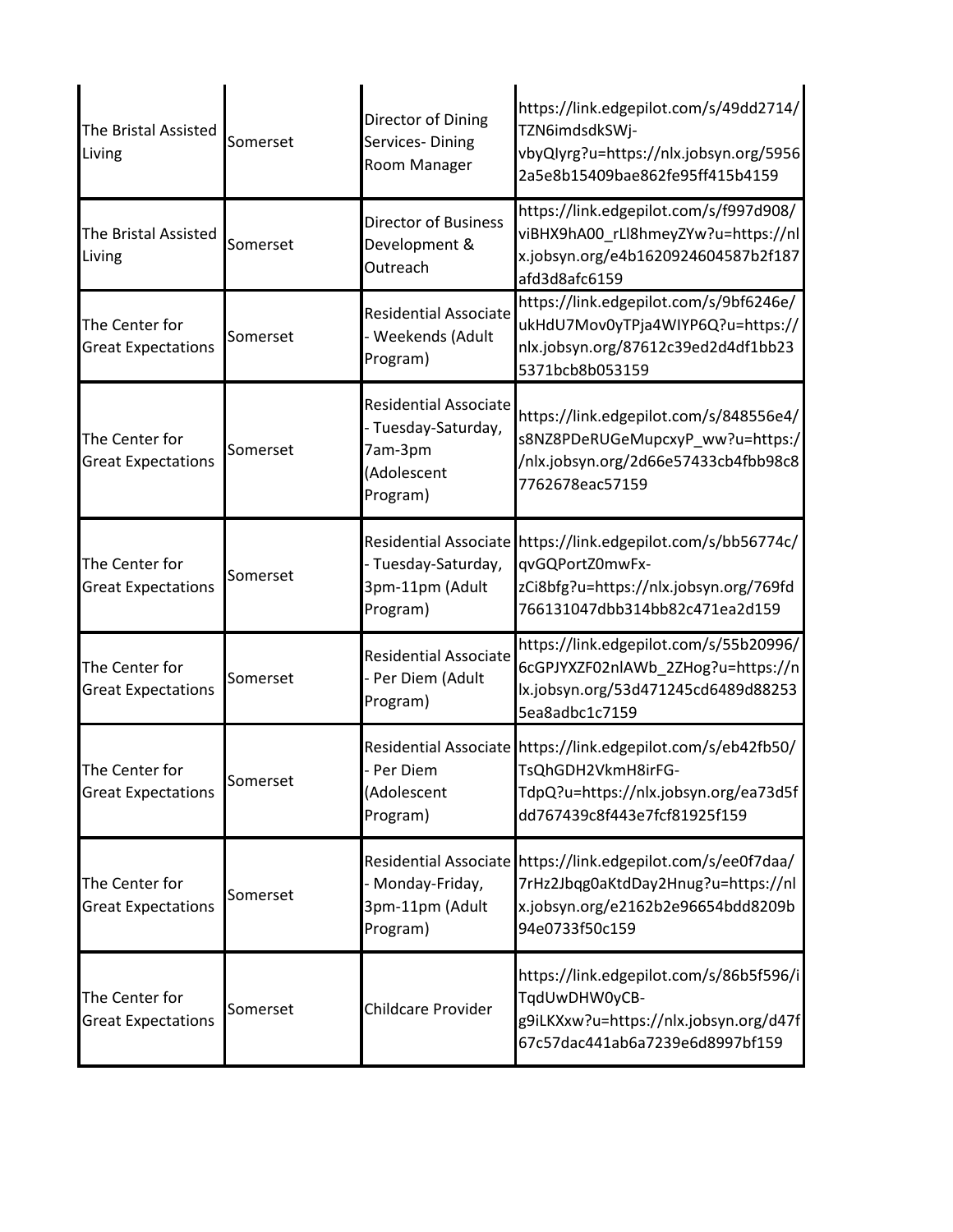| | | | |
|---|---|---|---|
| The Bristal Assisted Living | Somerset | Director of Dining Services- Dining Room Manager | https://link.edgepilot.com/s/49dd2714/TZN6imdsdkSWj-vbyQIyrg?u=https://nlx.jobsyn.org/59562a5e8b15409bae862fe95ff415b4159 |
| The Bristal Assisted Living | Somerset | Director of Business Development & Outreach | https://link.edgepilot.com/s/f997d908/viBHX9hA00_rLl8hmeyZYw?u=https://nlx.jobsyn.org/e4b1620924604587b2f187afd3d8afc6159 |
| The Center for Great Expectations | Somerset | Residential Associate - Weekends (Adult Program) | https://link.edgepilot.com/s/9bf6246e/ukHdU7Mov0yTPja4WIYP6Q?u=https://nlx.jobsyn.org/87612c39ed2d4df1bb235371bcb8b053159 |
| The Center for Great Expectations | Somerset | Residential Associate - Tuesday-Saturday, 7am-3pm (Adolescent Program) | https://link.edgepilot.com/s/848556e4/s8NZ8PDeRUGeMupcxyP_ww?u=https://nlx.jobsyn.org/2d66e57433cb4fbb98c87762678eac57159 |
| The Center for Great Expectations | Somerset | Residential Associate - Tuesday-Saturday, 3pm-11pm (Adult Program) | https://link.edgepilot.com/s/bb56774c/qvGQPortZ0mwFx-zCi8bfg?u=https://nlx.jobsyn.org/769fd766131047dbb314bb82c471ea2d159 |
| The Center for Great Expectations | Somerset | Residential Associate - Per Diem (Adult Program) | https://link.edgepilot.com/s/55b20996/6cGPJYXZF02nlAWb_2ZHog?u=https://nlx.jobsyn.org/53d471245cd6489d882535ea8adbc1c7159 |
| The Center for Great Expectations | Somerset | Residential Associate - Per Diem (Adolescent Program) | https://link.edgepilot.com/s/eb42fb50/TsQhGDH2VkmH8irFG-TdpQ?u=https://nlx.jobsyn.org/ea73d5fdd767439c8f443e7fcf81925f159 |
| The Center for Great Expectations | Somerset | Residential Associate - Monday-Friday, 3pm-11pm (Adult Program) | https://link.edgepilot.com/s/ee0f7daa/7rHz2Jbqg0aKtdDay2Hnug?u=https://nlx.jobsyn.org/e2162b2e96654bdd8209b94e0733f50c159 |
| The Center for Great Expectations | Somerset | Childcare Provider | https://link.edgepilot.com/s/86b5f596/iTqdUwDHW0yCB-g9iLKXxw?u=https://nlx.jobsyn.org/d47f67c57dac441ab6a7239e6d8997bf159 |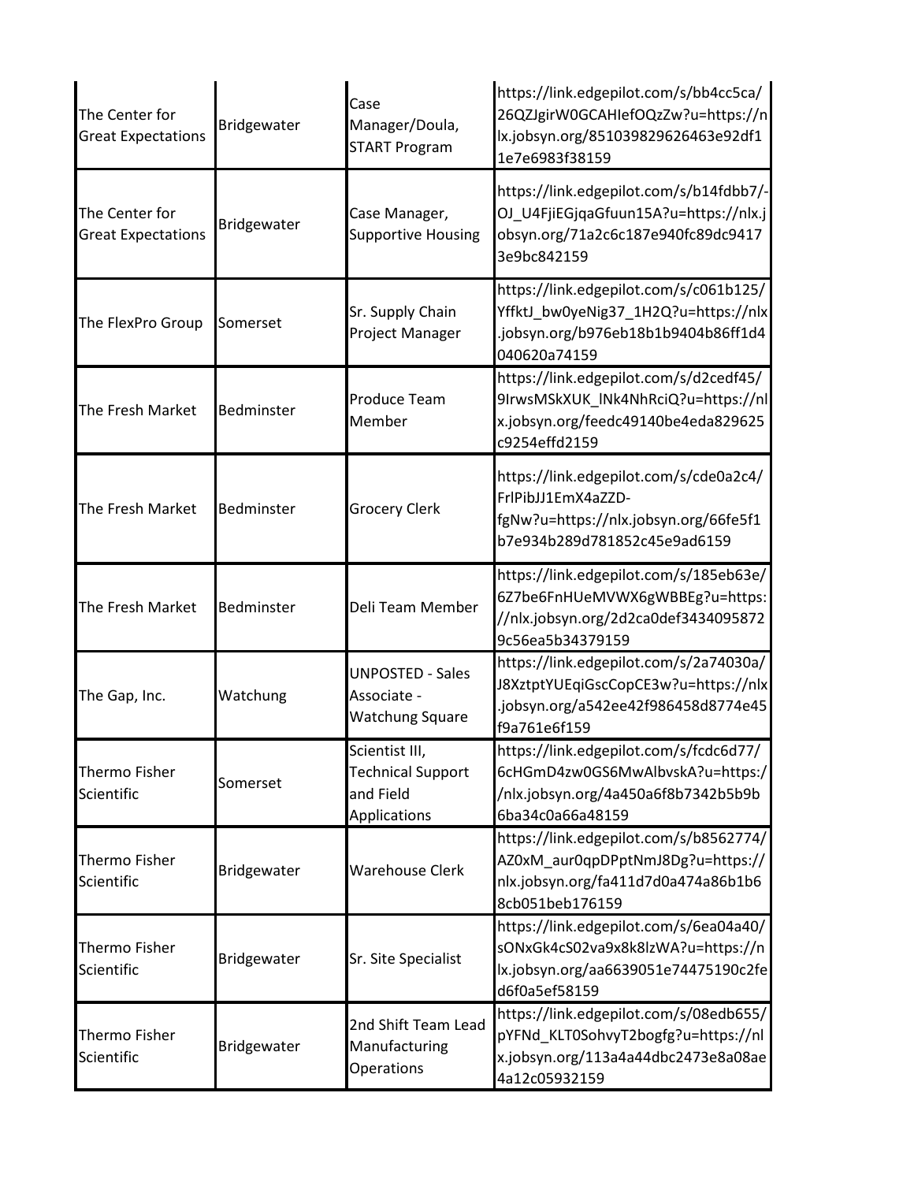| | | | |
|---|---|---|---|
| The Center for Great Expectations | Bridgewater | Case Manager/Doula, START Program | https://link.edgepilot.com/s/bb4cc5ca/26QZJgirW0GCAHIefOQzZw?u=https://nlx.jobsyn.org/851039829626463e92df11e7e6983f38159 |
| The Center for Great Expectations | Bridgewater | Case Manager, Supportive Housing | https://link.edgepilot.com/s/b14fdbb7/-OJ_U4FjiEGjqaGfuun15A?u=https://nlx.jobsyn.org/71a2c6c187e940fc89dc94173e9bc842159 |
| The FlexPro Group | Somerset | Sr. Supply Chain Project Manager | https://link.edgepilot.com/s/c061b125/YffktJ_bw0yeNig37_1H2Q?u=https://nlx.jobsyn.org/b976eb18b1b9404b86ff1d4040620a74159 |
| The Fresh Market | Bedminster | Produce Team Member | https://link.edgepilot.com/s/d2cedf45/9IrwsMSkXUK_lNk4NhRciQ?u=https://nlx.jobsyn.org/feedc49140be4eda829625c9254effd2159 |
| The Fresh Market | Bedminster | Grocery Clerk | https://link.edgepilot.com/s/cde0a2c4/FrlPibJJ1EmX4aZZD-fgNw?u=https://nlx.jobsyn.org/66fe5f1b7e934b289d781852c45e9ad6159 |
| The Fresh Market | Bedminster | Deli Team Member | https://link.edgepilot.com/s/185eb63e/6Z7be6FnHUeMVWX6gWBBEg?u=https://nlx.jobsyn.org/2d2ca0def34340958729c56ea5b34379159 |
| The Gap, Inc. | Watchung | UNPOSTED - Sales Associate - Watchung Square | https://link.edgepilot.com/s/2a74030a/J8XztptYUEqiGscCopCE3w?u=https://nlx.jobsyn.org/a542ee42f986458d8774e45f9a761e6f159 |
| Thermo Fisher Scientific | Somerset | Scientist III, Technical Support and Field Applications | https://link.edgepilot.com/s/fcdc6d77/6cHGmD4zw0GS6MwAlbvskA?u=https://nlx.jobsyn.org/4a450a6f8b7342b5b9b6ba34c0a66a48159 |
| Thermo Fisher Scientific | Bridgewater | Warehouse Clerk | https://link.edgepilot.com/s/b8562774/AZ0xM_aur0qpDPptNmJ8Dg?u=https://nlx.jobsyn.org/fa411d7d0a474a86b1b68cb051beb176159 |
| Thermo Fisher Scientific | Bridgewater | Sr. Site Specialist | https://link.edgepilot.com/s/6ea04a40/sONxGk4cS02va9x8k8lzWA?u=https://nlx.jobsyn.org/aa6639051e74475190c2fed6f0a5ef58159 |
| Thermo Fisher Scientific | Bridgewater | 2nd Shift Team Lead Manufacturing Operations | https://link.edgepilot.com/s/08edb655/pYFNd_KLT0SohvyT2bogfg?u=https://nlx.jobsyn.org/113a4a44dbc2473e8a08ae4a12c05932159 |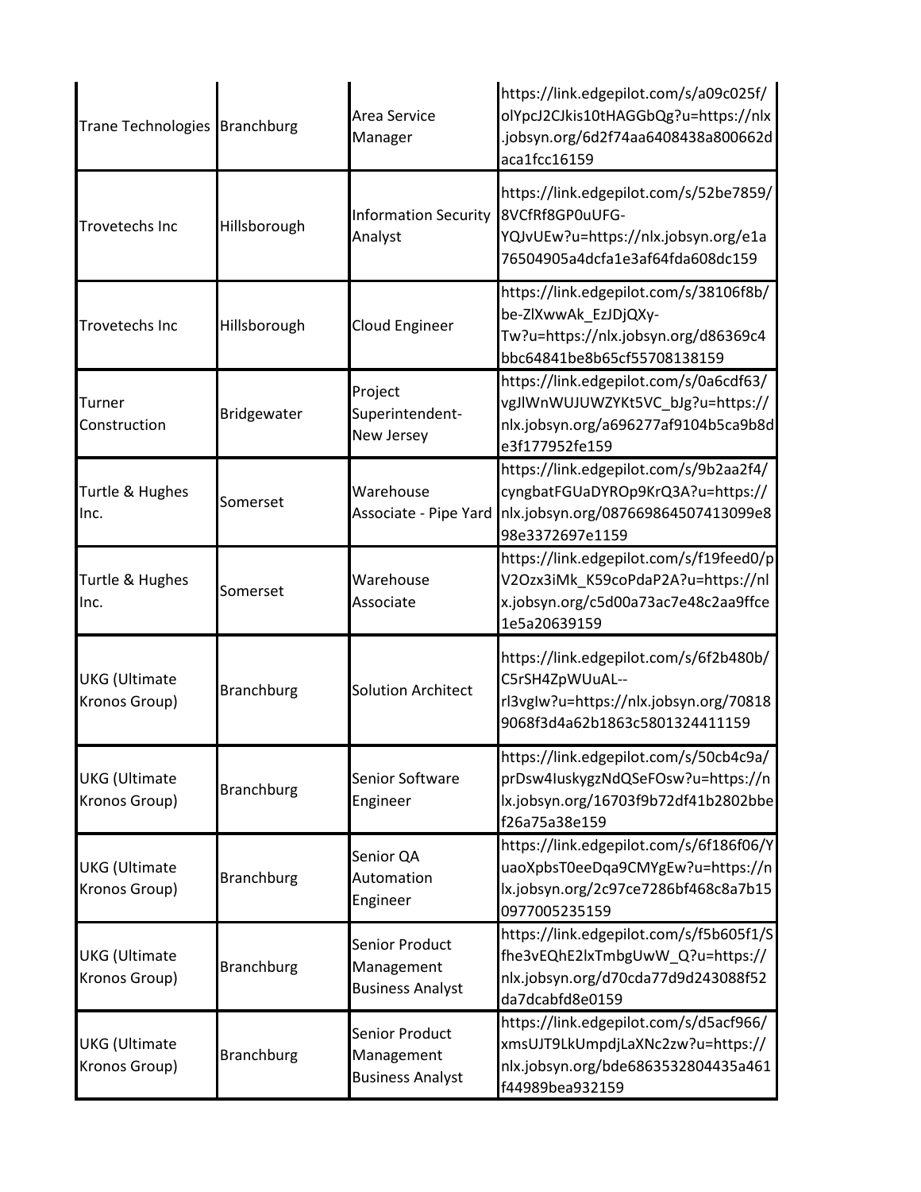| | | | |
|---|---|---|---|
| Trane Technologies | Branchburg | Area Service Manager | https://link.edgepilot.com/s/a09c025f/olYpcJ2CJkis10tHAGGbQg?u=https://nlx.jobsyn.org/6d2f74aa6408438a800662daca1fcc16159 |
| Trovetechs Inc | Hillsborough | Information Security Analyst | https://link.edgepilot.com/s/52be7859/8VCfRf8GP0uUFG-YQJvUEw?u=https://nlx.jobsyn.org/e1a76504905a4dcfa1e3af64fda608dc159 |
| Trovetechs Inc | Hillsborough | Cloud Engineer | https://link.edgepilot.com/s/38106f8b/be-ZlXwwAk_EzJDjQXy-Tw?u=https://nlx.jobsyn.org/d86369c4bbc64841be8b65cf55708138159 |
| Turner Construction | Bridgewater | Project Superintendent- New Jersey | https://link.edgepilot.com/s/0a6cdf63/vgJlWnWUJUWZYKt5VC_bJg?u=https://nlx.jobsyn.org/a696277af9104b5ca9b8de3f177952fe159 |
| Turtle & Hughes Inc. | Somerset | Warehouse Associate - Pipe Yard | https://link.edgepilot.com/s/9b2aa2f4/cyngbatFGUaDYROp9KrQ3A?u=https://nlx.jobsyn.org/087669864507413099e898e3372697e1159 |
| Turtle & Hughes Inc. | Somerset | Warehouse Associate | https://link.edgepilot.com/s/f19feed0/pV2Ozx3iMk_K59coPdaP2A?u=https://nlx.jobsyn.org/c5d00a73ac7e48c2aa9ffce1e5a20639159 |
| UKG (Ultimate Kronos Group) | Branchburg | Solution Architect | https://link.edgepilot.com/s/6f2b480b/C5rSH4ZpWUuAL--rl3vgIw?u=https://nlx.jobsyn.org/708189068f3d4a62b1863c5801324411159 |
| UKG (Ultimate Kronos Group) | Branchburg | Senior Software Engineer | https://link.edgepilot.com/s/50cb4c9a/prDsw4IuskygzNdQSeFOsw?u=https://nlx.jobsyn.org/16703f9b72df41b2802bbef26a75a38e159 |
| UKG (Ultimate Kronos Group) | Branchburg | Senior QA Automation Engineer | https://link.edgepilot.com/s/6f186f06/YuaoXpbsT0eeDqa9CMYgEw?u=https://nlx.jobsyn.org/2c97ce7286bf468c8a7b150977005235159 |
| UKG (Ultimate Kronos Group) | Branchburg | Senior Product Management Business Analyst | https://link.edgepilot.com/s/f5b605f1/Sfhe3vEQhE2lxTmbgUwW_Q?u=https://nlx.jobsyn.org/d70cda77d9d243088f52da7dcabfd8e0159 |
| UKG (Ultimate Kronos Group) | Branchburg | Senior Product Management Business Analyst | https://link.edgepilot.com/s/d5acf966/xmsUJT9LkUmpdjLaXNc2zw?u=https://nlx.jobsyn.org/bde6863532804435a461f44989bea932159 |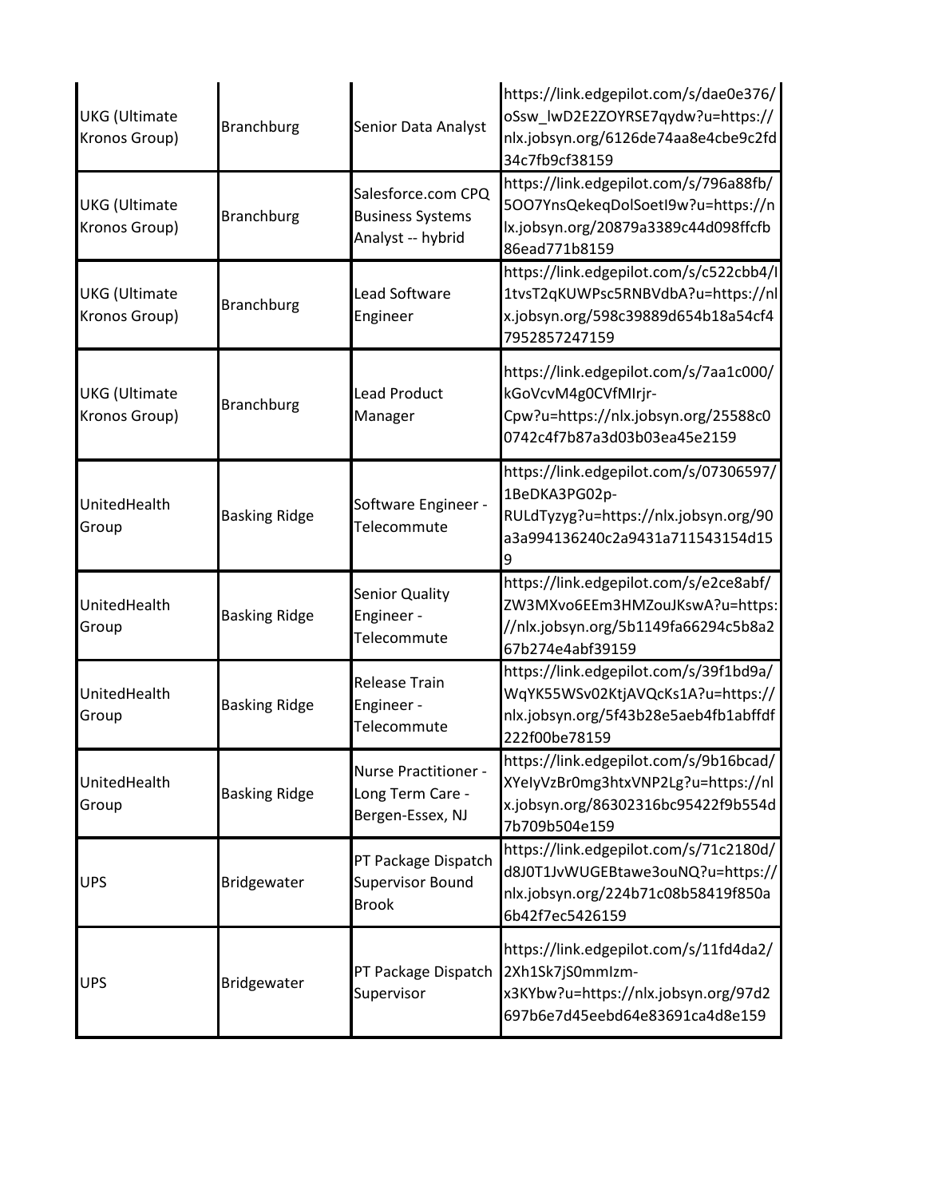| | | | |
|---|---|---|---|
| UKG (Ultimate Kronos Group) | Branchburg | Senior Data Analyst | https://link.edgepilot.com/s/dae0e376/oSsw_lwD2E2ZOYRSE7qydw?u=https://nlx.jobsyn.org/6126de74aa8e4cbe9c2fd34c7fb9cf38159 |
| UKG (Ultimate Kronos Group) | Branchburg | Salesforce.com CPQ Business Systems Analyst -- hybrid | https://link.edgepilot.com/s/796a88fb/5OO7YnsQekeqDolSoetI9w?u=https://nlx.jobsyn.org/20879a3389c44d098ffcfb86ead771b8159 |
| UKG (Ultimate Kronos Group) | Branchburg | Lead Software Engineer | https://link.edgepilot.com/s/c522cbb4/I1tvsT2qKUWPsc5RNBVdbA?u=https://nlx.jobsyn.org/598c39889d654b18a54cf47952857247159 |
| UKG (Ultimate Kronos Group) | Branchburg | Lead Product Manager | https://link.edgepilot.com/s/7aa1c000/kGoVcvM4g0CVfMIrjr-Cpw?u=https://nlx.jobsyn.org/25588c00742c4f7b87a3d03b03ea45e2159 |
| UnitedHealth Group | Basking Ridge | Software Engineer - Telecommute | https://link.edgepilot.com/s/07306597/1BeDKA3PG02p-RULdTyzyg?u=https://nlx.jobsyn.org/90a3a994136240c2a9431a711543154d159 |
| UnitedHealth Group | Basking Ridge | Senior Quality Engineer - Telecommute | https://link.edgepilot.com/s/e2ce8abf/ZW3MXvo6EEm3HMZouJKswA?u=https://nlx.jobsyn.org/5b1149fa66294c5b8a267b274e4abf39159 |
| UnitedHealth Group | Basking Ridge | Release Train Engineer - Telecommute | https://link.edgepilot.com/s/39f1bd9a/WqYK55WSv02KtjAVQcKs1A?u=https://nlx.jobsyn.org/5f43b28e5aeb4fb1abffdf222f00be78159 |
| UnitedHealth Group | Basking Ridge | Nurse Practitioner - Long Term Care - Bergen-Essex, NJ | https://link.edgepilot.com/s/9b16bcad/XYeIyVzBr0mg3htxVNP2Lg?u=https://nlx.jobsyn.org/86302316bc95422f9b554d7b709b504e159 |
| UPS | Bridgewater | PT Package Dispatch Supervisor Bound Brook | https://link.edgepilot.com/s/71c2180d/d8J0T1JvWUGEBtawe3ouNQ?u=https://nlx.jobsyn.org/224b71c08b58419f850a6b42f7ec5426159 |
| UPS | Bridgewater | PT Package Dispatch Supervisor | https://link.edgepilot.com/s/11fd4da2/2Xh1Sk7jS0mmIzm-x3KYbw?u=https://nlx.jobsyn.org/97d2697b6e7d45eebd64e83691ca4d8e159 |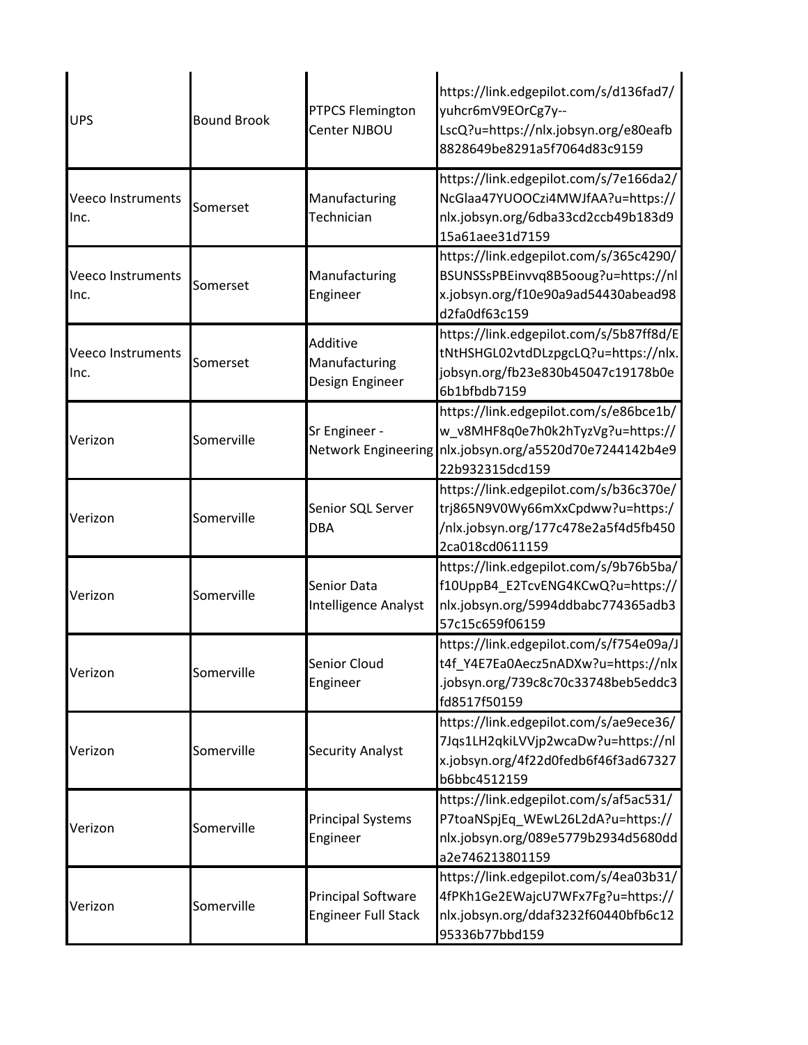| | | | |
|---|---|---|---|
| UPS | Bound Brook | PTPCS Flemington Center NJBOU | https://link.edgepilot.com/s/d136fad7/yuhcr6mV9EOrCg7y--LscQ?u=https://nlx.jobsyn.org/e80eafb8828649be8291a5f7064d83c9159 |
| Veeco Instruments Inc. | Somerset | Manufacturing Technician | https://link.edgepilot.com/s/7e166da2/NcGlaa47YUOOCzi4MWJfAA?u=https://nlx.jobsyn.org/6dba33cd2ccb49b183d915a61aee31d7159 |
| Veeco Instruments Inc. | Somerset | Manufacturing Engineer | https://link.edgepilot.com/s/365c4290/BSUNSSsPBEinvvq8B5ooug?u=https://nlx.jobsyn.org/f10e90a9ad54430abead98d2fa0df63c159 |
| Veeco Instruments Inc. | Somerset | Additive Manufacturing Design Engineer | https://link.edgepilot.com/s/5b87ff8d/EtNtHSHGL02vtdDLzpgcLQ?u=https://nlx.jobsyn.org/fb23e830b45047c19178b0e6b1bfbdb7159 |
| Verizon | Somerville | Sr Engineer - Network Engineering | https://link.edgepilot.com/s/e86bce1b/w_v8MHF8q0e7h0k2hTyzVg?u=https://nlx.jobsyn.org/a5520d70e7244142b4e922b932315dcd159 |
| Verizon | Somerville | Senior SQL Server DBA | https://link.edgepilot.com/s/b36c370e/trj865N9V0Wy66mXxCpdww?u=https://nlx.jobsyn.org/177c478e2a5f4d5fb4502ca018cd0611159 |
| Verizon | Somerville | Senior Data Intelligence Analyst | https://link.edgepilot.com/s/9b76b5ba/f10UppB4_E2TcvENG4KCwQ?u=https://nlx.jobsyn.org/5994ddbabc774365adb357c15c659f06159 |
| Verizon | Somerville | Senior Cloud Engineer | https://link.edgepilot.com/s/f754e09a/Jt4f_Y4E7Ea0Aecz5nADXw?u=https://nlx.jobsyn.org/739c8c70c33748beb5eddc3fd8517f50159 |
| Verizon | Somerville | Security Analyst | https://link.edgepilot.com/s/ae9ece36/7Jqs1LH2qkiLVVjp2wcaDw?u=https://nlx.jobsyn.org/4f22d0fedb6f46f3ad67327b6bbc4512159 |
| Verizon | Somerville | Principal Systems Engineer | https://link.edgepilot.com/s/af5ac531/P7toaNSpjEq_WEwL26L2dA?u=https://nlx.jobsyn.org/089e5779b2934d5680dda2e746213801159 |
| Verizon | Somerville | Principal Software Engineer Full Stack | https://link.edgepilot.com/s/4ea03b31/4fPKh1Ge2EWajcU7WFx7Fg?u=https://nlx.jobsyn.org/ddaf3232f60440bfb6c1295336b77bbd159 |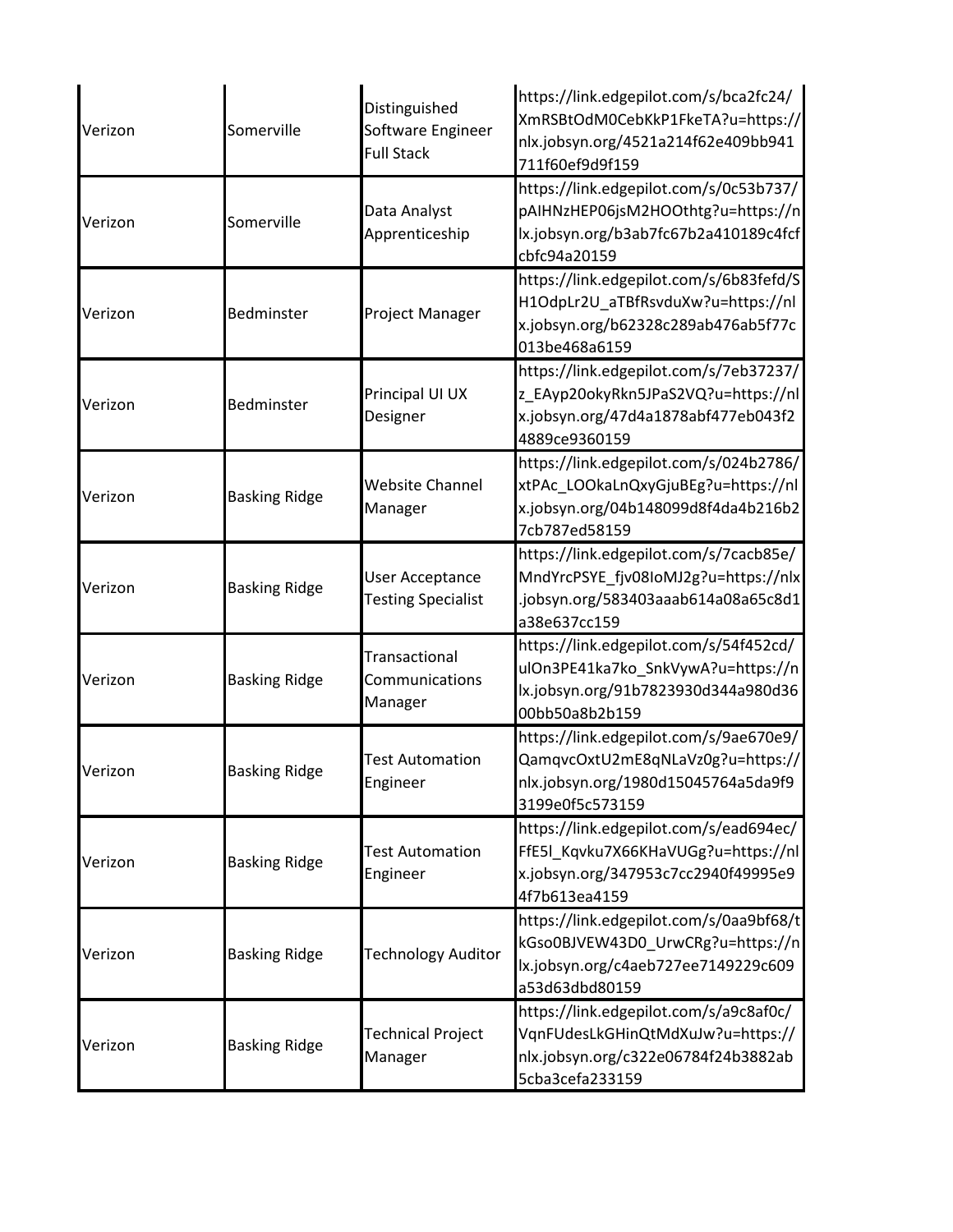| Verizon | Somerville | Distinguished Software Engineer Full Stack | https://link.edgepilot.com/s/bca2fc24/XmRSBtOdM0CebKkP1FkeTA?u=https://nlx.jobsyn.org/4521a214f62e409bb941711f60ef9d9f159 |
|---|---|---|---|
| Verizon | Somerville | Data Analyst Apprenticeship | https://link.edgepilot.com/s/0c53b737/pAIHNzHEP06jsM2HOOthtg?u=https://nlx.jobsyn.org/b3ab7fc67b2a410189c4fcfcbfc94a20159 |
| Verizon | Bedminster | Project Manager | https://link.edgepilot.com/s/6b83fefd/SH1OdpLr2U_aTBfRsvduXw?u=https://nlx.jobsyn.org/b62328c289ab476ab5f77c013be468a6159 |
| Verizon | Bedminster | Principal UI UX Designer | https://link.edgepilot.com/s/7eb37237/z_EAyp20okyRkn5JPaS2VQ?u=https://nlx.jobsyn.org/47d4a1878abf477eb043f24889ce9360159 |
| Verizon | Basking Ridge | Website Channel Manager | https://link.edgepilot.com/s/024b2786/xtPAc_LOOkaLnQxyGjuBEg?u=https://nlx.jobsyn.org/04b148099d8f4da4b216b27cb787ed58159 |
| Verizon | Basking Ridge | User Acceptance Testing Specialist | https://link.edgepilot.com/s/7cacb85e/MndYrcPSYE_fjv08IoMJ2g?u=https://nlx.jobsyn.org/583403aaab614a08a65c8d1a38e637cc159 |
| Verizon | Basking Ridge | Transactional Communications Manager | https://link.edgepilot.com/s/54f452cd/ulOn3PE41ka7ko_SnkVywA?u=https://nlx.jobsyn.org/91b7823930d344a980d3600bb50a8b2b159 |
| Verizon | Basking Ridge | Test Automation Engineer | https://link.edgepilot.com/s/9ae670e9/QamqvcOxtU2mE8qNLaVz0g?u=https://nlx.jobsyn.org/1980d15045764a5da9f93199e0f5c573159 |
| Verizon | Basking Ridge | Test Automation Engineer | https://link.edgepilot.com/s/ead694ec/FfE5l_Kqvku7X66KHaVUGg?u=https://nlx.jobsyn.org/347953c7cc2940f49995e94f7b613ea4159 |
| Verizon | Basking Ridge | Technology Auditor | https://link.edgepilot.com/s/0aa9bf68/tkGso0BJVEW43D0_UrwCRg?u=https://nlx.jobsyn.org/c4aeb727ee7149229c609a53d63dbd80159 |
| Verizon | Basking Ridge | Technical Project Manager | https://link.edgepilot.com/s/a9c8af0c/VqnFUdesLkGHinQtMdXuJw?u=https://nlx.jobsyn.org/c322e06784f24b3882ab5cba3cefa233159 |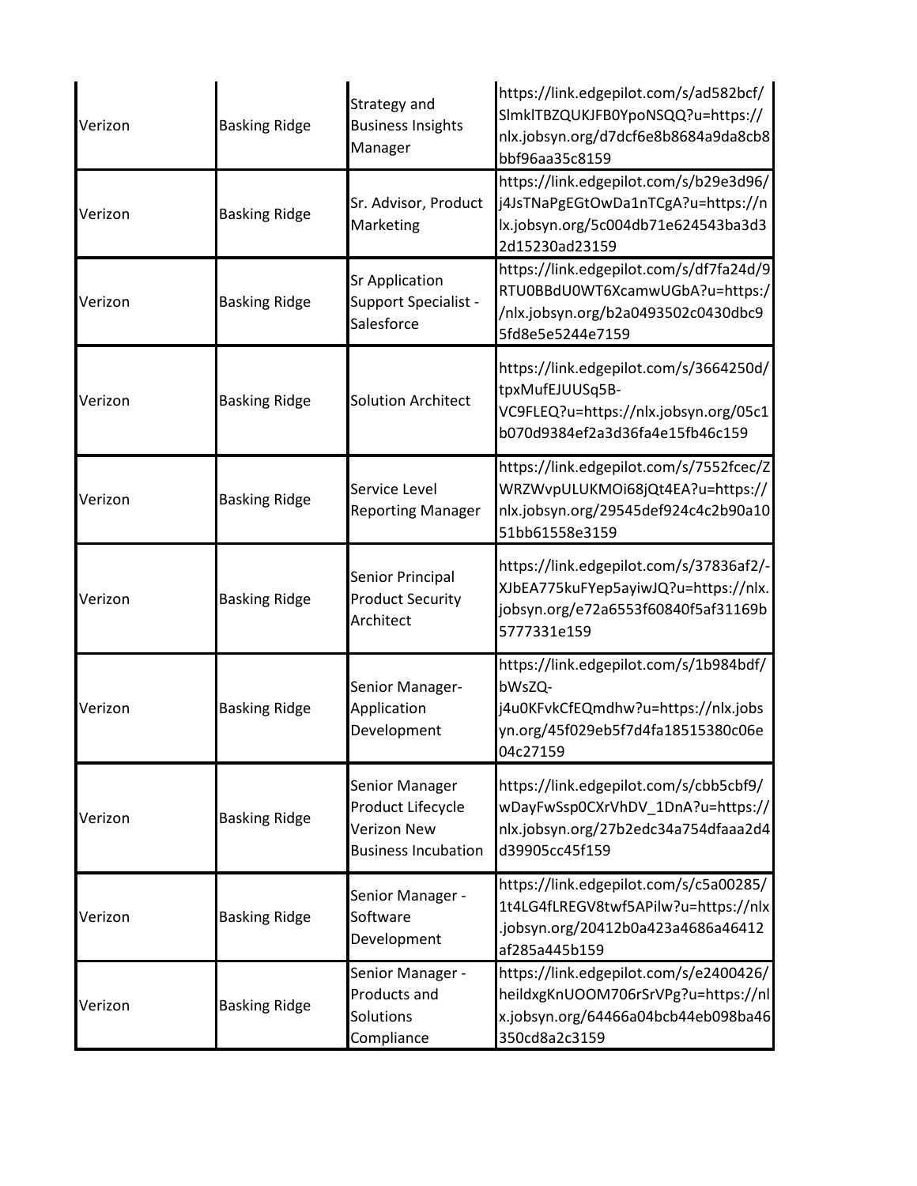| | | | |
|---|---|---|---|
| Verizon | Basking Ridge | Strategy and Business Insights Manager | https://link.edgepilot.com/s/ad582bcf/SlmklTBZQUKJFB0YpoNSQQ?u=https://nlx.jobsyn.org/d7dcf6e8b8684a9da8cb8bbf96aa35c8159 |
| Verizon | Basking Ridge | Sr. Advisor, Product Marketing | https://link.edgepilot.com/s/b29e3d96/j4JsTNaPgEGtOwDa1nTCgA?u=https://nlx.jobsyn.org/5c004db71e624543ba3d32d15230ad23159 |
| Verizon | Basking Ridge | Sr Application Support Specialist - Salesforce | https://link.edgepilot.com/s/df7fa24d/9RTU0BBdU0WT6XcamwUGbA?u=https://nlx.jobsyn.org/b2a0493502c0430dbc95fd8e5e5244e7159 |
| Verizon | Basking Ridge | Solution Architect | https://link.edgepilot.com/s/3664250d/tpxMufEJUUSq5B-VC9FLEQ?u=https://nlx.jobsyn.org/05c1b070d9384ef2a3d36fa4e15fb46c159 |
| Verizon | Basking Ridge | Service Level Reporting Manager | https://link.edgepilot.com/s/7552fcec/ZWRZWvpULUKMOi68jQt4EA?u=https://nlx.jobsyn.org/29545def924c4c2b90a1051bb61558e3159 |
| Verizon | Basking Ridge | Senior Principal Product Security Architect | https://link.edgepilot.com/s/37836af2/-XJbEA775kuFYep5ayiwJQ?u=https://nlx.jobsyn.org/e72a6553f60840f5af31169b5777331e159 |
| Verizon | Basking Ridge | Senior Manager-Application Development | https://link.edgepilot.com/s/1b984bdf/bWsZQ-j4u0KFvkCfEQmdhw?u=https://nlx.jobsyn.org/45f029eb5f7d4fa18515380c06e04c27159 |
| Verizon | Basking Ridge | Senior Manager Product Lifecycle Verizon New Business Incubation | https://link.edgepilot.com/s/cbb5cbf9/wDayFwSsp0CXrVhDV_1DnA?u=https://nlx.jobsyn.org/27b2edc34a754dfaaa2d4d39905cc45f159 |
| Verizon | Basking Ridge | Senior Manager - Software Development | https://link.edgepilot.com/s/c5a00285/1t4LG4fLREGV8twf5APilw?u=https://nlx.jobsyn.org/20412b0a423a4686a46412af285a445b159 |
| Verizon | Basking Ridge | Senior Manager - Products and Solutions Compliance | https://link.edgepilot.com/s/e2400426/heildxgKnUOOM706rSrVPg?u=https://nlx.jobsyn.org/64466a04bcb44eb098ba46350cd8a2c3159 |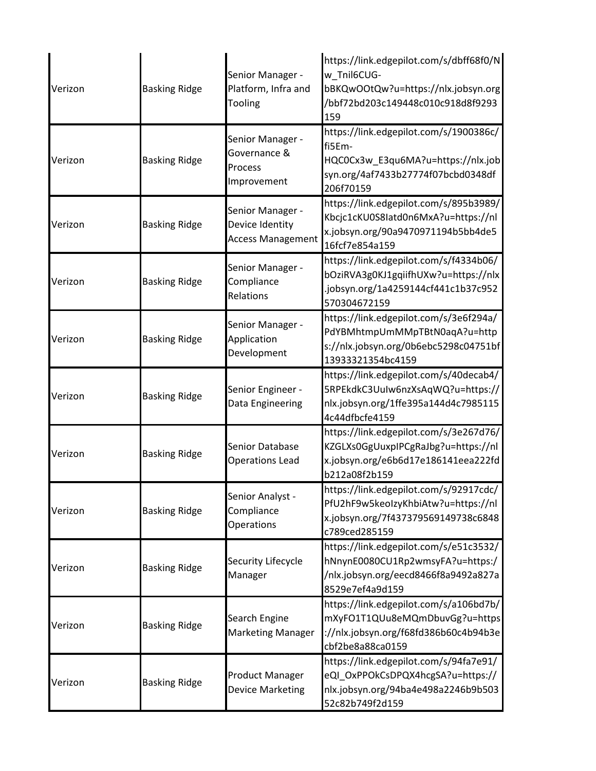| | | | |
|---|---|---|---|
| Verizon | Basking Ridge | Senior Manager - Platform, Infra and Tooling | https://link.edgepilot.com/s/dbff68f0/Nw_Tnil6CUG-bBKQwOOtQw?u=https://nlx.jobsyn.org/bbf72bd203c149448c010c918d8f9293159 |
| Verizon | Basking Ridge | Senior Manager - Governance & Process Improvement | https://link.edgepilot.com/s/1900386c/fi5Em-HQC0Cx3w_E3qu6MA?u=https://nlx.jobsyn.org/4af7433b27774f07bcbd0348df206f70159 |
| Verizon | Basking Ridge | Senior Manager - Device Identity Access Management | https://link.edgepilot.com/s/895b3989/Kbcjc1cKU0S8Iatd0n6MxA?u=https://nlx.jobsyn.org/90a9470971194b5bb4de516fcf7e854a159 |
| Verizon | Basking Ridge | Senior Manager - Compliance Relations | https://link.edgepilot.com/s/f4334b06/bOziRVA3g0KJ1gqiifhUXw?u=https://nlx.jobsyn.org/1a4259144cf441c1b37c952570304672159 |
| Verizon | Basking Ridge | Senior Manager - Application Development | https://link.edgepilot.com/s/3e6f294a/PdYBMhtmpUmMMpTBtN0aqA?u=https://nlx.jobsyn.org/0b6ebc5298c04751bf13933321354bc4159 |
| Verizon | Basking Ridge | Senior Engineer - Data Engineering | https://link.edgepilot.com/s/40decab4/5RPEkdkC3UuIw6nzXsAqWQ?u=https://nlx.jobsyn.org/1ffe395a144d4c79851154c44dfbcfe4159 |
| Verizon | Basking Ridge | Senior Database Operations Lead | https://link.edgepilot.com/s/3e267d76/KZGLXs0GgUuxpIPCgRaJbg?u=https://nlx.jobsyn.org/e6b6d17e186141eea222fdb212a08f2b159 |
| Verizon | Basking Ridge | Senior Analyst - Compliance Operations | https://link.edgepilot.com/s/92917cdc/PfU2hF9w5keoIzyKhbiAtw?u=https://nlx.jobsyn.org/7f437379569149738c6848c789ced285159 |
| Verizon | Basking Ridge | Security Lifecycle Manager | https://link.edgepilot.com/s/e51c3532/hNnynE0080CU1Rp2wmsyFA?u=https://nlx.jobsyn.org/eecd8466f8a9492a827a8529e7ef4a9d159 |
| Verizon | Basking Ridge | Search Engine Marketing Manager | https://link.edgepilot.com/s/a106bd7b/mXyFO1T1QUu8eMQmDbuvGg?u=https://nlx.jobsyn.org/f68fd386b60c4b94b3ecbf2be8a88ca0159 |
| Verizon | Basking Ridge | Product Manager Device Marketing | https://link.edgepilot.com/s/94fa7e91/eQI_OxPPOkCsDPQX4hcgSA?u=https://nlx.jobsyn.org/94ba4e498a2246b9b50352c82b749f2d159 |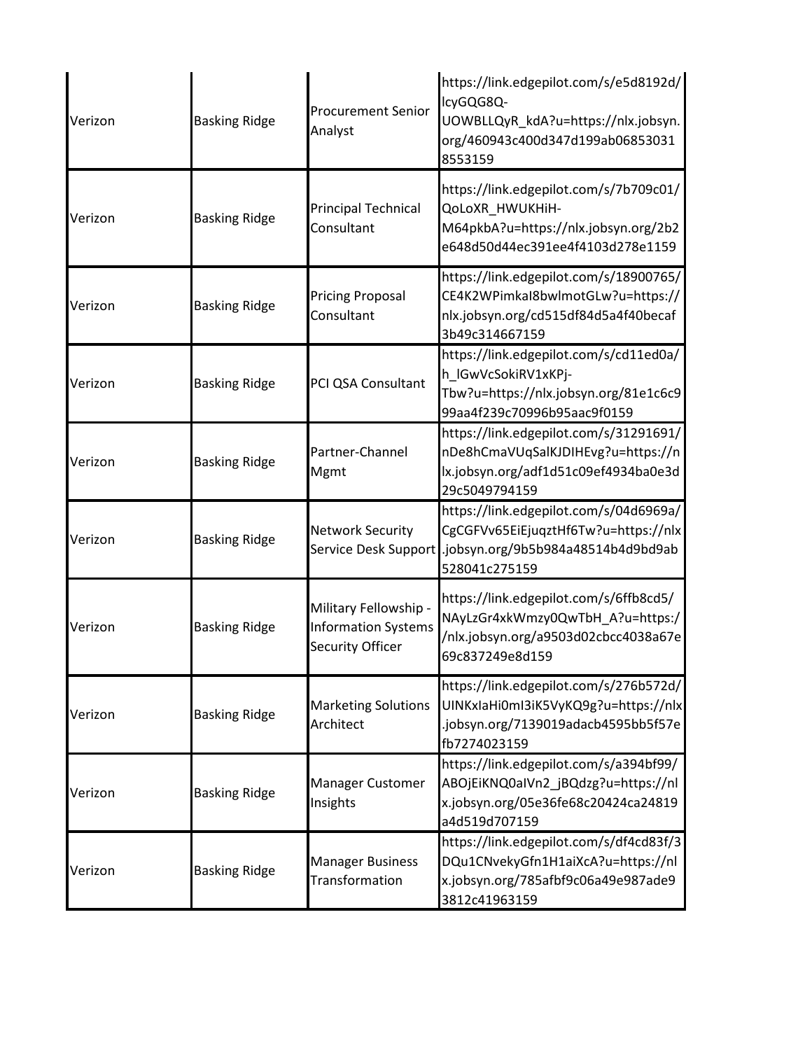| | | | |
|---|---|---|---|
| Verizon | Basking Ridge | Procurement Senior Analyst | https://link.edgepilot.com/s/e5d8192d/lcyGQG8Q-UOWBLLQyR_kdA?u=https://nlx.jobsyn.org/460943c400d347d199ab068530318553159 |
| Verizon | Basking Ridge | Principal Technical Consultant | https://link.edgepilot.com/s/7b709c01/QoLoXR_HWUKHiH-M64pkbA?u=https://nlx.jobsyn.org/2b2e648d50d44ec391ee4f4103d278e1159 |
| Verizon | Basking Ridge | Pricing Proposal Consultant | https://link.edgepilot.com/s/18900765/CE4K2WPimkaI8bwlmotGLw?u=https://nlx.jobsyn.org/cd515df84d5a4f40becaf3b49c314667159 |
| Verizon | Basking Ridge | PCI QSA Consultant | https://link.edgepilot.com/s/cd11ed0a/h_lGwVcSokiRV1xKPj-Tbw?u=https://nlx.jobsyn.org/81e1c6c999aa4f239c70996b95aac9f0159 |
| Verizon | Basking Ridge | Partner-Channel Mgmt | https://link.edgepilot.com/s/31291691/nDe8hCmaVUqSalKJDIHEvg?u=https://nlx.jobsyn.org/adf1d51c09ef4934ba0e3d29c5049794159 |
| Verizon | Basking Ridge | Network Security Service Desk Support | https://link.edgepilot.com/s/04d6969a/CgCGFVv65EiEjuqztHf6Tw?u=https://nlx.jobsyn.org/9b5b984a48514b4d9bd9ab528041c275159 |
| Verizon | Basking Ridge | Military Fellowship - Information Systems Security Officer | https://link.edgepilot.com/s/6ffb8cd5/NAyLzGr4xkWmzy0QwTbH_A?u=https://nlx.jobsyn.org/a9503d02cbcc4038a67e69c837249e8d159 |
| Verizon | Basking Ridge | Marketing Solutions Architect | https://link.edgepilot.com/s/276b572d/UINKxIaHi0mI3iK5VyKQ9g?u=https://nlx.jobsyn.org/7139019adacb4595bb5f57efb7274023159 |
| Verizon | Basking Ridge | Manager Customer Insights | https://link.edgepilot.com/s/a394bf99/ABOjEiKNQ0aIVn2_jBQdzg?u=https://nlx.jobsyn.org/05e36fe68c20424ca24819a4d519d707159 |
| Verizon | Basking Ridge | Manager Business Transformation | https://link.edgepilot.com/s/df4cd83f/3DQu1CNvekyGfn1H1aiXcA?u=https://nlx.jobsyn.org/785afbf9c06a49e987ade93812c41963159 |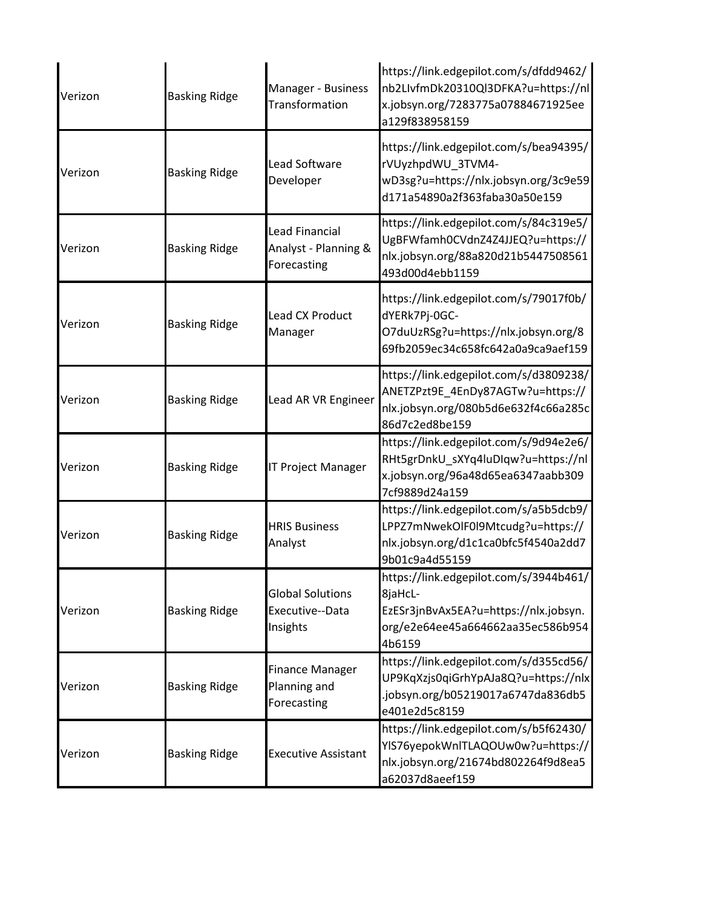| | | | |
|---|---|---|---|
| Verizon | Basking Ridge | Manager - Business Transformation | https://link.edgepilot.com/s/dfdd9462/nb2LIvfmDk20310Ql3DFKA?u=https://nlx.jobsyn.org/7283775a07884671925eea129f838958159 |
| Verizon | Basking Ridge | Lead Software Developer | https://link.edgepilot.com/s/bea94395/rVUyzhpdWU_3TVM4-wD3sg?u=https://nlx.jobsyn.org/3c9e59d171a54890a2f363faba30a50e159 |
| Verizon | Basking Ridge | Lead Financial Analyst - Planning & Forecasting | https://link.edgepilot.com/s/84c319e5/UgBFWfamh0CVdnZ4Z4JJEQ?u=https://nlx.jobsyn.org/88a820d21b5447508561493d00d4ebb1159 |
| Verizon | Basking Ridge | Lead CX Product Manager | https://link.edgepilot.com/s/79017f0b/dYERk7Pj-0GC-O7duUzRSg?u=https://nlx.jobsyn.org/869fb2059ec34c658fc642a0a9ca9aef159 |
| Verizon | Basking Ridge | Lead AR VR Engineer | https://link.edgepilot.com/s/d3809238/ANETZPzt9E_4EnDy87AGTw?u=https://nlx.jobsyn.org/080b5d6e632f4c66a285c86d7c2ed8be159 |
| Verizon | Basking Ridge | IT Project Manager | https://link.edgepilot.com/s/9d94e2e6/RHt5grDnkU_sXYq4luDIqw?u=https://nlx.jobsyn.org/96a48d65ea6347aabb3097cf9889d24a159 |
| Verizon | Basking Ridge | HRIS Business Analyst | https://link.edgepilot.com/s/a5b5dcb9/LPPZ7mNwekOlF0l9Mtcudg?u=https://nlx.jobsyn.org/d1c1ca0bfc5f4540a2dd79b01c9a4d55159 |
| Verizon | Basking Ridge | Global Solutions Executive--Data Insights | https://link.edgepilot.com/s/3944b461/8jaHcL-EzESr3jnBvAx5EA?u=https://nlx.jobsyn.org/e2e64ee45a664662aa35ec586b9544b6159 |
| Verizon | Basking Ridge | Finance Manager Planning and Forecasting | https://link.edgepilot.com/s/d355cd56/UP9KqXzjs0qiGrhYpAJa8Q?u=https://nlx.jobsyn.org/b05219017a6747da836db5e401e2d5c8159 |
| Verizon | Basking Ridge | Executive Assistant | https://link.edgepilot.com/s/b5f62430/YlS76yepokWnlTLAQOUw0w?u=https://nlx.jobsyn.org/21674bd802264f9d8ea5a62037d8aeef159 |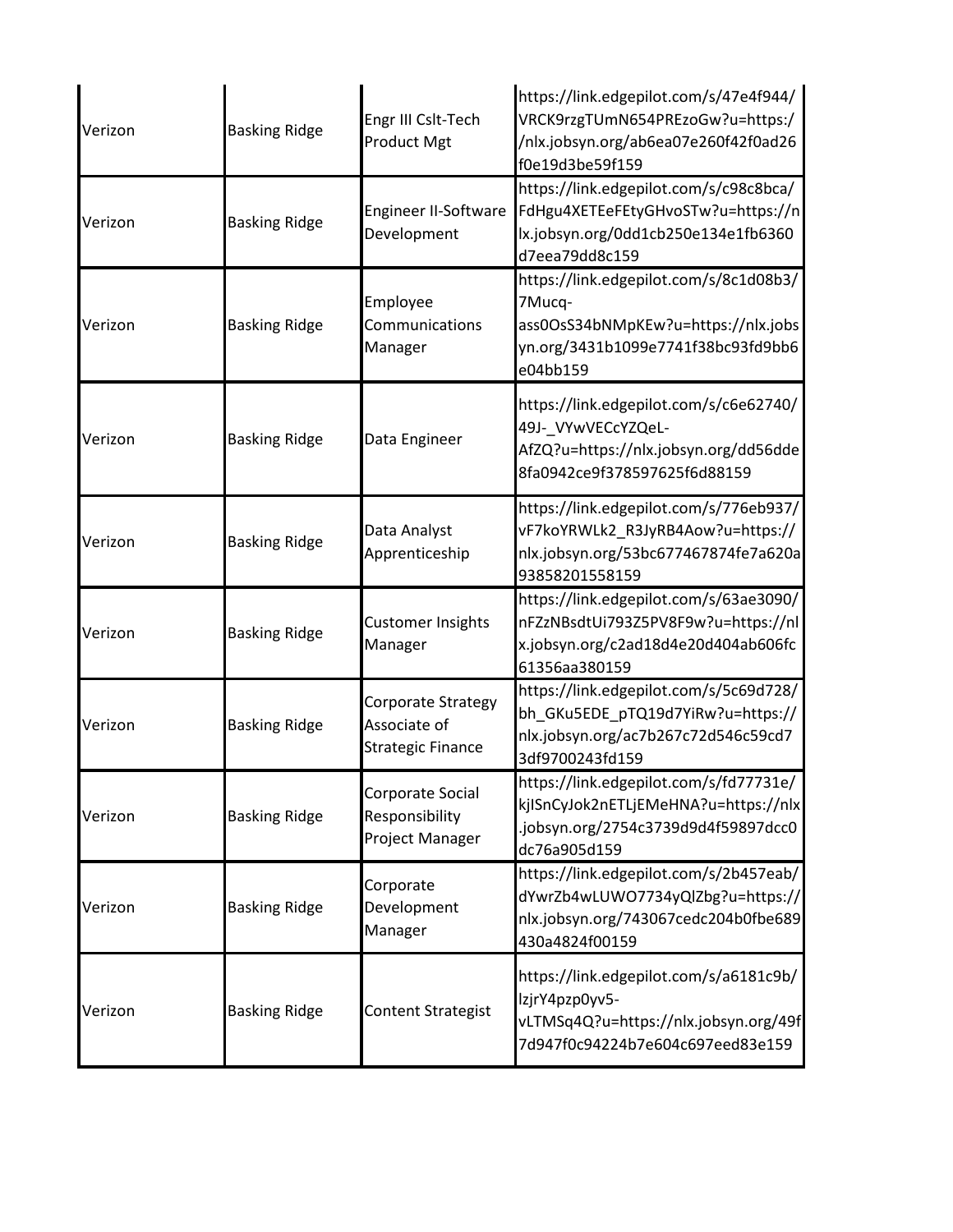| | | | |
|---|---|---|---|
| Verizon | Basking Ridge | Engr III Cslt-Tech Product Mgt | https://link.edgepilot.com/s/47e4f944/VRCK9rzgTUmN654PREzoGw?u=https://nlx.jobsyn.org/ab6ea07e260f42f0ad26f0e19d3be59f159 |
| Verizon | Basking Ridge | Engineer II-Software Development | https://link.edgepilot.com/s/c98c8bca/FdHgu4XETEeFEtyGHvoSTw?u=https://nlx.jobsyn.org/0dd1cb250e134e1fb6360d7eea79dd8c159 |
| Verizon | Basking Ridge | Employee Communications Manager | https://link.edgepilot.com/s/8c1d08b3/7Mucq-ass0OsS34bNMpKEw?u=https://nlx.jobsyn.org/3431b1099e7741f38bc93fd9bb6e04bb159 |
| Verizon | Basking Ridge | Data Engineer | https://link.edgepilot.com/s/c6e62740/49J-_VYwVECcYZQeL-AfZQ?u=https://nlx.jobsyn.org/dd56dde8fa0942ce9f378597625f6d88159 |
| Verizon | Basking Ridge | Data Analyst Apprenticeship | https://link.edgepilot.com/s/776eb937/vF7koYRWLk2_R3JyRB4Aow?u=https://nlx.jobsyn.org/53bc677467874fe7a620a93858201558159 |
| Verizon | Basking Ridge | Customer Insights Manager | https://link.edgepilot.com/s/63ae3090/nFZzNBsdtUi793Z5PV8F9w?u=https://nlx.jobsyn.org/c2ad18d4e20d404ab606fc61356aa380159 |
| Verizon | Basking Ridge | Corporate Strategy Associate of Strategic Finance | https://link.edgepilot.com/s/5c69d728/bh_GKu5EDE_pTQ19d7YiRw?u=https://nlx.jobsyn.org/ac7b267c72d546c59cd73df9700243fd159 |
| Verizon | Basking Ridge | Corporate Social Responsibility Project Manager | https://link.edgepilot.com/s/fd77731e/kjISnCyJok2nETLjEMeHNA?u=https://nlx.jobsyn.org/2754c3739d9d4f59897dcc0dc76a905d159 |
| Verizon | Basking Ridge | Corporate Development Manager | https://link.edgepilot.com/s/2b457eab/dYwrZb4wLUWO7734yQlZbg?u=https://nlx.jobsyn.org/743067cedc204b0fbe689430a4824f00159 |
| Verizon | Basking Ridge | Content Strategist | https://link.edgepilot.com/s/a6181c9b/lzjrY4pzp0yv5-vLTMSq4Q?u=https://nlx.jobsyn.org/49f7d947f0c94224b7e604c697eed83e159 |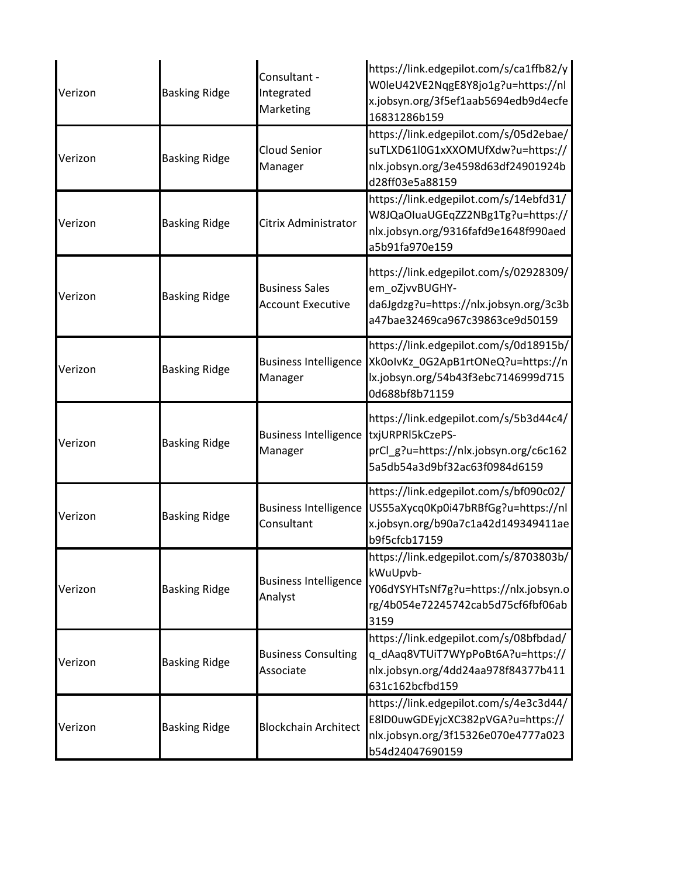| | | | |
|---|---|---|---|
| Verizon | Basking Ridge | Consultant - Integrated Marketing | https://link.edgepilot.com/s/ca1ffb82/yW0leU42VE2NqgE8Y8jo1g?u=https://nlx.jobsyn.org/3f5ef1aab5694edb9d4ecfe16831286b159 |
| Verizon | Basking Ridge | Cloud Senior Manager | https://link.edgepilot.com/s/05d2ebae/suTLXD61l0G1xXXOMUfXdw?u=https://nlx.jobsyn.org/3e4598d63df24901924bd28ff03e5a88159 |
| Verizon | Basking Ridge | Citrix Administrator | https://link.edgepilot.com/s/14ebfd31/W8JQaOIuaUGEqZZ2NBg1Tg?u=https://nlx.jobsyn.org/9316fafd9e1648f990aeda5b91fa970e159 |
| Verizon | Basking Ridge | Business Sales Account Executive | https://link.edgepilot.com/s/02928309/em_oZjvvBUGHY-da6Jgdzg?u=https://nlx.jobsyn.org/3c3ba47bae32469ca967c39863ce9d50159 |
| Verizon | Basking Ridge | Business Intelligence Manager | https://link.edgepilot.com/s/0d18915b/Xk0oIvKz_0G2ApB1rtONeQ?u=https://nlx.jobsyn.org/54b43f3ebc7146999d7150d688bf8b71159 |
| Verizon | Basking Ridge | Business Intelligence Manager | https://link.edgepilot.com/s/5b3d44c4/txjURPRl5kCzePS-prCl_g?u=https://nlx.jobsyn.org/c6c1625a5db54a3d9bf32ac63f0984d6159 |
| Verizon | Basking Ridge | Business Intelligence Consultant | https://link.edgepilot.com/s/bf090c02/US55aXycq0Kp0i47bRBfGg?u=https://nlx.jobsyn.org/b90a7c1a42d149349411aeb9f5cfcb17159 |
| Verizon | Basking Ridge | Business Intelligence Analyst | https://link.edgepilot.com/s/8703803b/kWuUpvb-Y06dYSYHTsNf7g?u=https://nlx.jobsyn.org/4b054e72245742cab5d75cf6fbf06ab3159 |
| Verizon | Basking Ridge | Business Consulting Associate | https://link.edgepilot.com/s/08bfbdad/q_dAaq8VTUiT7WYpPoBt6A?u=https://nlx.jobsyn.org/4dd24aa978f84377b411631c162bcfbd159 |
| Verizon | Basking Ridge | Blockchain Architect | https://link.edgepilot.com/s/4e3c3d44/E8lD0uwGDEyjcXC382pVGA?u=https://nlx.jobsyn.org/3f15326e070e4777a023b54d24047690159 |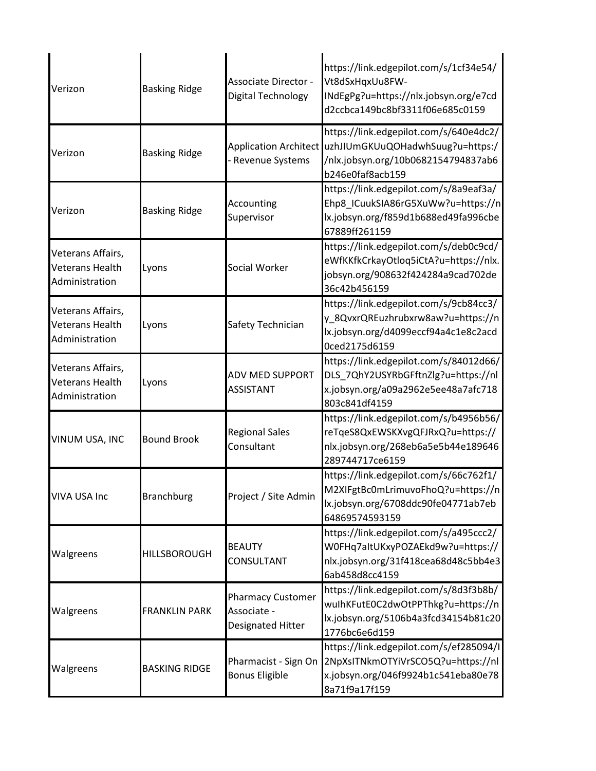| | | | |
|---|---|---|---|
| Verizon | Basking Ridge | Associate Director - Digital Technology | https://link.edgepilot.com/s/1cf34e54/Vt8dSxHqxUu8FW-INdEgPg?u=https://nlx.jobsyn.org/e7cdd2ccbca149bc8bf3311f06e685c0159 |
| Verizon | Basking Ridge | Application Architect - Revenue Systems | https://link.edgepilot.com/s/640e4dc2/uzhJIUmGKUuQOHadwhSuug?u=https://nlx.jobsyn.org/10b0682154794837ab6b246e0faf8acb159 |
| Verizon | Basking Ridge | Accounting Supervisor | https://link.edgepilot.com/s/8a9eaf3a/Ehp8_ICuukSIA86rG5XuWw?u=https://nlx.jobsyn.org/f859d1b688ed49fa996cbe67889ff261159 |
| Veterans Affairs, Veterans Health Administration | Lyons | Social Worker | https://link.edgepilot.com/s/deb0c9cd/eWfKKfkCrkayOtloq5iCtA?u=https://nlx.jobsyn.org/908632f424284a9cad702de36c42b456159 |
| Veterans Affairs, Veterans Health Administration | Lyons | Safety Technician | https://link.edgepilot.com/s/9cb84cc3/y_8QvxrQREuzhrubxrw8aw?u=https://nlx.jobsyn.org/d4099eccf94a4c1e8c2acd0ced2175d6159 |
| Veterans Affairs, Veterans Health Administration | Lyons | ADV MED SUPPORT ASSISTANT | https://link.edgepilot.com/s/84012d66/DLS_7QhY2USYRbGFftnZlg?u=https://nlx.jobsyn.org/a09a2962e5ee48a7afc718803c841df4159 |
| VINUM USA, INC | Bound Brook | Regional Sales Consultant | https://link.edgepilot.com/s/b4956b56/reTqeS8QxEWSKXvgQFJRxQ?u=https://nlx.jobsyn.org/268eb6a5e5b44e189646289744717ce6159 |
| VIVA USA Inc | Branchburg | Project / Site Admin | https://link.edgepilot.com/s/66c762f1/M2XIFgtBc0mLrimuvoFhoQ?u=https://nlx.jobsyn.org/6708ddc90fe04771ab7eb64869574593159 |
| Walgreens | HILLSBOROUGH | BEAUTY CONSULTANT | https://link.edgepilot.com/s/a495ccc2/W0FHq7aItUKxyPOZAEkd9w?u=https://nlx.jobsyn.org/31f418cea68d48c5bb4e36ab458d8cc4159 |
| Walgreens | FRANKLIN PARK | Pharmacy Customer Associate - Designated Hitter | https://link.edgepilot.com/s/8d3f3b8b/wuIhKFutE0C2dwOtPPThkg?u=https://nlx.jobsyn.org/5106b4a3fcd34154b81c201776bc6e6d159 |
| Walgreens | BASKING RIDGE | Pharmacist - Sign On Bonus Eligible | https://link.edgepilot.com/s/ef285094/I2NpXsITNkmOTYiVrSCO5Q?u=https://nlx.jobsyn.org/046f9924b1c541eba80e788a71f9a17f159 |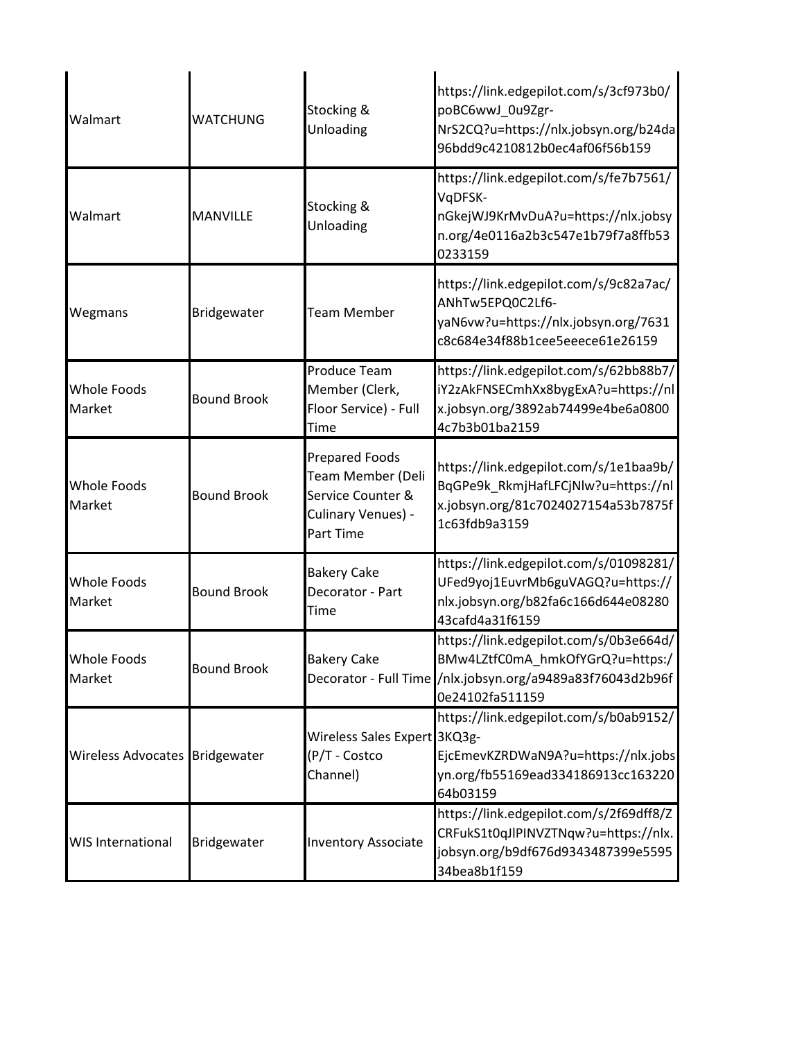| | | | |
|---|---|---|---|
| Walmart | WATCHUNG | Stocking & Unloading | https://link.edgepilot.com/s/3cf973b0/poBC6wwJ_0u9Zgr-NrS2CQ?u=https://nlx.jobsyn.org/b24da96bdd9c4210812b0ec4af06f56b159 |
| Walmart | MANVILLE | Stocking & Unloading | https://link.edgepilot.com/s/fe7b7561/VqDFSK-nGkejWJ9KrMvDuA?u=https://nlx.jobsyn.org/4e0116a2b3c547e1b79f7a8ffb530233159 |
| Wegmans | Bridgewater | Team Member | https://link.edgepilot.com/s/9c82a7ac/ANhTw5EPQ0C2Lf6-yaN6vw?u=https://nlx.jobsyn.org/7631c8c684e34f88b1cee5eeece61e26159 |
| Whole Foods Market | Bound Brook | Produce Team Member (Clerk, Floor Service) - Full Time | https://link.edgepilot.com/s/62bb88b7/iY2zAkFNSECmhXx8bygExA?u=https://nlx.jobsyn.org/3892ab74499e4be6a08004c7b3b01ba2159 |
| Whole Foods Market | Bound Brook | Prepared Foods Team Member (Deli Service Counter & Culinary Venues) - Part Time | https://link.edgepilot.com/s/1e1baa9b/BqGPe9k_RkmjHafLFCjNlw?u=https://nlx.jobsyn.org/81c7024027154a53b7875f1c63fdb9a3159 |
| Whole Foods Market | Bound Brook | Bakery Cake Decorator - Part Time | https://link.edgepilot.com/s/01098281/UFed9yoj1EuvrMb6guVAGQ?u=https://nlx.jobsyn.org/b82fa6c166d644e0828043cafd4a31f6159 |
| Whole Foods Market | Bound Brook | Bakery Cake Decorator - Full Time | https://link.edgepilot.com/s/0b3e664d/BMw4LZtfC0mA_hmkOfYGrQ?u=https://nlx.jobsyn.org/a9489a83f76043d2b96f0e24102fa511159 |
| Wireless Advocates | Bridgewater | Wireless Sales Expert (P/T - Costco Channel) | https://link.edgepilot.com/s/b0ab9152/3KQ3g-EjcEmevKZRDWaN9A?u=https://nlx.jobsyn.org/fb55169ead334186913cc16322064b03159 |
| WIS International | Bridgewater | Inventory Associate | https://link.edgepilot.com/s/2f69dff8/ZCRFukS1t0qJlPINVZTNqw?u=https://nlx.jobsyn.org/b9df676d9343487399e559534bea8b1f159 |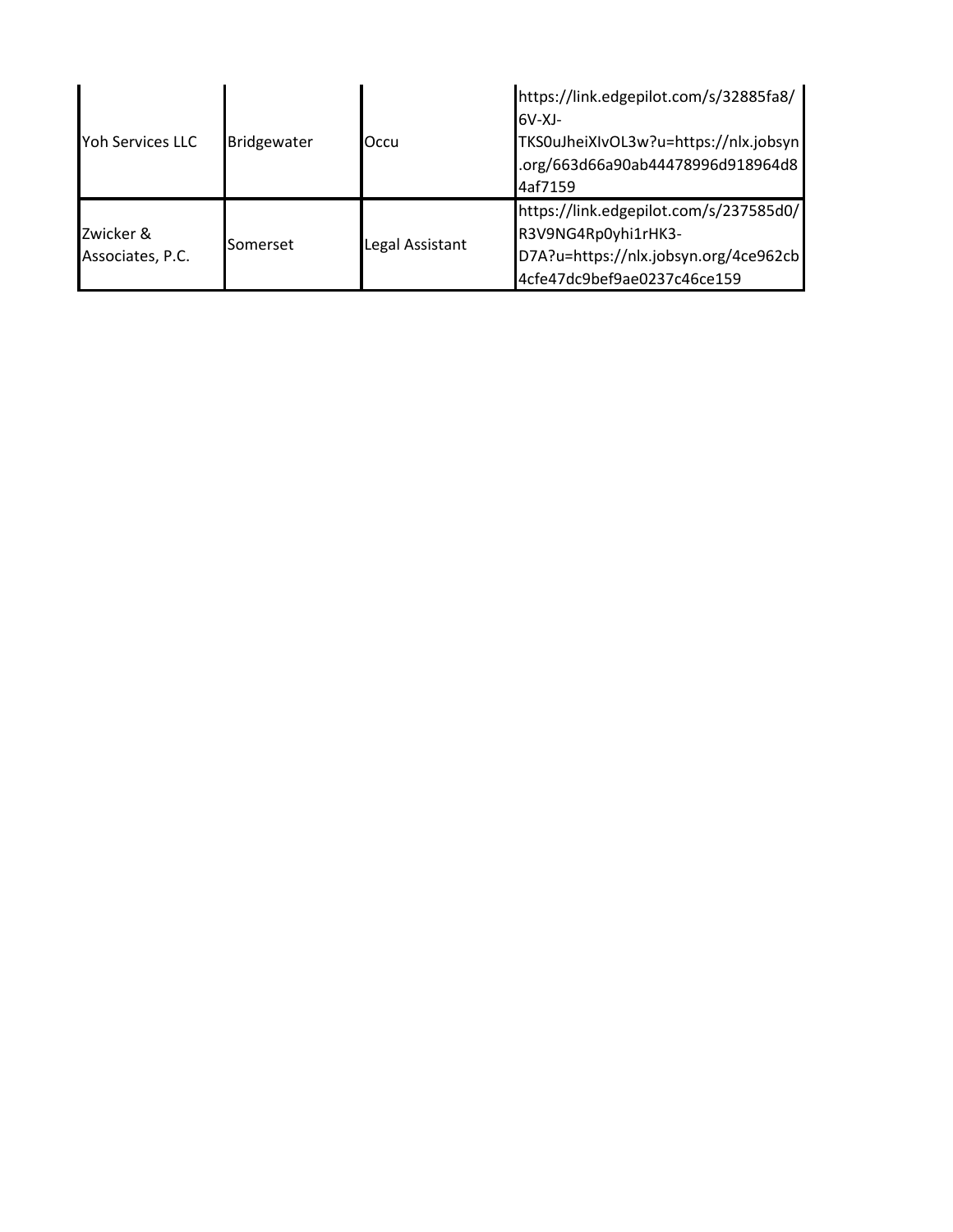| | | | |
|---|---|---|---|
| Yoh Services LLC | Bridgewater | Occu | https://link.edgepilot.com/s/32885fa8/6V-XJ-TKS0uJheiXIvOL3w?u=https://nlx.jobsyn.org/663d66a90ab44478996d918964d84af7159 |
| Zwicker & Associates, P.C. | Somerset | Legal Assistant | https://link.edgepilot.com/s/237585d0/R3V9NG4Rp0yhi1rHK3-D7A?u=https://nlx.jobsyn.org/4ce962cb4cfe47dc9bef9ae0237c46ce159 |